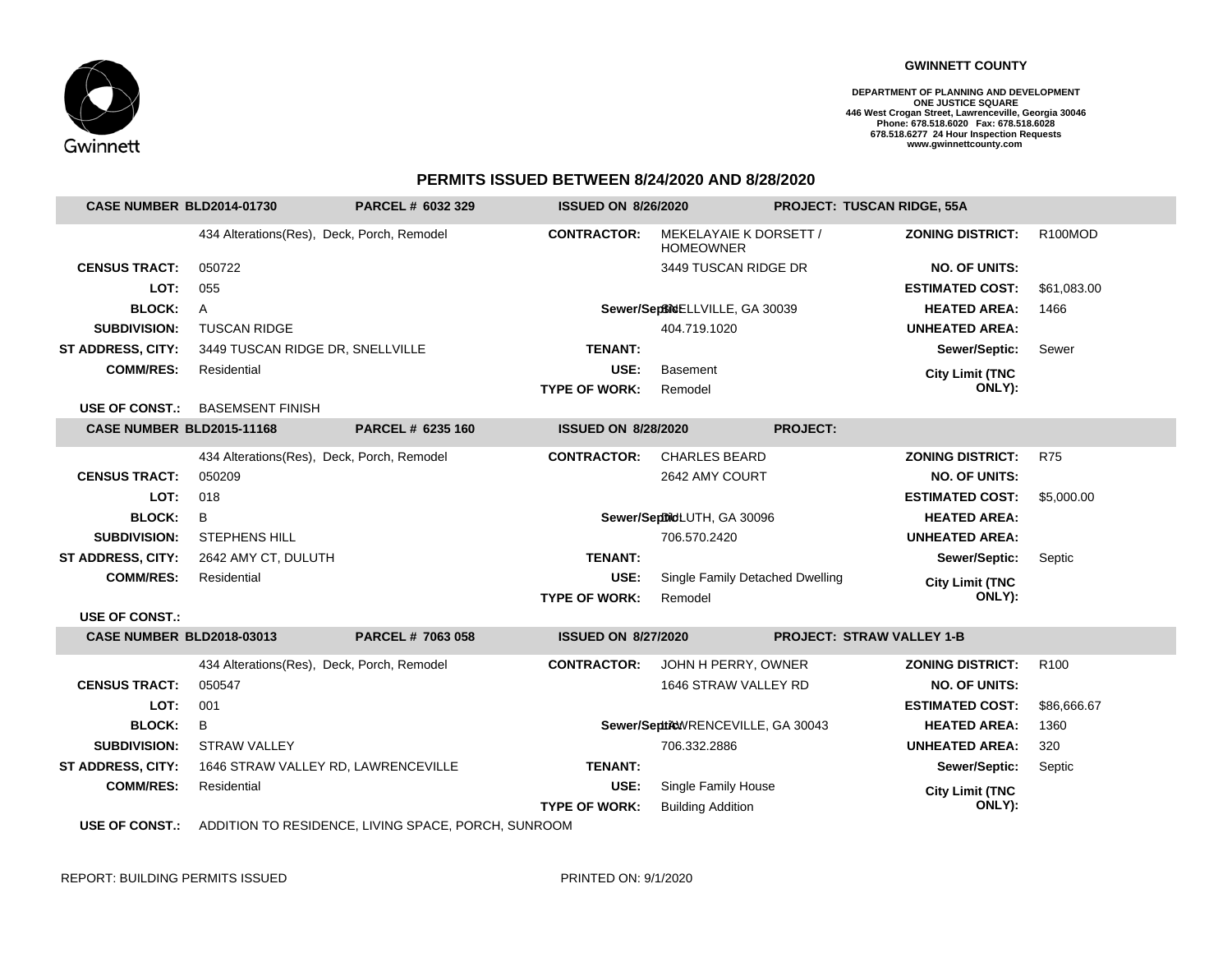**GWINNETT COUNTY**

**DEPARTMENT OF PLANNING AND DEVELOPMENT**
**ONE JUSTICE SQUARE**
**446 West Crogan Street, Lawrenceville, Georgia 30046**
**Phone: 678.518.6020 Fax: 678.518.6028**
**678.518.6277 24 Hour Inspection Requests**
**www.gwinnettcounty.com**

## PERMITS ISSUED BETWEEN 8/24/2020 AND 8/28/2020

| **CASE NUMBER BLD2014-01730** | **PARCEL # 6032 329** | **ISSUED ON 8/26/2020** | **PROJECT: TUSCAN RIDGE, 55A** |
|---|---|---|---|

| | | | | | |
|---|---|---|---|---|---|
| | 434 Alterations(Res), Deck, Porch, Remodel | **CONTRACTOR:** | MEKELAYAIE K DORSETT / HOMEOWNER | **ZONING DISTRICT:** | R100MOD |
| **CENSUS TRACT:** | 050722 | | 3449 TUSCAN RIDGE DR | **NO. OF UNITS:** | |
| **LOT:** | 055 | | | **ESTIMATED COST:** | $61,083.00 |
| **BLOCK:** | A | **Sewer/Septic:** | SNELLVILLE, GA 30039 | **HEATED AREA:** | 1466 |
| **SUBDIVISION:** | TUSCAN RIDGE | | 404.719.1020 | **UNHEATED AREA:** | |
| **ST ADDRESS, CITY:** | 3449 TUSCAN RIDGE DR, SNELLVILLE | **TENANT:** | | **Sewer/Septic:** | Sewer |
| **COMM/RES:** | Residential | **USE:** | Basement | **City Limit (TNC ONLY):** | |
| | | **TYPE OF WORK:** | Remodel | | |
| **USE OF CONST.:** | BASEMSENT FINISH | | | | |

| **CASE NUMBER BLD2015-11168** | **PARCEL # 6235 160** | **ISSUED ON 8/28/2020** | **PROJECT:** |
|---|---|---|---|

| | | | | | |
|---|---|---|---|---|---|
| | 434 Alterations(Res), Deck, Porch, Remodel | **CONTRACTOR:** | CHARLES BEARD | **ZONING DISTRICT:** | R75 |
| **CENSUS TRACT:** | 050209 | | 2642 AMY COURT | **NO. OF UNITS:** | |
| **LOT:** | 018 | | | **ESTIMATED COST:** | $5,000.00 |
| **BLOCK:** | B | **Sewer/Septic:** | DULUTH, GA 30096 | **HEATED AREA:** | |
| **SUBDIVISION:** | STEPHENS HILL | | 706.570.2420 | **UNHEATED AREA:** | |
| **ST ADDRESS, CITY:** | 2642 AMY CT, DULUTH | **TENANT:** | | **Sewer/Septic:** | Septic |
| **COMM/RES:** | Residential | **USE:** | Single Family Detached Dwelling | **City Limit (TNC ONLY):** | |
| | | **TYPE OF WORK:** | Remodel | | |
| **USE OF CONST.:** | | | | | |

| **CASE NUMBER BLD2018-03013** | **PARCEL # 7063 058** | **ISSUED ON 8/27/2020** | **PROJECT: STRAW VALLEY 1-B** |
|---|---|---|---|

| | | | | | |
|---|---|---|---|---|---|
| | 434 Alterations(Res), Deck, Porch, Remodel | **CONTRACTOR:** | JOHN H PERRY, OWNER | **ZONING DISTRICT:** | R100 |
| **CENSUS TRACT:** | 050547 | | 1646 STRAW VALLEY RD | **NO. OF UNITS:** | |
| **LOT:** | 001 | | | **ESTIMATED COST:** | $86,666.67 |
| **BLOCK:** | B | **Sewer/Septic:** | LAWRENCEVILLE, GA 30043 | **HEATED AREA:** | 1360 |
| **SUBDIVISION:** | STRAW VALLEY | | 706.332.2886 | **UNHEATED AREA:** | 320 |
| **ST ADDRESS, CITY:** | 1646 STRAW VALLEY RD, LAWRENCEVILLE | **TENANT:** | | **Sewer/Septic:** | Septic |
| **COMM/RES:** | Residential | **USE:** | Single Family House | **City Limit (TNC ONLY):** | |
| | | **TYPE OF WORK:** | Building Addition | | |
| **USE OF CONST.:** | ADDITION TO RESIDENCE, LIVING SPACE, PORCH, SUNROOM | | | | |

REPORT: BUILDING PERMITS ISSUED PRINTED ON: 9/1/2020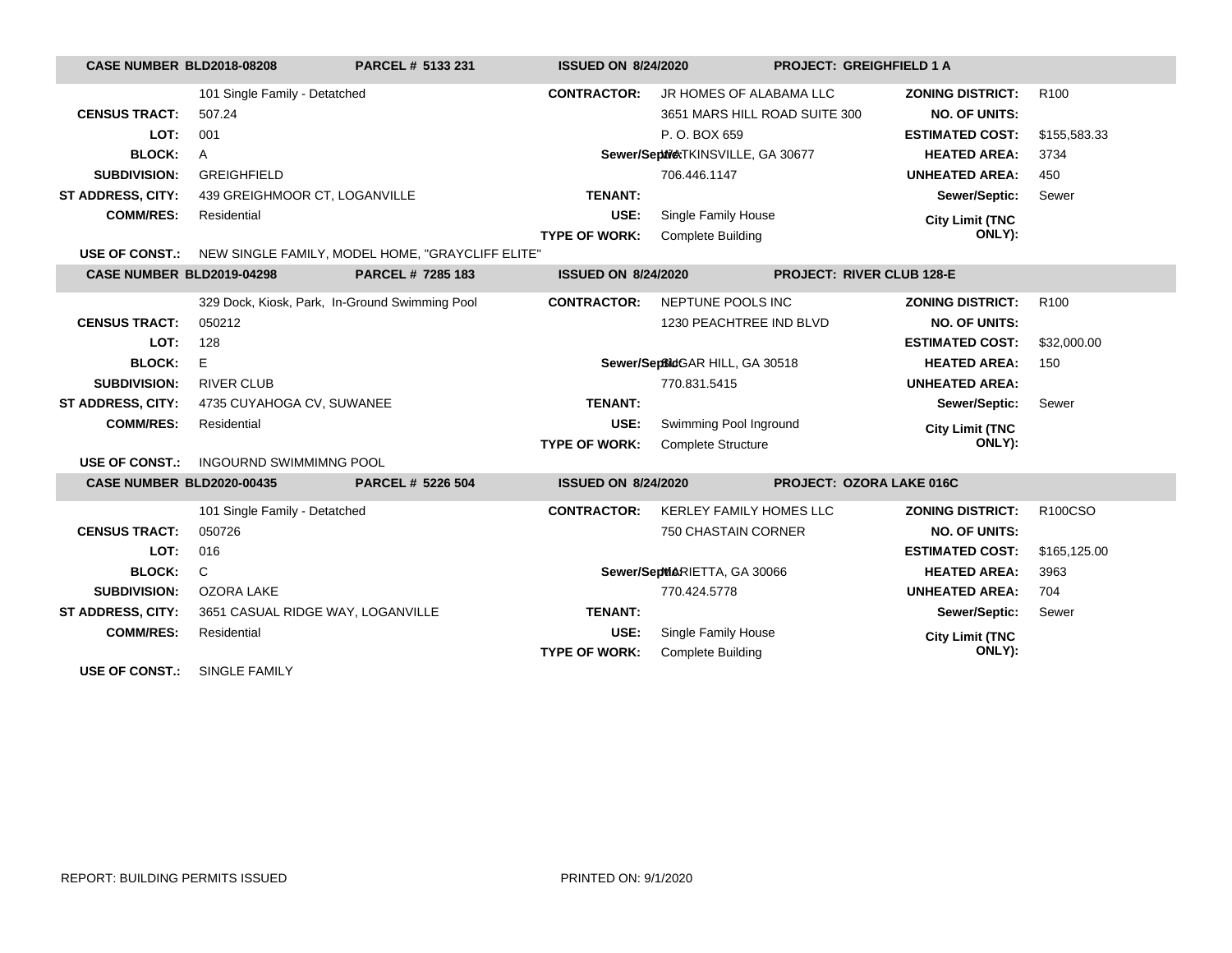| CASE NUMBER BLD2018-08208 | PARCEL # 5133 231 | ISSUED ON 8/24/2020 | PROJECT: GREIGHFIELD 1 A | | |
|---|---|---|---|---|---|
| | 101 Single Family - Detatched | CONTRACTOR: | JR HOMES OF ALABAMA LLC | ZONING DISTRICT: | R100 |
| CENSUS TRACT: | 507.24 | | 3651 MARS HILL ROAD SUITE 300 | NO. OF UNITS: | |
| LOT: | 001 | | P. O. BOX 659 | ESTIMATED COST: | $155,583.33 |
| BLOCK: | A | Sewer/Septic: | WATKINSVILLE, GA 30677 | HEATED AREA: | 3734 |
| SUBDIVISION: | GREIGHFIELD | | 706.446.1147 | UNHEATED AREA: | 450 |
| ST ADDRESS, CITY: | 439 GREIGHMOOR CT, LOGANVILLE | TENANT: | | Sewer/Septic: | Sewer |
| COMM/RES: | Residential | USE: | Single Family House | City Limit (TNC ONLY): | |
| | | TYPE OF WORK: | Complete Building | | |
| USE OF CONST.: | NEW SINGLE FAMILY, MODEL HOME, "GRAYCLIFF ELITE" | | | | |

| CASE NUMBER BLD2019-04298 | PARCEL # 7285 183 | ISSUED ON 8/24/2020 | PROJECT: RIVER CLUB 128-E | | |
|---|---|---|---|---|---|
| | 329 Dock, Kiosk, Park, In-Ground Swimming Pool | CONTRACTOR: | NEPTUNE POOLS INC | ZONING DISTRICT: | R100 |
| CENSUS TRACT: | 050212 | | 1230 PEACHTREE IND BLVD | NO. OF UNITS: | |
| LOT: | 128 | | | ESTIMATED COST: | $32,000.00 |
| BLOCK: | E | Sewer/Septic: | SUGAR HILL, GA 30518 | HEATED AREA: | 150 |
| SUBDIVISION: | RIVER CLUB | | 770.831.5415 | UNHEATED AREA: | |
| ST ADDRESS, CITY: | 4735 CUYAHOGA CV, SUWANEE | TENANT: | | Sewer/Septic: | Sewer |
| COMM/RES: | Residential | USE: | Swimming Pool Inground | City Limit (TNC ONLY): | |
| | | TYPE OF WORK: | Complete Structure | | |
| USE OF CONST.: | INGOURND SWIMMIMNG POOL | | | | |

| CASE NUMBER BLD2020-00435 | PARCEL # 5226 504 | ISSUED ON 8/24/2020 | PROJECT: OZORA LAKE 016C | | |
|---|---|---|---|---|---|
| | 101 Single Family - Detatched | CONTRACTOR: | KERLEY FAMILY HOMES LLC | ZONING DISTRICT: | R100CSO |
| CENSUS TRACT: | 050726 | | 750 CHASTAIN CORNER | NO. OF UNITS: | |
| LOT: | 016 | | | ESTIMATED COST: | $165,125.00 |
| BLOCK: | C | Sewer/Septic: | MARIETTA, GA 30066 | HEATED AREA: | 3963 |
| SUBDIVISION: | OZORA LAKE | | 770.424.5778 | UNHEATED AREA: | 704 |
| ST ADDRESS, CITY: | 3651 CASUAL RIDGE WAY, LOGANVILLE | TENANT: | | Sewer/Septic: | Sewer |
| COMM/RES: | Residential | USE: | Single Family House | City Limit (TNC ONLY): | |
| | | TYPE OF WORK: | Complete Building | | |
| USE OF CONST.: | SINGLE FAMILY | | | | |

REPORT: BUILDING PERMITS ISSUED

PRINTED ON: 9/1/2020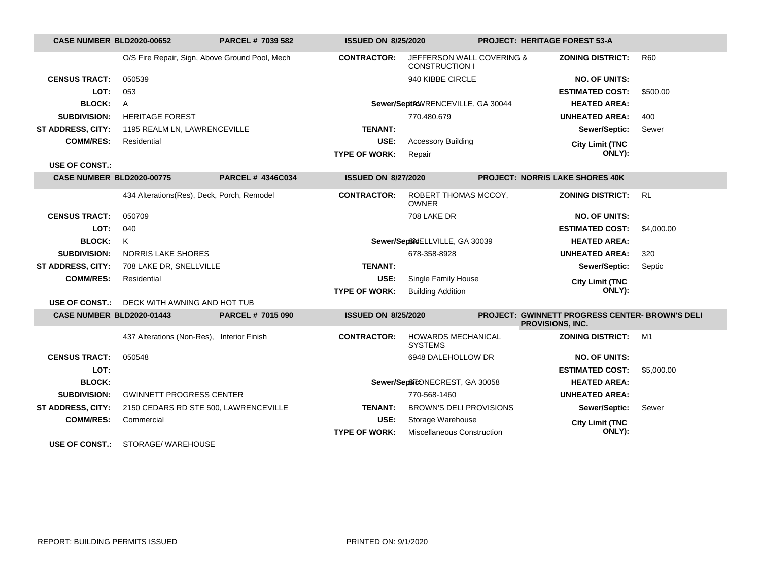**CASE NUMBER BLD2020-00652** | **PARCEL # 7039 582** | **ISSUED ON 8/25/2020** | **PROJECT: HERITAGE FOREST 53-A**

| | | | | | |
|---|---|---|---|---|---|
| | O/S Fire Repair, Sign, Above Ground Pool, Mech | **CONTRACTOR:** | JEFFERSON WALL COVERING & CONSTRUCTION I | **ZONING DISTRICT:** | R60 |
| **CENSUS TRACT:** | 050539 | | 940 KIBBE CIRCLE | **NO. OF UNITS:** | |
| **LOT:** | 053 | | | **ESTIMATED COST:** | $500.00 |
| **BLOCK:** | A | | LAWRENCEVILLE, GA 30044 | **HEATED AREA:** | |
| **SUBDIVISION:** | HERITAGE FOREST | | 770.480.679 | **UNHEATED AREA:** | 400 |
| **ST ADDRESS, CITY:** | 1195 REALM LN, LAWRENCEVILLE | **TENANT:** | | **Sewer/Septic:** | Sewer |
| **COMM/RES:** | Residential | **USE:** | Accessory Building | **City Limit (TNC ONLY):** | |
| | | **TYPE OF WORK:** | Repair | | |
| **USE OF CONST.:** | | | | | |

**CASE NUMBER BLD2020-00775** | **PARCEL # 4346C034** | **ISSUED ON 8/27/2020** | **PROJECT: NORRIS LAKE SHORES 40K**

| | | | | | |
|---|---|---|---|---|---|
| | 434 Alterations(Res), Deck, Porch, Remodel | **CONTRACTOR:** | ROBERT THOMAS MCCOY, OWNER | **ZONING DISTRICT:** | RL |
| **CENSUS TRACT:** | 050709 | | 708 LAKE DR | **NO. OF UNITS:** | |
| **LOT:** | 040 | | | **ESTIMATED COST:** | $4,000.00 |
| **BLOCK:** | K | | SNELLVILLE, GA 30039 | **HEATED AREA:** | |
| **SUBDIVISION:** | NORRIS LAKE SHORES | | 678-358-8928 | **UNHEATED AREA:** | 320 |
| **ST ADDRESS, CITY:** | 708 LAKE DR, SNELLVILLE | **TENANT:** | | **Sewer/Septic:** | Septic |
| **COMM/RES:** | Residential | **USE:** | Single Family House | **City Limit (TNC ONLY):** | |
| | | **TYPE OF WORK:** | Building Addition | | |
| **USE OF CONST.:** | DECK WITH AWNING AND HOT TUB | | | | |

**CASE NUMBER BLD2020-01443** | **PARCEL # 7015 090** | **ISSUED ON 8/25/2020** | **PROJECT: GWINNETT PROGRESS CENTER- BROWN'S DELI PROVISIONS, INC.**

| | | | | | |
|---|---|---|---|---|---|
| | 437 Alterations (Non-Res), Interior Finish | **CONTRACTOR:** | HOWARDS MECHANICAL SYSTEMS | **ZONING DISTRICT:** | M1 |
| **CENSUS TRACT:** | 050548 | | 6948 DALEHOLLOW DR | **NO. OF UNITS:** | |
| **LOT:** | | | | **ESTIMATED COST:** | $5,000.00 |
| **BLOCK:** | | | STONECREST, GA 30058 | **HEATED AREA:** | |
| **SUBDIVISION:** | GWINNETT PROGRESS CENTER | | 770-568-1460 | **UNHEATED AREA:** | |
| **ST ADDRESS, CITY:** | 2150 CEDARS RD STE 500, LAWRENCEVILLE | **TENANT:** | BROWN'S DELI PROVISIONS | **Sewer/Septic:** | Sewer |
| **COMM/RES:** | Commercial | **USE:** | Storage Warehouse | **City Limit (TNC ONLY):** | |
| | | **TYPE OF WORK:** | Miscellaneous Construction | | |
| **USE OF CONST.:** | STORAGE/ WAREHOUSE | | | | |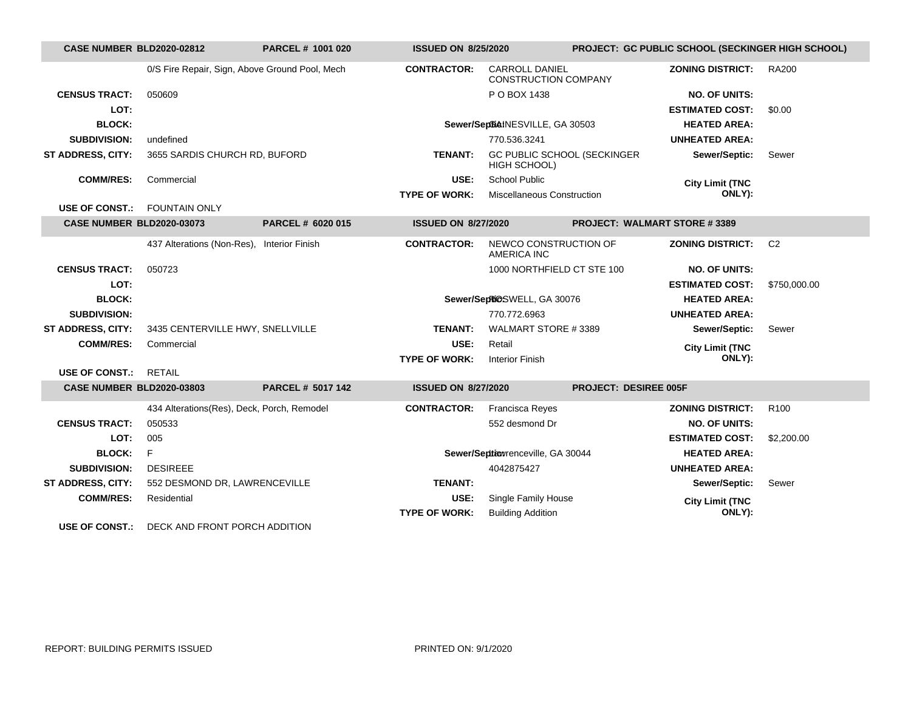| CASE NUMBER BLD2020-02812 | PARCEL # 1001 020 | ISSUED ON 8/25/2020 | PROJECT: GC PUBLIC SCHOOL (SECKINGER HIGH SCHOOL) | | |
|---|---|---|---|---|---|
| | 0/S Fire Repair, Sign, Above Ground Pool, Mech | **CONTRACTOR:** | CARROLL DANIEL CONSTRUCTION COMPANY | **ZONING DISTRICT:** | RA200 |
| **CENSUS TRACT:** | 050609 | | P O BOX 1438 | **NO. OF UNITS:** | |
| **LOT:** | | | | **ESTIMATED COST:** | $0.00 |
| **BLOCK:** | | **Sewer/Septic:** | GAINESVILLE, GA 30503 | **HEATED AREA:** | |
| **SUBDIVISION:** | undefined | | 770.536.3241 | **UNHEATED AREA:** | |
| **ST ADDRESS, CITY:** | 3655 SARDIS CHURCH RD, BUFORD | **TENANT:** | GC PUBLIC SCHOOL (SECKINGER HIGH SCHOOL) | **Sewer/Septic:** | Sewer |
| **COMM/RES:** | Commercial | **USE:** | School Public | **City Limit (TNC ONLY):** | |
| | | **TYPE OF WORK:** | Miscellaneous Construction | | |
| **USE OF CONST.:** | FOUNTAIN ONLY | | | | |

| CASE NUMBER BLD2020-03073 | PARCEL # 6020 015 | ISSUED ON 8/27/2020 | PROJECT: WALMART STORE # 3389 | | |
|---|---|---|---|---|---|
| | 437 Alterations (Non-Res), Interior Finish | **CONTRACTOR:** | NEWCO CONSTRUCTION OF AMERICA INC | **ZONING DISTRICT:** | C2 |
| **CENSUS TRACT:** | 050723 | | 1000 NORTHFIELD CT STE 100 | **NO. OF UNITS:** | |
| **LOT:** | | | | **ESTIMATED COST:** | $750,000.00 |
| **BLOCK:** | | **Sewer/Septic:** | ROSWELL, GA 30076 | **HEATED AREA:** | |
| **SUBDIVISION:** | | | 770.772.6963 | **UNHEATED AREA:** | |
| **ST ADDRESS, CITY:** | 3435 CENTERVILLE HWY, SNELLVILLE | **TENANT:** | WALMART STORE # 3389 | **Sewer/Septic:** | Sewer |
| **COMM/RES:** | Commercial | **USE:** | Retail | **City Limit (TNC ONLY):** | |
| | | **TYPE OF WORK:** | Interior Finish | | |
| **USE OF CONST.:** | RETAIL | | | | |

| CASE NUMBER BLD2020-03803 | PARCEL # 5017 142 | ISSUED ON 8/27/2020 | PROJECT: DESIREE 005F | | |
|---|---|---|---|---|---|
| | 434 Alterations(Res), Deck, Porch, Remodel | **CONTRACTOR:** | Francisca Reyes | **ZONING DISTRICT:** | R100 |
| **CENSUS TRACT:** | 050533 | | 552 desmond Dr | **NO. OF UNITS:** | |
| **LOT:** | 005 | | | **ESTIMATED COST:** | $2,200.00 |
| **BLOCK:** | F | **Sewer/Septic:** | Lawrenceville, GA 30044 | **HEATED AREA:** | |
| **SUBDIVISION:** | DESIREEE | | 4042875427 | **UNHEATED AREA:** | |
| **ST ADDRESS, CITY:** | 552 DESMOND DR, LAWRENCEVILLE | **TENANT:** | | **Sewer/Septic:** | Sewer |
| **COMM/RES:** | Residential | **USE:** | Single Family House | **City Limit (TNC ONLY):** | |
| | | **TYPE OF WORK:** | Building Addition | | |
| **USE OF CONST.:** | DECK AND FRONT PORCH ADDITION | | | | |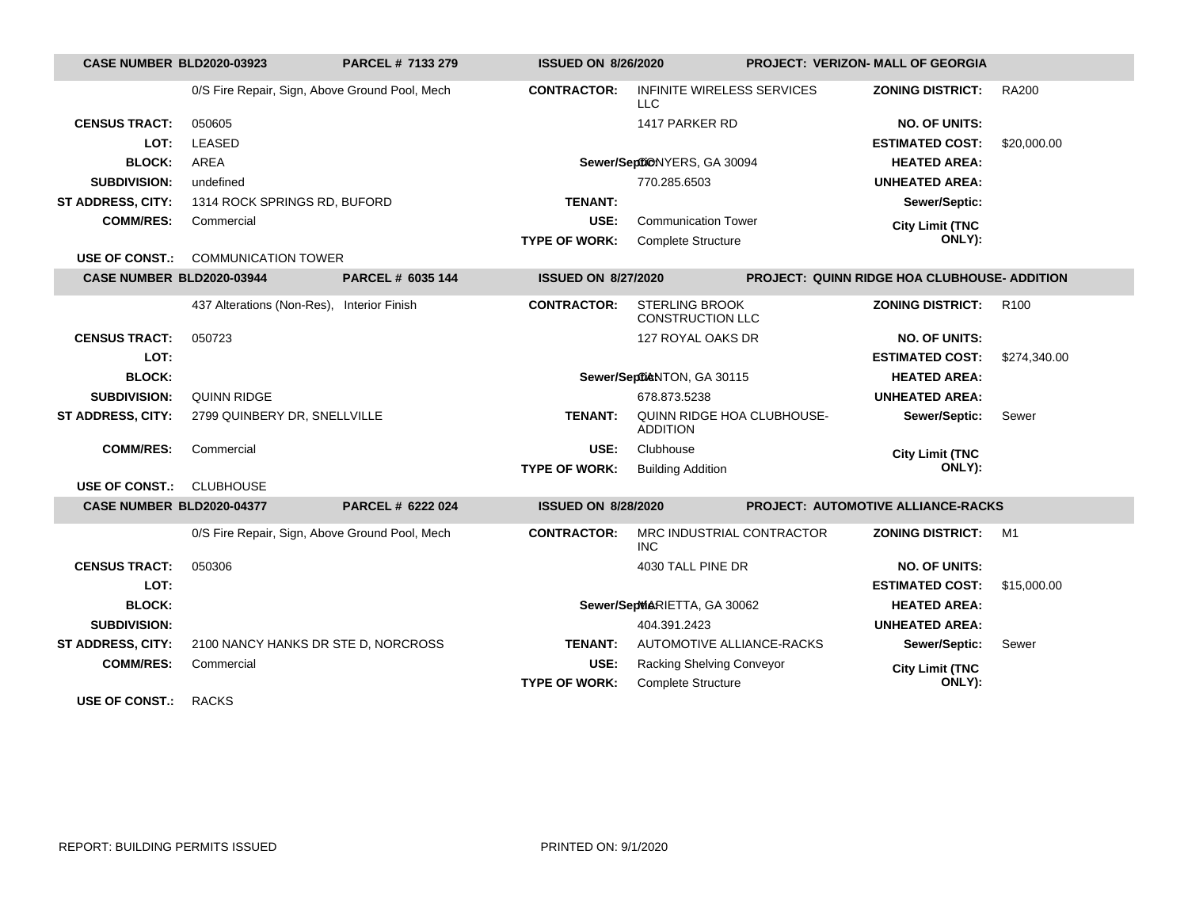**CASE NUMBER BLD2020-03923** | **PARCEL # 7133 279** | **ISSUED ON 8/26/2020** | **PROJECT: VERIZON- MALL OF GEORGIA**

| | | | | | |
|---|---|---|---|---|---|
| | 0/S Fire Repair, Sign, Above Ground Pool, Mech | **CONTRACTOR:** | INFINITE WIRELESS SERVICES LLC | **ZONING DISTRICT:** | RA200 |
| **CENSUS TRACT:** | 050605 | | 1417 PARKER RD | **NO. OF UNITS:** | |
| **LOT:** | LEASED | | | **ESTIMATED COST:** | $20,000.00 |
| **BLOCK:** | AREA | **Sewer/Septic:** | CONYERS, GA 30094 | **HEATED AREA:** | |
| **SUBDIVISION:** | undefined | | 770.285.6503 | **UNHEATED AREA:** | |
| **ST ADDRESS, CITY:** | 1314 ROCK SPRINGS RD, BUFORD | **TENANT:** | | **Sewer/Septic:** | |
| **COMM/RES:** | Commercial | **USE:** | Communication Tower | **City Limit (TNC ONLY):** | |
| | | **TYPE OF WORK:** | Complete Structure | | |
| **USE OF CONST.:** | COMMUNICATION TOWER | | | | |

**CASE NUMBER BLD2020-03944** | **PARCEL # 6035 144** | **ISSUED ON 8/27/2020** | **PROJECT: QUINN RIDGE HOA CLUBHOUSE- ADDITION**

| | | | | | |
|---|---|---|---|---|---|
| | 437 Alterations (Non-Res), Interior Finish | **CONTRACTOR:** | STERLING BROOK CONSTRUCTION LLC | **ZONING DISTRICT:** | R100 |
| **CENSUS TRACT:** | 050723 | | 127 ROYAL OAKS DR | **NO. OF UNITS:** | |
| **LOT:** | | | | **ESTIMATED COST:** | $274,340.00 |
| **BLOCK:** | | **Sewer/Septic:** | CANTON, GA 30115 | **HEATED AREA:** | |
| **SUBDIVISION:** | QUINN RIDGE | | 678.873.5238 | **UNHEATED AREA:** | |
| **ST ADDRESS, CITY:** | 2799 QUINBERY DR, SNELLVILLE | **TENANT:** | QUINN RIDGE HOA CLUBHOUSE-ADDITION | **Sewer/Septic:** | Sewer |
| **COMM/RES:** | Commercial | **USE:** | Clubhouse | **City Limit (TNC ONLY):** | |
| | | **TYPE OF WORK:** | Building Addition | | |
| **USE OF CONST.:** | CLUBHOUSE | | | | |

**CASE NUMBER BLD2020-04377** | **PARCEL # 6222 024** | **ISSUED ON 8/28/2020** | **PROJECT: AUTOMOTIVE ALLIANCE-RACKS**

| | | | | | |
|---|---|---|---|---|---|
| | 0/S Fire Repair, Sign, Above Ground Pool, Mech | **CONTRACTOR:** | MRC INDUSTRIAL CONTRACTOR INC | **ZONING DISTRICT:** | M1 |
| **CENSUS TRACT:** | 050306 | | 4030 TALL PINE DR | **NO. OF UNITS:** | |
| **LOT:** | | | | **ESTIMATED COST:** | $15,000.00 |
| **BLOCK:** | | **Sewer/Septic:** | MARIETTA, GA 30062 | **HEATED AREA:** | |
| **SUBDIVISION:** | | | 404.391.2423 | **UNHEATED AREA:** | |
| **ST ADDRESS, CITY:** | 2100 NANCY HANKS DR STE D, NORCROSS | **TENANT:** | AUTOMOTIVE ALLIANCE-RACKS | **Sewer/Septic:** | Sewer |
| **COMM/RES:** | Commercial | **USE:** | Racking Shelving Conveyor | **City Limit (TNC ONLY):** | |
| | | **TYPE OF WORK:** | Complete Structure | | |
| **USE OF CONST.:** | RACKS | | | | |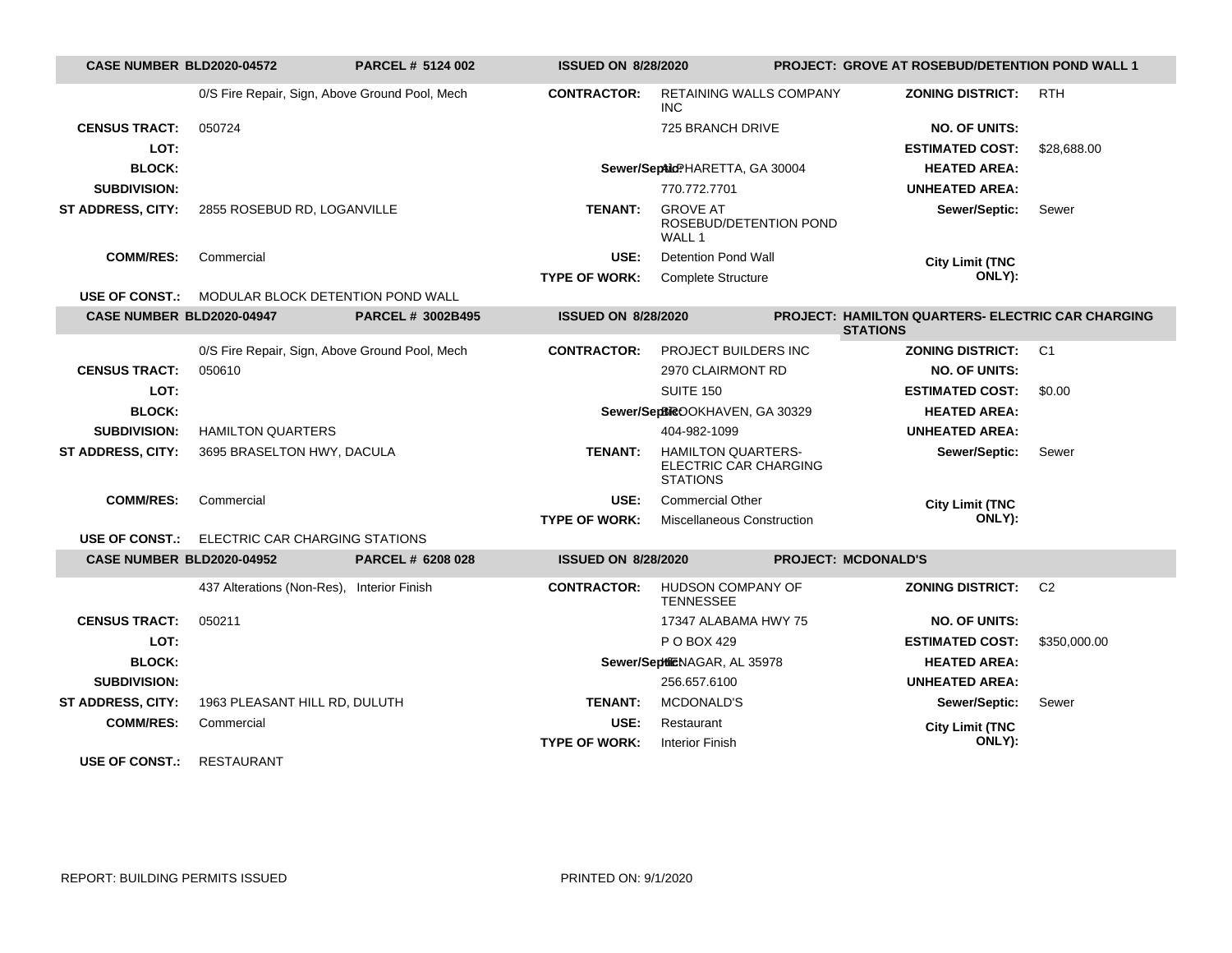| CASE NUMBER BLD2020-04572 | PARCEL # 5124 002 | ISSUED ON 8/28/2020 | PROJECT: GROVE AT ROSEBUD/DETENTION POND WALL 1 |
|---|---|---|---|

| | | | | | |
|---|---|---|---|---|---|
| | 0/S Fire Repair, Sign, Above Ground Pool, Mech | CONTRACTOR: | RETAINING WALLS COMPANY INC | ZONING DISTRICT: | RTH |
| CENSUS TRACT: | 050724 | | 725 BRANCH DRIVE | NO. OF UNITS: | |
| LOT: | | | | ESTIMATED COST: | $28,688.00 |
| BLOCK: | | Sewer/Septic: | ALPHARETTA, GA 30004 | HEATED AREA: | |
| SUBDIVISION: | | | 770.772.7701 | UNHEATED AREA: | |
| ST ADDRESS, CITY: | 2855 ROSEBUD RD, LOGANVILLE | TENANT: | GROVE AT ROSEBUD/DETENTION POND WALL 1 | Sewer/Septic: | Sewer |
| COMM/RES: | Commercial | USE: | Detention Pond Wall | City Limit (TNC ONLY): | |
| | | TYPE OF WORK: | Complete Structure | | |
| USE OF CONST.: | MODULAR BLOCK DETENTION POND WALL | | | | |

| CASE NUMBER BLD2020-04947 | PARCEL # 3002B495 | ISSUED ON 8/28/2020 | PROJECT: HAMILTON QUARTERS- ELECTRIC CAR CHARGING STATIONS |
|---|---|---|---|

| | | | | | |
|---|---|---|---|---|---|
| | 0/S Fire Repair, Sign, Above Ground Pool, Mech | CONTRACTOR: | PROJECT BUILDERS INC | ZONING DISTRICT: | C1 |
| CENSUS TRACT: | 050610 | | 2970 CLAIRMONT RD | NO. OF UNITS: | |
| LOT: | | | SUITE 150 | ESTIMATED COST: | $0.00 |
| BLOCK: | | Sewer/Septic: | BROOKHAVEN, GA 30329 | HEATED AREA: | |
| SUBDIVISION: | HAMILTON QUARTERS | | 404-982-1099 | UNHEATED AREA: | |
| ST ADDRESS, CITY: | 3695 BRASELTON HWY, DACULA | TENANT: | HAMILTON QUARTERS- ELECTRIC CAR CHARGING STATIONS | Sewer/Septic: | Sewer |
| COMM/RES: | Commercial | USE: | Commercial Other | City Limit (TNC ONLY): | |
| | | TYPE OF WORK: | Miscellaneous Construction | | |
| USE OF CONST.: | ELECTRIC CAR CHARGING STATIONS | | | | |

| CASE NUMBER BLD2020-04952 | PARCEL # 6208 028 | ISSUED ON 8/28/2020 | PROJECT: MCDONALD'S |
|---|---|---|---|

| | | | | | |
|---|---|---|---|---|---|
| | 437 Alterations (Non-Res), Interior Finish | CONTRACTOR: | HUDSON COMPANY OF TENNESSEE | ZONING DISTRICT: | C2 |
| CENSUS TRACT: | 050211 | | 17347 ALABAMA HWY 75 | NO. OF UNITS: | |
| LOT: | | | P O BOX 429 | ESTIMATED COST: | $350,000.00 |
| BLOCK: | | Sewer/Septic: | HENAGAR, AL 35978 | HEATED AREA: | |
| SUBDIVISION: | | | 256.657.6100 | UNHEATED AREA: | |
| ST ADDRESS, CITY: | 1963 PLEASANT HILL RD, DULUTH | TENANT: | MCDONALD'S | Sewer/Septic: | Sewer |
| COMM/RES: | Commercial | USE: | Restaurant | City Limit (TNC ONLY): | |
| | | TYPE OF WORK: | Interior Finish | | |
| USE OF CONST.: | RESTAURANT | | | | |

REPORT: BUILDING PERMITS ISSUED PRINTED ON: 9/1/2020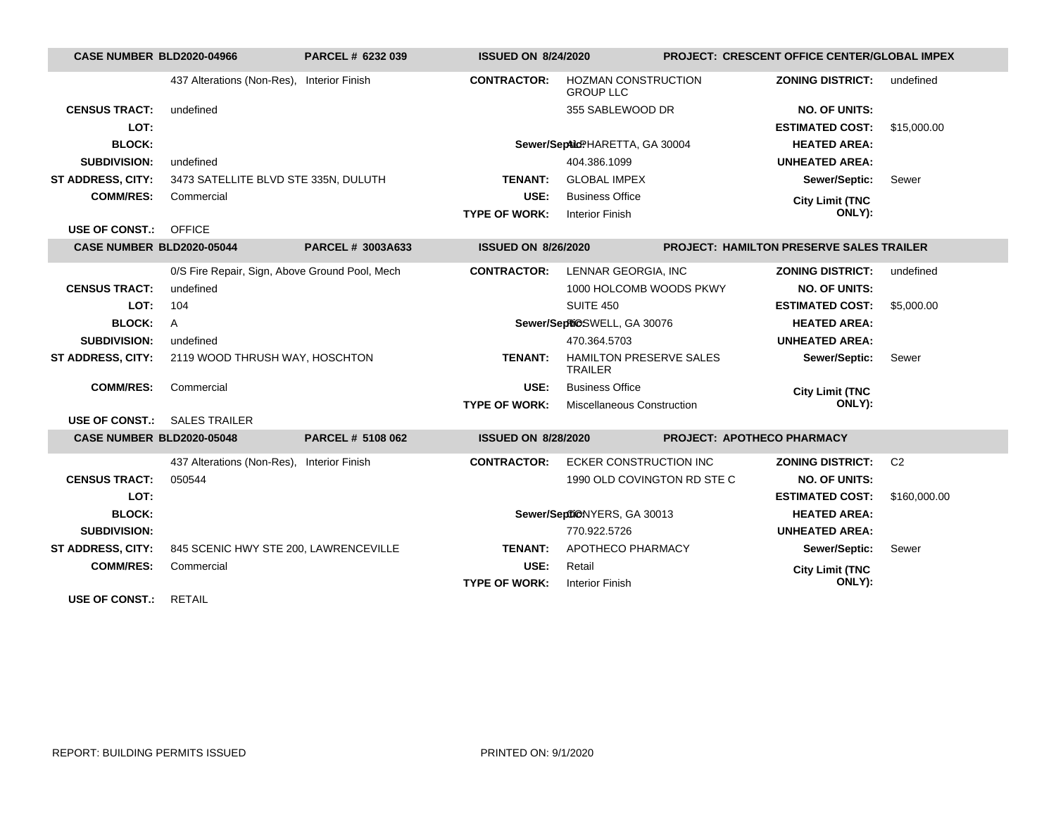| CASE NUMBER BLD2020-04966 | PARCEL # 6232 039 | ISSUED ON 8/24/2020 | PROJECT: CRESCENT OFFICE CENTER/GLOBAL IMPEX |
|---|---|---|---|

| | | | | | |
|---|---|---|---|---|---|
| | 437 Alterations (Non-Res), Interior Finish | **CONTRACTOR:** | HOZMAN CONSTRUCTION GROUP LLC | **ZONING DISTRICT:** | undefined |
| **CENSUS TRACT:** | undefined | | 355 SABLEWOOD DR | **NO. OF UNITS:** | |
| **LOT:** | | | | **ESTIMATED COST:** | $15,000.00 |
| **BLOCK:** | | **Sewer/Septic:** | ALPHARETTA, GA 30004 | **HEATED AREA:** | |
| **SUBDIVISION:** | undefined | | 404.386.1099 | **UNHEATED AREA:** | |
| **ST ADDRESS, CITY:** | 3473 SATELLITE BLVD STE 335N, DULUTH | **TENANT:** | GLOBAL IMPEX | **Sewer/Septic:** | Sewer |
| **COMM/RES:** | Commercial | **USE:** | Business Office | **City Limit (TNC ONLY):** | |
| | | **TYPE OF WORK:** | Interior Finish | | |
| **USE OF CONST.:** | OFFICE | | | | |

| CASE NUMBER BLD2020-05044 | PARCEL # 3003A633 | ISSUED ON 8/26/2020 | PROJECT: HAMILTON PRESERVE SALES TRAILER |
|---|---|---|---|

| | | | | | |
|---|---|---|---|---|---|
| | 0/S Fire Repair, Sign, Above Ground Pool, Mech | **CONTRACTOR:** | LENNAR GEORGIA, INC | **ZONING DISTRICT:** | undefined |
| **CENSUS TRACT:** | undefined | | 1000 HOLCOMB WOODS PKWY | **NO. OF UNITS:** | |
| **LOT:** | 104 | | SUITE 450 | **ESTIMATED COST:** | $5,000.00 |
| **BLOCK:** | A | **Sewer/Septic:** | ROSWELL, GA 30076 | **HEATED AREA:** | |
| **SUBDIVISION:** | undefined | | 470.364.5703 | **UNHEATED AREA:** | |
| **ST ADDRESS, CITY:** | 2119 WOOD THRUSH WAY, HOSCHTON | **TENANT:** | HAMILTON PRESERVE SALES TRAILER | **Sewer/Septic:** | Sewer |
| **COMM/RES:** | Commercial | **USE:** | Business Office | **City Limit (TNC ONLY):** | |
| | | **TYPE OF WORK:** | Miscellaneous Construction | | |
| **USE OF CONST.:** | SALES TRAILER | | | | |

| CASE NUMBER BLD2020-05048 | PARCEL # 5108 062 | ISSUED ON 8/28/2020 | PROJECT: APOTHECO PHARMACY |
|---|---|---|---|

| | | | | | |
|---|---|---|---|---|---|
| | 437 Alterations (Non-Res), Interior Finish | **CONTRACTOR:** | ECKER CONSTRUCTION INC | **ZONING DISTRICT:** | C2 |
| **CENSUS TRACT:** | 050544 | | 1990 OLD COVINGTON RD STE C | **NO. OF UNITS:** | |
| **LOT:** | | | | **ESTIMATED COST:** | $160,000.00 |
| **BLOCK:** | | **Sewer/Septic:** | CONYERS, GA 30013 | **HEATED AREA:** | |
| **SUBDIVISION:** | | | 770.922.5726 | **UNHEATED AREA:** | |
| **ST ADDRESS, CITY:** | 845 SCENIC HWY STE 200, LAWRENCEVILLE | **TENANT:** | APOTHECO PHARMACY | **Sewer/Septic:** | Sewer |
| **COMM/RES:** | Commercial | **USE:** | Retail | **City Limit (TNC ONLY):** | |
| | | **TYPE OF WORK:** | Interior Finish | | |
| **USE OF CONST.:** | RETAIL | | | | |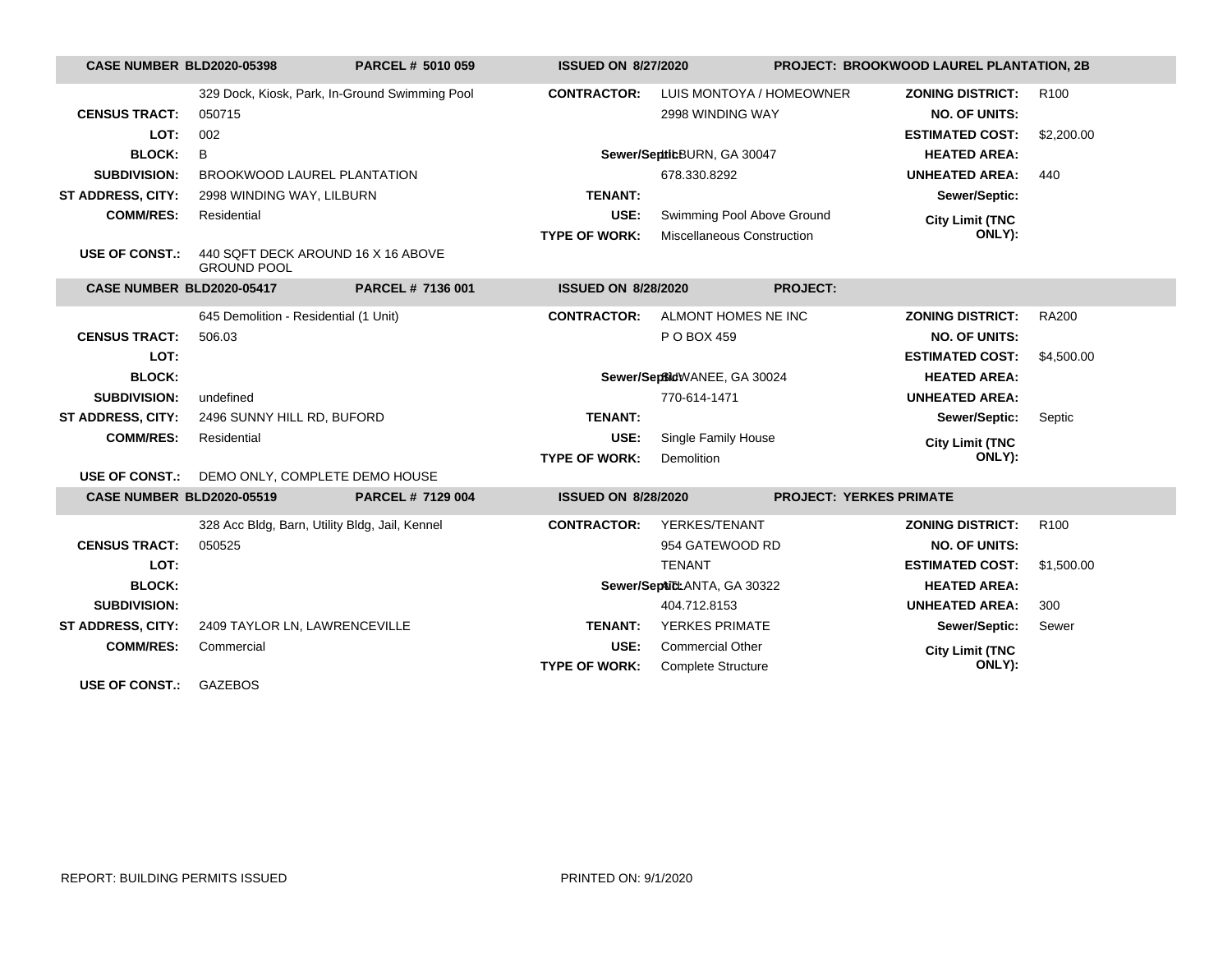| CASE NUMBER BLD2020-05398 | PARCEL # 5010 059 | ISSUED ON 8/27/2020 | | PROJECT: BROOKWOOD LAUREL PLANTATION, 2B | |
|---|---|---|---|---|---|
| | 329 Dock, Kiosk, Park, In-Ground Swimming Pool | CONTRACTOR: | LUIS MONTOYA / HOMEOWNER | ZONING DISTRICT: | R100 |
| CENSUS TRACT: | 050715 | | 2998 WINDING WAY | NO. OF UNITS: | |
| LOT: | 002 | | | ESTIMATED COST: | $2,200.00 |
| BLOCK: | B | Sewer/Septic: | LILBURN, GA 30047 | HEATED AREA: | |
| SUBDIVISION: | BROOKWOOD LAUREL PLANTATION | | 678.330.8292 | UNHEATED AREA: | 440 |
| ST ADDRESS, CITY: | 2998 WINDING WAY, LILBURN | TENANT: | | Sewer/Septic: | |
| COMM/RES: | Residential | USE: | Swimming Pool Above Ground | City Limit (TNC ONLY): | |
| | | TYPE OF WORK: | Miscellaneous Construction | | |
| USE OF CONST.: | 440 SQFT DECK AROUND 16 X 16 ABOVE GROUND POOL | | | | |

| CASE NUMBER BLD2020-05417 | PARCEL # 7136 001 | ISSUED ON 8/28/2020 | | PROJECT: | |
|---|---|---|---|---|---|
| | 645 Demolition - Residential (1 Unit) | CONTRACTOR: | ALMONT HOMES NE INC | ZONING DISTRICT: | RA200 |
| CENSUS TRACT: | 506.03 | | P O BOX 459 | NO. OF UNITS: | |
| LOT: | | | | ESTIMATED COST: | $4,500.00 |
| BLOCK: | | Sewer/Septic: | SUWANEE, GA 30024 | HEATED AREA: | |
| SUBDIVISION: | undefined | | 770-614-1471 | UNHEATED AREA: | |
| ST ADDRESS, CITY: | 2496 SUNNY HILL RD, BUFORD | TENANT: | | Sewer/Septic: | Septic |
| COMM/RES: | Residential | USE: | Single Family House | City Limit (TNC ONLY): | |
| | | TYPE OF WORK: | Demolition | | |
| USE OF CONST.: | DEMO ONLY, COMPLETE DEMO HOUSE | | | | |

| CASE NUMBER BLD2020-05519 | PARCEL # 7129 004 | ISSUED ON 8/28/2020 | | PROJECT: YERKES PRIMATE | |
|---|---|---|---|---|---|
| | 328 Acc Bldg, Barn, Utility Bldg, Jail, Kennel | CONTRACTOR: | YERKES/TENANT | ZONING DISTRICT: | R100 |
| CENSUS TRACT: | 050525 | | 954 GATEWOOD RD | NO. OF UNITS: | |
| LOT: | | | TENANT | ESTIMATED COST: | $1,500.00 |
| BLOCK: | | Sewer/Septic: | ATLANTA, GA 30322 | HEATED AREA: | |
| SUBDIVISION: | | | 404.712.8153 | UNHEATED AREA: | 300 |
| ST ADDRESS, CITY: | 2409 TAYLOR LN, LAWRENCEVILLE | TENANT: | YERKES PRIMATE | Sewer/Septic: | Sewer |
| COMM/RES: | Commercial | USE: | Commercial Other | City Limit (TNC ONLY): | |
| | | TYPE OF WORK: | Complete Structure | | |
| USE OF CONST.: | GAZEBOS | | | | |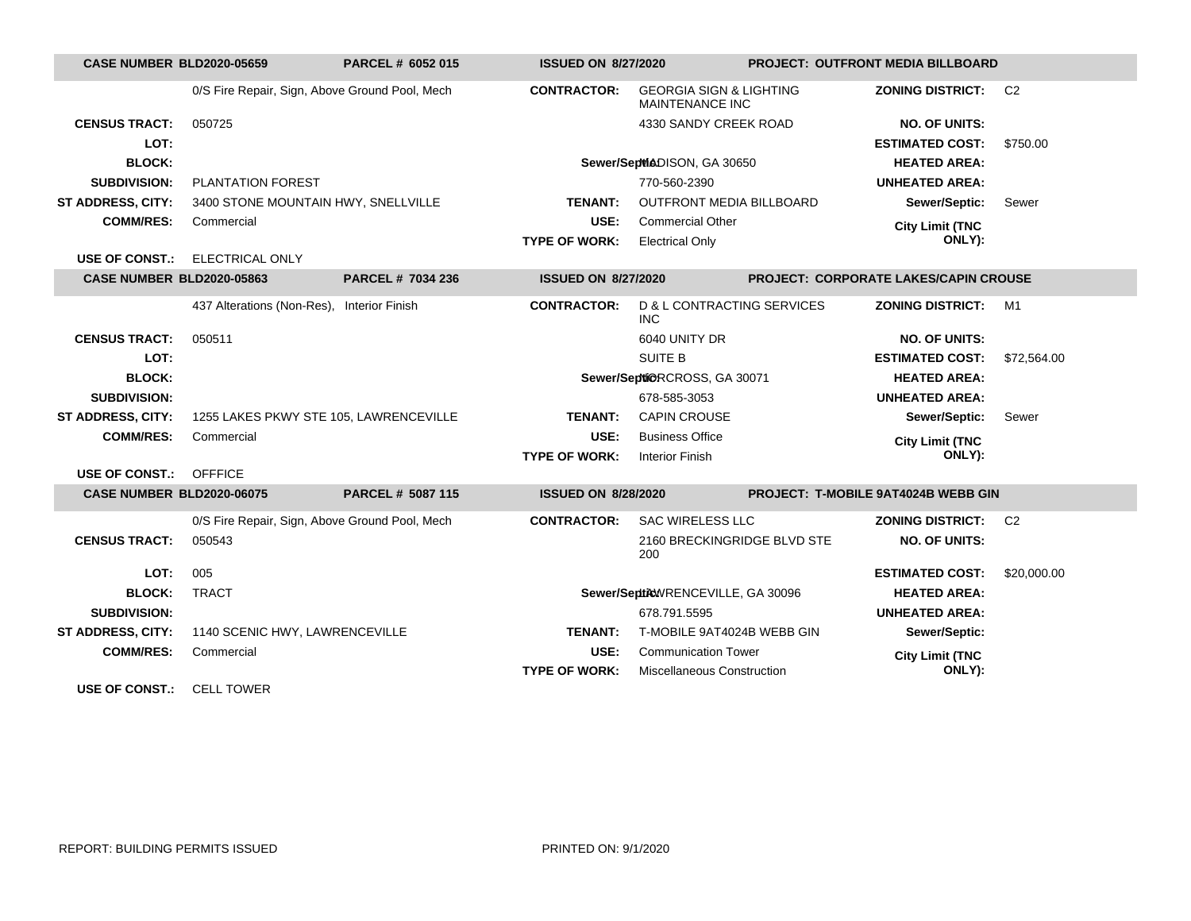| CASE NUMBER BLD2020-05659 | PARCEL # 6052 015 | ISSUED ON 8/27/2020 | PROJECT: OUTFRONT MEDIA BILLBOARD |
|---|---|---|---|

| | | | | | |
|---|---|---|---|---|---|
| | 0/S Fire Repair, Sign, Above Ground Pool, Mech | **CONTRACTOR:** | GEORGIA SIGN & LIGHTING MAINTENANCE INC | **ZONING DISTRICT:** | C2 |
| **CENSUS TRACT:** | 050725 | | 4330 SANDY CREEK ROAD | **NO. OF UNITS:** | |
| **LOT:** | | | | **ESTIMATED COST:** | $750.00 |
| **BLOCK:** | | **Sewer/Septic:** | MADISON, GA 30650 | **HEATED AREA:** | |
| **SUBDIVISION:** | PLANTATION FOREST | | 770-560-2390 | **UNHEATED AREA:** | |
| **ST ADDRESS, CITY:** | 3400 STONE MOUNTAIN HWY, SNELLVILLE | **TENANT:** | OUTFRONT MEDIA BILLBOARD | **Sewer/Septic:** | Sewer |
| **COMM/RES:** | Commercial | **USE:** | Commercial Other | **City Limit (TNC ONLY):** | |
| | | **TYPE OF WORK:** | Electrical Only | | |
| **USE OF CONST.:** | ELECTRICAL ONLY | | | | |

| CASE NUMBER BLD2020-05863 | PARCEL # 7034 236 | ISSUED ON 8/27/2020 | PROJECT: CORPORATE LAKES/CAPIN CROUSE |
|---|---|---|---|

| | | | | | |
|---|---|---|---|---|---|
| | 437 Alterations (Non-Res), Interior Finish | **CONTRACTOR:** | D & L CONTRACTING SERVICES INC | **ZONING DISTRICT:** | M1 |
| **CENSUS TRACT:** | 050511 | | 6040 UNITY DR | **NO. OF UNITS:** | |
| **LOT:** | | | SUITE B | **ESTIMATED COST:** | $72,564.00 |
| **BLOCK:** | | **Sewer/Septic:** | NORCROSS, GA 30071 | **HEATED AREA:** | |
| **SUBDIVISION:** | | | 678-585-3053 | **UNHEATED AREA:** | |
| **ST ADDRESS, CITY:** | 1255 LAKES PKWY STE 105, LAWRENCEVILLE | **TENANT:** | CAPIN CROUSE | **Sewer/Septic:** | Sewer |
| **COMM/RES:** | Commercial | **USE:** | Business Office | **City Limit (TNC ONLY):** | |
| | | **TYPE OF WORK:** | Interior Finish | | |
| **USE OF CONST.:** | OFFFICE | | | | |

| CASE NUMBER BLD2020-06075 | PARCEL # 5087 115 | ISSUED ON 8/28/2020 | PROJECT: T-MOBILE 9AT4024B WEBB GIN |
|---|---|---|---|

| | | | | | |
|---|---|---|---|---|---|
| | 0/S Fire Repair, Sign, Above Ground Pool, Mech | **CONTRACTOR:** | SAC WIRELESS LLC | **ZONING DISTRICT:** | C2 |
| **CENSUS TRACT:** | 050543 | | 2160 BRECKINGRIDGE BLVD STE 200 | **NO. OF UNITS:** | |
| **LOT:** | 005 | | | **ESTIMATED COST:** | $20,000.00 |
| **BLOCK:** | TRACT | **Sewer/Septic:** | LAWRENCEVILLE, GA 30096 | **HEATED AREA:** | |
| **SUBDIVISION:** | | | 678.791.5595 | **UNHEATED AREA:** | |
| **ST ADDRESS, CITY:** | 1140 SCENIC HWY, LAWRENCEVILLE | **TENANT:** | T-MOBILE 9AT4024B WEBB GIN | **Sewer/Septic:** | |
| **COMM/RES:** | Commercial | **USE:** | Communication Tower | **City Limit (TNC ONLY):** | |
| | | **TYPE OF WORK:** | Miscellaneous Construction | | |
| **USE OF CONST.:** | CELL TOWER | | | | |

REPORT: BUILDING PERMITS ISSUED PRINTED ON: 9/1/2020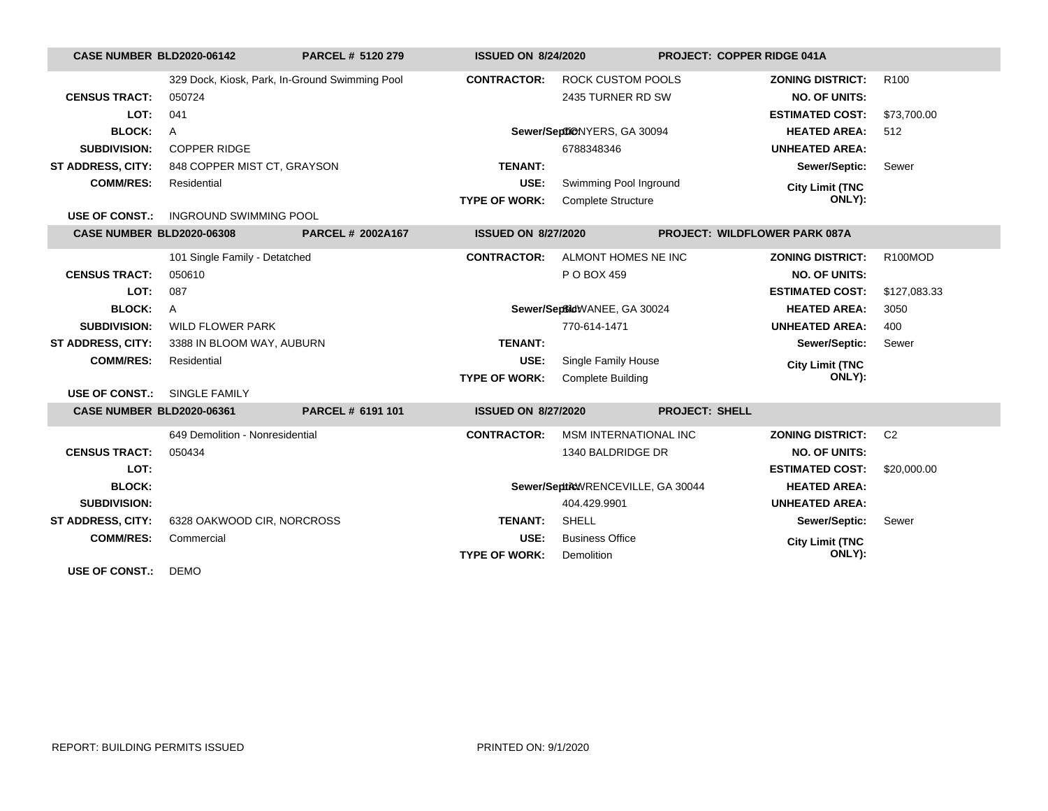| CASE NUMBER BLD2020-06142 | PARCEL # 5120 279 | ISSUED ON 8/24/2020 | PROJECT: COPPER RIDGE 041A |
|---|---|---|---|

| | | | | | |
|---|---|---|---|---|---|
| | 329 Dock, Kiosk, Park, In-Ground Swimming Pool | **CONTRACTOR:** | ROCK CUSTOM POOLS | **ZONING DISTRICT:** | R100 |
| **CENSUS TRACT:** | 050724 | | 2435 TURNER RD SW | **NO. OF UNITS:** | |
| **LOT:** | 041 | | | **ESTIMATED COST:** | $73,700.00 |
| **BLOCK:** | A | **Sewer/Septic:** | CONYERS, GA 30094 | **HEATED AREA:** | 512 |
| **SUBDIVISION:** | COPPER RIDGE | | 6788348346 | **UNHEATED AREA:** | |
| **ST ADDRESS, CITY:** | 848 COPPER MIST CT, GRAYSON | **TENANT:** | | **Sewer/Septic:** | Sewer |
| **COMM/RES:** | Residential | **USE:** | Swimming Pool Inground | **City Limit (TNC ONLY):** | |
| | | **TYPE OF WORK:** | Complete Structure | | |
| **USE OF CONST.:** | INGROUND SWIMMING POOL | | | | |

| CASE NUMBER BLD2020-06308 | PARCEL # 2002A167 | ISSUED ON 8/27/2020 | PROJECT: WILDFLOWER PARK 087A |
|---|---|---|---|

| | | | | | |
|---|---|---|---|---|---|
| | 101 Single Family - Detatched | **CONTRACTOR:** | ALMONT HOMES NE INC | **ZONING DISTRICT:** | R100MOD |
| **CENSUS TRACT:** | 050610 | | P O BOX 459 | **NO. OF UNITS:** | |
| **LOT:** | 087 | | | **ESTIMATED COST:** | $127,083.33 |
| **BLOCK:** | A | **Sewer/Septic:** | SUWANEE, GA 30024 | **HEATED AREA:** | 3050 |
| **SUBDIVISION:** | WILD FLOWER PARK | | 770-614-1471 | **UNHEATED AREA:** | 400 |
| **ST ADDRESS, CITY:** | 3388 IN BLOOM WAY, AUBURN | **TENANT:** | | **Sewer/Septic:** | Sewer |
| **COMM/RES:** | Residential | **USE:** | Single Family House | **City Limit (TNC ONLY):** | |
| | | **TYPE OF WORK:** | Complete Building | | |
| **USE OF CONST.:** | SINGLE FAMILY | | | | |

| CASE NUMBER BLD2020-06361 | PARCEL # 6191 101 | ISSUED ON 8/27/2020 | PROJECT: SHELL |
|---|---|---|---|

| | | | | | |
|---|---|---|---|---|---|
| | 649 Demolition - Nonresidential | **CONTRACTOR:** | MSM INTERNATIONAL INC | **ZONING DISTRICT:** | C2 |
| **CENSUS TRACT:** | 050434 | | 1340 BALDRIDGE DR | **NO. OF UNITS:** | |
| **LOT:** | | | | **ESTIMATED COST:** | $20,000.00 |
| **BLOCK:** | | **Sewer/Septic:** | LAWRENCEVILLE, GA 30044 | **HEATED AREA:** | |
| **SUBDIVISION:** | | | 404.429.9901 | **UNHEATED AREA:** | |
| **ST ADDRESS, CITY:** | 6328 OAKWOOD CIR, NORCROSS | **TENANT:** | SHELL | **Sewer/Septic:** | Sewer |
| **COMM/RES:** | Commercial | **USE:** | Business Office | **City Limit (TNC ONLY):** | |
| | | **TYPE OF WORK:** | Demolition | | |
| **USE OF CONST.:** | DEMO | | | | |

REPORT: BUILDING PERMITS ISSUED PRINTED ON: 9/1/2020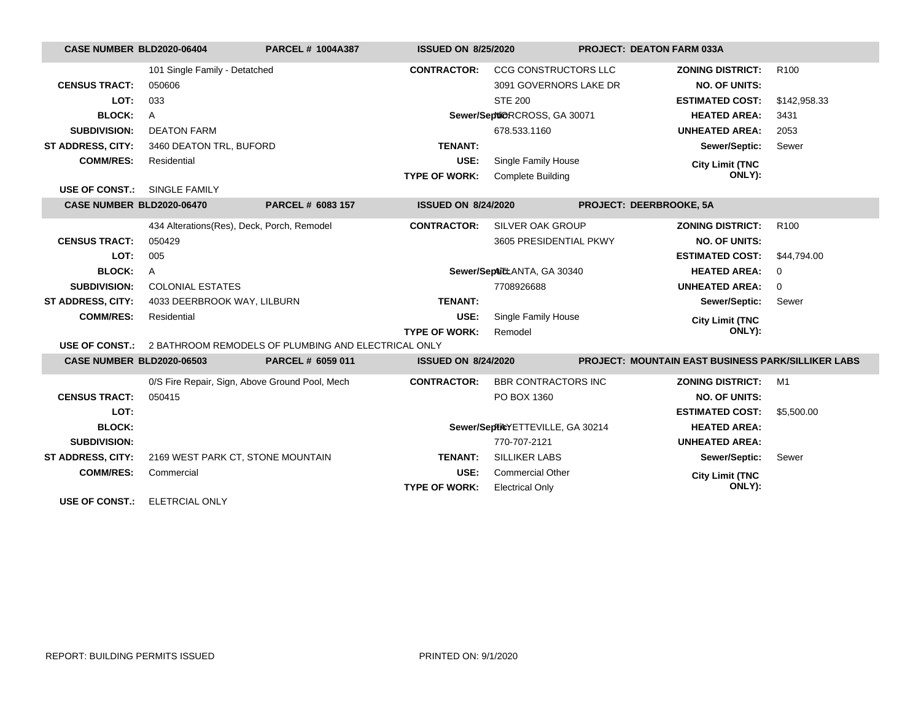| CASE NUMBER BLD2020-06404 | PARCEL # 1004A387 | ISSUED ON 8/25/2020 | PROJECT: DEATON FARM 033A | | |
|---|---|---|---|---|---|
| | 101 Single Family - Detatched | CONTRACTOR: | CCG CONSTRUCTORS LLC | ZONING DISTRICT: | R100 |
| CENSUS TRACT: | 050606 | | 3091 GOVERNORS LAKE DR | NO. OF UNITS: | |
| LOT: | 033 | | STE 200 | ESTIMATED COST: | $142,958.33 |
| BLOCK: | A | Sewer/Septic: | NORCROSS, GA 30071 | HEATED AREA: | 3431 |
| SUBDIVISION: | DEATON FARM | | 678.533.1160 | UNHEATED AREA: | 2053 |
| ST ADDRESS, CITY: | 3460 DEATON TRL, BUFORD | TENANT: | | Sewer/Septic: | Sewer |
| COMM/RES: | Residential | USE: | Single Family House | City Limit (TNC ONLY): | |
| | | TYPE OF WORK: | Complete Building | | |
| USE OF CONST.: | SINGLE FAMILY | | | | |

| CASE NUMBER BLD2020-06470 | PARCEL # 6083 157 | ISSUED ON 8/24/2020 | PROJECT: DEERBROOKE, 5A | | |
|---|---|---|---|---|---|
| | 434 Alterations(Res), Deck, Porch, Remodel | CONTRACTOR: | SILVER OAK GROUP | ZONING DISTRICT: | R100 |
| CENSUS TRACT: | 050429 | | 3605 PRESIDENTIAL PKWY | NO. OF UNITS: | |
| LOT: | 005 | | | ESTIMATED COST: | $44,794.00 |
| BLOCK: | A | Sewer/Septic: | ATLANTA, GA 30340 | HEATED AREA: | 0 |
| SUBDIVISION: | COLONIAL ESTATES | | 7708926688 | UNHEATED AREA: | 0 |
| ST ADDRESS, CITY: | 4033 DEERBROOK WAY, LILBURN | TENANT: | | Sewer/Septic: | Sewer |
| COMM/RES: | Residential | USE: | Single Family House | City Limit (TNC ONLY): | |
| | | TYPE OF WORK: | Remodel | | |
| USE OF CONST.: | 2 BATHROOM REMODELS OF PLUMBING AND ELECTRICAL ONLY | | | | |

| CASE NUMBER BLD2020-06503 | PARCEL # 6059 011 | ISSUED ON 8/24/2020 | PROJECT: MOUNTAIN EAST BUSINESS PARK/SILLIKER LABS | | |
|---|---|---|---|---|---|
| | 0/S Fire Repair, Sign, Above Ground Pool, Mech | CONTRACTOR: | BBR CONTRACTORS INC | ZONING DISTRICT: | M1 |
| CENSUS TRACT: | 050415 | | PO BOX 1360 | NO. OF UNITS: | |
| LOT: | | | | ESTIMATED COST: | $5,500.00 |
| BLOCK: | | Sewer/Septic: | FAYETTEVILLE, GA 30214 | HEATED AREA: | |
| SUBDIVISION: | | | 770-707-2121 | UNHEATED AREA: | |
| ST ADDRESS, CITY: | 2169 WEST PARK CT, STONE MOUNTAIN | TENANT: | SILLIKER LABS | Sewer/Septic: | Sewer |
| COMM/RES: | Commercial | USE: | Commercial Other | City Limit (TNC ONLY): | |
| | | TYPE OF WORK: | Electrical Only | | |
| USE OF CONST.: | ELETRCIAL ONLY | | | | |

REPORT: BUILDING PERMITS ISSUED    PRINTED ON: 9/1/2020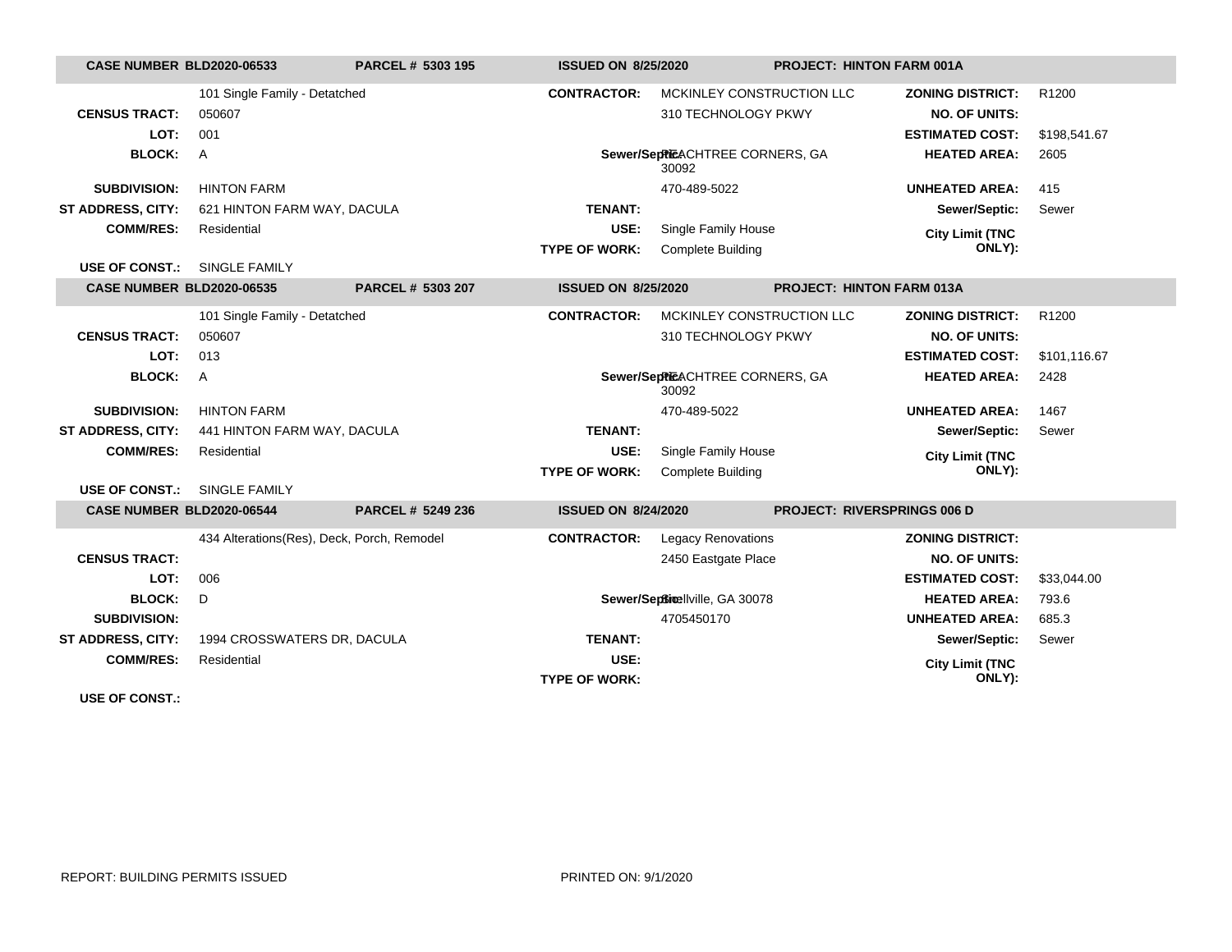| CASE NUMBER BLD2020-06533 | PARCEL # 5303 195 | ISSUED ON 8/25/2020 | PROJECT: HINTON FARM 001A | | |
|---|---|---|---|---|---|
| | 101 Single Family - Detatched | CONTRACTOR: | MCKINLEY CONSTRUCTION LLC | ZONING DISTRICT: | R1200 |
| CENSUS TRACT: | 050607 | | 310 TECHNOLOGY PKWY | NO. OF UNITS: | |
| LOT: | 001 | | | ESTIMATED COST: | $198,541.67 |
| BLOCK: | A | Sewer/Septic: | PEACHTREE CORNERS, GA 30092 | HEATED AREA: | 2605 |
| SUBDIVISION: | HINTON FARM | | 470-489-5022 | UNHEATED AREA: | 415 |
| ST ADDRESS, CITY: | 621 HINTON FARM WAY, DACULA | TENANT: | | Sewer/Septic: | Sewer |
| COMM/RES: | Residential | USE: | Single Family House | City Limit (TNC ONLY): | |
| | | TYPE OF WORK: | Complete Building | | |
| USE OF CONST.: | SINGLE FAMILY | | | | |

| CASE NUMBER BLD2020-06535 | PARCEL # 5303 207 | ISSUED ON 8/25/2020 | PROJECT: HINTON FARM 013A | | |
|---|---|---|---|---|---|
| | 101 Single Family - Detatched | CONTRACTOR: | MCKINLEY CONSTRUCTION LLC | ZONING DISTRICT: | R1200 |
| CENSUS TRACT: | 050607 | | 310 TECHNOLOGY PKWY | NO. OF UNITS: | |
| LOT: | 013 | | | ESTIMATED COST: | $101,116.67 |
| BLOCK: | A | Sewer/Septic: | PEACHTREE CORNERS, GA 30092 | HEATED AREA: | 2428 |
| SUBDIVISION: | HINTON FARM | | 470-489-5022 | UNHEATED AREA: | 1467 |
| ST ADDRESS, CITY: | 441 HINTON FARM WAY, DACULA | TENANT: | | Sewer/Septic: | Sewer |
| COMM/RES: | Residential | USE: | Single Family House | City Limit (TNC ONLY): | |
| | | TYPE OF WORK: | Complete Building | | |
| USE OF CONST.: | SINGLE FAMILY | | | | |

| CASE NUMBER BLD2020-06544 | PARCEL # 5249 236 | ISSUED ON 8/24/2020 | PROJECT: RIVERSPRINGS 006 D | | |
|---|---|---|---|---|---|
| | 434 Alterations(Res), Deck, Porch, Remodel | CONTRACTOR: | Legacy Renovations | ZONING DISTRICT: | |
| CENSUS TRACT: | | | 2450 Eastgate Place | NO. OF UNITS: | |
| LOT: | 006 | | | ESTIMATED COST: | $33,044.00 |
| BLOCK: | D | Sewer/Septic: | Snellville, GA 30078 | HEATED AREA: | 793.6 |
| SUBDIVISION: | | | 4705450170 | UNHEATED AREA: | 685.3 |
| ST ADDRESS, CITY: | 1994 CROSSWATERS DR, DACULA | TENANT: | | Sewer/Septic: | Sewer |
| COMM/RES: | Residential | USE: | | City Limit (TNC ONLY): | |
| | | TYPE OF WORK: | | | |
| USE OF CONST.: | | | | | |

REPORT: BUILDING PERMITS ISSUED PRINTED ON: 9/1/2020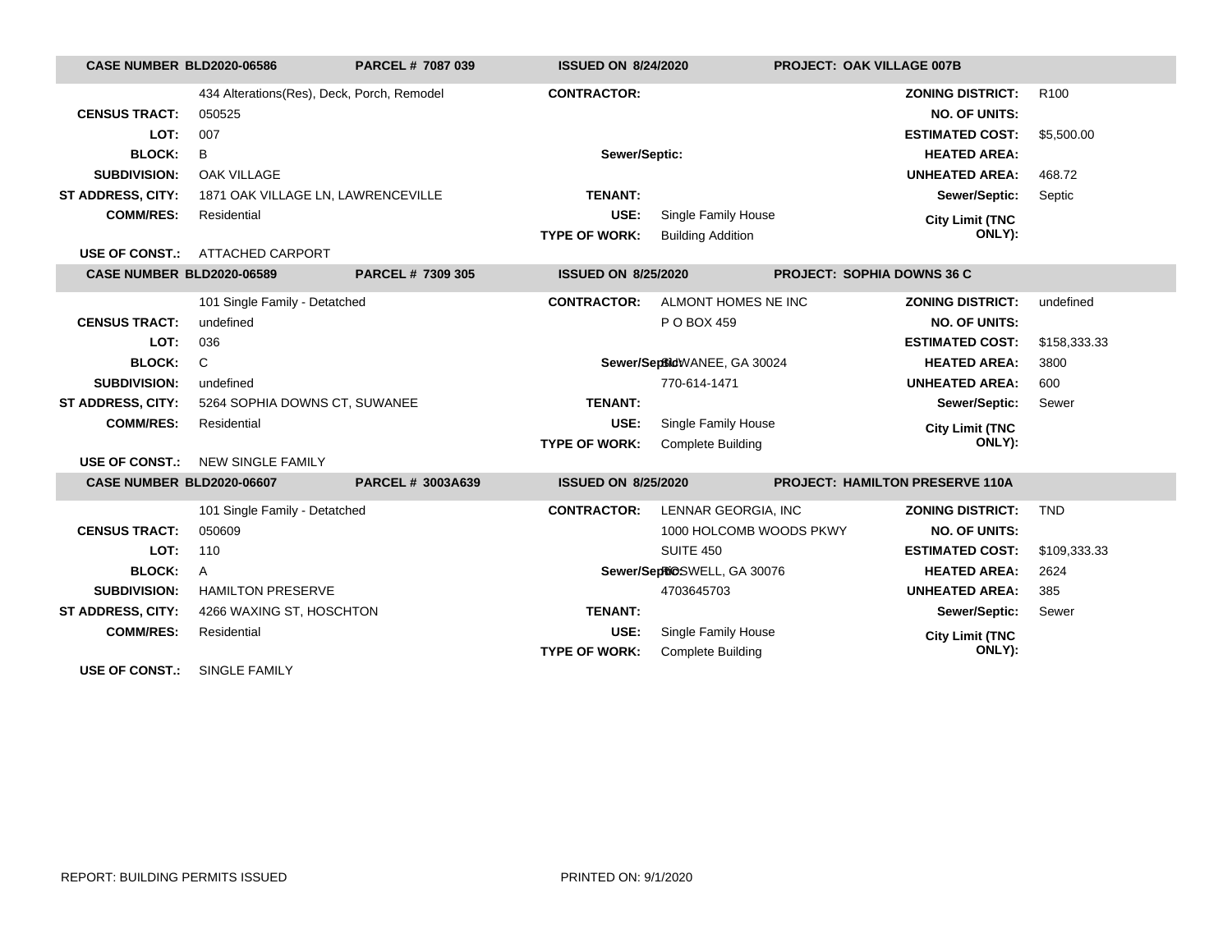| CASE NUMBER BLD2020-06586 | PARCEL # 7087 039 | ISSUED ON 8/24/2020 | PROJECT: OAK VILLAGE 007B | | |
|---|---|---|---|---|---|
| | 434 Alterations(Res), Deck, Porch, Remodel | CONTRACTOR: | | ZONING DISTRICT: | R100 |
| CENSUS TRACT: | 050525 | | | NO. OF UNITS: | |
| LOT: | 007 | | | ESTIMATED COST: | $5,500.00 |
| BLOCK: | B | Sewer/Septic: | | HEATED AREA: | |
| SUBDIVISION: | OAK VILLAGE | | | UNHEATED AREA: | 468.72 |
| ST ADDRESS, CITY: | 1871 OAK VILLAGE LN, LAWRENCEVILLE | TENANT: | | Sewer/Septic: | Septic |
| COMM/RES: | Residential | USE: | Single Family House | City Limit (TNC ONLY): | |
| | | TYPE OF WORK: | Building Addition | | |
| USE OF CONST.: | ATTACHED CARPORT | | | | |

| CASE NUMBER BLD2020-06589 | PARCEL # 7309 305 | ISSUED ON 8/25/2020 | PROJECT: SOPHIA DOWNS 36 C | | |
|---|---|---|---|---|---|
| | 101 Single Family - Detatched | CONTRACTOR: | ALMONT HOMES NE INC | ZONING DISTRICT: | undefined |
| CENSUS TRACT: | undefined | | P O BOX 459 | NO. OF UNITS: | |
| LOT: | 036 | | | ESTIMATED COST: | $158,333.33 |
| BLOCK: | C | Sewer/Septic: | SUWANEE, GA 30024 | HEATED AREA: | 3800 |
| SUBDIVISION: | undefined | | 770-614-1471 | UNHEATED AREA: | 600 |
| ST ADDRESS, CITY: | 5264 SOPHIA DOWNS CT, SUWANEE | TENANT: | | Sewer/Septic: | Sewer |
| COMM/RES: | Residential | USE: | Single Family House | City Limit (TNC ONLY): | |
| | | TYPE OF WORK: | Complete Building | | |
| USE OF CONST.: | NEW SINGLE FAMILY | | | | |

| CASE NUMBER BLD2020-06607 | PARCEL # 3003A639 | ISSUED ON 8/25/2020 | PROJECT: HAMILTON PRESERVE 110A | | |
|---|---|---|---|---|---|
| | 101 Single Family - Detatched | CONTRACTOR: | LENNAR GEORGIA, INC | ZONING DISTRICT: | TND |
| CENSUS TRACT: | 050609 | | 1000 HOLCOMB WOODS PKWY | NO. OF UNITS: | |
| LOT: | 110 | | SUITE 450 | ESTIMATED COST: | $109,333.33 |
| BLOCK: | A | Sewer/Septic: | ROSWELL, GA 30076 | HEATED AREA: | 2624 |
| SUBDIVISION: | HAMILTON PRESERVE | | 4703645703 | UNHEATED AREA: | 385 |
| ST ADDRESS, CITY: | 4266 WAXING ST, HOSCHTON | TENANT: | | Sewer/Septic: | Sewer |
| COMM/RES: | Residential | USE: | Single Family House | City Limit (TNC ONLY): | |
| | | TYPE OF WORK: | Complete Building | | |
| USE OF CONST.: | SINGLE FAMILY | | | | |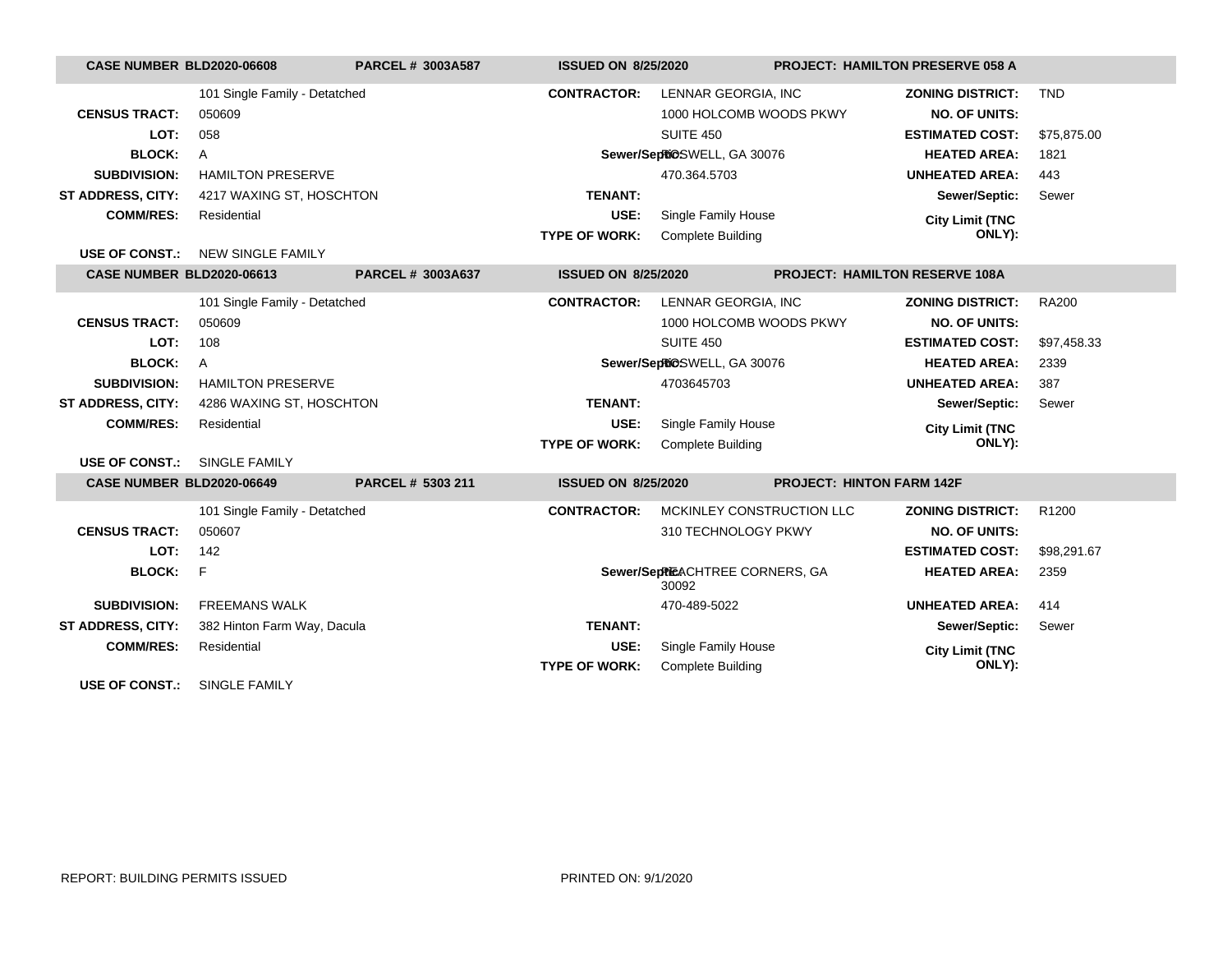| CASE NUMBER BLD2020-06608 | PARCEL # 3003A587 | ISSUED ON 8/25/2020 | | PROJECT: HAMILTON PRESERVE 058 A | |
|---|---|---|---|---|---|
| | 101 Single Family - Detatched | CONTRACTOR: | LENNAR GEORGIA, INC | ZONING DISTRICT: | TND |
| CENSUS TRACT: | 050609 | | 1000 HOLCOMB WOODS PKWY | NO. OF UNITS: | |
| LOT: | 058 | | SUITE 450 | ESTIMATED COST: | $75,875.00 |
| BLOCK: | A | Sewer/Septic: | ROSWELL, GA 30076 | HEATED AREA: | 1821 |
| SUBDIVISION: | HAMILTON PRESERVE | | 470.364.5703 | UNHEATED AREA: | 443 |
| ST ADDRESS, CITY: | 4217 WAXING ST, HOSCHTON | TENANT: | | Sewer/Septic: | Sewer |
| COMM/RES: | Residential | USE: | Single Family House | City Limit (TNC ONLY): | |
| | | TYPE OF WORK: | Complete Building | | |
| USE OF CONST.: | NEW SINGLE FAMILY | | | | |

| CASE NUMBER BLD2020-06613 | PARCEL # 3003A637 | ISSUED ON 8/25/2020 | | PROJECT: HAMILTON RESERVE 108A | |
|---|---|---|---|---|---|
| | 101 Single Family - Detatched | CONTRACTOR: | LENNAR GEORGIA, INC | ZONING DISTRICT: | RA200 |
| CENSUS TRACT: | 050609 | | 1000 HOLCOMB WOODS PKWY | NO. OF UNITS: | |
| LOT: | 108 | | SUITE 450 | ESTIMATED COST: | $97,458.33 |
| BLOCK: | A | Sewer/Septic: | ROSWELL, GA 30076 | HEATED AREA: | 2339 |
| SUBDIVISION: | HAMILTON PRESERVE | | 4703645703 | UNHEATED AREA: | 387 |
| ST ADDRESS, CITY: | 4286 WAXING ST, HOSCHTON | TENANT: | | Sewer/Septic: | Sewer |
| COMM/RES: | Residential | USE: | Single Family House | City Limit (TNC ONLY): | |
| | | TYPE OF WORK: | Complete Building | | |
| USE OF CONST.: | SINGLE FAMILY | | | | |

| CASE NUMBER BLD2020-06649 | PARCEL # 5303 211 | ISSUED ON 8/25/2020 | | PROJECT: HINTON FARM 142F | |
|---|---|---|---|---|---|
| | 101 Single Family - Detatched | CONTRACTOR: | MCKINLEY CONSTRUCTION LLC | ZONING DISTRICT: | R1200 |
| CENSUS TRACT: | 050607 | | 310 TECHNOLOGY PKWY | NO. OF UNITS: | |
| LOT: | 142 | | | ESTIMATED COST: | $98,291.67 |
| BLOCK: | F | Sewer/Septic: | PEACHTREE CORNERS, GA 30092 | HEATED AREA: | 2359 |
| SUBDIVISION: | FREEMANS WALK | | 470-489-5022 | UNHEATED AREA: | 414 |
| ST ADDRESS, CITY: | 382 Hinton Farm Way, Dacula | TENANT: | | Sewer/Septic: | Sewer |
| COMM/RES: | Residential | USE: | Single Family House | City Limit (TNC ONLY): | |
| | | TYPE OF WORK: | Complete Building | | |
| USE OF CONST.: | SINGLE FAMILY | | | | |

REPORT: BUILDING PERMITS ISSUED

PRINTED ON: 9/1/2020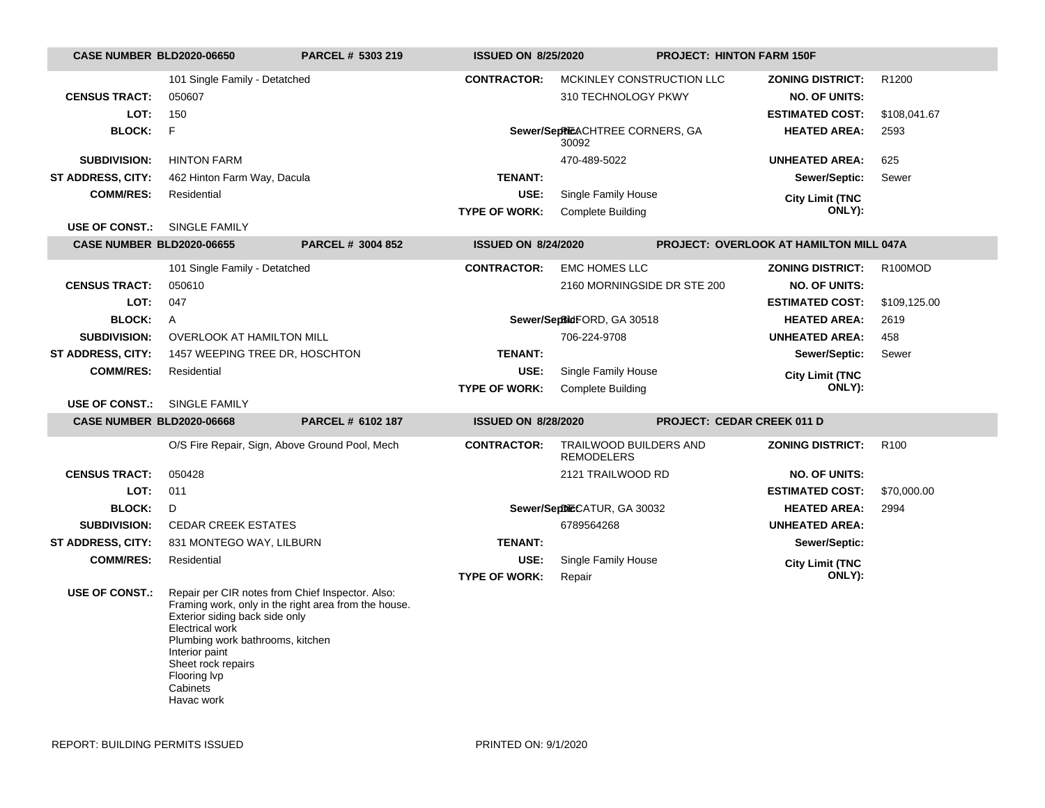| CASE NUMBER BLD2020-06650 | PARCEL # 5303 219 | ISSUED ON 8/25/2020 | PROJECT: HINTON FARM 150F | | |
|---|---|---|---|---|---|
| | 101 Single Family - Detatched | CONTRACTOR: | MCKINLEY CONSTRUCTION LLC | ZONING DISTRICT: | R1200 |
| CENSUS TRACT: | 050607 | | 310 TECHNOLOGY PKWY | NO. OF UNITS: | |
| LOT: | 150 | | | ESTIMATED COST: | $108,041.67 |
| BLOCK: | F | Sewer/Septic: | PEACHTREE CORNERS, GA 30092 | HEATED AREA: | 2593 |
| SUBDIVISION: | HINTON FARM | | 470-489-5022 | UNHEATED AREA: | 625 |
| ST ADDRESS, CITY: | 462 Hinton Farm Way, Dacula | TENANT: | | Sewer/Septic: | Sewer |
| COMM/RES: | Residential | USE: | Single Family House | City Limit (TNC ONLY): | |
| | | TYPE OF WORK: | Complete Building | | |
| USE OF CONST.: | SINGLE FAMILY | | | | |

| CASE NUMBER BLD2020-06655 | PARCEL # 3004 852 | ISSUED ON 8/24/2020 | PROJECT: OVERLOOK AT HAMILTON MILL 047A | | |
|---|---|---|---|---|---|
| | 101 Single Family - Detatched | CONTRACTOR: | EMC HOMES LLC | ZONING DISTRICT: | R100MOD |
| CENSUS TRACT: | 050610 | | 2160 MORNINGSIDE DR STE 200 | NO. OF UNITS: | |
| LOT: | 047 | | | ESTIMATED COST: | $109,125.00 |
| BLOCK: | A | Sewer/Septic: | BUFORD, GA 30518 | HEATED AREA: | 2619 |
| SUBDIVISION: | OVERLOOK AT HAMILTON MILL | | 706-224-9708 | UNHEATED AREA: | 458 |
| ST ADDRESS, CITY: | 1457 WEEPING TREE DR, HOSCHTON | TENANT: | | Sewer/Septic: | Sewer |
| COMM/RES: | Residential | USE: | Single Family House | City Limit (TNC ONLY): | |
| | | TYPE OF WORK: | Complete Building | | |
| USE OF CONST.: | SINGLE FAMILY | | | | |

| CASE NUMBER BLD2020-06668 | PARCEL # 6102 187 | ISSUED ON 8/28/2020 | PROJECT: CEDAR CREEK 011 D | | |
|---|---|---|---|---|---|
| | O/S Fire Repair, Sign, Above Ground Pool, Mech | CONTRACTOR: | TRAILWOOD BUILDERS AND REMODELERS | ZONING DISTRICT: | R100 |
| CENSUS TRACT: | 050428 | | 2121 TRAILWOOD RD | NO. OF UNITS: | |
| LOT: | 011 | | | ESTIMATED COST: | $70,000.00 |
| BLOCK: | D | Sewer/Septic: | DECATUR, GA 30032 | HEATED AREA: | 2994 |
| SUBDIVISION: | CEDAR CREEK ESTATES | | 6789564268 | UNHEATED AREA: | |
| ST ADDRESS, CITY: | 831 MONTEGO WAY, LILBURN | TENANT: | | Sewer/Septic: | |
| COMM/RES: | Residential | USE: | Single Family House | City Limit (TNC ONLY): | |
| | | TYPE OF WORK: | Repair | | |
| USE OF CONST.: | Repair per CIR notes from Chief Inspector. Also: Framing work, only in the right area from the house. Exterior siding back side only Electrical work Plumbing work bathrooms, kitchen Interior paint Sheet rock repairs Flooring lvp Cabinets Havac work | | | | |

REPORT: BUILDING PERMITS ISSUED

PRINTED ON: 9/1/2020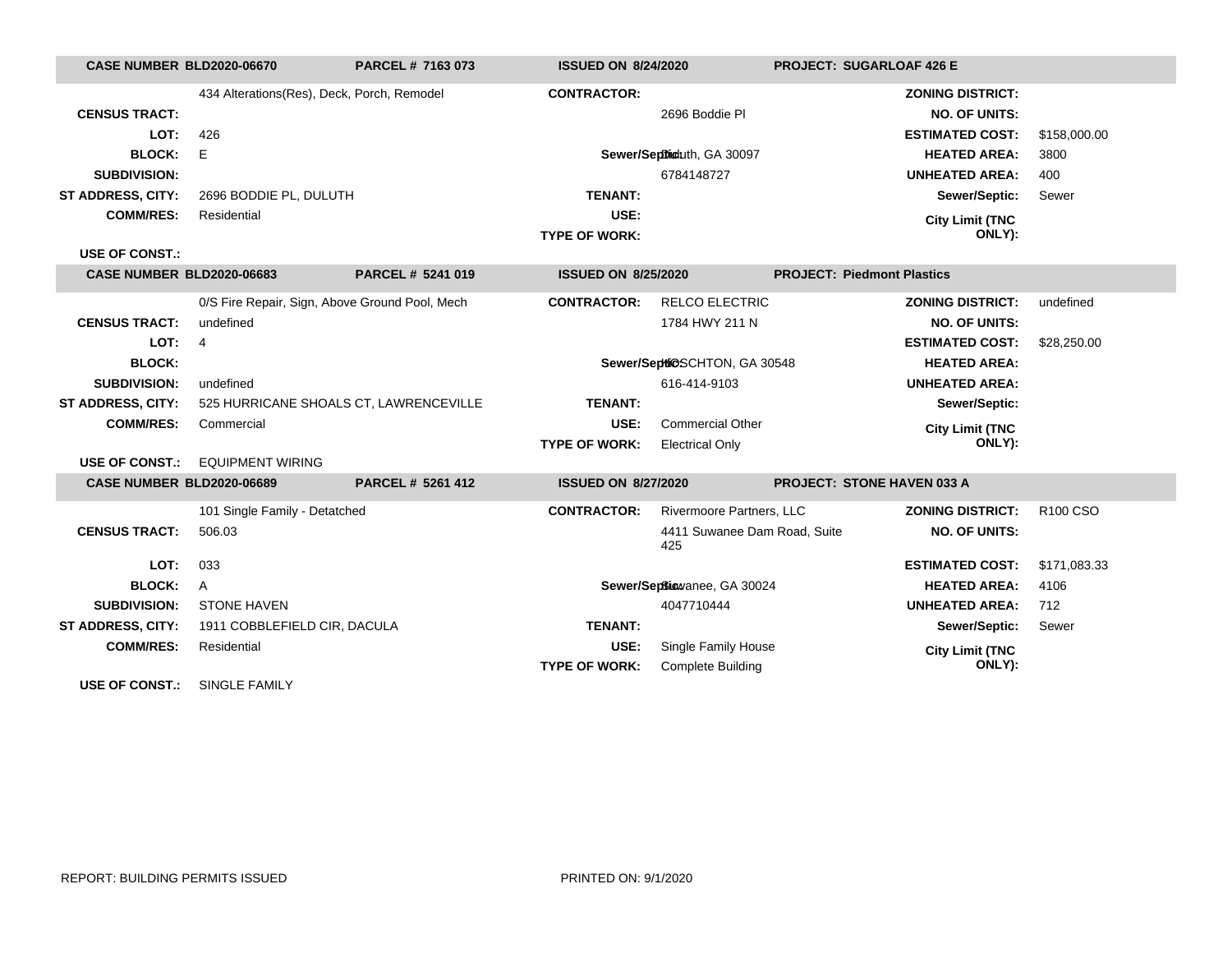| CASE NUMBER BLD2020-06670 | PARCEL # 7163 073 | ISSUED ON 8/24/2020 | PROJECT: SUGARLOAF 426 E | | |
|---|---|---|---|---|---|
| | 434 Alterations(Res), Deck, Porch, Remodel | CONTRACTOR: | | ZONING DISTRICT: | |
| CENSUS TRACT: | | | 2696 Boddie Pl | NO. OF UNITS: | |
| LOT: | 426 | | | ESTIMATED COST: | $158,000.00 |
| BLOCK: | E | Sewer/Septic: | Duluth, GA 30097 | HEATED AREA: | 3800 |
| SUBDIVISION: | | | 6784148727 | UNHEATED AREA: | 400 |
| ST ADDRESS, CITY: | 2696 BODDIE PL, DULUTH | TENANT: | | Sewer/Septic: | Sewer |
| COMM/RES: | Residential | USE: | | City Limit (TNC ONLY): | |
| | | TYPE OF WORK: | | | |
| USE OF CONST.: | | | | | |

| CASE NUMBER BLD2020-06683 | PARCEL # 5241 019 | ISSUED ON 8/25/2020 | PROJECT: Piedmont Plastics | | |
|---|---|---|---|---|---|
| | 0/S Fire Repair, Sign, Above Ground Pool, Mech | CONTRACTOR: | RELCO ELECTRIC | ZONING DISTRICT: | undefined |
| CENSUS TRACT: | undefined | | 1784 HWY 211 N | NO. OF UNITS: | |
| LOT: | 4 | | | ESTIMATED COST: | $28,250.00 |
| BLOCK: | | Sewer/Septic: | HOSCHTON, GA 30548 | HEATED AREA: | |
| SUBDIVISION: | undefined | | 616-414-9103 | UNHEATED AREA: | |
| ST ADDRESS, CITY: | 525 HURRICANE SHOALS CT, LAWRENCEVILLE | TENANT: | | Sewer/Septic: | |
| COMM/RES: | Commercial | USE: | Commercial Other | City Limit (TNC ONLY): | |
| | | TYPE OF WORK: | Electrical Only | | |
| USE OF CONST.: | EQUIPMENT WIRING | | | | |

| CASE NUMBER BLD2020-06689 | PARCEL # 5261 412 | ISSUED ON 8/27/2020 | PROJECT: STONE HAVEN 033 A | | |
|---|---|---|---|---|---|
| | 101 Single Family - Detatched | CONTRACTOR: | Rivermoore Partners, LLC | ZONING DISTRICT: | R100 CSO |
| CENSUS TRACT: | 506.03 | | 4411 Suwanee Dam Road, Suite 425 | NO. OF UNITS: | |
| LOT: | 033 | | | ESTIMATED COST: | $171,083.33 |
| BLOCK: | A | Sewer/Septic: | Suwanee, GA 30024 | HEATED AREA: | 4106 |
| SUBDIVISION: | STONE HAVEN | | 4047710444 | UNHEATED AREA: | 712 |
| ST ADDRESS, CITY: | 1911 COBBLEFIELD CIR, DACULA | TENANT: | | Sewer/Septic: | Sewer |
| COMM/RES: | Residential | USE: | Single Family House | City Limit (TNC ONLY): | |
| | | TYPE OF WORK: | Complete Building | | |
| USE OF CONST.: | SINGLE FAMILY | | | | |

REPORT: BUILDING PERMITS ISSUED PRINTED ON: 9/1/2020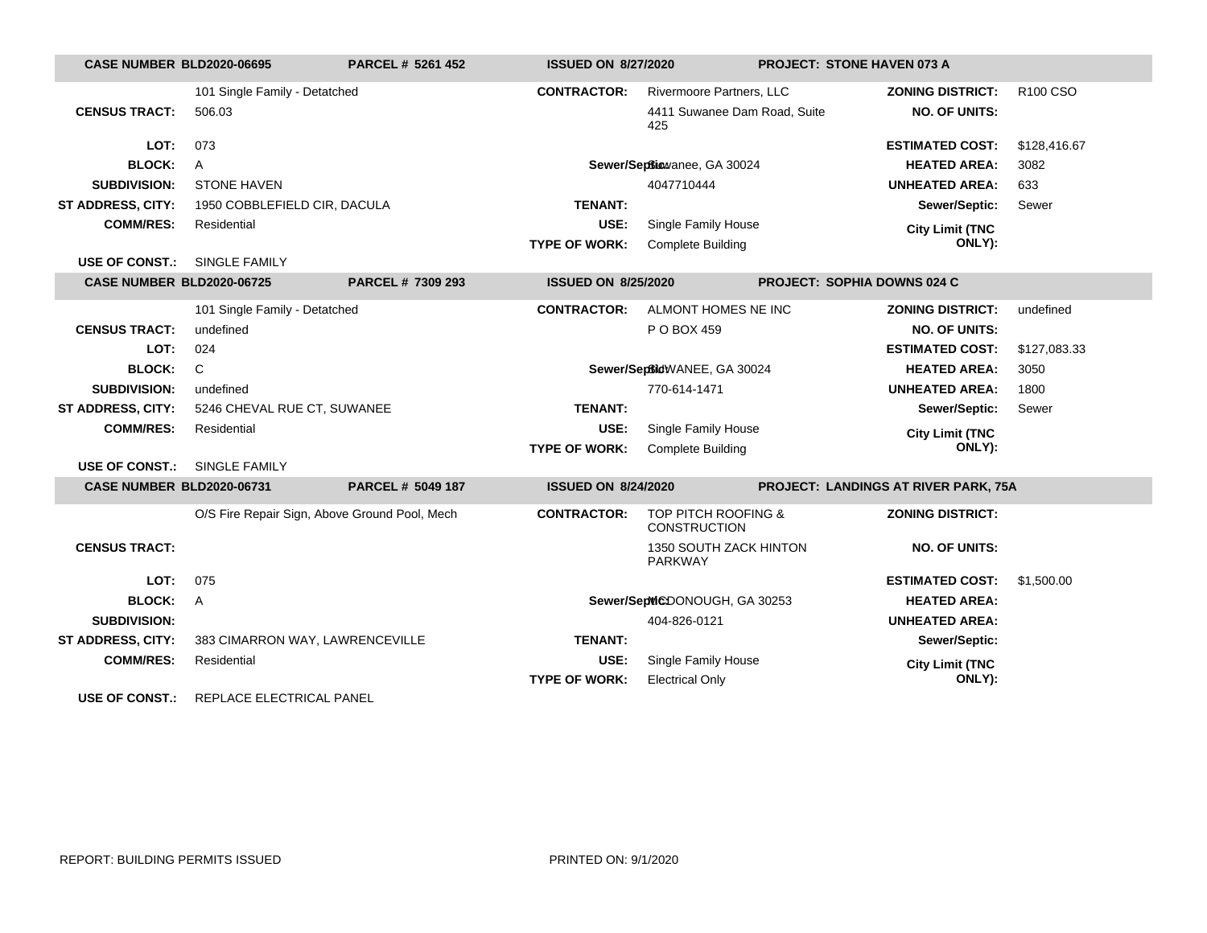| CASE NUMBER BLD2020-06695 | PARCEL # 5261 452 | ISSUED ON 8/27/2020 | | PROJECT: STONE HAVEN 073 A | |
|---|---|---|---|---|---|
| | 101 Single Family - Detatched | CONTRACTOR: | Rivermoore Partners, LLC | ZONING DISTRICT: | R100 CSO |
| CENSUS TRACT: | 506.03 | | 4411 Suwanee Dam Road, Suite 425 | NO. OF UNITS: | |
| LOT: | 073 | | | ESTIMATED COST: | $128,416.67 |
| BLOCK: | A | Sewer/Septic: | Suwanee, GA 30024 | HEATED AREA: | 3082 |
| SUBDIVISION: | STONE HAVEN | | 4047710444 | UNHEATED AREA: | 633 |
| ST ADDRESS, CITY: | 1950 COBBLEFIELD CIR, DACULA | TENANT: | | Sewer/Septic: | Sewer |
| COMM/RES: | Residential | USE: | Single Family House | City Limit (TNC ONLY): | |
| | | TYPE OF WORK: | Complete Building | | |
| USE OF CONST.: | SINGLE FAMILY | | | | |

| CASE NUMBER BLD2020-06725 | PARCEL # 7309 293 | ISSUED ON 8/25/2020 | | PROJECT: SOPHIA DOWNS 024 C | |
|---|---|---|---|---|---|
| | 101 Single Family - Detatched | CONTRACTOR: | ALMONT HOMES NE INC | ZONING DISTRICT: | undefined |
| CENSUS TRACT: | undefined | | P O BOX 459 | NO. OF UNITS: | |
| LOT: | 024 | | | ESTIMATED COST: | $127,083.33 |
| BLOCK: | C | Sewer/Septic: | SUWANEE, GA 30024 | HEATED AREA: | 3050 |
| SUBDIVISION: | undefined | | 770-614-1471 | UNHEATED AREA: | 1800 |
| ST ADDRESS, CITY: | 5246 CHEVAL RUE CT, SUWANEE | TENANT: | | Sewer/Septic: | Sewer |
| COMM/RES: | Residential | USE: | Single Family House | City Limit (TNC ONLY): | |
| | | TYPE OF WORK: | Complete Building | | |
| USE OF CONST.: | SINGLE FAMILY | | | | |

| CASE NUMBER BLD2020-06731 | PARCEL # 5049 187 | ISSUED ON 8/24/2020 | | PROJECT: LANDINGS AT RIVER PARK, 75A | |
|---|---|---|---|---|---|
| | O/S Fire Repair Sign, Above Ground Pool, Mech | CONTRACTOR: | TOP PITCH ROOFING & CONSTRUCTION | ZONING DISTRICT: | |
| CENSUS TRACT: | | | 1350 SOUTH ZACK HINTON PARKWAY | NO. OF UNITS: | |
| LOT: | 075 | | | ESTIMATED COST: | $1,500.00 |
| BLOCK: | A | Sewer/Septic: | MCDONOUGH, GA 30253 | HEATED AREA: | |
| SUBDIVISION: | | | 404-826-0121 | UNHEATED AREA: | |
| ST ADDRESS, CITY: | 383 CIMARRON WAY, LAWRENCEVILLE | TENANT: | | Sewer/Septic: | |
| COMM/RES: | Residential | USE: | Single Family House | City Limit (TNC ONLY): | |
| | | TYPE OF WORK: | Electrical Only | | |
| USE OF CONST.: | REPLACE ELECTRICAL PANEL | | | | |

REPORT: BUILDING PERMITS ISSUED    PRINTED ON: 9/1/2020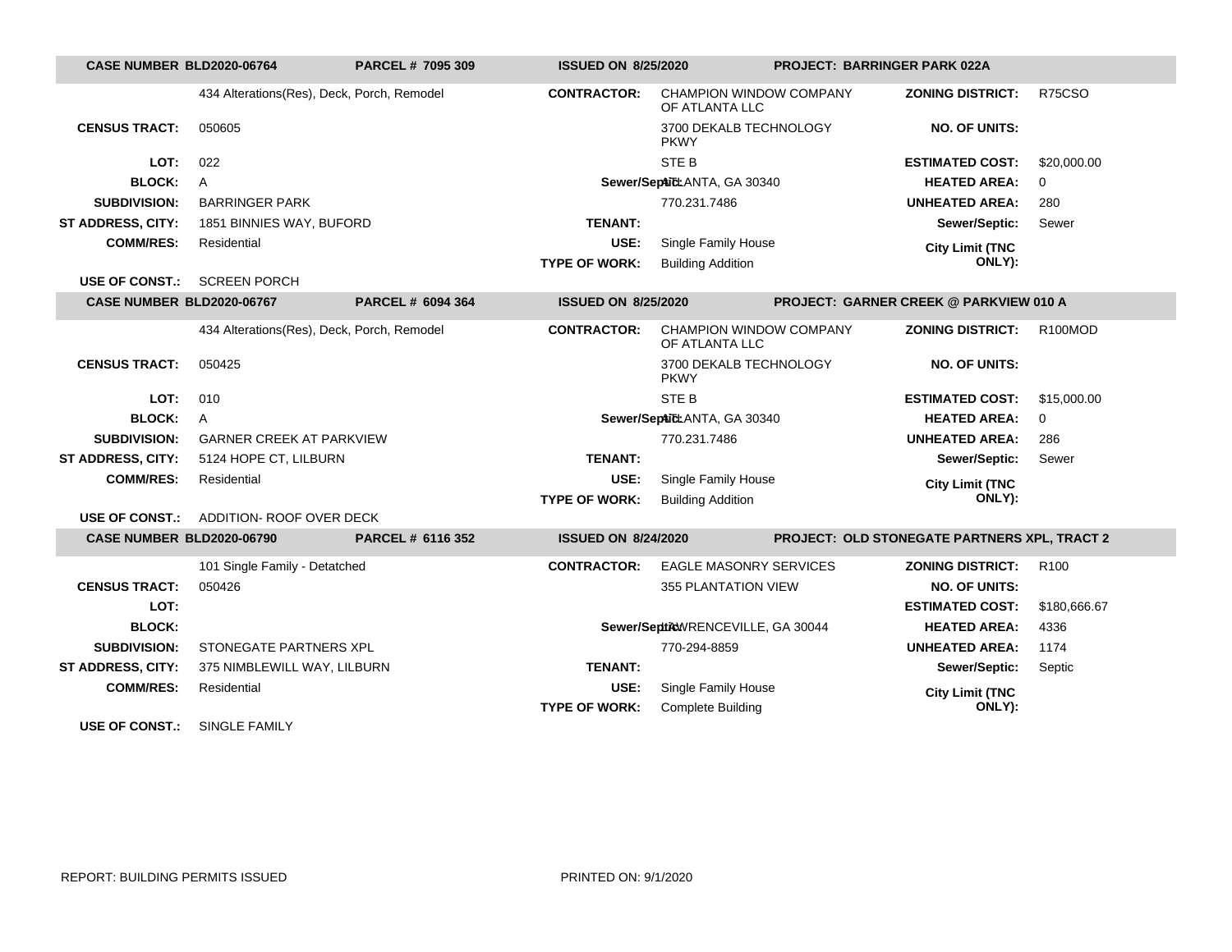| CASE NUMBER BLD2020-06764 | PARCEL # 7095 309 | ISSUED ON 8/25/2020 | PROJECT: BARRINGER PARK 022A |
|---|---|---|---|

| | | | | | |
|---|---|---|---|---|---|
| | 434 Alterations(Res), Deck, Porch, Remodel | CONTRACTOR: | CHAMPION WINDOW COMPANY OF ATLANTA LLC | ZONING DISTRICT: | R75CSO |
| CENSUS TRACT: | 050605 | | 3700 DEKALB TECHNOLOGY PKWY | NO. OF UNITS: | |
| LOT: | 022 | | STE B | ESTIMATED COST: | $20,000.00 |
| BLOCK: | A | Sewer/Septic: | ATLANTA, GA 30340 | HEATED AREA: | 0 |
| SUBDIVISION: | BARRINGER PARK | | 770.231.7486 | UNHEATED AREA: | 280 |
| ST ADDRESS, CITY: | 1851 BINNIES WAY, BUFORD | TENANT: | | Sewer/Septic: | Sewer |
| COMM/RES: | Residential | USE: | Single Family House | City Limit (TNC ONLY): | |
| | | TYPE OF WORK: | Building Addition | | |
| USE OF CONST.: | SCREEN PORCH | | | | |

| CASE NUMBER BLD2020-06767 | PARCEL # 6094 364 | ISSUED ON 8/25/2020 | PROJECT: GARNER CREEK @ PARKVIEW 010 A |
|---|---|---|---|

| | | | | | |
|---|---|---|---|---|---|
| | 434 Alterations(Res), Deck, Porch, Remodel | CONTRACTOR: | CHAMPION WINDOW COMPANY OF ATLANTA LLC | ZONING DISTRICT: | R100MOD |
| CENSUS TRACT: | 050425 | | 3700 DEKALB TECHNOLOGY PKWY | NO. OF UNITS: | |
| LOT: | 010 | | STE B | ESTIMATED COST: | $15,000.00 |
| BLOCK: | A | Sewer/Septic: | ATLANTA, GA 30340 | HEATED AREA: | 0 |
| SUBDIVISION: | GARNER CREEK AT PARKVIEW | | 770.231.7486 | UNHEATED AREA: | 286 |
| ST ADDRESS, CITY: | 5124 HOPE CT, LILBURN | TENANT: | | Sewer/Septic: | Sewer |
| COMM/RES: | Residential | USE: | Single Family House | City Limit (TNC ONLY): | |
| | | TYPE OF WORK: | Building Addition | | |
| USE OF CONST.: | ADDITION- ROOF OVER DECK | | | | |

| CASE NUMBER BLD2020-06790 | PARCEL # 6116 352 | ISSUED ON 8/24/2020 | PROJECT: OLD STONEGATE PARTNERS XPL, TRACT 2 |
|---|---|---|---|

| | | | | | |
|---|---|---|---|---|---|
| | 101 Single Family - Detatched | CONTRACTOR: | EAGLE MASONRY SERVICES | ZONING DISTRICT: | R100 |
| CENSUS TRACT: | 050426 | | 355 PLANTATION VIEW | NO. OF UNITS: | |
| LOT: | | | | ESTIMATED COST: | $180,666.67 |
| BLOCK: | | Sewer/Septic: | LAWRENCEVILLE, GA 30044 | HEATED AREA: | 4336 |
| SUBDIVISION: | STONEGATE PARTNERS XPL | | 770-294-8859 | UNHEATED AREA: | 1174 |
| ST ADDRESS, CITY: | 375 NIMBLEWILL WAY, LILBURN | TENANT: | | Sewer/Septic: | Septic |
| COMM/RES: | Residential | USE: | Single Family House | City Limit (TNC ONLY): | |
| | | TYPE OF WORK: | Complete Building | | |
| USE OF CONST.: | SINGLE FAMILY | | | | |

REPORT: BUILDING PERMITS ISSUED

PRINTED ON: 9/1/2020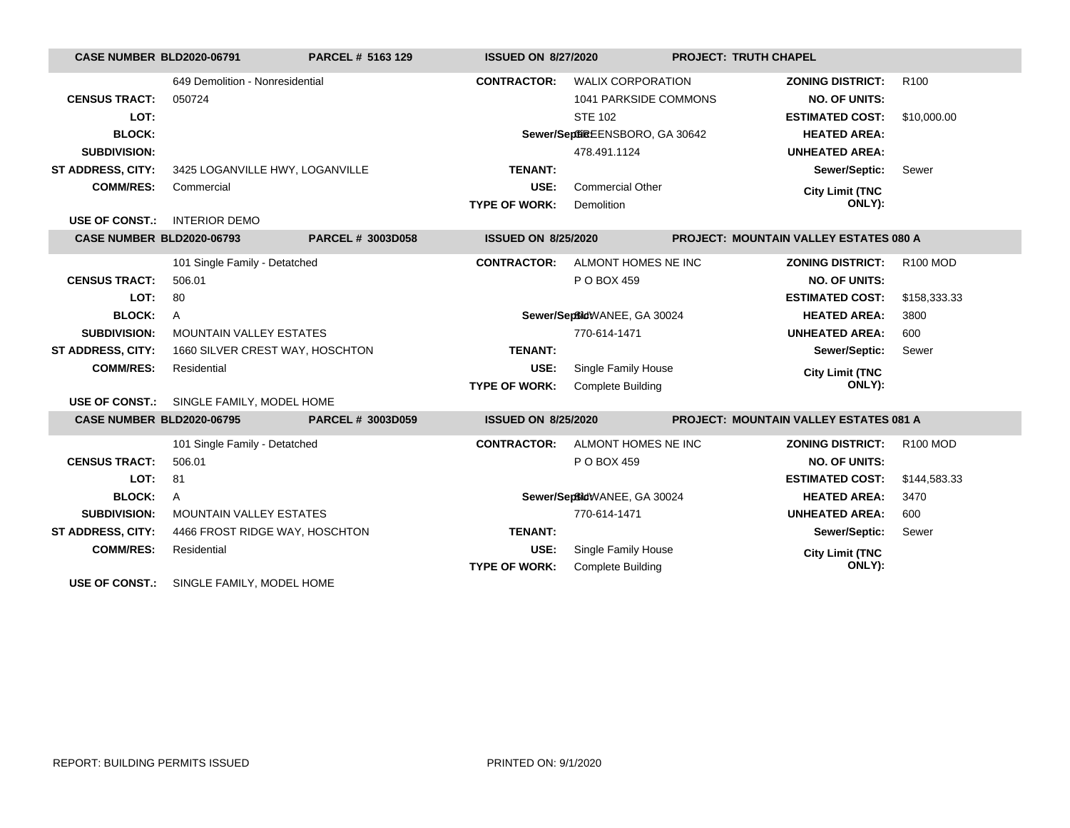| CASE NUMBER BLD2020-06791 | PARCEL # 5163 129 | ISSUED ON 8/27/2020 | | PROJECT: TRUTH CHAPEL | |
|---|---|---|---|---|---|
| | 649 Demolition - Nonresidential | CONTRACTOR: | WALIX CORPORATION | ZONING DISTRICT: | R100 |
| CENSUS TRACT: | 050724 | | 1041 PARKSIDE COMMONS | NO. OF UNITS: | |
| LOT: | | | STE 102 | ESTIMATED COST: | $10,000.00 |
| BLOCK: | | Sewer/Septic: | GREENSBORO, GA 30642 | HEATED AREA: | |
| SUBDIVISION: | | | 478.491.1124 | UNHEATED AREA: | |
| ST ADDRESS, CITY: | 3425 LOGANVILLE HWY, LOGANVILLE | TENANT: | | Sewer/Septic: | Sewer |
| COMM/RES: | Commercial | USE: | Commercial Other | City Limit (TNC ONLY): | |
| | | TYPE OF WORK: | Demolition | | |
| USE OF CONST.: | INTERIOR DEMO | | | | |

| CASE NUMBER BLD2020-06793 | PARCEL # 3003D058 | ISSUED ON 8/25/2020 | | PROJECT: MOUNTAIN VALLEY ESTATES 080 A | |
|---|---|---|---|---|---|
| | 101 Single Family - Detatched | CONTRACTOR: | ALMONT HOMES NE INC | ZONING DISTRICT: | R100 MOD |
| CENSUS TRACT: | 506.01 | | P O BOX 459 | NO. OF UNITS: | |
| LOT: | 80 | | | ESTIMATED COST: | $158,333.33 |
| BLOCK: | A | Sewer/Septic: | SUWANEE, GA 30024 | HEATED AREA: | 3800 |
| SUBDIVISION: | MOUNTAIN VALLEY ESTATES | | 770-614-1471 | UNHEATED AREA: | 600 |
| ST ADDRESS, CITY: | 1660 SILVER CREST WAY, HOSCHTON | TENANT: | | Sewer/Septic: | Sewer |
| COMM/RES: | Residential | USE: | Single Family House | City Limit (TNC ONLY): | |
| | | TYPE OF WORK: | Complete Building | | |
| USE OF CONST.: | SINGLE FAMILY, MODEL HOME | | | | |

| CASE NUMBER BLD2020-06795 | PARCEL # 3003D059 | ISSUED ON 8/25/2020 | | PROJECT: MOUNTAIN VALLEY ESTATES 081 A | |
|---|---|---|---|---|---|
| | 101 Single Family - Detatched | CONTRACTOR: | ALMONT HOMES NE INC | ZONING DISTRICT: | R100 MOD |
| CENSUS TRACT: | 506.01 | | P O BOX 459 | NO. OF UNITS: | |
| LOT: | 81 | | | ESTIMATED COST: | $144,583.33 |
| BLOCK: | A | Sewer/Septic: | SUWANEE, GA 30024 | HEATED AREA: | 3470 |
| SUBDIVISION: | MOUNTAIN VALLEY ESTATES | | 770-614-1471 | UNHEATED AREA: | 600 |
| ST ADDRESS, CITY: | 4466 FROST RIDGE WAY, HOSCHTON | TENANT: | | Sewer/Septic: | Sewer |
| COMM/RES: | Residential | USE: | Single Family House | City Limit (TNC ONLY): | |
| | | TYPE OF WORK: | Complete Building | | |
| USE OF CONST.: | SINGLE FAMILY, MODEL HOME | | | | |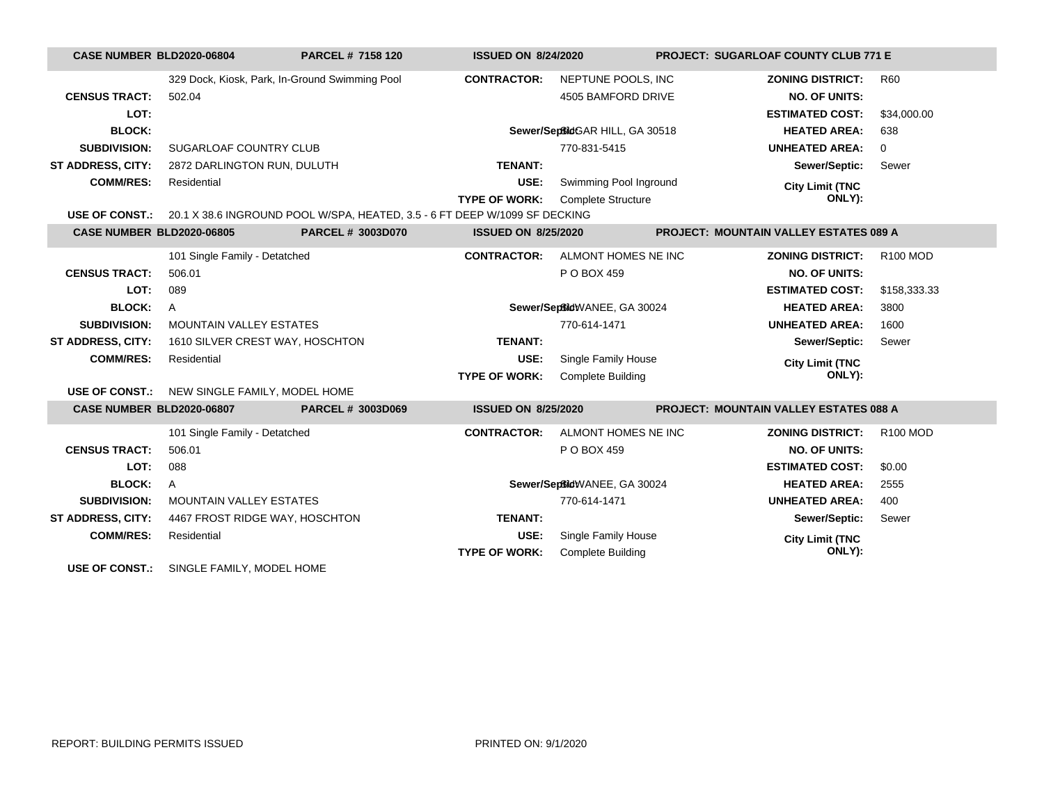| CASE NUMBER BLD2020-06804 | PARCEL # 7158 120 | ISSUED ON 8/24/2020 | PROJECT: SUGARLOAF COUNTY CLUB 771 E |
|---|---|---|---|

| | | | | | |
|---|---|---|---|---|---|
| | 329 Dock, Kiosk, Park, In-Ground Swimming Pool | CONTRACTOR: | NEPTUNE POOLS, INC | ZONING DISTRICT: | R60 |
| CENSUS TRACT: | 502.04 | | 4505 BAMFORD DRIVE | NO. OF UNITS: | |
| LOT: | | | | ESTIMATED COST: | $34,000.00 |
| BLOCK: | | Sewer/Septic: | SUGAR HILL, GA 30518 | HEATED AREA: | 638 |
| SUBDIVISION: | SUGARLOAF COUNTRY CLUB | | 770-831-5415 | UNHEATED AREA: | 0 |
| ST ADDRESS, CITY: | 2872 DARLINGTON RUN, DULUTH | TENANT: | | Sewer/Septic: | Sewer |
| COMM/RES: | Residential | USE: | Swimming Pool Inground | City Limit (TNC ONLY): | |
| | | TYPE OF WORK: | Complete Structure | | |
| USE OF CONST.: | 20.1 X 38.6 INGROUND POOL W/SPA, HEATED, 3.5 - 6 FT DEEP W/1099 SF DECKING | | | | |

| CASE NUMBER BLD2020-06805 | PARCEL # 3003D070 | ISSUED ON 8/25/2020 | PROJECT: MOUNTAIN VALLEY ESTATES 089 A |
|---|---|---|---|

| | | | | | |
|---|---|---|---|---|---|
| | 101 Single Family - Detatched | CONTRACTOR: | ALMONT HOMES NE INC | ZONING DISTRICT: | R100 MOD |
| CENSUS TRACT: | 506.01 | | P O BOX 459 | NO. OF UNITS: | |
| LOT: | 089 | | | ESTIMATED COST: | $158,333.33 |
| BLOCK: | A | Sewer/Septic: | SUWANEE, GA 30024 | HEATED AREA: | 3800 |
| SUBDIVISION: | MOUNTAIN VALLEY ESTATES | | 770-614-1471 | UNHEATED AREA: | 1600 |
| ST ADDRESS, CITY: | 1610 SILVER CREST WAY, HOSCHTON | TENANT: | | Sewer/Septic: | Sewer |
| COMM/RES: | Residential | USE: | Single Family House | City Limit (TNC ONLY): | |
| | | TYPE OF WORK: | Complete Building | | |
| USE OF CONST.: | NEW SINGLE FAMILY, MODEL HOME | | | | |

| CASE NUMBER BLD2020-06807 | PARCEL # 3003D069 | ISSUED ON 8/25/2020 | PROJECT: MOUNTAIN VALLEY ESTATES 088 A |
|---|---|---|---|

| | | | | | |
|---|---|---|---|---|---|
| | 101 Single Family - Detatched | CONTRACTOR: | ALMONT HOMES NE INC | ZONING DISTRICT: | R100 MOD |
| CENSUS TRACT: | 506.01 | | P O BOX 459 | NO. OF UNITS: | |
| LOT: | 088 | | | ESTIMATED COST: | $0.00 |
| BLOCK: | A | Sewer/Septic: | SUWANEE, GA 30024 | HEATED AREA: | 2555 |
| SUBDIVISION: | MOUNTAIN VALLEY ESTATES | | 770-614-1471 | UNHEATED AREA: | 400 |
| ST ADDRESS, CITY: | 4467 FROST RIDGE WAY, HOSCHTON | TENANT: | | Sewer/Septic: | Sewer |
| COMM/RES: | Residential | USE: | Single Family House | City Limit (TNC ONLY): | |
| | | TYPE OF WORK: | Complete Building | | |
| USE OF CONST.: | SINGLE FAMILY, MODEL HOME | | | | |

REPORT: BUILDING PERMITS ISSUED

PRINTED ON: 9/1/2020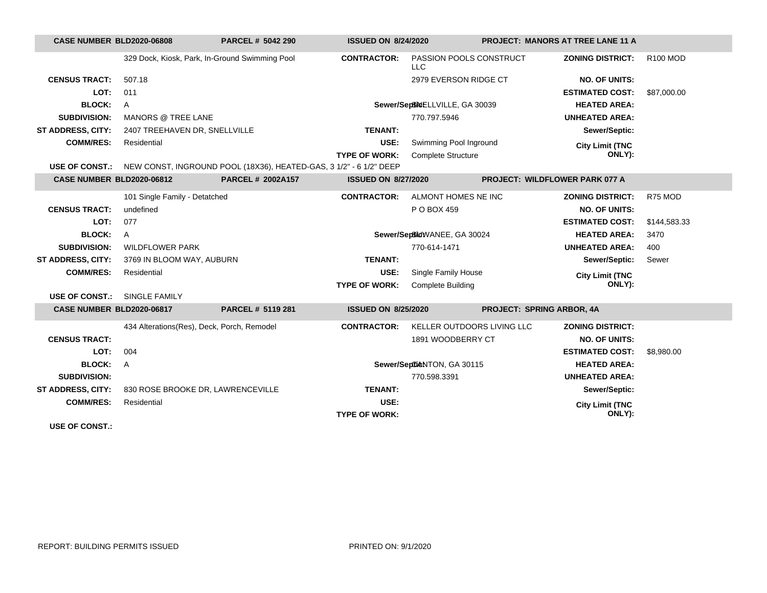| CASE NUMBER BLD2020-06808 | PARCEL # 5042 290 | ISSUED ON 8/24/2020 | PROJECT: MANORS AT TREE LANE 11 A |
|---|---|---|---|

| | | | | | |
|---|---|---|---|---|---|
| | 329 Dock, Kiosk, Park, In-Ground Swimming Pool | **CONTRACTOR:** | PASSION POOLS CONSTRUCT LLC | **ZONING DISTRICT:** | R100 MOD |
| **CENSUS TRACT:** | 507.18 | | 2979 EVERSON RIDGE CT | **NO. OF UNITS:** | |
| **LOT:** | 011 | | | **ESTIMATED COST:** | $87,000.00 |
| **BLOCK:** | A | **Sewer/Septic:** | SNELLVILLE, GA 30039 | **HEATED AREA:** | |
| **SUBDIVISION:** | MANORS @ TREE LANE | | 770.797.5946 | **UNHEATED AREA:** | |
| **ST ADDRESS, CITY:** | 2407 TREEHAVEN DR, SNELLVILLE | **TENANT:** | | **Sewer/Septic:** | |
| **COMM/RES:** | Residential | **USE:** | Swimming Pool Inground | **City Limit (TNC ONLY):** | |
| | | **TYPE OF WORK:** | Complete Structure | | |
| **USE OF CONST.:** | NEW CONST, INGROUND POOL (18X36), HEATED-GAS, 3 1/2" - 6 1/2" DEEP | | | | |

| CASE NUMBER BLD2020-06812 | PARCEL # 2002A157 | ISSUED ON 8/27/2020 | PROJECT: WILDFLOWER PARK 077 A |
|---|---|---|---|

| | | | | | |
|---|---|---|---|---|---|
| | 101 Single Family - Detatched | **CONTRACTOR:** | ALMONT HOMES NE INC | **ZONING DISTRICT:** | R75 MOD |
| **CENSUS TRACT:** | undefined | | P O BOX 459 | **NO. OF UNITS:** | |
| **LOT:** | 077 | | | **ESTIMATED COST:** | $144,583.33 |
| **BLOCK:** | A | **Sewer/Septic:** | SUWANEE, GA 30024 | **HEATED AREA:** | 3470 |
| **SUBDIVISION:** | WILDFLOWER PARK | | 770-614-1471 | **UNHEATED AREA:** | 400 |
| **ST ADDRESS, CITY:** | 3769 IN BLOOM WAY, AUBURN | **TENANT:** | | **Sewer/Septic:** | Sewer |
| **COMM/RES:** | Residential | **USE:** | Single Family House | **City Limit (TNC ONLY):** | |
| | | **TYPE OF WORK:** | Complete Building | | |
| **USE OF CONST.:** | SINGLE FAMILY | | | | |

| CASE NUMBER BLD2020-06817 | PARCEL # 5119 281 | ISSUED ON 8/25/2020 | PROJECT: SPRING ARBOR, 4A |
|---|---|---|---|

| | | | | | |
|---|---|---|---|---|---|
| | 434 Alterations(Res), Deck, Porch, Remodel | **CONTRACTOR:** | KELLER OUTDOORS LIVING LLC | **ZONING DISTRICT:** | |
| **CENSUS TRACT:** | | | 1891 WOODBERRY CT | **NO. OF UNITS:** | |
| **LOT:** | 004 | | | **ESTIMATED COST:** | $8,980.00 |
| **BLOCK:** | A | **Sewer/Septic:** | CANTON, GA 30115 | **HEATED AREA:** | |
| **SUBDIVISION:** | | | 770.598.3391 | **UNHEATED AREA:** | |
| **ST ADDRESS, CITY:** | 830 ROSE BROOKE DR, LAWRENCEVILLE | **TENANT:** | | **Sewer/Septic:** | |
| **COMM/RES:** | Residential | **USE:** | | **City Limit (TNC ONLY):** | |
| | | **TYPE OF WORK:** | | | |
| **USE OF CONST.:** | | | | | |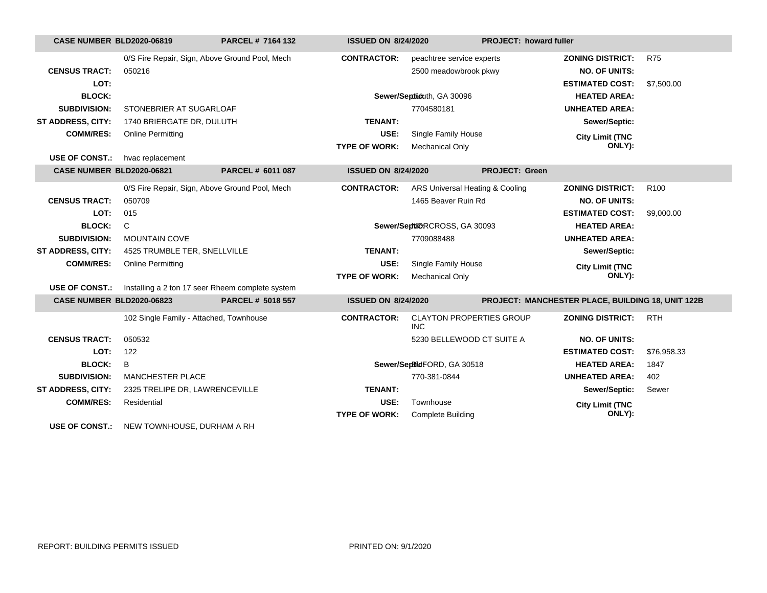| CASE NUMBER BLD2020-06819 | PARCEL # 7164 132 | ISSUED ON 8/24/2020 | PROJECT: howard fuller | | |
|---|---|---|---|---|---|
| | 0/S Fire Repair, Sign, Above Ground Pool, Mech | CONTRACTOR: | peachtree service experts | ZONING DISTRICT: | R75 |
| CENSUS TRACT: | 050216 | | 2500 meadowbrook pkwy | NO. OF UNITS: | |
| LOT: | | | | ESTIMATED COST: | $7,500.00 |
| BLOCK: | | Sewer/Septic: | duluth, GA 30096 | HEATED AREA: | |
| SUBDIVISION: | STONEBRIER AT SUGARLOAF | | 7704580181 | UNHEATED AREA: | |
| ST ADDRESS, CITY: | 1740 BRIERGATE DR, DULUTH | TENANT: | | Sewer/Septic: | |
| COMM/RES: | Online Permitting | USE: | Single Family House | City Limit (TNC ONLY): | |
| | | TYPE OF WORK: | Mechanical Only | | |
| USE OF CONST.: | hvac replacement | | | | |

| CASE NUMBER BLD2020-06821 | PARCEL # 6011 087 | ISSUED ON 8/24/2020 | PROJECT: Green | | |
|---|---|---|---|---|---|
| | 0/S Fire Repair, Sign, Above Ground Pool, Mech | CONTRACTOR: | ARS Universal Heating & Cooling | ZONING DISTRICT: | R100 |
| CENSUS TRACT: | 050709 | | 1465 Beaver Ruin Rd | NO. OF UNITS: | |
| LOT: | 015 | | | ESTIMATED COST: | $9,000.00 |
| BLOCK: | C | Sewer/Septic: | NORCROSS, GA 30093 | HEATED AREA: | |
| SUBDIVISION: | MOUNTAIN COVE | | 7709088488 | UNHEATED AREA: | |
| ST ADDRESS, CITY: | 4525 TRUMBLE TER, SNELLVILLE | TENANT: | | Sewer/Septic: | |
| COMM/RES: | Online Permitting | USE: | Single Family House | City Limit (TNC ONLY): | |
| | | TYPE OF WORK: | Mechanical Only | | |
| USE OF CONST.: | Installing a 2 ton 17 seer Rheem complete system | | | | |

| CASE NUMBER BLD2020-06823 | PARCEL # 5018 557 | ISSUED ON 8/24/2020 | PROJECT: MANCHESTER PLACE, BUILDING 18, UNIT 122B | | |
|---|---|---|---|---|---|
| | 102 Single Family - Attached, Townhouse | CONTRACTOR: | CLAYTON PROPERTIES GROUP INC | ZONING DISTRICT: | RTH |
| CENSUS TRACT: | 050532 | | 5230 BELLEWOOD CT SUITE A | NO. OF UNITS: | |
| LOT: | 122 | | | ESTIMATED COST: | $76,958.33 |
| BLOCK: | B | Sewer/Septic: | BUFORD, GA 30518 | HEATED AREA: | 1847 |
| SUBDIVISION: | MANCHESTER PLACE | | 770-381-0844 | UNHEATED AREA: | 402 |
| ST ADDRESS, CITY: | 2325 TRELIPE DR, LAWRENCEVILLE | TENANT: | | Sewer/Septic: | Sewer |
| COMM/RES: | Residential | USE: | Townhouse | City Limit (TNC ONLY): | |
| | | TYPE OF WORK: | Complete Building | | |
| USE OF CONST.: | NEW TOWNHOUSE, DURHAM A RH | | | | |

REPORT: BUILDING PERMITS ISSUED

PRINTED ON: 9/1/2020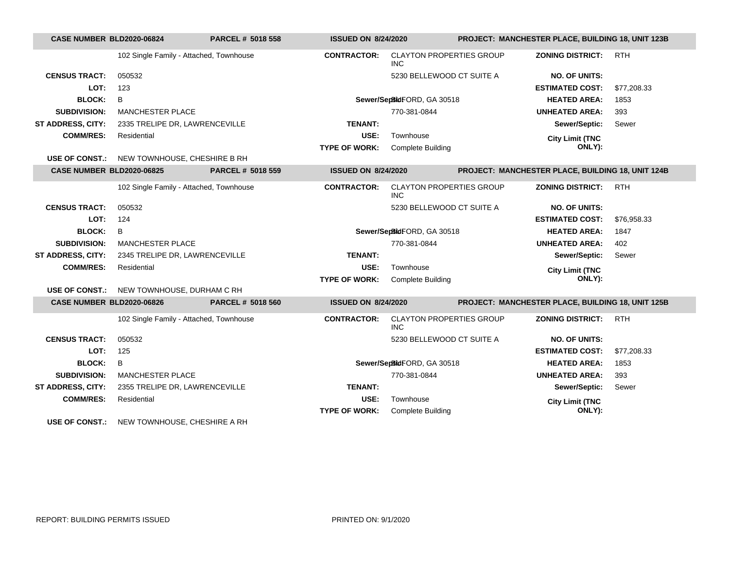| CASE NUMBER BLD2020-06824 | PARCEL # 5018 558 | ISSUED ON 8/24/2020 | | PROJECT: MANCHESTER PLACE, BUILDING 18, UNIT 123B | |
|---|---|---|---|---|---|
| | 102 Single Family - Attached, Townhouse | CONTRACTOR: | CLAYTON PROPERTIES GROUP INC | ZONING DISTRICT: | RTH |
| CENSUS TRACT: | 050532 | | 5230 BELLEWOOD CT SUITE A | NO. OF UNITS: | |
| LOT: | 123 | | | ESTIMATED COST: | $77,208.33 |
| BLOCK: | B | Sewer/Septic: | BUFORD, GA 30518 | HEATED AREA: | 1853 |
| SUBDIVISION: | MANCHESTER PLACE | | 770-381-0844 | UNHEATED AREA: | 393 |
| ST ADDRESS, CITY: | 2335 TRELIPE DR, LAWRENCEVILLE | TENANT: | | Sewer/Septic: | Sewer |
| COMM/RES: | Residential | USE: | Townhouse | City Limit (TNC ONLY): | |
| | | TYPE OF WORK: | Complete Building | | |
| USE OF CONST.: | NEW TOWNHOUSE, CHESHIRE B RH | | | | |

| CASE NUMBER BLD2020-06825 | PARCEL # 5018 559 | ISSUED ON 8/24/2020 | | PROJECT: MANCHESTER PLACE, BUILDING 18, UNIT 124B | |
|---|---|---|---|---|---|
| | 102 Single Family - Attached, Townhouse | CONTRACTOR: | CLAYTON PROPERTIES GROUP INC | ZONING DISTRICT: | RTH |
| CENSUS TRACT: | 050532 | | 5230 BELLEWOOD CT SUITE A | NO. OF UNITS: | |
| LOT: | 124 | | | ESTIMATED COST: | $76,958.33 |
| BLOCK: | B | Sewer/Septic: | BUFORD, GA 30518 | HEATED AREA: | 1847 |
| SUBDIVISION: | MANCHESTER PLACE | | 770-381-0844 | UNHEATED AREA: | 402 |
| ST ADDRESS, CITY: | 2345 TRELIPE DR, LAWRENCEVILLE | TENANT: | | Sewer/Septic: | Sewer |
| COMM/RES: | Residential | USE: | Townhouse | City Limit (TNC ONLY): | |
| | | TYPE OF WORK: | Complete Building | | |
| USE OF CONST.: | NEW TOWNHOUSE, DURHAM C RH | | | | |

| CASE NUMBER BLD2020-06826 | PARCEL # 5018 560 | ISSUED ON 8/24/2020 | | PROJECT: MANCHESTER PLACE, BUILDING 18, UNIT 125B | |
|---|---|---|---|---|---|
| | 102 Single Family - Attached, Townhouse | CONTRACTOR: | CLAYTON PROPERTIES GROUP INC | ZONING DISTRICT: | RTH |
| CENSUS TRACT: | 050532 | | 5230 BELLEWOOD CT SUITE A | NO. OF UNITS: | |
| LOT: | 125 | | | ESTIMATED COST: | $77,208.33 |
| BLOCK: | B | Sewer/Septic: | BUFORD, GA 30518 | HEATED AREA: | 1853 |
| SUBDIVISION: | MANCHESTER PLACE | | 770-381-0844 | UNHEATED AREA: | 393 |
| ST ADDRESS, CITY: | 2355 TRELIPE DR, LAWRENCEVILLE | TENANT: | | Sewer/Septic: | Sewer |
| COMM/RES: | Residential | USE: | Townhouse | City Limit (TNC ONLY): | |
| | | TYPE OF WORK: | Complete Building | | |
| USE OF CONST.: | NEW TOWNHOUSE, CHESHIRE A RH | | | | |

REPORT: BUILDING PERMITS ISSUED

PRINTED ON: 9/1/2020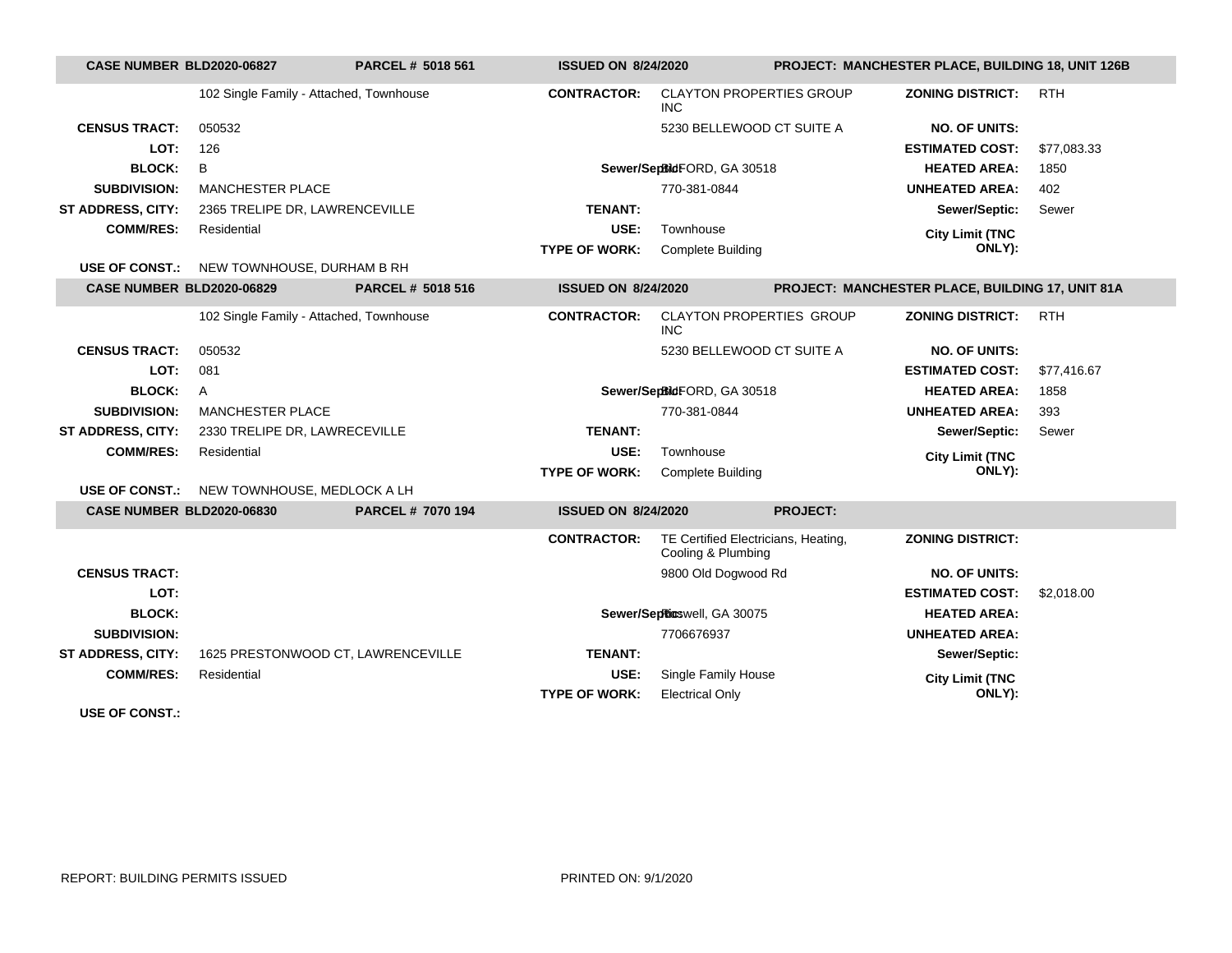| CASE NUMBER BLD2020-06827 | PARCEL # 5018 561 | ISSUED ON 8/24/2020 | | PROJECT: MANCHESTER PLACE, BUILDING 18, UNIT 126B | |
|---|---|---|---|---|---|
| | 102 Single Family - Attached, Townhouse | CONTRACTOR: | CLAYTON PROPERTIES GROUP INC | ZONING DISTRICT: | RTH |
| CENSUS TRACT: | 050532 | | 5230 BELLEWOOD CT SUITE A | NO. OF UNITS: | |
| LOT: | 126 | | | ESTIMATED COST: | $77,083.33 |
| BLOCK: | B | Sewer/Septic: | BUFORD, GA 30518 | HEATED AREA: | 1850 |
| SUBDIVISION: | MANCHESTER PLACE | | 770-381-0844 | UNHEATED AREA: | 402 |
| ST ADDRESS, CITY: | 2365 TRELIPE DR, LAWRENCEVILLE | TENANT: | | Sewer/Septic: | Sewer |
| COMM/RES: | Residential | USE: | Townhouse | City Limit (TNC ONLY): | |
| | | TYPE OF WORK: | Complete Building | | |
| USE OF CONST.: | NEW TOWNHOUSE, DURHAM B RH | | | | |

| CASE NUMBER BLD2020-06829 | PARCEL # 5018 516 | ISSUED ON 8/24/2020 | | PROJECT: MANCHESTER PLACE, BUILDING 17, UNIT 81A | |
|---|---|---|---|---|---|
| | 102 Single Family - Attached, Townhouse | CONTRACTOR: | CLAYTON PROPERTIES GROUP INC | ZONING DISTRICT: | RTH |
| CENSUS TRACT: | 050532 | | 5230 BELLEWOOD CT SUITE A | NO. OF UNITS: | |
| LOT: | 081 | | | ESTIMATED COST: | $77,416.67 |
| BLOCK: | A | Sewer/Septic: | BUFORD, GA 30518 | HEATED AREA: | 1858 |
| SUBDIVISION: | MANCHESTER PLACE | | 770-381-0844 | UNHEATED AREA: | 393 |
| ST ADDRESS, CITY: | 2330 TRELIPE DR, LAWRECEVILLE | TENANT: | | Sewer/Septic: | Sewer |
| COMM/RES: | Residential | USE: | Townhouse | City Limit (TNC ONLY): | |
| | | TYPE OF WORK: | Complete Building | | |
| USE OF CONST.: | NEW TOWNHOUSE, MEDLOCK A LH | | | | |

| CASE NUMBER BLD2020-06830 | PARCEL # 7070 194 | ISSUED ON 8/24/2020 | | PROJECT: | |
|---|---|---|---|---|---|
| | | CONTRACTOR: | TE Certified Electricians, Heating, Cooling & Plumbing | ZONING DISTRICT: | |
| CENSUS TRACT: | | | 9800 Old Dogwood Rd | NO. OF UNITS: | |
| LOT: | | | | ESTIMATED COST: | $2,018.00 |
| BLOCK: | | Sewer/Septic: | Roswell, GA 30075 | HEATED AREA: | |
| SUBDIVISION: | | | 7706676937 | UNHEATED AREA: | |
| ST ADDRESS, CITY: | 1625 PRESTONWOOD CT, LAWRENCEVILLE | TENANT: | | Sewer/Septic: | |
| COMM/RES: | Residential | USE: | Single Family House | City Limit (TNC ONLY): | |
| | | TYPE OF WORK: | Electrical Only | | |
| USE OF CONST.: | | | | | |

REPORT: BUILDING PERMITS ISSUED PRINTED ON: 9/1/2020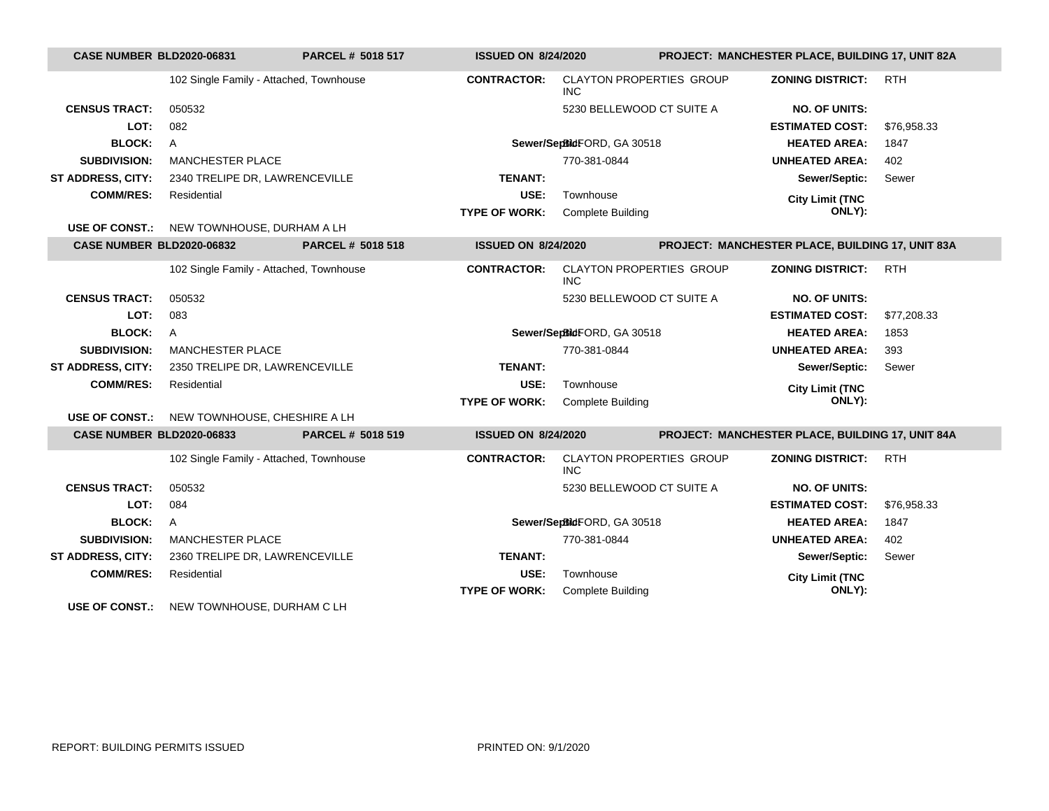| CASE NUMBER BLD2020-06831 | PARCEL # 5018 517 | ISSUED ON 8/24/2020 | PROJECT: MANCHESTER PLACE, BUILDING 17, UNIT 82A | | |
|---|---|---|---|---|---|
| | 102 Single Family - Attached, Townhouse | CONTRACTOR: | CLAYTON PROPERTIES GROUP INC | ZONING DISTRICT: | RTH |
| CENSUS TRACT: | 050532 | | 5230 BELLEWOOD CT SUITE A | NO. OF UNITS: | |
| LOT: | 082 | | | ESTIMATED COST: | $76,958.33 |
| BLOCK: | A | Sewer/Septic: | BUFORD, GA 30518 | HEATED AREA: | 1847 |
| SUBDIVISION: | MANCHESTER PLACE | | 770-381-0844 | UNHEATED AREA: | 402 |
| ST ADDRESS, CITY: | 2340 TRELIPE DR, LAWRENCEVILLE | TENANT: | | Sewer/Septic: | Sewer |
| COMM/RES: | Residential | USE: | Townhouse | City Limit (TNC ONLY): | |
| | | TYPE OF WORK: | Complete Building | | |
| USE OF CONST.: | NEW TOWNHOUSE, DURHAM A LH | | | | |

| CASE NUMBER BLD2020-06832 | PARCEL # 5018 518 | ISSUED ON 8/24/2020 | PROJECT: MANCHESTER PLACE, BUILDING 17, UNIT 83A | | |
|---|---|---|---|---|---|
| | 102 Single Family - Attached, Townhouse | CONTRACTOR: | CLAYTON PROPERTIES GROUP INC | ZONING DISTRICT: | RTH |
| CENSUS TRACT: | 050532 | | 5230 BELLEWOOD CT SUITE A | NO. OF UNITS: | |
| LOT: | 083 | | | ESTIMATED COST: | $77,208.33 |
| BLOCK: | A | Sewer/Septic: | BUFORD, GA 30518 | HEATED AREA: | 1853 |
| SUBDIVISION: | MANCHESTER PLACE | | 770-381-0844 | UNHEATED AREA: | 393 |
| ST ADDRESS, CITY: | 2350 TRELIPE DR, LAWRENCEVILLE | TENANT: | | Sewer/Septic: | Sewer |
| COMM/RES: | Residential | USE: | Townhouse | City Limit (TNC ONLY): | |
| | | TYPE OF WORK: | Complete Building | | |
| USE OF CONST.: | NEW TOWNHOUSE, CHESHIRE A LH | | | | |

| CASE NUMBER BLD2020-06833 | PARCEL # 5018 519 | ISSUED ON 8/24/2020 | PROJECT: MANCHESTER PLACE, BUILDING 17, UNIT 84A | | |
|---|---|---|---|---|---|
| | 102 Single Family - Attached, Townhouse | CONTRACTOR: | CLAYTON PROPERTIES GROUP INC | ZONING DISTRICT: | RTH |
| CENSUS TRACT: | 050532 | | 5230 BELLEWOOD CT SUITE A | NO. OF UNITS: | |
| LOT: | 084 | | | ESTIMATED COST: | $76,958.33 |
| BLOCK: | A | Sewer/Septic: | BUFORD, GA 30518 | HEATED AREA: | 1847 |
| SUBDIVISION: | MANCHESTER PLACE | | 770-381-0844 | UNHEATED AREA: | 402 |
| ST ADDRESS, CITY: | 2360 TRELIPE DR, LAWRENCEVILLE | TENANT: | | Sewer/Septic: | Sewer |
| COMM/RES: | Residential | USE: | Townhouse | City Limit (TNC ONLY): | |
| | | TYPE OF WORK: | Complete Building | | |
| USE OF CONST.: | NEW TOWNHOUSE, DURHAM C LH | | | | |

REPORT: BUILDING PERMITS ISSUED PRINTED ON: 9/1/2020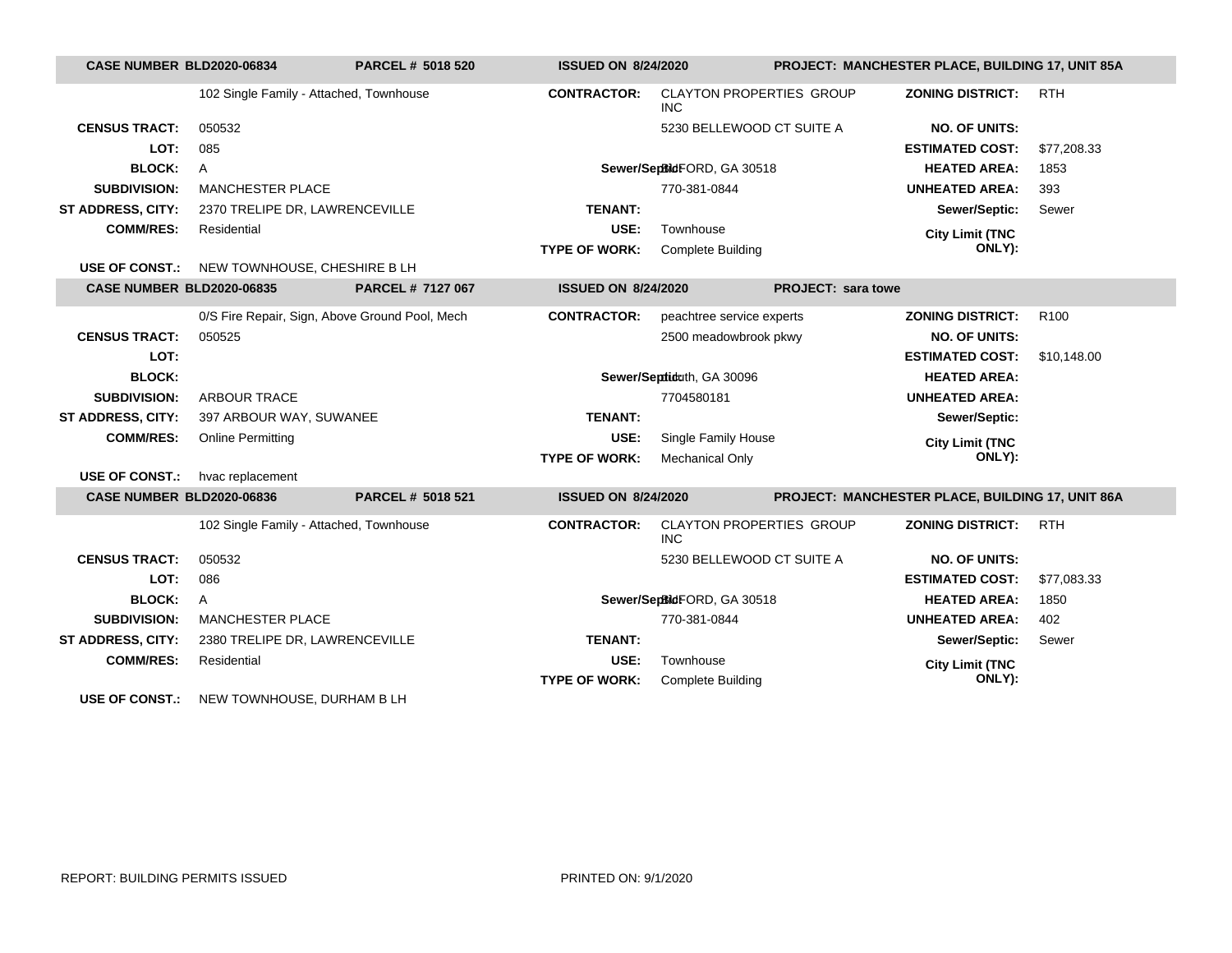| CASE NUMBER BLD2020-06834 | PARCEL # 5018 520 | ISSUED ON 8/24/2020 | PROJECT: MANCHESTER PLACE, BUILDING 17, UNIT 85A |
|---|---|---|---|

| | | | | | |
|---|---|---|---|---|---|
| | 102 Single Family - Attached, Townhouse | **CONTRACTOR:** | CLAYTON PROPERTIES GROUP INC | **ZONING DISTRICT:** | RTH |
| **CENSUS TRACT:** | 050532 | | 5230 BELLEWOOD CT SUITE A | **NO. OF UNITS:** | |
| **LOT:** | 085 | | | **ESTIMATED COST:** | $77,208.33 |
| **BLOCK:** | A | **Sewer/Septic:** | BUFORD, GA 30518 | **HEATED AREA:** | 1853 |
| **SUBDIVISION:** | MANCHESTER PLACE | | 770-381-0844 | **UNHEATED AREA:** | 393 |
| **ST ADDRESS, CITY:** | 2370 TRELIPE DR, LAWRENCEVILLE | **TENANT:** | | **Sewer/Septic:** | Sewer |
| **COMM/RES:** | Residential | **USE:** | Townhouse | **City Limit (TNC ONLY):** | |
| | | **TYPE OF WORK:** | Complete Building | | |
| **USE OF CONST.:** | NEW TOWNHOUSE, CHESHIRE B LH | | | | |

| CASE NUMBER BLD2020-06835 | PARCEL # 7127 067 | ISSUED ON 8/24/2020 | PROJECT: sara towe |
|---|---|---|---|

| | | | | | |
|---|---|---|---|---|---|
| | 0/S Fire Repair, Sign, Above Ground Pool, Mech | **CONTRACTOR:** | peachtree service experts | **ZONING DISTRICT:** | R100 |
| **CENSUS TRACT:** | 050525 | | 2500 meadowbrook pkwy | **NO. OF UNITS:** | |
| **LOT:** | | | | **ESTIMATED COST:** | $10,148.00 |
| **BLOCK:** | | **Sewer/Septic:** | duluth, GA 30096 | **HEATED AREA:** | |
| **SUBDIVISION:** | ARBOUR TRACE | | 7704580181 | **UNHEATED AREA:** | |
| **ST ADDRESS, CITY:** | 397 ARBOUR WAY, SUWANEE | **TENANT:** | | **Sewer/Septic:** | |
| **COMM/RES:** | Online Permitting | **USE:** | Single Family House | **City Limit (TNC ONLY):** | |
| | | **TYPE OF WORK:** | Mechanical Only | | |
| **USE OF CONST.:** | hvac replacement | | | | |

| CASE NUMBER BLD2020-06836 | PARCEL # 5018 521 | ISSUED ON 8/24/2020 | PROJECT: MANCHESTER PLACE, BUILDING 17, UNIT 86A |
|---|---|---|---|

| | | | | | |
|---|---|---|---|---|---|
| | 102 Single Family - Attached, Townhouse | **CONTRACTOR:** | CLAYTON PROPERTIES GROUP INC | **ZONING DISTRICT:** | RTH |
| **CENSUS TRACT:** | 050532 | | 5230 BELLEWOOD CT SUITE A | **NO. OF UNITS:** | |
| **LOT:** | 086 | | | **ESTIMATED COST:** | $77,083.33 |
| **BLOCK:** | A | **Sewer/Septic:** | BUFORD, GA 30518 | **HEATED AREA:** | 1850 |
| **SUBDIVISION:** | MANCHESTER PLACE | | 770-381-0844 | **UNHEATED AREA:** | 402 |
| **ST ADDRESS, CITY:** | 2380 TRELIPE DR, LAWRENCEVILLE | **TENANT:** | | **Sewer/Septic:** | Sewer |
| **COMM/RES:** | Residential | **USE:** | Townhouse | **City Limit (TNC ONLY):** | |
| | | **TYPE OF WORK:** | Complete Building | | |
| **USE OF CONST.:** | NEW TOWNHOUSE, DURHAM B LH | | | | |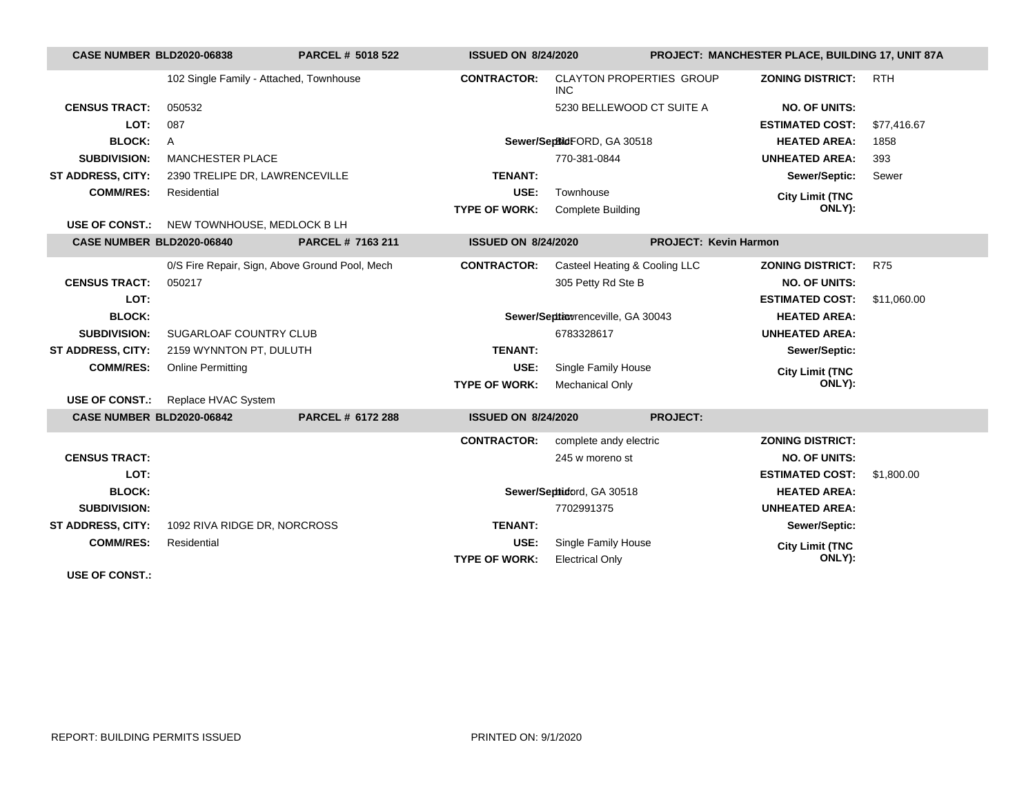| CASE NUMBER BLD2020-06838 | PARCEL # 5018 522 | ISSUED ON 8/24/2020 | PROJECT: MANCHESTER PLACE, BUILDING 17, UNIT 87A |
|---|---|---|---|

| | | | | | |
|---|---|---|---|---|---|
| | 102 Single Family - Attached, Townhouse | CONTRACTOR: | CLAYTON PROPERTIES GROUP INC | ZONING DISTRICT: | RTH |
| CENSUS TRACT: | 050532 | | 5230 BELLEWOOD CT SUITE A | NO. OF UNITS: | |
| LOT: | 087 | | | ESTIMATED COST: | $77,416.67 |
| BLOCK: | A | Sewer/Septic: | BUFORD, GA 30518 | HEATED AREA: | 1858 |
| SUBDIVISION: | MANCHESTER PLACE | | 770-381-0844 | UNHEATED AREA: | 393 |
| ST ADDRESS, CITY: | 2390 TRELIPE DR, LAWRENCEVILLE | TENANT: | | Sewer/Septic: | Sewer |
| COMM/RES: | Residential | USE: | Townhouse | City Limit (TNC ONLY): | |
| | | TYPE OF WORK: | Complete Building | | |
| USE OF CONST.: | NEW TOWNHOUSE, MEDLOCK B LH | | | | |

| CASE NUMBER BLD2020-06840 | PARCEL # 7163 211 | ISSUED ON 8/24/2020 | PROJECT: Kevin Harmon |
|---|---|---|---|

| | | | | | |
|---|---|---|---|---|---|
| | 0/S Fire Repair, Sign, Above Ground Pool, Mech | CONTRACTOR: | Casteel Heating & Cooling LLC | ZONING DISTRICT: | R75 |
| CENSUS TRACT: | 050217 | | 305 Petty Rd Ste B | NO. OF UNITS: | |
| LOT: | | | | ESTIMATED COST: | $11,060.00 |
| BLOCK: | | Sewer/Septic: | Lawrenceville, GA 30043 | HEATED AREA: | |
| SUBDIVISION: | SUGARLOAF COUNTRY CLUB | | 6783328617 | UNHEATED AREA: | |
| ST ADDRESS, CITY: | 2159 WYNNTON PT, DULUTH | TENANT: | | Sewer/Septic: | |
| COMM/RES: | Online Permitting | USE: | Single Family House | City Limit (TNC ONLY): | |
| | | TYPE OF WORK: | Mechanical Only | | |
| USE OF CONST.: | Replace HVAC System | | | | |

| CASE NUMBER BLD2020-06842 | PARCEL # 6172 288 | ISSUED ON 8/24/2020 | PROJECT: |
|---|---|---|---|

| | | | | | |
|---|---|---|---|---|---|
| | | CONTRACTOR: | complete andy electric | ZONING DISTRICT: | |
| CENSUS TRACT: | | | 245 w moreno st | NO. OF UNITS: | |
| LOT: | | | | ESTIMATED COST: | $1,800.00 |
| BLOCK: | | Sewer/Septic: | buford, GA 30518 | HEATED AREA: | |
| SUBDIVISION: | | | 7702991375 | UNHEATED AREA: | |
| ST ADDRESS, CITY: | 1092 RIVA RIDGE DR, NORCROSS | TENANT: | | Sewer/Septic: | |
| COMM/RES: | Residential | USE: | Single Family House | City Limit (TNC ONLY): | |
| | | TYPE OF WORK: | Electrical Only | | |
| USE OF CONST.: | | | | | |

REPORT: BUILDING PERMITS ISSUED    PRINTED ON: 9/1/2020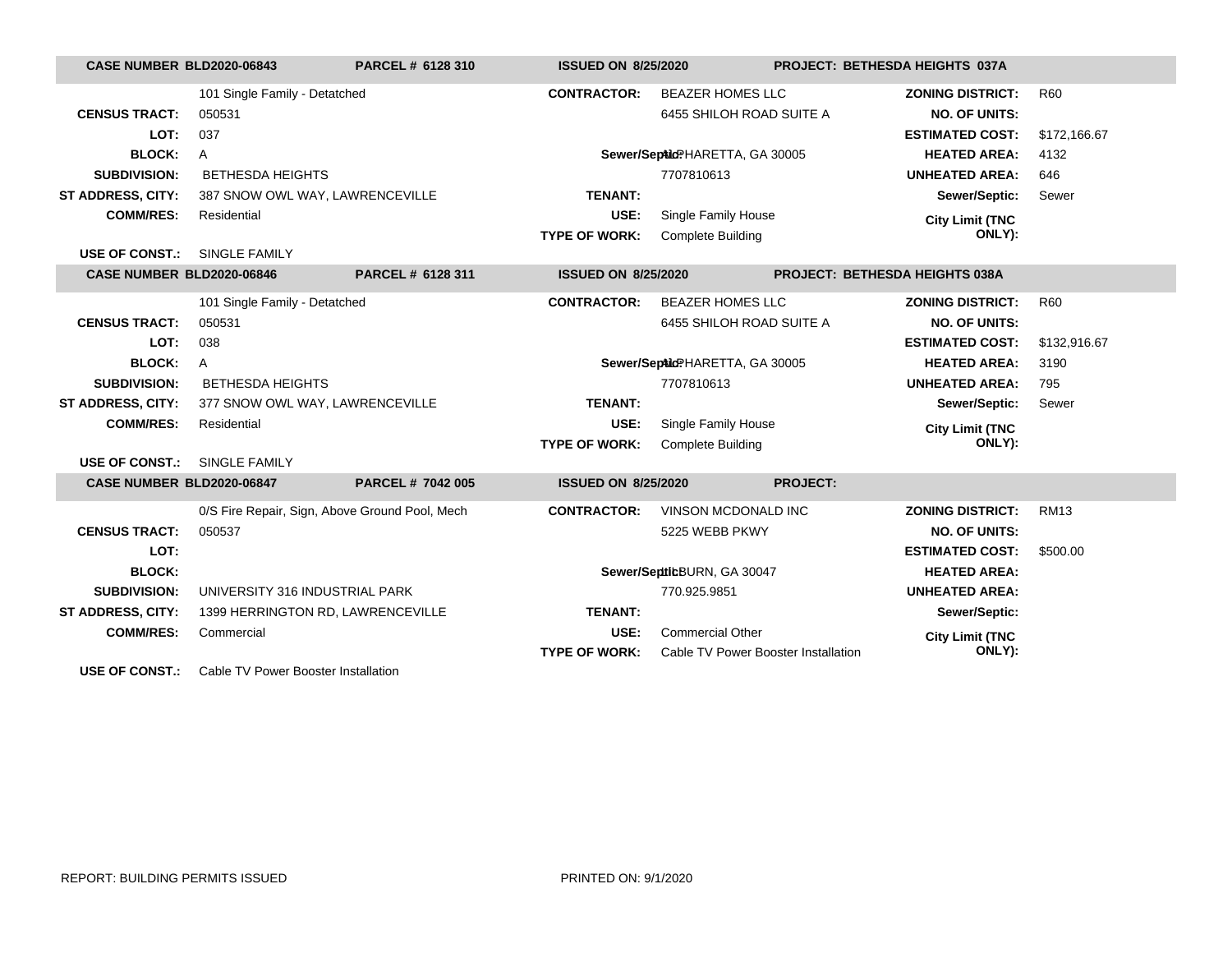**CASE NUMBER BLD2020-06843** | **PARCEL # 6128 310** | **ISSUED ON 8/25/2020** | **PROJECT: BETHESDA HEIGHTS 037A**

| | | | | | |
|---|---|---|---|---|---|
| | 101 Single Family - Detatched | **CONTRACTOR:** | BEAZER HOMES LLC | **ZONING DISTRICT:** | R60 |
| **CENSUS TRACT:** | 050531 | | 6455 SHILOH ROAD SUITE A | **NO. OF UNITS:** | |
| **LOT:** | 037 | | | **ESTIMATED COST:** | $172,166.67 |
| **BLOCK:** | A | **Sewer/Septic:** | ALPHARETTA, GA 30005 | **HEATED AREA:** | 4132 |
| **SUBDIVISION:** | BETHESDA HEIGHTS | | 7707810613 | **UNHEATED AREA:** | 646 |
| **ST ADDRESS, CITY:** | 387 SNOW OWL WAY, LAWRENCEVILLE | **TENANT:** | | **Sewer/Septic:** | Sewer |
| **COMM/RES:** | Residential | **USE:** | Single Family House | **City Limit (TNC ONLY):** | |
| | | **TYPE OF WORK:** | Complete Building | | |
| **USE OF CONST.:** | SINGLE FAMILY | | | | |

**CASE NUMBER BLD2020-06846** | **PARCEL # 6128 311** | **ISSUED ON 8/25/2020** | **PROJECT: BETHESDA HEIGHTS 038A**

| | | | | | |
|---|---|---|---|---|---|
| | 101 Single Family - Detatched | **CONTRACTOR:** | BEAZER HOMES LLC | **ZONING DISTRICT:** | R60 |
| **CENSUS TRACT:** | 050531 | | 6455 SHILOH ROAD SUITE A | **NO. OF UNITS:** | |
| **LOT:** | 038 | | | **ESTIMATED COST:** | $132,916.67 |
| **BLOCK:** | A | **Sewer/Septic:** | ALPHARETTA, GA 30005 | **HEATED AREA:** | 3190 |
| **SUBDIVISION:** | BETHESDA HEIGHTS | | 7707810613 | **UNHEATED AREA:** | 795 |
| **ST ADDRESS, CITY:** | 377 SNOW OWL WAY, LAWRENCEVILLE | **TENANT:** | | **Sewer/Septic:** | Sewer |
| **COMM/RES:** | Residential | **USE:** | Single Family House | **City Limit (TNC ONLY):** | |
| | | **TYPE OF WORK:** | Complete Building | | |
| **USE OF CONST.:** | SINGLE FAMILY | | | | |

**CASE NUMBER BLD2020-06847** | **PARCEL # 7042 005** | **ISSUED ON 8/25/2020** | **PROJECT:**

| | | | | | |
|---|---|---|---|---|---|
| | 0/S Fire Repair, Sign, Above Ground Pool, Mech | **CONTRACTOR:** | VINSON MCDONALD INC | **ZONING DISTRICT:** | RM13 |
| **CENSUS TRACT:** | 050537 | | 5225 WEBB PKWY | **NO. OF UNITS:** | |
| **LOT:** | | | | **ESTIMATED COST:** | $500.00 |
| **BLOCK:** | | **Sewer/Septic:** | LILBURN, GA 30047 | **HEATED AREA:** | |
| **SUBDIVISION:** | UNIVERSITY 316 INDUSTRIAL PARK | | 770.925.9851 | **UNHEATED AREA:** | |
| **ST ADDRESS, CITY:** | 1399 HERRINGTON RD, LAWRENCEVILLE | **TENANT:** | | **Sewer/Septic:** | |
| **COMM/RES:** | Commercial | **USE:** | Commercial Other | **City Limit (TNC ONLY):** | |
| | | **TYPE OF WORK:** | Cable TV Power Booster Installation | | |
| **USE OF CONST.:** | Cable TV Power Booster Installation | | | | |

REPORT: BUILDING PERMITS ISSUED | PRINTED ON: 9/1/2020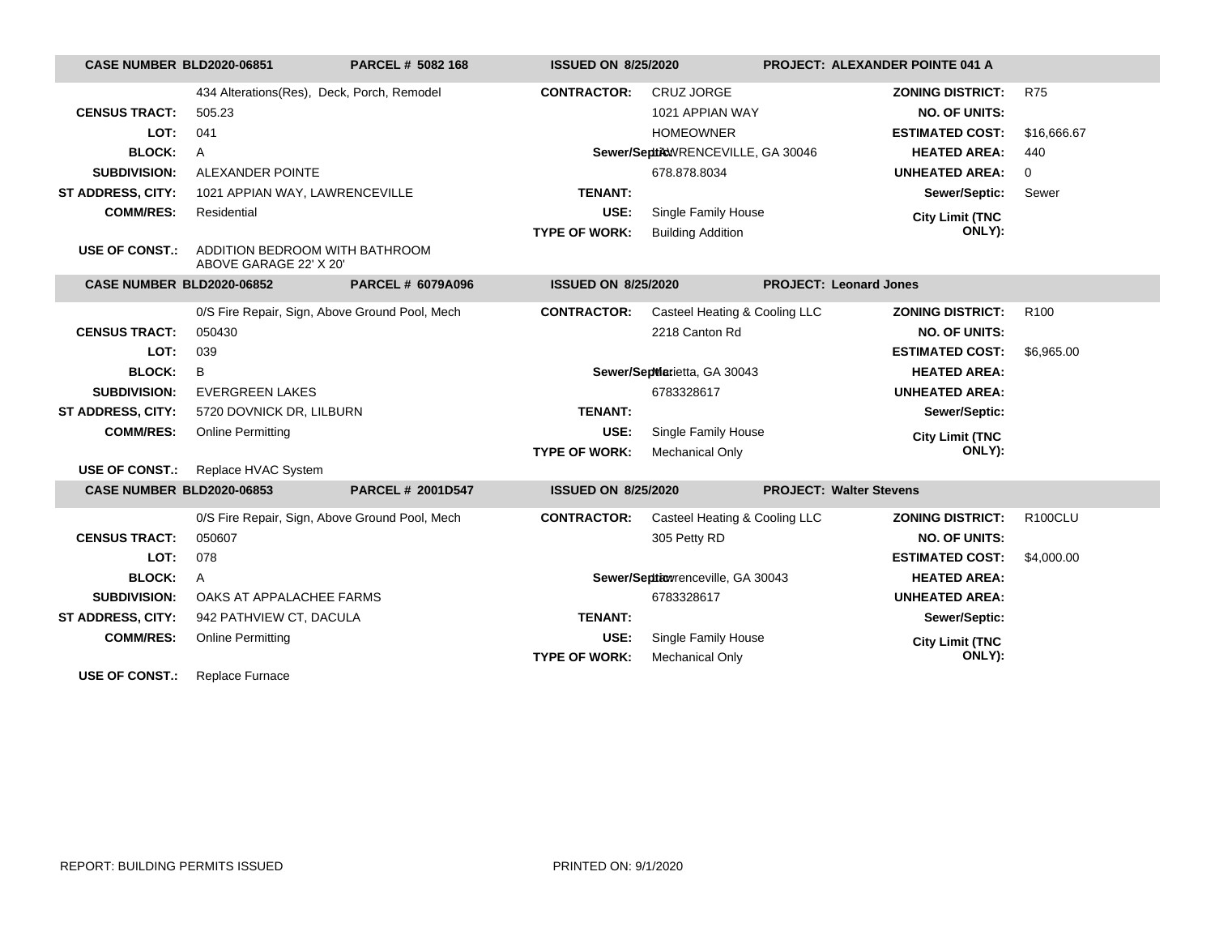| CASE NUMBER BLD2020-06851 | PARCEL # 5082 168 | ISSUED ON 8/25/2020 | | PROJECT: ALEXANDER POINTE 041 A | |
|---|---|---|---|---|---|
| | 434 Alterations(Res), Deck, Porch, Remodel | CONTRACTOR: | CRUZ JORGE | ZONING DISTRICT: | R75 |
| CENSUS TRACT: | 505.23 | | 1021 APPIAN WAY | NO. OF UNITS: | |
| LOT: | 041 | | HOMEOWNER | ESTIMATED COST: | $16,666.67 |
| BLOCK: | A | Sewer/Septic: | LAWRENCEVILLE, GA 30046 | HEATED AREA: | 440 |
| SUBDIVISION: | ALEXANDER POINTE | | 678.878.8034 | UNHEATED AREA: | 0 |
| ST ADDRESS, CITY: | 1021 APPIAN WAY, LAWRENCEVILLE | TENANT: | | Sewer/Septic: | Sewer |
| COMM/RES: | Residential | USE: | Single Family House | City Limit (TNC ONLY): | |
| | | TYPE OF WORK: | Building Addition | | |
| USE OF CONST.: | ADDITION BEDROOM WITH BATHROOM ABOVE GARAGE 22' X 20' | | | | |

| CASE NUMBER BLD2020-06852 | PARCEL # 6079A096 | ISSUED ON 8/25/2020 | | PROJECT: Leonard Jones | |
|---|---|---|---|---|---|
| | 0/S Fire Repair, Sign, Above Ground Pool, Mech | CONTRACTOR: | Casteel Heating & Cooling LLC | ZONING DISTRICT: | R100 |
| CENSUS TRACT: | 050430 | | 2218 Canton Rd | NO. OF UNITS: | |
| LOT: | 039 | | | ESTIMATED COST: | $6,965.00 |
| BLOCK: | B | Sewer/Septic: | Marietta, GA 30043 | HEATED AREA: | |
| SUBDIVISION: | EVERGREEN LAKES | | 6783328617 | UNHEATED AREA: | |
| ST ADDRESS, CITY: | 5720 DOVNICK DR, LILBURN | TENANT: | | Sewer/Septic: | |
| COMM/RES: | Online Permitting | USE: | Single Family House | City Limit (TNC ONLY): | |
| | | TYPE OF WORK: | Mechanical Only | | |
| USE OF CONST.: | Replace HVAC System | | | | |

| CASE NUMBER BLD2020-06853 | PARCEL # 2001D547 | ISSUED ON 8/25/2020 | | PROJECT: Walter Stevens | |
|---|---|---|---|---|---|
| | 0/S Fire Repair, Sign, Above Ground Pool, Mech | CONTRACTOR: | Casteel Heating & Cooling LLC | ZONING DISTRICT: | R100CLU |
| CENSUS TRACT: | 050607 | | 305 Petty RD | NO. OF UNITS: | |
| LOT: | 078 | | | ESTIMATED COST: | $4,000.00 |
| BLOCK: | A | Sewer/Septic: | Lawrenceville, GA 30043 | HEATED AREA: | |
| SUBDIVISION: | OAKS AT APPALACHEE FARMS | | 6783328617 | UNHEATED AREA: | |
| ST ADDRESS, CITY: | 942 PATHVIEW CT, DACULA | TENANT: | | Sewer/Septic: | |
| COMM/RES: | Online Permitting | USE: | Single Family House | City Limit (TNC ONLY): | |
| | | TYPE OF WORK: | Mechanical Only | | |
| USE OF CONST.: | Replace Furnace | | | | |

REPORT: BUILDING PERMITS ISSUED PRINTED ON: 9/1/2020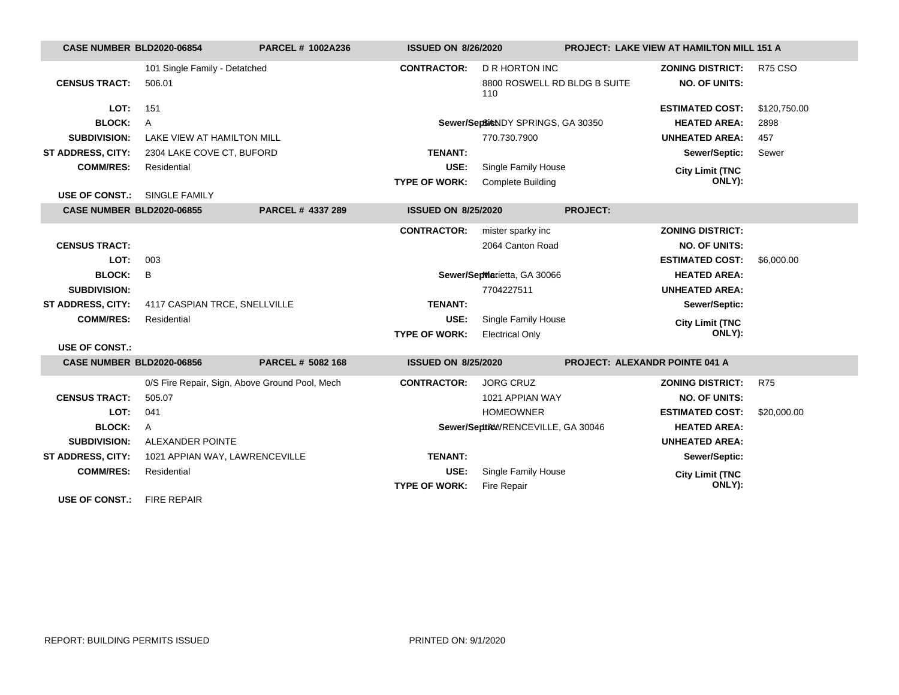| CASE NUMBER BLD2020-06854 | PARCEL # 1002A236 | ISSUED ON 8/26/2020 | PROJECT: LAKE VIEW AT HAMILTON MILL 151 A |
|---|---|---|---|

| | | | | | |
|---|---|---|---|---|---|
| | 101 Single Family - Detatched | CONTRACTOR: | D R HORTON INC | ZONING DISTRICT: | R75 CSO |
| CENSUS TRACT: | 506.01 | | 8800 ROSWELL RD BLDG B SUITE 110 | NO. OF UNITS: | |
| LOT: | 151 | | | ESTIMATED COST: | $120,750.00 |
| BLOCK: | A | Sewer/Septic: | SANDY SPRINGS, GA 30350 | HEATED AREA: | 2898 |
| SUBDIVISION: | LAKE VIEW AT HAMILTON MILL | | 770.730.7900 | UNHEATED AREA: | 457 |
| ST ADDRESS, CITY: | 2304 LAKE COVE CT, BUFORD | TENANT: | | Sewer/Septic: | Sewer |
| COMM/RES: | Residential | USE: | Single Family House | City Limit (TNC ONLY): | |
| | | TYPE OF WORK: | Complete Building | | |
| USE OF CONST.: | SINGLE FAMILY | | | | |

| CASE NUMBER BLD2020-06855 | PARCEL # 4337 289 | ISSUED ON 8/25/2020 | PROJECT: |
|---|---|---|---|

| | | | | | |
|---|---|---|---|---|---|
| | | CONTRACTOR: | mister sparky inc | ZONING DISTRICT: | |
| CENSUS TRACT: | | | 2064 Canton Road | NO. OF UNITS: | |
| LOT: | 003 | | | ESTIMATED COST: | $6,000.00 |
| BLOCK: | B | Sewer/Septic: | Marietta, GA 30066 | HEATED AREA: | |
| SUBDIVISION: | | | 7704227511 | UNHEATED AREA: | |
| ST ADDRESS, CITY: | 4117 CASPIAN TRCE, SNELLVILLE | TENANT: | | Sewer/Septic: | |
| COMM/RES: | Residential | USE: | Single Family House | City Limit (TNC ONLY): | |
| | | TYPE OF WORK: | Electrical Only | | |
| USE OF CONST.: | | | | | |

| CASE NUMBER BLD2020-06856 | PARCEL # 5082 168 | ISSUED ON 8/25/2020 | PROJECT: ALEXANDR POINTE 041 A |
|---|---|---|---|

| | | | | | |
|---|---|---|---|---|---|
| | 0/S Fire Repair, Sign, Above Ground Pool, Mech | CONTRACTOR: | JORG CRUZ | ZONING DISTRICT: | R75 |
| CENSUS TRACT: | 505.07 | | 1021 APPIAN WAY | NO. OF UNITS: | |
| LOT: | 041 | | HOMEOWNER | ESTIMATED COST: | $20,000.00 |
| BLOCK: | A | Sewer/Septic: | LAWRENCEVILLE, GA 30046 | HEATED AREA: | |
| SUBDIVISION: | ALEXANDER POINTE | | | UNHEATED AREA: | |
| ST ADDRESS, CITY: | 1021 APPIAN WAY, LAWRENCEVILLE | TENANT: | | Sewer/Septic: | |
| COMM/RES: | Residential | USE: | Single Family House | City Limit (TNC ONLY): | |
| | | TYPE OF WORK: | Fire Repair | | |
| USE OF CONST.: | FIRE REPAIR | | | | |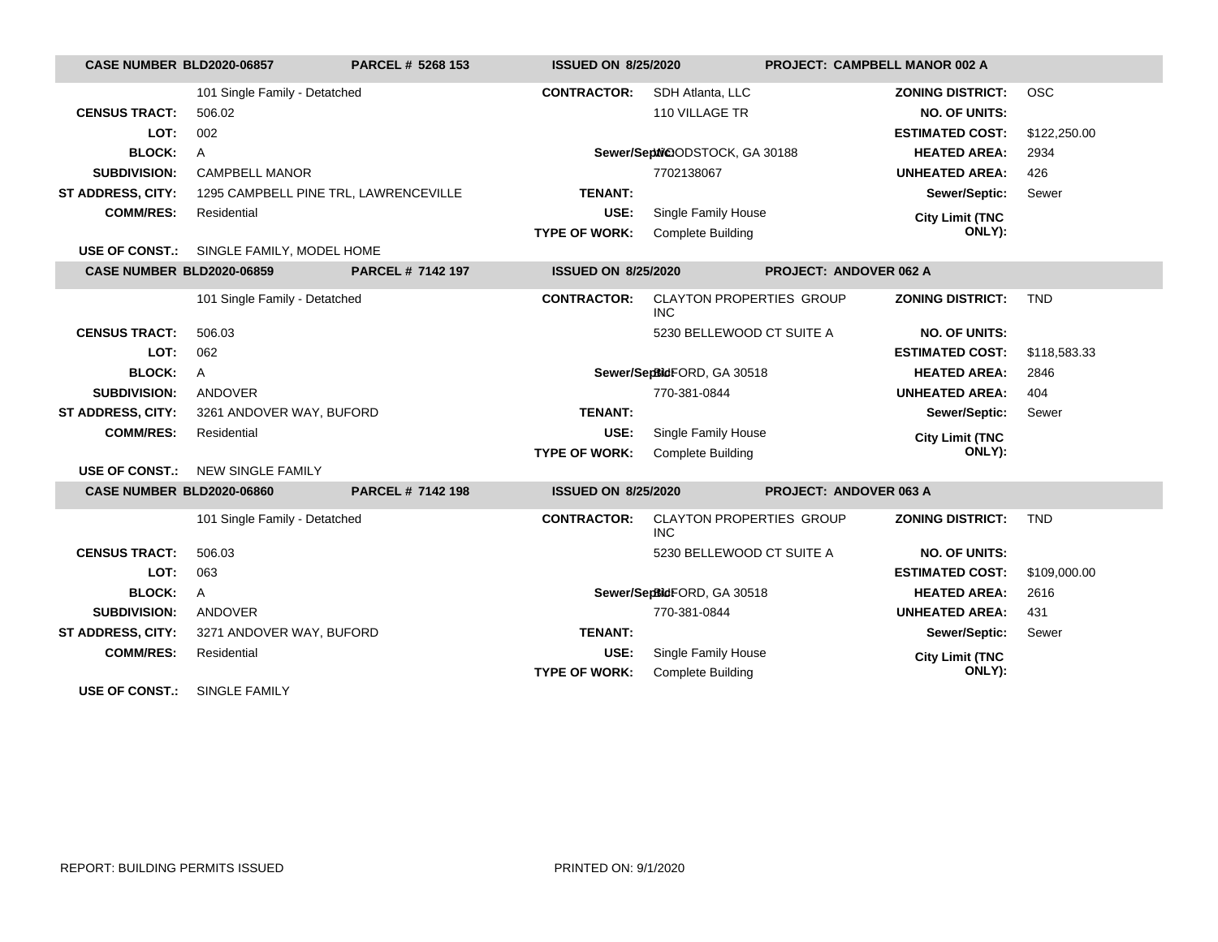**CASE NUMBER BLD2020-06857** | **PARCEL # 5268 153** | **ISSUED ON 8/25/2020** | **PROJECT: CAMPBELL MANOR 002 A**

| | | | | | |
|---|---|---|---|---|---|
| | 101 Single Family - Detached | **CONTRACTOR:** | SDH Atlanta, LLC | **ZONING DISTRICT:** | OSC |
| **CENSUS TRACT:** | 506.02 | | 110 VILLAGE TR | **NO. OF UNITS:** | |
| **LOT:** | 002 | | | **ESTIMATED COST:** | $122,250.00 |
| **BLOCK:** | A | **Sewer/Septic:** | WOODSTOCK, GA 30188 | **HEATED AREA:** | 2934 |
| **SUBDIVISION:** | CAMPBELL MANOR | | 7702138067 | **UNHEATED AREA:** | 426 |
| **ST ADDRESS, CITY:** | 1295 CAMPBELL PINE TRL, LAWRENCEVILLE | **TENANT:** | | **Sewer/Septic:** | Sewer |
| **COMM/RES:** | Residential | **USE:** | Single Family House | **City Limit (TNC ONLY):** | |
| | | **TYPE OF WORK:** | Complete Building | | |
| **USE OF CONST.:** | SINGLE FAMILY, MODEL HOME | | | | |

**CASE NUMBER BLD2020-06859** | **PARCEL # 7142 197** | **ISSUED ON 8/25/2020** | **PROJECT: ANDOVER 062 A**

| | | | | | |
|---|---|---|---|---|---|
| | 101 Single Family - Detached | **CONTRACTOR:** | CLAYTON PROPERTIES GROUP INC | **ZONING DISTRICT:** | TND |
| **CENSUS TRACT:** | 506.03 | | 5230 BELLEWOOD CT SUITE A | **NO. OF UNITS:** | |
| **LOT:** | 062 | | | **ESTIMATED COST:** | $118,583.33 |
| **BLOCK:** | A | **Sewer/Septic:** | BUFORD, GA 30518 | **HEATED AREA:** | 2846 |
| **SUBDIVISION:** | ANDOVER | | 770-381-0844 | **UNHEATED AREA:** | 404 |
| **ST ADDRESS, CITY:** | 3261 ANDOVER WAY, BUFORD | **TENANT:** | | **Sewer/Septic:** | Sewer |
| **COMM/RES:** | Residential | **USE:** | Single Family House | **City Limit (TNC ONLY):** | |
| | | **TYPE OF WORK:** | Complete Building | | |
| **USE OF CONST.:** | NEW SINGLE FAMILY | | | | |

**CASE NUMBER BLD2020-06860** | **PARCEL # 7142 198** | **ISSUED ON 8/25/2020** | **PROJECT: ANDOVER 063 A**

| | | | | | |
|---|---|---|---|---|---|
| | 101 Single Family - Detached | **CONTRACTOR:** | CLAYTON PROPERTIES GROUP INC | **ZONING DISTRICT:** | TND |
| **CENSUS TRACT:** | 506.03 | | 5230 BELLEWOOD CT SUITE A | **NO. OF UNITS:** | |
| **LOT:** | 063 | | | **ESTIMATED COST:** | $109,000.00 |
| **BLOCK:** | A | **Sewer/Septic:** | BUFORD, GA 30518 | **HEATED AREA:** | 2616 |
| **SUBDIVISION:** | ANDOVER | | 770-381-0844 | **UNHEATED AREA:** | 431 |
| **ST ADDRESS, CITY:** | 3271 ANDOVER WAY, BUFORD | **TENANT:** | | **Sewer/Septic:** | Sewer |
| **COMM/RES:** | Residential | **USE:** | Single Family House | **City Limit (TNC ONLY):** | |
| | | **TYPE OF WORK:** | Complete Building | | |
| **USE OF CONST.:** | SINGLE FAMILY | | | | |

REPORT: BUILDING PERMITS ISSUED PRINTED ON: 9/1/2020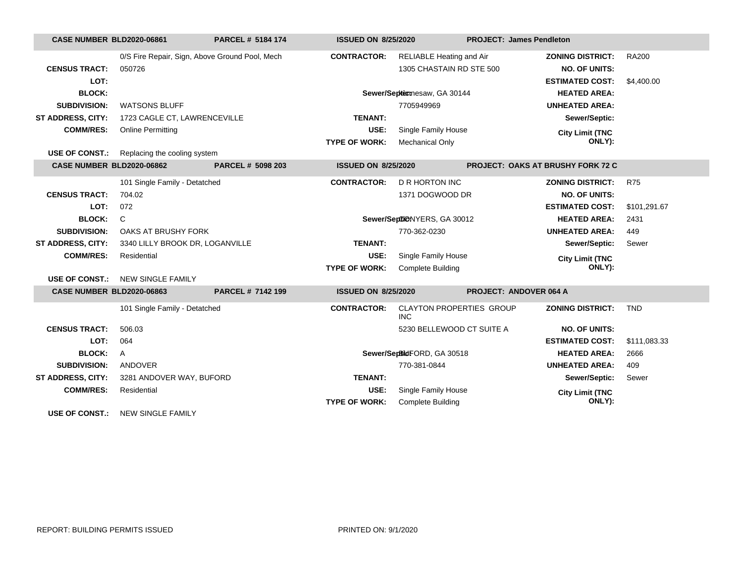| CASE NUMBER BLD2020-06861 | PARCEL # 5184 174 | ISSUED ON 8/25/2020 | PROJECT: James Pendleton | | |
|---|---|---|---|---|---|
| | 0/S Fire Repair, Sign, Above Ground Pool, Mech | CONTRACTOR: | RELIABLE Heating and Air | ZONING DISTRICT: | RA200 |
| CENSUS TRACT: | 050726 | | 1305 CHASTAIN RD STE 500 | NO. OF UNITS: | |
| LOT: | | | | ESTIMATED COST: | $4,400.00 |
| BLOCK: | | Sewer/Septic: | Kennesaw, GA 30144 | HEATED AREA: | |
| SUBDIVISION: | WATSONS BLUFF | | 7705949969 | UNHEATED AREA: | |
| ST ADDRESS, CITY: | 1723 CAGLE CT, LAWRENCEVILLE | TENANT: | | Sewer/Septic: | |
| COMM/RES: | Online Permitting | USE: | Single Family House | City Limit (TNC ONLY): | |
| | | TYPE OF WORK: | Mechanical Only | | |
| USE OF CONST.: | Replacing the cooling system | | | | |

| CASE NUMBER BLD2020-06862 | PARCEL # 5098 203 | ISSUED ON 8/25/2020 | PROJECT: OAKS AT BRUSHY FORK 72 C | | |
|---|---|---|---|---|---|
| | 101 Single Family - Detatched | CONTRACTOR: | D R HORTON INC | ZONING DISTRICT: | R75 |
| CENSUS TRACT: | 704.02 | | 1371 DOGWOOD DR | NO. OF UNITS: | |
| LOT: | 072 | | | ESTIMATED COST: | $101,291.67 |
| BLOCK: | C | Sewer/Septic: | CONYERS, GA 30012 | HEATED AREA: | 2431 |
| SUBDIVISION: | OAKS AT BRUSHY FORK | | 770-362-0230 | UNHEATED AREA: | 449 |
| ST ADDRESS, CITY: | 3340 LILLY BROOK DR, LOGANVILLE | TENANT: | | Sewer/Septic: | Sewer |
| COMM/RES: | Residential | USE: | Single Family House | City Limit (TNC ONLY): | |
| | | TYPE OF WORK: | Complete Building | | |
| USE OF CONST.: | NEW SINGLE FAMILY | | | | |

| CASE NUMBER BLD2020-06863 | PARCEL # 7142 199 | ISSUED ON 8/25/2020 | PROJECT: ANDOVER 064 A | | |
|---|---|---|---|---|---|
| | 101 Single Family - Detatched | CONTRACTOR: | CLAYTON PROPERTIES GROUP INC | ZONING DISTRICT: | TND |
| CENSUS TRACT: | 506.03 | | 5230 BELLEWOOD CT SUITE A | NO. OF UNITS: | |
| LOT: | 064 | | | ESTIMATED COST: | $111,083.33 |
| BLOCK: | A | Sewer/Septic: | BUFORD, GA 30518 | HEATED AREA: | 2666 |
| SUBDIVISION: | ANDOVER | | 770-381-0844 | UNHEATED AREA: | 409 |
| ST ADDRESS, CITY: | 3281 ANDOVER WAY, BUFORD | TENANT: | | Sewer/Septic: | Sewer |
| COMM/RES: | Residential | USE: | Single Family House | City Limit (TNC ONLY): | |
| | | TYPE OF WORK: | Complete Building | | |
| USE OF CONST.: | NEW SINGLE FAMILY | | | | |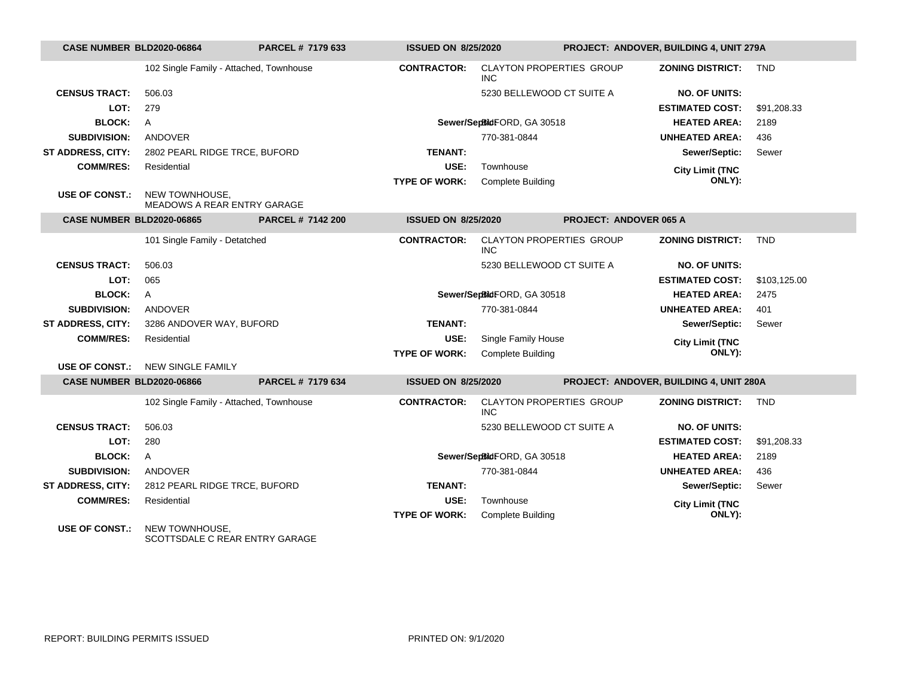| CASE NUMBER BLD2020-06864 | PARCEL # 7179 633 | ISSUED ON 8/25/2020 | PROJECT: ANDOVER, BUILDING 4, UNIT 279A | | |
|---|---|---|---|---|---|
| | 102 Single Family - Attached, Townhouse | CONTRACTOR: | CLAYTON PROPERTIES GROUP INC | ZONING DISTRICT: | TND |
| CENSUS TRACT: | 506.03 | | 5230 BELLEWOOD CT SUITE A | NO. OF UNITS: | |
| LOT: | 279 | | | ESTIMATED COST: | $91,208.33 |
| BLOCK: | A | | BUFORD, GA 30518 | HEATED AREA: | 2189 |
| SUBDIVISION: | ANDOVER | | 770-381-0844 | UNHEATED AREA: | 436 |
| ST ADDRESS, CITY: | 2802 PEARL RIDGE TRCE, BUFORD | TENANT: | | Sewer/Septic: | Sewer |
| COMM/RES: | Residential | USE: | Townhouse | City Limit (TNC ONLY): | |
| | | TYPE OF WORK: | Complete Building | | |
| USE OF CONST.: | NEW TOWNHOUSE, MEADOWS A REAR ENTRY GARAGE | | | | |

| CASE NUMBER BLD2020-06865 | PARCEL # 7142 200 | ISSUED ON 8/25/2020 | PROJECT: ANDOVER 065 A | | |
|---|---|---|---|---|---|
| | 101 Single Family - Detatched | CONTRACTOR: | CLAYTON PROPERTIES GROUP INC | ZONING DISTRICT: | TND |
| CENSUS TRACT: | 506.03 | | 5230 BELLEWOOD CT SUITE A | NO. OF UNITS: | |
| LOT: | 065 | | | ESTIMATED COST: | $103,125.00 |
| BLOCK: | A | | BUFORD, GA 30518 | HEATED AREA: | 2475 |
| SUBDIVISION: | ANDOVER | | 770-381-0844 | UNHEATED AREA: | 401 |
| ST ADDRESS, CITY: | 3286 ANDOVER WAY, BUFORD | TENANT: | | Sewer/Septic: | Sewer |
| COMM/RES: | Residential | USE: | Single Family House | City Limit (TNC ONLY): | |
| | | TYPE OF WORK: | Complete Building | | |
| USE OF CONST.: | NEW SINGLE FAMILY | | | | |

| CASE NUMBER BLD2020-06866 | PARCEL # 7179 634 | ISSUED ON 8/25/2020 | PROJECT: ANDOVER, BUILDING 4, UNIT 280A | | |
|---|---|---|---|---|---|
| | 102 Single Family - Attached, Townhouse | CONTRACTOR: | CLAYTON PROPERTIES GROUP INC | ZONING DISTRICT: | TND |
| CENSUS TRACT: | 506.03 | | 5230 BELLEWOOD CT SUITE A | NO. OF UNITS: | |
| LOT: | 280 | | | ESTIMATED COST: | $91,208.33 |
| BLOCK: | A | | BUFORD, GA 30518 | HEATED AREA: | 2189 |
| SUBDIVISION: | ANDOVER | | 770-381-0844 | UNHEATED AREA: | 436 |
| ST ADDRESS, CITY: | 2812 PEARL RIDGE TRCE, BUFORD | TENANT: | | Sewer/Septic: | Sewer |
| COMM/RES: | Residential | USE: | Townhouse | City Limit (TNC ONLY): | |
| | | TYPE OF WORK: | Complete Building | | |
| USE OF CONST.: | NEW TOWNHOUSE, SCOTTSDALE C REAR ENTRY GARAGE | | | | |

REPORT: BUILDING PERMITS ISSUED

PRINTED ON: 9/1/2020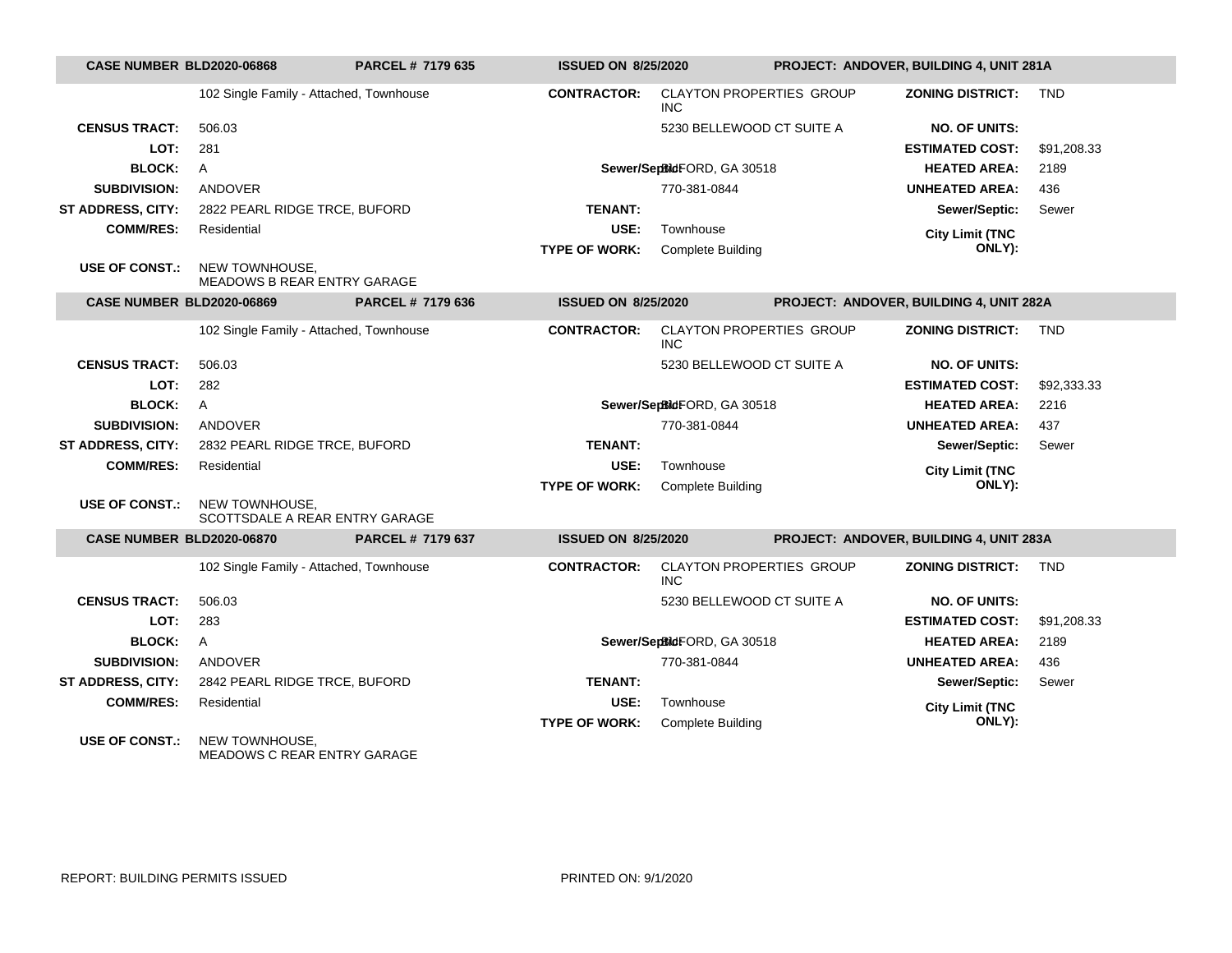| CASE NUMBER BLD2020-06868 | PARCEL # 7179 635 | ISSUED ON 8/25/2020 | | PROJECT: ANDOVER, BUILDING 4, UNIT 281A | |
|---|---|---|---|---|---|
| | 102 Single Family - Attached, Townhouse | CONTRACTOR: | CLAYTON PROPERTIES GROUP INC | ZONING DISTRICT: | TND |
| CENSUS TRACT: | 506.03 | | 5230 BELLEWOOD CT SUITE A | NO. OF UNITS: | |
| LOT: | 281 | | | ESTIMATED COST: | $91,208.33 |
| BLOCK: | A | Sewer/Septic: | BUFORD, GA 30518 | HEATED AREA: | 2189 |
| SUBDIVISION: | ANDOVER | | 770-381-0844 | UNHEATED AREA: | 436 |
| ST ADDRESS, CITY: | 2822 PEARL RIDGE TRCE, BUFORD | TENANT: | | Sewer/Septic: | Sewer |
| COMM/RES: | Residential | USE: | Townhouse | City Limit (TNC ONLY): | |
| | | TYPE OF WORK: | Complete Building | | |
| USE OF CONST.: | NEW TOWNHOUSE, MEADOWS B REAR ENTRY GARAGE | | | | |

| CASE NUMBER BLD2020-06869 | PARCEL # 7179 636 | ISSUED ON 8/25/2020 | | PROJECT: ANDOVER, BUILDING 4, UNIT 282A | |
|---|---|---|---|---|---|
| | 102 Single Family - Attached, Townhouse | CONTRACTOR: | CLAYTON PROPERTIES GROUP INC | ZONING DISTRICT: | TND |
| CENSUS TRACT: | 506.03 | | 5230 BELLEWOOD CT SUITE A | NO. OF UNITS: | |
| LOT: | 282 | | | ESTIMATED COST: | $92,333.33 |
| BLOCK: | A | Sewer/Septic: | BUFORD, GA 30518 | HEATED AREA: | 2216 |
| SUBDIVISION: | ANDOVER | | 770-381-0844 | UNHEATED AREA: | 437 |
| ST ADDRESS, CITY: | 2832 PEARL RIDGE TRCE, BUFORD | TENANT: | | Sewer/Septic: | Sewer |
| COMM/RES: | Residential | USE: | Townhouse | City Limit (TNC ONLY): | |
| | | TYPE OF WORK: | Complete Building | | |
| USE OF CONST.: | NEW TOWNHOUSE, SCOTTSDALE A REAR ENTRY GARAGE | | | | |

| CASE NUMBER BLD2020-06870 | PARCEL # 7179 637 | ISSUED ON 8/25/2020 | | PROJECT: ANDOVER, BUILDING 4, UNIT 283A | |
|---|---|---|---|---|---|
| | 102 Single Family - Attached, Townhouse | CONTRACTOR: | CLAYTON PROPERTIES GROUP INC | ZONING DISTRICT: | TND |
| CENSUS TRACT: | 506.03 | | 5230 BELLEWOOD CT SUITE A | NO. OF UNITS: | |
| LOT: | 283 | | | ESTIMATED COST: | $91,208.33 |
| BLOCK: | A | Sewer/Septic: | BUFORD, GA 30518 | HEATED AREA: | 2189 |
| SUBDIVISION: | ANDOVER | | 770-381-0844 | UNHEATED AREA: | 436 |
| ST ADDRESS, CITY: | 2842 PEARL RIDGE TRCE, BUFORD | TENANT: | | Sewer/Septic: | Sewer |
| COMM/RES: | Residential | USE: | Townhouse | City Limit (TNC ONLY): | |
| | | TYPE OF WORK: | Complete Building | | |
| USE OF CONST.: | NEW TOWNHOUSE, MEADOWS C REAR ENTRY GARAGE | | | | |

REPORT: BUILDING PERMITS ISSUED PRINTED ON: 9/1/2020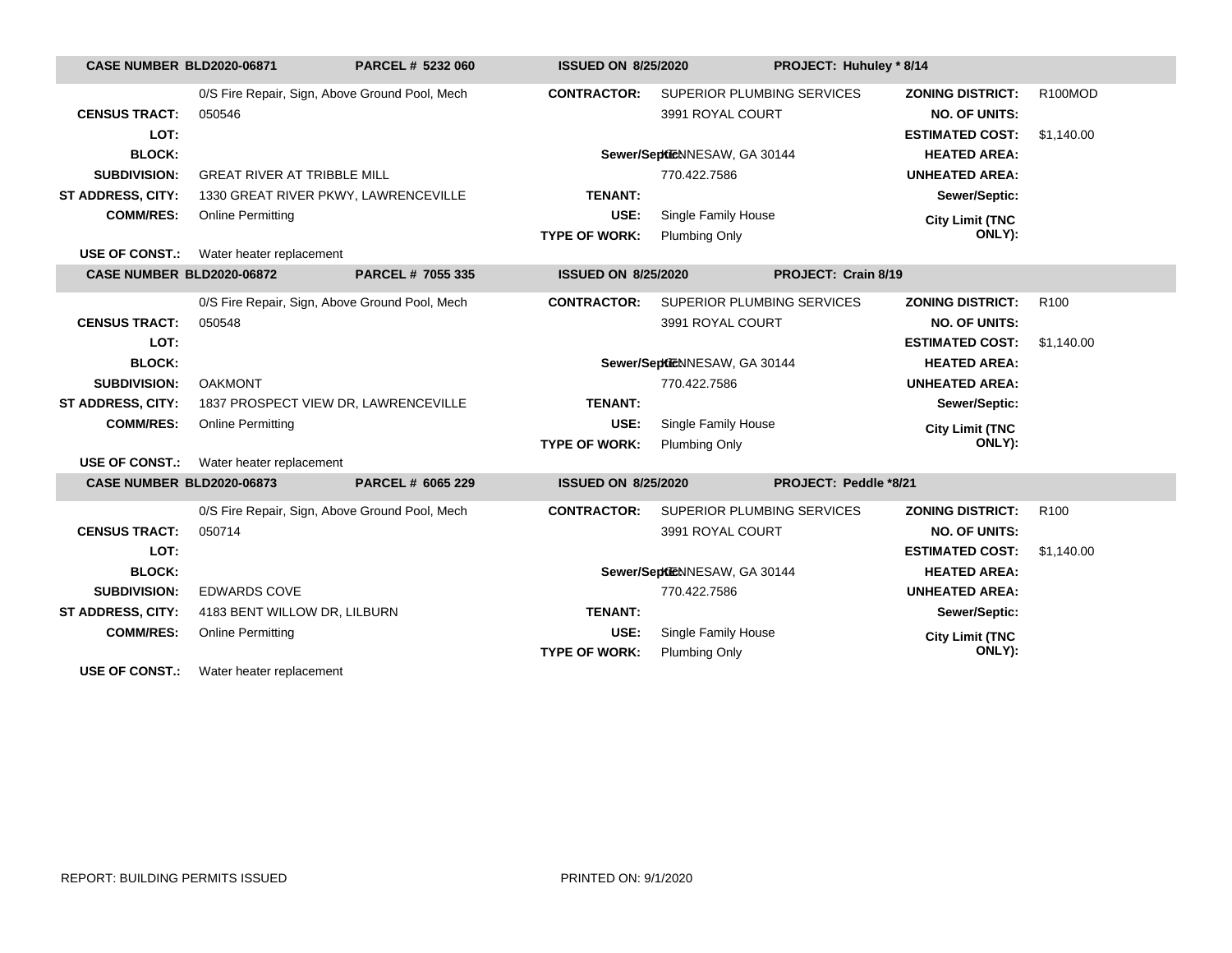| CASE NUMBER BLD2020-06871 | PARCEL # 5232 060 | ISSUED ON 8/25/2020 | PROJECT: Huhuley * 8/14 | | |
|---|---|---|---|---|---|
| | 0/S Fire Repair, Sign, Above Ground Pool, Mech | **CONTRACTOR:** | SUPERIOR PLUMBING SERVICES | **ZONING DISTRICT:** | R100MOD |
| **CENSUS TRACT:** | 050546 | | 3991 ROYAL COURT | **NO. OF UNITS:** | |
| **LOT:** | | | | **ESTIMATED COST:** | $1,140.00 |
| **BLOCK:** | | **Sewer/Septic:** | KENNESAW, GA 30144 | **HEATED AREA:** | |
| **SUBDIVISION:** | GREAT RIVER AT TRIBBLE MILL | | 770.422.7586 | **UNHEATED AREA:** | |
| **ST ADDRESS, CITY:** | 1330 GREAT RIVER PKWY, LAWRENCEVILLE | **TENANT:** | | **Sewer/Septic:** | |
| **COMM/RES:** | Online Permitting | **USE:** | Single Family House | **City Limit (TNC ONLY):** | |
| | | **TYPE OF WORK:** | Plumbing Only | | |
| **USE OF CONST.:** | Water heater replacement | | | | |

| CASE NUMBER BLD2020-06872 | PARCEL # 7055 335 | ISSUED ON 8/25/2020 | PROJECT: Crain 8/19 | | |
|---|---|---|---|---|---|
| | 0/S Fire Repair, Sign, Above Ground Pool, Mech | **CONTRACTOR:** | SUPERIOR PLUMBING SERVICES | **ZONING DISTRICT:** | R100 |
| **CENSUS TRACT:** | 050548 | | 3991 ROYAL COURT | **NO. OF UNITS:** | |
| **LOT:** | | | | **ESTIMATED COST:** | $1,140.00 |
| **BLOCK:** | | **Sewer/Septic:** | KENNESAW, GA 30144 | **HEATED AREA:** | |
| **SUBDIVISION:** | OAKMONT | | 770.422.7586 | **UNHEATED AREA:** | |
| **ST ADDRESS, CITY:** | 1837 PROSPECT VIEW DR, LAWRENCEVILLE | **TENANT:** | | **Sewer/Septic:** | |
| **COMM/RES:** | Online Permitting | **USE:** | Single Family House | **City Limit (TNC ONLY):** | |
| | | **TYPE OF WORK:** | Plumbing Only | | |
| **USE OF CONST.:** | Water heater replacement | | | | |

| CASE NUMBER BLD2020-06873 | PARCEL # 6065 229 | ISSUED ON 8/25/2020 | PROJECT: Peddle *8/21 | | |
|---|---|---|---|---|---|
| | 0/S Fire Repair, Sign, Above Ground Pool, Mech | **CONTRACTOR:** | SUPERIOR PLUMBING SERVICES | **ZONING DISTRICT:** | R100 |
| **CENSUS TRACT:** | 050714 | | 3991 ROYAL COURT | **NO. OF UNITS:** | |
| **LOT:** | | | | **ESTIMATED COST:** | $1,140.00 |
| **BLOCK:** | | **Sewer/Septic:** | KENNESAW, GA 30144 | **HEATED AREA:** | |
| **SUBDIVISION:** | EDWARDS COVE | | 770.422.7586 | **UNHEATED AREA:** | |
| **ST ADDRESS, CITY:** | 4183 BENT WILLOW DR, LILBURN | **TENANT:** | | **Sewer/Septic:** | |
| **COMM/RES:** | Online Permitting | **USE:** | Single Family House | **City Limit (TNC ONLY):** | |
| | | **TYPE OF WORK:** | Plumbing Only | | |
| **USE OF CONST.:** | Water heater replacement | | | | |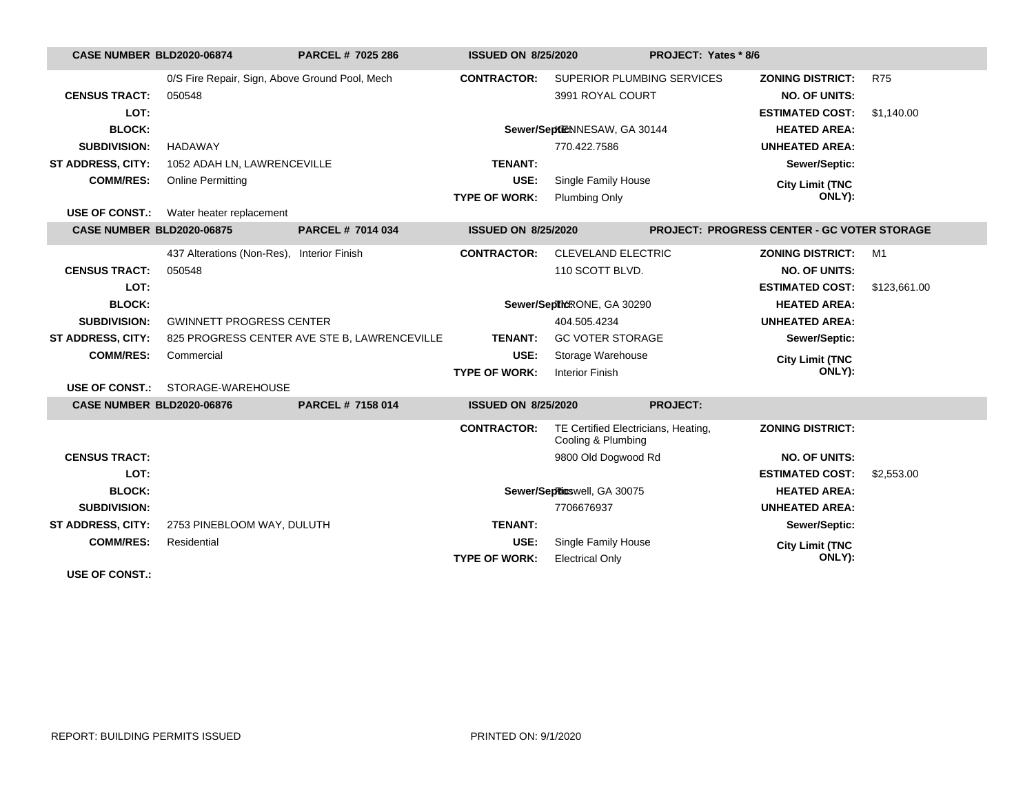| CASE NUMBER BLD2020-06874 | PARCEL # 7025 286 | ISSUED ON 8/25/2020 | PROJECT: Yates * 8/6 | | |
|---|---|---|---|---|---|
| | 0/S Fire Repair, Sign, Above Ground Pool, Mech | CONTRACTOR: | SUPERIOR PLUMBING SERVICES | ZONING DISTRICT: | R75 |
| CENSUS TRACT: | 050548 | | 3991 ROYAL COURT | NO. OF UNITS: | |
| LOT: | | | | ESTIMATED COST: | $1,140.00 |
| BLOCK: | | Sewer/Septic: | KENNESAW, GA 30144 | HEATED AREA: | |
| SUBDIVISION: | HADAWAY | | 770.422.7586 | UNHEATED AREA: | |
| ST ADDRESS, CITY: | 1052 ADAH LN, LAWRENCEVILLE | TENANT: | | Sewer/Septic: | |
| COMM/RES: | Online Permitting | USE: | Single Family House | City Limit (TNC ONLY): | |
| | | TYPE OF WORK: | Plumbing Only | | |
| USE OF CONST.: | Water heater replacement | | | | |

| CASE NUMBER BLD2020-06875 | PARCEL # 7014 034 | ISSUED ON 8/25/2020 | PROJECT: PROGRESS CENTER - GC VOTER STORAGE | | |
|---|---|---|---|---|---|
| | 437 Alterations (Non-Res), Interior Finish | CONTRACTOR: | CLEVELAND ELECTRIC | ZONING DISTRICT: | M1 |
| CENSUS TRACT: | 050548 | | 110 SCOTT BLVD. | NO. OF UNITS: | |
| LOT: | | | | ESTIMATED COST: | $123,661.00 |
| BLOCK: | | Sewer/Septic: | TYRONE, GA 30290 | HEATED AREA: | |
| SUBDIVISION: | GWINNETT PROGRESS CENTER | | 404.505.4234 | UNHEATED AREA: | |
| ST ADDRESS, CITY: | 825 PROGRESS CENTER AVE STE B, LAWRENCEVILLE | TENANT: | GC VOTER STORAGE | Sewer/Septic: | |
| COMM/RES: | Commercial | USE: | Storage Warehouse | City Limit (TNC ONLY): | |
| | | TYPE OF WORK: | Interior Finish | | |
| USE OF CONST.: | STORAGE-WAREHOUSE | | | | |

| CASE NUMBER BLD2020-06876 | PARCEL # 7158 014 | ISSUED ON 8/25/2020 | PROJECT: | | |
|---|---|---|---|---|---|
| | | CONTRACTOR: | TE Certified Electricians, Heating, Cooling & Plumbing | ZONING DISTRICT: | |
| CENSUS TRACT: | | | 9800 Old Dogwood Rd | NO. OF UNITS: | |
| LOT: | | | | ESTIMATED COST: | $2,553.00 |
| BLOCK: | | Sewer/Septic: | Roswell, GA 30075 | HEATED AREA: | |
| SUBDIVISION: | | | 7706676937 | UNHEATED AREA: | |
| ST ADDRESS, CITY: | 2753 PINEBLOOM WAY, DULUTH | TENANT: | | Sewer/Septic: | |
| COMM/RES: | Residential | USE: | Single Family House | City Limit (TNC ONLY): | |
| | | TYPE OF WORK: | Electrical Only | | |
| USE OF CONST.: | | | | | |

REPORT: BUILDING PERMITS ISSUED

PRINTED ON: 9/1/2020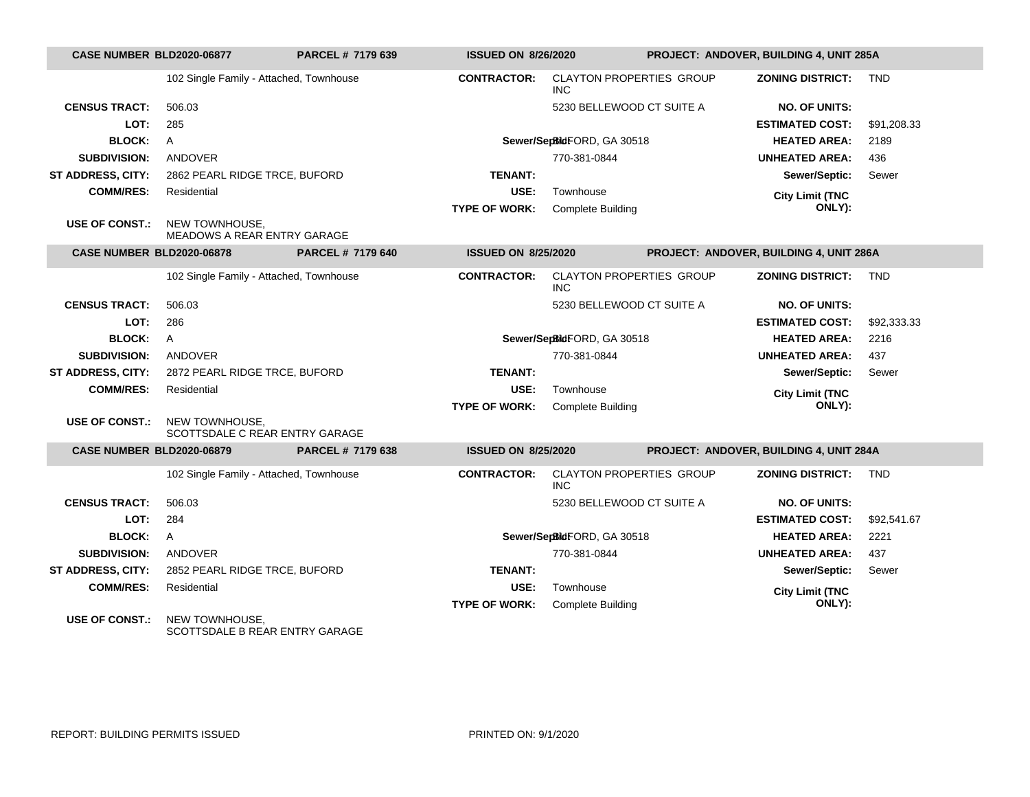| CASE NUMBER BLD2020-06877 | PARCEL # 7179 639 | ISSUED ON 8/26/2020 | | PROJECT: ANDOVER, BUILDING 4, UNIT 285A | |
|---|---|---|---|---|---|
| | 102 Single Family - Attached, Townhouse | CONTRACTOR: | CLAYTON PROPERTIES GROUP INC | ZONING DISTRICT: | TND |
| CENSUS TRACT: | 506.03 | | 5230 BELLEWOOD CT SUITE A | NO. OF UNITS: | |
| LOT: | 285 | | | ESTIMATED COST: | $91,208.33 |
| BLOCK: | A | Sewer/Septic: | BUFORD, GA 30518 | HEATED AREA: | 2189 |
| SUBDIVISION: | ANDOVER | | 770-381-0844 | UNHEATED AREA: | 436 |
| ST ADDRESS, CITY: | 2862 PEARL RIDGE TRCE, BUFORD | TENANT: | | Sewer/Septic: | Sewer |
| COMM/RES: | Residential | USE: | Townhouse | City Limit (TNC ONLY): | |
| | | TYPE OF WORK: | Complete Building | | |
| USE OF CONST.: | NEW TOWNHOUSE, MEADOWS A REAR ENTRY GARAGE | | | | |

| CASE NUMBER BLD2020-06878 | PARCEL # 7179 640 | ISSUED ON 8/25/2020 | | PROJECT: ANDOVER, BUILDING 4, UNIT 286A | |
|---|---|---|---|---|---|
| | 102 Single Family - Attached, Townhouse | CONTRACTOR: | CLAYTON PROPERTIES GROUP INC | ZONING DISTRICT: | TND |
| CENSUS TRACT: | 506.03 | | 5230 BELLEWOOD CT SUITE A | NO. OF UNITS: | |
| LOT: | 286 | | | ESTIMATED COST: | $92,333.33 |
| BLOCK: | A | Sewer/Septic: | BUFORD, GA 30518 | HEATED AREA: | 2216 |
| SUBDIVISION: | ANDOVER | | 770-381-0844 | UNHEATED AREA: | 437 |
| ST ADDRESS, CITY: | 2872 PEARL RIDGE TRCE, BUFORD | TENANT: | | Sewer/Septic: | Sewer |
| COMM/RES: | Residential | USE: | Townhouse | City Limit (TNC ONLY): | |
| | | TYPE OF WORK: | Complete Building | | |
| USE OF CONST.: | NEW TOWNHOUSE, SCOTTSDALE C REAR ENTRY GARAGE | | | | |

| CASE NUMBER BLD2020-06879 | PARCEL # 7179 638 | ISSUED ON 8/25/2020 | | PROJECT: ANDOVER, BUILDING 4, UNIT 284A | |
|---|---|---|---|---|---|
| | 102 Single Family - Attached, Townhouse | CONTRACTOR: | CLAYTON PROPERTIES GROUP INC | ZONING DISTRICT: | TND |
| CENSUS TRACT: | 506.03 | | 5230 BELLEWOOD CT SUITE A | NO. OF UNITS: | |
| LOT: | 284 | | | ESTIMATED COST: | $92,541.67 |
| BLOCK: | A | Sewer/Septic: | BUFORD, GA 30518 | HEATED AREA: | 2221 |
| SUBDIVISION: | ANDOVER | | 770-381-0844 | UNHEATED AREA: | 437 |
| ST ADDRESS, CITY: | 2852 PEARL RIDGE TRCE, BUFORD | TENANT: | | Sewer/Septic: | Sewer |
| COMM/RES: | Residential | USE: | Townhouse | City Limit (TNC ONLY): | |
| | | TYPE OF WORK: | Complete Building | | |
| USE OF CONST.: | NEW TOWNHOUSE, SCOTTSDALE B REAR ENTRY GARAGE | | | | |

REPORT: BUILDING PERMITS ISSUED

PRINTED ON: 9/1/2020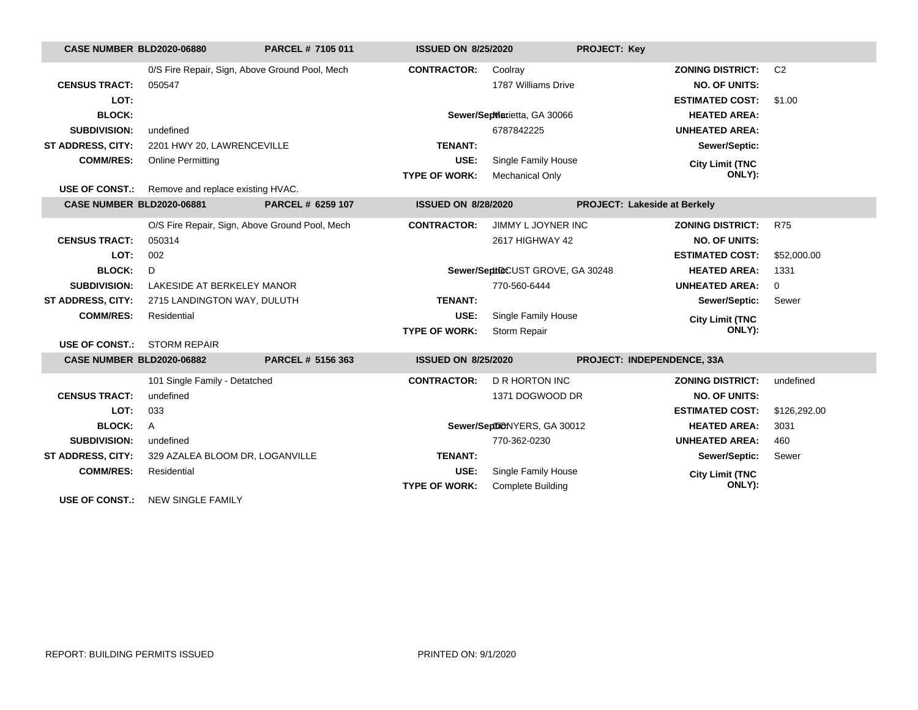| CASE NUMBER BLD2020-06880 | PARCEL # 7105 011 | ISSUED ON 8/25/2020 | | PROJECT: Key | |
|---|---|---|---|---|---|
| | 0/S Fire Repair, Sign, Above Ground Pool, Mech | CONTRACTOR: | Coolray | ZONING DISTRICT: | C2 |
| CENSUS TRACT: | 050547 | | 1787 Williams Drive | NO. OF UNITS: | |
| LOT: | | | | ESTIMATED COST: | $1.00 |
| BLOCK: | | Sewer/Septic: | Marietta, GA 30066 | HEATED AREA: | |
| SUBDIVISION: | undefined | | 6787842225 | UNHEATED AREA: | |
| ST ADDRESS, CITY: | 2201 HWY 20, LAWRENCEVILLE | TENANT: | | Sewer/Septic: | |
| COMM/RES: | Online Permitting | USE: | Single Family House | City Limit (TNC ONLY): | |
| | | TYPE OF WORK: | Mechanical Only | | |
| USE OF CONST.: | Remove and replace existing HVAC. | | | | |

| CASE NUMBER BLD2020-06881 | PARCEL # 6259 107 | ISSUED ON 8/28/2020 | | PROJECT: Lakeside at Berkely | |
|---|---|---|---|---|---|
| | O/S Fire Repair, Sign, Above Ground Pool, Mech | CONTRACTOR: | JIMMY L JOYNER INC | ZONING DISTRICT: | R75 |
| CENSUS TRACT: | 050314 | | 2617 HIGHWAY 42 | NO. OF UNITS: | |
| LOT: | 002 | | | ESTIMATED COST: | $52,000.00 |
| BLOCK: | D | Sewer/Septic: | LOCUST GROVE, GA 30248 | HEATED AREA: | 1331 |
| SUBDIVISION: | LAKESIDE AT BERKELEY MANOR | | 770-560-6444 | UNHEATED AREA: | 0 |
| ST ADDRESS, CITY: | 2715 LANDINGTON WAY, DULUTH | TENANT: | | Sewer/Septic: | Sewer |
| COMM/RES: | Residential | USE: | Single Family House | City Limit (TNC ONLY): | |
| | | TYPE OF WORK: | Storm Repair | | |
| USE OF CONST.: | STORM REPAIR | | | | |

| CASE NUMBER BLD2020-06882 | PARCEL # 5156 363 | ISSUED ON 8/25/2020 | | PROJECT: INDEPENDENCE, 33A | |
|---|---|---|---|---|---|
| | 101 Single Family - Detatched | CONTRACTOR: | D R HORTON INC | ZONING DISTRICT: | undefined |
| CENSUS TRACT: | undefined | | 1371 DOGWOOD DR | NO. OF UNITS: | |
| LOT: | 033 | | | ESTIMATED COST: | $126,292.00 |
| BLOCK: | A | Sewer/Septic: | CONYERS, GA 30012 | HEATED AREA: | 3031 |
| SUBDIVISION: | undefined | | 770-362-0230 | UNHEATED AREA: | 460 |
| ST ADDRESS, CITY: | 329 AZALEA BLOOM DR, LOGANVILLE | TENANT: | | Sewer/Septic: | Sewer |
| COMM/RES: | Residential | USE: | Single Family House | City Limit (TNC ONLY): | |
| | | TYPE OF WORK: | Complete Building | | |
| USE OF CONST.: | NEW SINGLE FAMILY | | | | |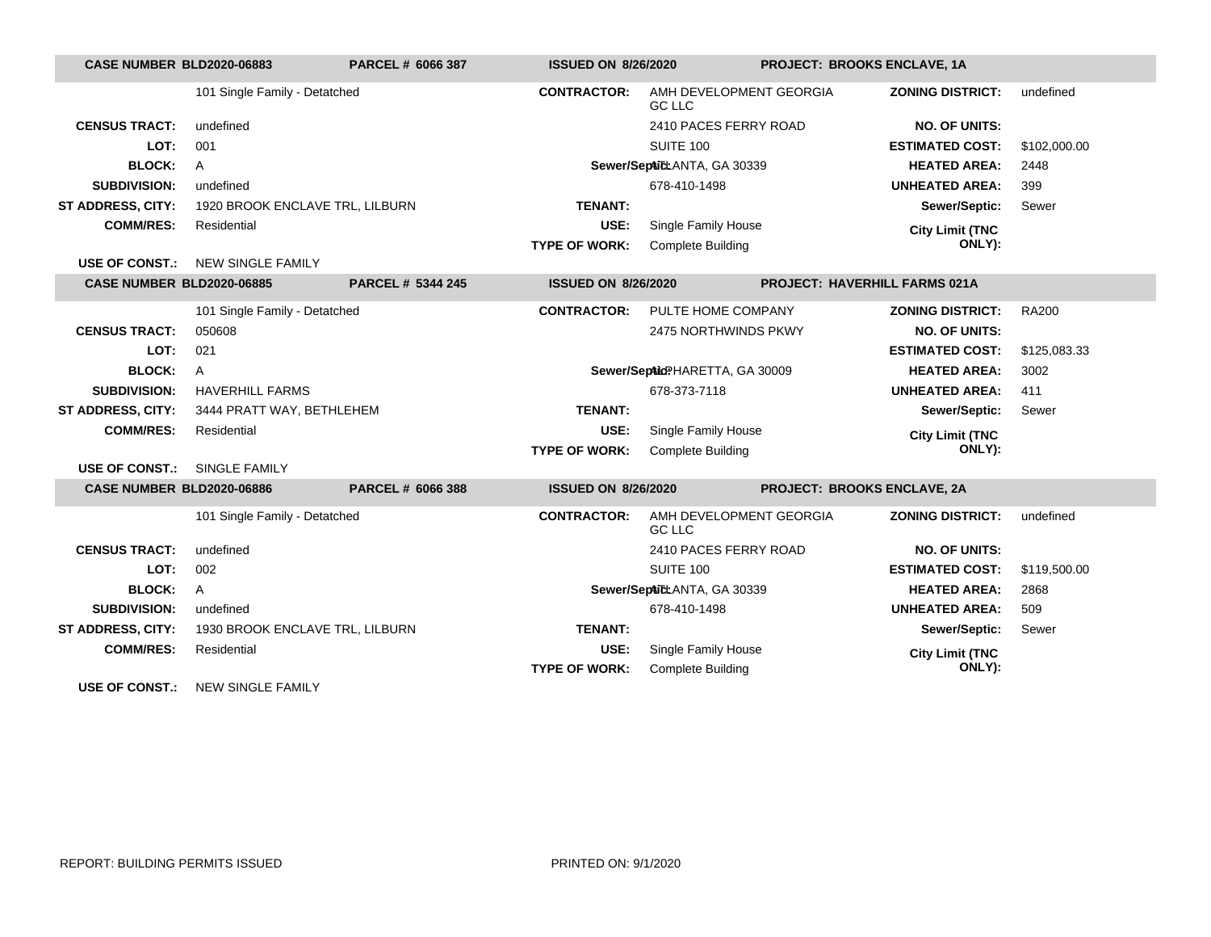| CASE NUMBER BLD2020-06883 | PARCEL # 6066 387 | ISSUED ON 8/26/2020 | PROJECT: BROOKS ENCLAVE, 1A |
|---|---|---|---|

| | | | | | |
|---|---|---|---|---|---|
| | 101 Single Family - Detached | CONTRACTOR: | AMH DEVELOPMENT GEORGIA GC LLC | ZONING DISTRICT: | undefined |
| CENSUS TRACT: | undefined | | 2410 PACES FERRY ROAD | NO. OF UNITS: | |
| LOT: | 001 | | SUITE 100 | ESTIMATED COST: | $102,000.00 |
| BLOCK: | A | Sewer/Septic: | ATLANTA, GA 30339 | HEATED AREA: | 2448 |
| SUBDIVISION: | undefined | | 678-410-1498 | UNHEATED AREA: | 399 |
| ST ADDRESS, CITY: | 1920 BROOK ENCLAVE TRL, LILBURN | TENANT: | | Sewer/Septic: | Sewer |
| COMM/RES: | Residential | USE: | Single Family House | City Limit (TNC ONLY): | |
| | | TYPE OF WORK: | Complete Building | | |
| USE OF CONST.: | NEW SINGLE FAMILY | | | | |

| CASE NUMBER BLD2020-06885 | PARCEL # 5344 245 | ISSUED ON 8/26/2020 | PROJECT: HAVERHILL FARMS 021A |
|---|---|---|---|

| | | | | | |
|---|---|---|---|---|---|
| | 101 Single Family - Detached | CONTRACTOR: | PULTE HOME COMPANY | ZONING DISTRICT: | RA200 |
| CENSUS TRACT: | 050608 | | 2475 NORTHWINDS PKWY | NO. OF UNITS: | |
| LOT: | 021 | | | ESTIMATED COST: | $125,083.33 |
| BLOCK: | A | Sewer/Septic: | ALPHARETTA, GA 30009 | HEATED AREA: | 3002 |
| SUBDIVISION: | HAVERHILL FARMS | | 678-373-7118 | UNHEATED AREA: | 411 |
| ST ADDRESS, CITY: | 3444 PRATT WAY, BETHLEHEM | TENANT: | | Sewer/Septic: | Sewer |
| COMM/RES: | Residential | USE: | Single Family House | City Limit (TNC ONLY): | |
| | | TYPE OF WORK: | Complete Building | | |
| USE OF CONST.: | SINGLE FAMILY | | | | |

| CASE NUMBER BLD2020-06886 | PARCEL # 6066 388 | ISSUED ON 8/26/2020 | PROJECT: BROOKS ENCLAVE, 2A |
|---|---|---|---|

| | | | | | |
|---|---|---|---|---|---|
| | 101 Single Family - Detached | CONTRACTOR: | AMH DEVELOPMENT GEORGIA GC LLC | ZONING DISTRICT: | undefined |
| CENSUS TRACT: | undefined | | 2410 PACES FERRY ROAD | NO. OF UNITS: | |
| LOT: | 002 | | SUITE 100 | ESTIMATED COST: | $119,500.00 |
| BLOCK: | A | Sewer/Septic: | ATLANTA, GA 30339 | HEATED AREA: | 2868 |
| SUBDIVISION: | undefined | | 678-410-1498 | UNHEATED AREA: | 509 |
| ST ADDRESS, CITY: | 1930 BROOK ENCLAVE TRL, LILBURN | TENANT: | | Sewer/Septic: | Sewer |
| COMM/RES: | Residential | USE: | Single Family House | City Limit (TNC ONLY): | |
| | | TYPE OF WORK: | Complete Building | | |
| USE OF CONST.: | NEW SINGLE FAMILY | | | | |

REPORT: BUILDING PERMITS ISSUED PRINTED ON: 9/1/2020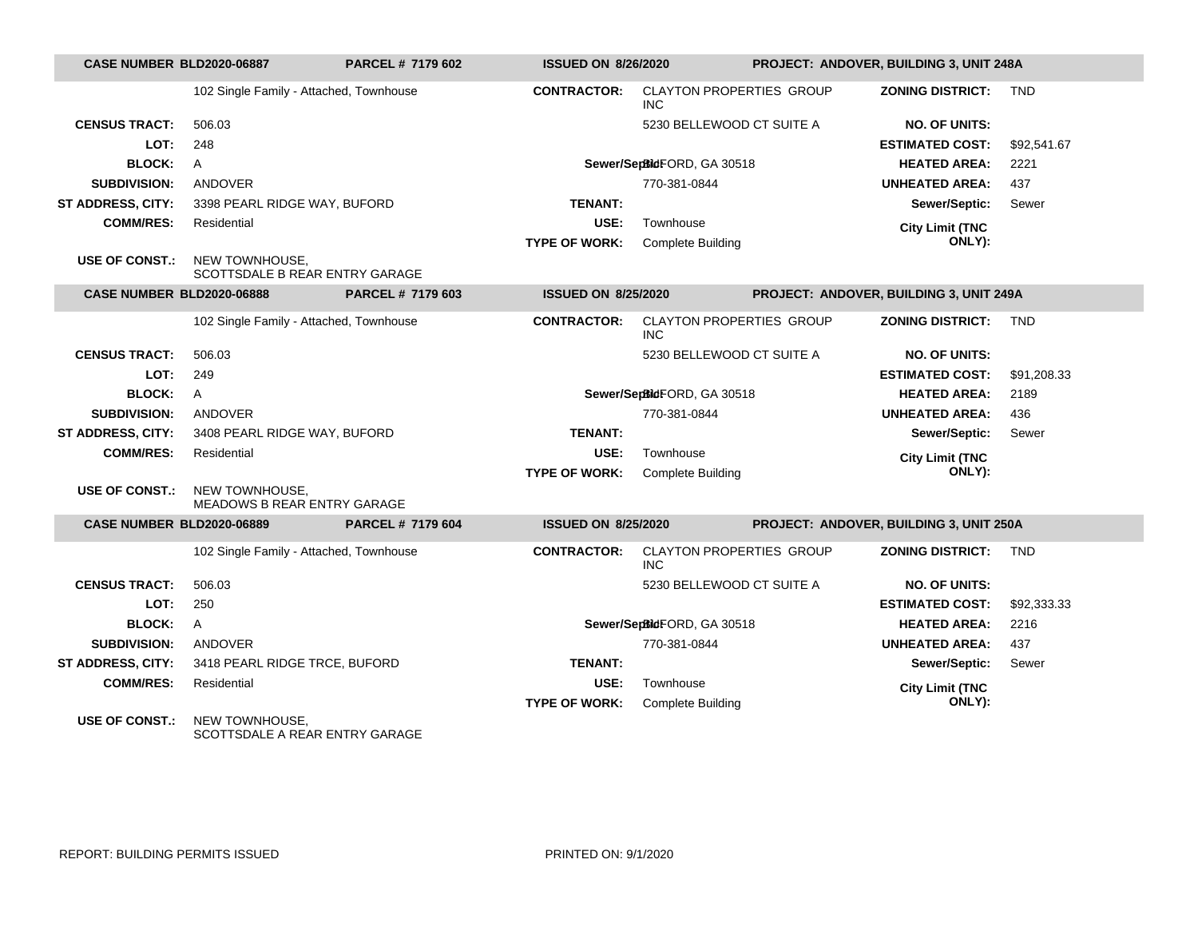| CASE NUMBER BLD2020-06887 | PARCEL # 7179 602 | ISSUED ON 8/26/2020 | | PROJECT: ANDOVER, BUILDING 3, UNIT 248A | |
|---|---|---|---|---|---|
| | 102 Single Family - Attached, Townhouse | CONTRACTOR: | CLAYTON PROPERTIES GROUP INC | ZONING DISTRICT: | TND |
| CENSUS TRACT: | 506.03 | | 5230 BELLEWOOD CT SUITE A | NO. OF UNITS: | |
| LOT: | 248 | | | ESTIMATED COST: | $92,541.67 |
| BLOCK: | A | Sewer/Septic: | BUFORD, GA 30518 | HEATED AREA: | 2221 |
| SUBDIVISION: | ANDOVER | | 770-381-0844 | UNHEATED AREA: | 437 |
| ST ADDRESS, CITY: | 3398 PEARL RIDGE WAY, BUFORD | TENANT: | | Sewer/Septic: | Sewer |
| COMM/RES: | Residential | USE: | Townhouse | City Limit (TNC ONLY): | |
| | | TYPE OF WORK: | Complete Building | | |
| USE OF CONST.: | NEW TOWNHOUSE, SCOTTSDALE B REAR ENTRY GARAGE | | | | |

| CASE NUMBER BLD2020-06888 | PARCEL # 7179 603 | ISSUED ON 8/25/2020 | | PROJECT: ANDOVER, BUILDING 3, UNIT 249A | |
|---|---|---|---|---|---|
| | 102 Single Family - Attached, Townhouse | CONTRACTOR: | CLAYTON PROPERTIES GROUP INC | ZONING DISTRICT: | TND |
| CENSUS TRACT: | 506.03 | | 5230 BELLEWOOD CT SUITE A | NO. OF UNITS: | |
| LOT: | 249 | | | ESTIMATED COST: | $91,208.33 |
| BLOCK: | A | Sewer/Septic: | BUFORD, GA 30518 | HEATED AREA: | 2189 |
| SUBDIVISION: | ANDOVER | | 770-381-0844 | UNHEATED AREA: | 436 |
| ST ADDRESS, CITY: | 3408 PEARL RIDGE WAY, BUFORD | TENANT: | | Sewer/Septic: | Sewer |
| COMM/RES: | Residential | USE: | Townhouse | City Limit (TNC ONLY): | |
| | | TYPE OF WORK: | Complete Building | | |
| USE OF CONST.: | NEW TOWNHOUSE, MEADOWS B REAR ENTRY GARAGE | | | | |

| CASE NUMBER BLD2020-06889 | PARCEL # 7179 604 | ISSUED ON 8/25/2020 | | PROJECT: ANDOVER, BUILDING 3, UNIT 250A | |
|---|---|---|---|---|---|
| | 102 Single Family - Attached, Townhouse | CONTRACTOR: | CLAYTON PROPERTIES GROUP INC | ZONING DISTRICT: | TND |
| CENSUS TRACT: | 506.03 | | 5230 BELLEWOOD CT SUITE A | NO. OF UNITS: | |
| LOT: | 250 | | | ESTIMATED COST: | $92,333.33 |
| BLOCK: | A | Sewer/Septic: | BUFORD, GA 30518 | HEATED AREA: | 2216 |
| SUBDIVISION: | ANDOVER | | 770-381-0844 | UNHEATED AREA: | 437 |
| ST ADDRESS, CITY: | 3418 PEARL RIDGE TRCE, BUFORD | TENANT: | | Sewer/Septic: | Sewer |
| COMM/RES: | Residential | USE: | Townhouse | City Limit (TNC ONLY): | |
| | | TYPE OF WORK: | Complete Building | | |
| USE OF CONST.: | NEW TOWNHOUSE, SCOTTSDALE A REAR ENTRY GARAGE | | | | |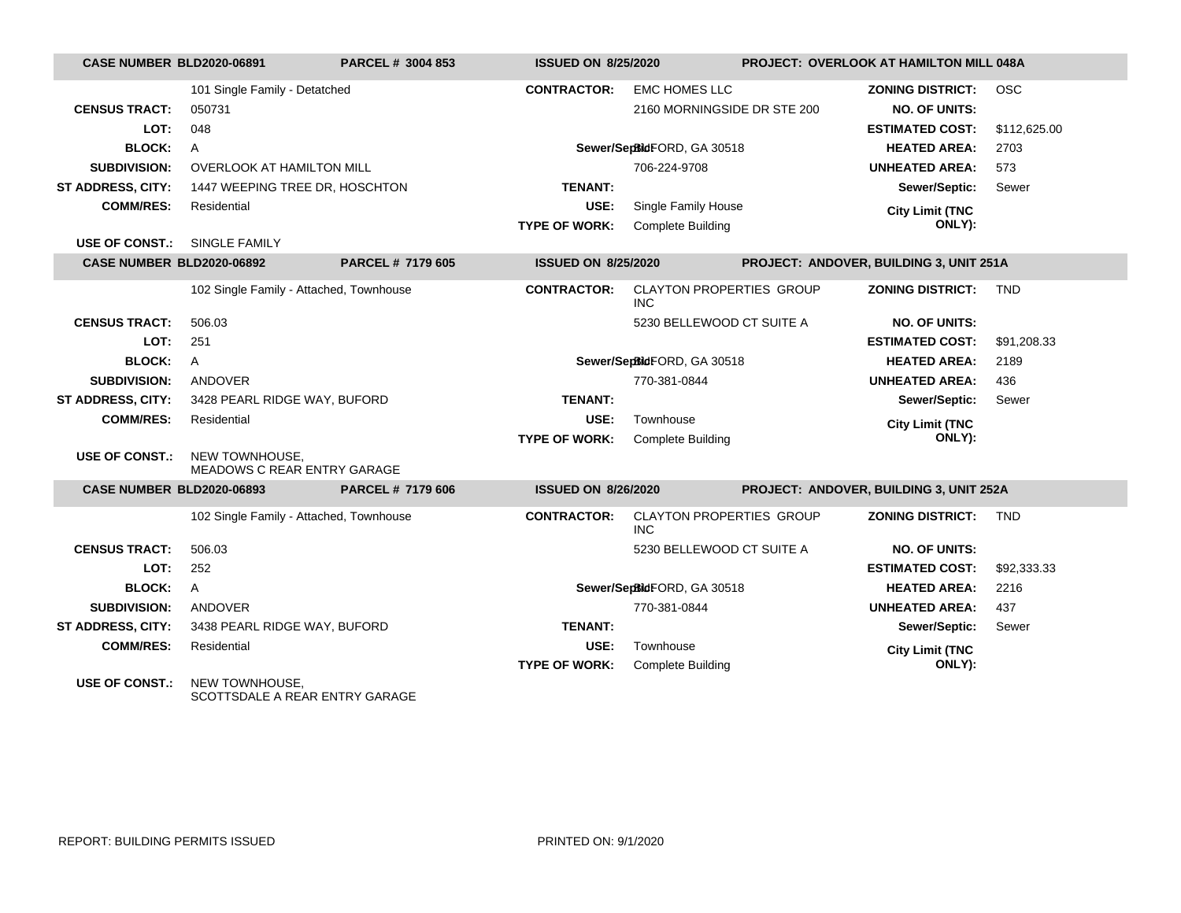| CASE NUMBER BLD2020-06891 | PARCEL # 3004 853 | ISSUED ON 8/25/2020 | PROJECT: OVERLOOK AT HAMILTON MILL 048A |
|---|---|---|---|

| | | | | | |
|---|---|---|---|---|---|
| | 101 Single Family - Detatched | CONTRACTOR: | EMC HOMES LLC | ZONING DISTRICT: | OSC |
| CENSUS TRACT: | 050731 | | 2160 MORNINGSIDE DR STE 200 | NO. OF UNITS: | |
| LOT: | 048 | | | ESTIMATED COST: | $112,625.00 |
| BLOCK: | A | Sewer/Septic: | BUFORD, GA 30518 | HEATED AREA: | 2703 |
| SUBDIVISION: | OVERLOOK AT HAMILTON MILL | | 706-224-9708 | UNHEATED AREA: | 573 |
| ST ADDRESS, CITY: | 1447 WEEPING TREE DR, HOSCHTON | TENANT: | | Sewer/Septic: | Sewer |
| COMM/RES: | Residential | USE: | Single Family House | City Limit (TNC ONLY): | |
| | | TYPE OF WORK: | Complete Building | | |
| USE OF CONST.: | SINGLE FAMILY | | | | |

| CASE NUMBER BLD2020-06892 | PARCEL # 7179 605 | ISSUED ON 8/25/2020 | PROJECT: ANDOVER, BUILDING 3, UNIT 251A |
|---|---|---|---|

| | | | | | |
|---|---|---|---|---|---|
| | 102 Single Family - Attached, Townhouse | CONTRACTOR: | CLAYTON PROPERTIES GROUP INC | ZONING DISTRICT: | TND |
| CENSUS TRACT: | 506.03 | | 5230 BELLEWOOD CT SUITE A | NO. OF UNITS: | |
| LOT: | 251 | | | ESTIMATED COST: | $91,208.33 |
| BLOCK: | A | Sewer/Septic: | BUFORD, GA 30518 | HEATED AREA: | 2189 |
| SUBDIVISION: | ANDOVER | | 770-381-0844 | UNHEATED AREA: | 436 |
| ST ADDRESS, CITY: | 3428 PEARL RIDGE WAY, BUFORD | TENANT: | | Sewer/Septic: | Sewer |
| COMM/RES: | Residential | USE: | Townhouse | City Limit (TNC ONLY): | |
| | | TYPE OF WORK: | Complete Building | | |
| USE OF CONST.: | NEW TOWNHOUSE, MEADOWS C REAR ENTRY GARAGE | | | | |

| CASE NUMBER BLD2020-06893 | PARCEL # 7179 606 | ISSUED ON 8/26/2020 | PROJECT: ANDOVER, BUILDING 3, UNIT 252A |
|---|---|---|---|

| | | | | | |
|---|---|---|---|---|---|
| | 102 Single Family - Attached, Townhouse | CONTRACTOR: | CLAYTON PROPERTIES GROUP INC | ZONING DISTRICT: | TND |
| CENSUS TRACT: | 506.03 | | 5230 BELLEWOOD CT SUITE A | NO. OF UNITS: | |
| LOT: | 252 | | | ESTIMATED COST: | $92,333.33 |
| BLOCK: | A | Sewer/Septic: | BUFORD, GA 30518 | HEATED AREA: | 2216 |
| SUBDIVISION: | ANDOVER | | 770-381-0844 | UNHEATED AREA: | 437 |
| ST ADDRESS, CITY: | 3438 PEARL RIDGE WAY, BUFORD | TENANT: | | Sewer/Septic: | Sewer |
| COMM/RES: | Residential | USE: | Townhouse | City Limit (TNC ONLY): | |
| | | TYPE OF WORK: | Complete Building | | |
| USE OF CONST.: | NEW TOWNHOUSE, SCOTTSDALE A REAR ENTRY GARAGE | | | | |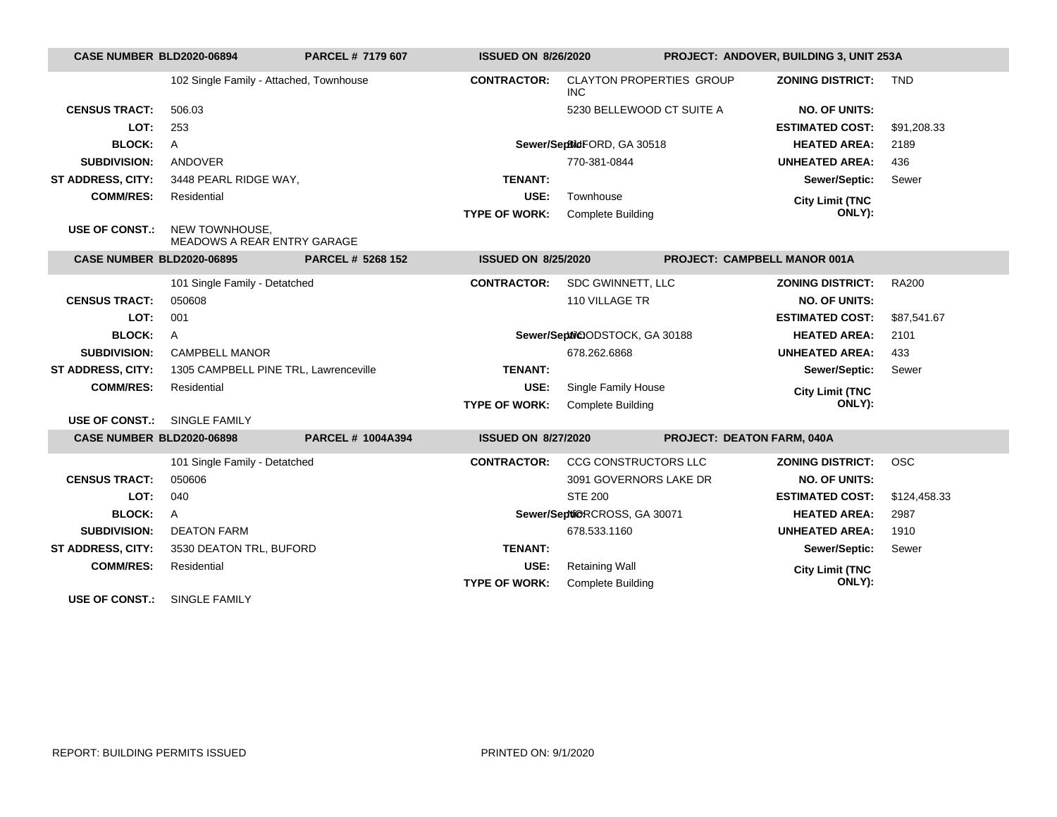| CASE NUMBER BLD2020-06894 | PARCEL # 7179 607 | ISSUED ON 8/26/2020 | PROJECT: ANDOVER, BUILDING 3, UNIT 253A | | |
|---|---|---|---|---|---|
| | 102 Single Family - Attached, Townhouse | CONTRACTOR: | CLAYTON PROPERTIES GROUP INC | ZONING DISTRICT: | TND |
| CENSUS TRACT: | 506.03 | | 5230 BELLEWOOD CT SUITE A | NO. OF UNITS: | |
| LOT: | 253 | | | ESTIMATED COST: | $91,208.33 |
| BLOCK: | A | Sewer/Septic: | BUFORD, GA 30518 | HEATED AREA: | 2189 |
| SUBDIVISION: | ANDOVER | | 770-381-0844 | UNHEATED AREA: | 436 |
| ST ADDRESS, CITY: | 3448 PEARL RIDGE WAY, | TENANT: | | Sewer/Septic: | Sewer |
| COMM/RES: | Residential | USE: | Townhouse | City Limit (TNC ONLY): | |
| | | TYPE OF WORK: | Complete Building | | |
| USE OF CONST.: | NEW TOWNHOUSE, MEADOWS A REAR ENTRY GARAGE | | | | |

| CASE NUMBER BLD2020-06895 | PARCEL # 5268 152 | ISSUED ON 8/25/2020 | PROJECT: CAMPBELL MANOR 001A | | |
|---|---|---|---|---|---|
| | 101 Single Family - Detatched | CONTRACTOR: | SDC GWINNETT, LLC | ZONING DISTRICT: | RA200 |
| CENSUS TRACT: | 050608 | | 110 VILLAGE TR | NO. OF UNITS: | |
| LOT: | 001 | | | ESTIMATED COST: | $87,541.67 |
| BLOCK: | A | Sewer/Septic: | WOODSTOCK, GA 30188 | HEATED AREA: | 2101 |
| SUBDIVISION: | CAMPBELL MANOR | | 678.262.6868 | UNHEATED AREA: | 433 |
| ST ADDRESS, CITY: | 1305 CAMPBELL PINE TRL, Lawrenceville | TENANT: | | Sewer/Septic: | Sewer |
| COMM/RES: | Residential | USE: | Single Family House | City Limit (TNC ONLY): | |
| | | TYPE OF WORK: | Complete Building | | |
| USE OF CONST.: | SINGLE FAMILY | | | | |

| CASE NUMBER BLD2020-06898 | PARCEL # 1004A394 | ISSUED ON 8/27/2020 | PROJECT: DEATON FARM, 040A | | |
|---|---|---|---|---|---|
| | 101 Single Family - Detatched | CONTRACTOR: | CCG CONSTRUCTORS LLC | ZONING DISTRICT: | OSC |
| CENSUS TRACT: | 050606 | | 3091 GOVERNORS LAKE DR | NO. OF UNITS: | |
| LOT: | 040 | | STE 200 | ESTIMATED COST: | $124,458.33 |
| BLOCK: | A | Sewer/Septic: | NORCROSS, GA 30071 | HEATED AREA: | 2987 |
| SUBDIVISION: | DEATON FARM | | 678.533.1160 | UNHEATED AREA: | 1910 |
| ST ADDRESS, CITY: | 3530 DEATON TRL, BUFORD | TENANT: | | Sewer/Septic: | Sewer |
| COMM/RES: | Residential | USE: | Retaining Wall | City Limit (TNC ONLY): | |
| | | TYPE OF WORK: | Complete Building | | |
| USE OF CONST.: | SINGLE FAMILY | | | | |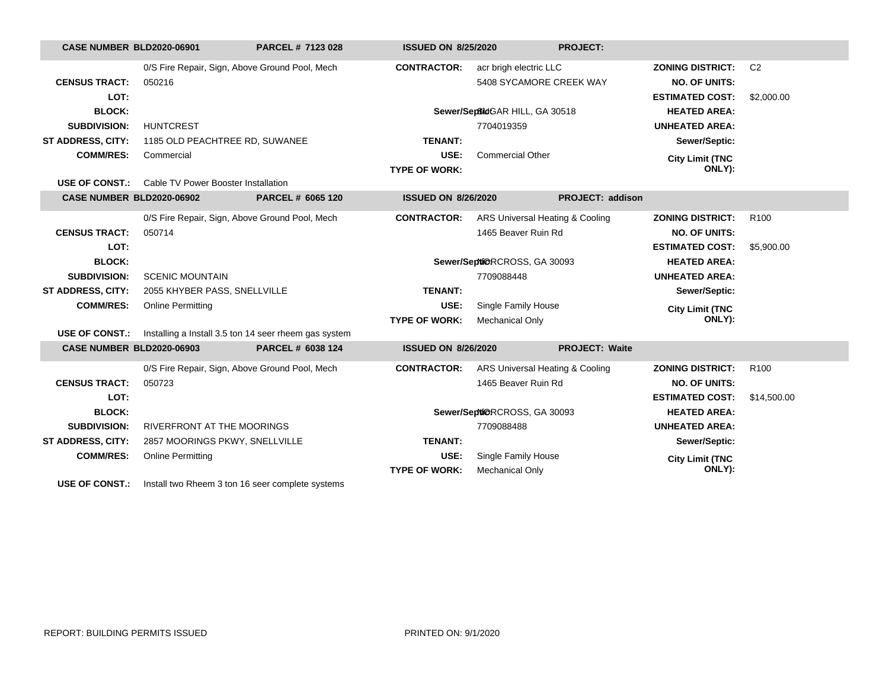**CASE NUMBER** BLD2020-06901 **PARCEL #** 7123 028 **ISSUED ON** 8/25/2020 **PROJECT:**

| | | | | | |
|---|---|---|---|---|---|
| | 0/S Fire Repair, Sign, Above Ground Pool, Mech | **CONTRACTOR:** | acr brigh electric LLC | **ZONING DISTRICT:** | C2 |
| **CENSUS TRACT:** | 050216 | | 5408 SYCAMORE CREEK WAY | **NO. OF UNITS:** | |
| **LOT:** | | | | **ESTIMATED COST:** | $2,000.00 |
| **BLOCK:** | | **Sewer/Septic:** | SUGAR HILL, GA 30518 | **HEATED AREA:** | |
| **SUBDIVISION:** | HUNTCREST | | 7704019359 | **UNHEATED AREA:** | |
| **ST ADDRESS, CITY:** | 1185 OLD PEACHTREE RD, SUWANEE | **TENANT:** | | **Sewer/Septic:** | |
| **COMM/RES:** | Commercial | **USE:** | Commercial Other | **City Limit (TNC ONLY):** | |
| | | **TYPE OF WORK:** | | | |
| **USE OF CONST.:** | Cable TV Power Booster Installation | | | | |

**CASE NUMBER** BLD2020-06902 **PARCEL #** 6065 120 **ISSUED ON** 8/26/2020 **PROJECT:** addison

| | | | | | |
|---|---|---|---|---|---|
| | 0/S Fire Repair, Sign, Above Ground Pool, Mech | **CONTRACTOR:** | ARS Universal Heating & Cooling | **ZONING DISTRICT:** | R100 |
| **CENSUS TRACT:** | 050714 | | 1465 Beaver Ruin Rd | **NO. OF UNITS:** | |
| **LOT:** | | | | **ESTIMATED COST:** | $5,900.00 |
| **BLOCK:** | | **Sewer/Septic:** | NORCROSS, GA 30093 | **HEATED AREA:** | |
| **SUBDIVISION:** | SCENIC MOUNTAIN | | 7709088448 | **UNHEATED AREA:** | |
| **ST ADDRESS, CITY:** | 2055 KHYBER PASS, SNELLVILLE | **TENANT:** | | **Sewer/Septic:** | |
| **COMM/RES:** | Online Permitting | **USE:** | Single Family House | **City Limit (TNC ONLY):** | |
| | | **TYPE OF WORK:** | Mechanical Only | | |
| **USE OF CONST.:** | Installing a Install 3.5 ton 14 seer rheem gas system | | | | |

**CASE NUMBER** BLD2020-06903 **PARCEL #** 6038 124 **ISSUED ON** 8/26/2020 **PROJECT:** Waite

| | | | | | |
|---|---|---|---|---|---|
| | 0/S Fire Repair, Sign, Above Ground Pool, Mech | **CONTRACTOR:** | ARS Universal Heating & Cooling | **ZONING DISTRICT:** | R100 |
| **CENSUS TRACT:** | 050723 | | 1465 Beaver Ruin Rd | **NO. OF UNITS:** | |
| **LOT:** | | | | **ESTIMATED COST:** | $14,500.00 |
| **BLOCK:** | | **Sewer/Septic:** | NORCROSS, GA 30093 | **HEATED AREA:** | |
| **SUBDIVISION:** | RIVERFRONT AT THE MOORINGS | | 7709088488 | **UNHEATED AREA:** | |
| **ST ADDRESS, CITY:** | 2857 MOORINGS PKWY, SNELLVILLE | **TENANT:** | | **Sewer/Septic:** | |
| **COMM/RES:** | Online Permitting | **USE:** | Single Family House | **City Limit (TNC ONLY):** | |
| | | **TYPE OF WORK:** | Mechanical Only | | |
| **USE OF CONST.:** | Install two Rheem 3 ton 16 seer complete systems | | | | |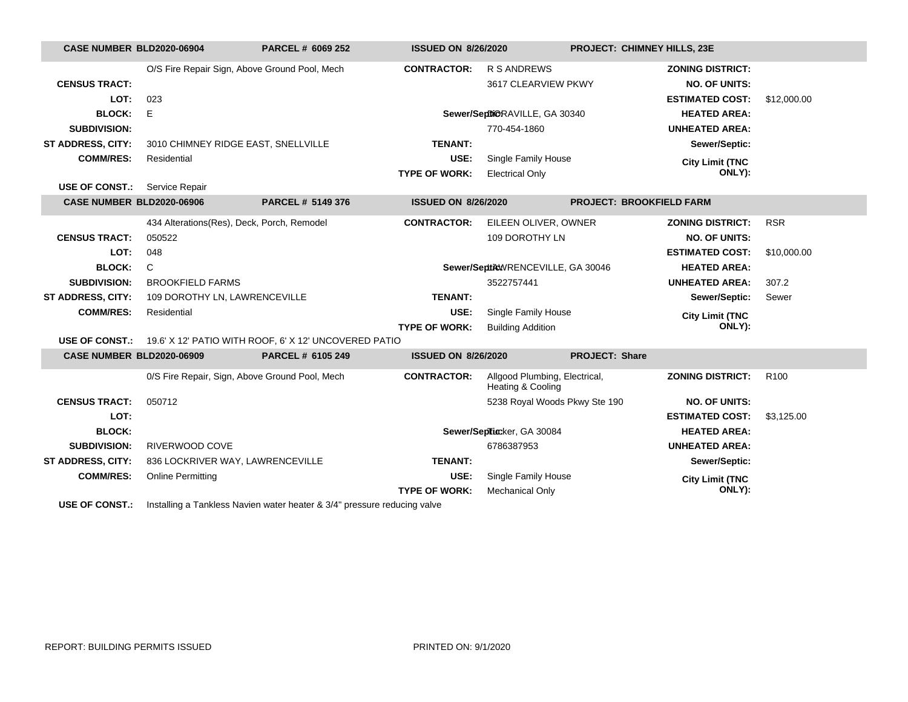| CASE NUMBER BLD2020-06904 | PARCEL # 6069 252 | ISSUED ON 8/26/2020 | PROJECT: CHIMNEY HILLS, 23E | | |
|---|---|---|---|---|---|
| | O/S Fire Repair Sign, Above Ground Pool, Mech | CONTRACTOR: | R S ANDREWS | ZONING DISTRICT: | |
| CENSUS TRACT: | | | 3617 CLEARVIEW PKWY | NO. OF UNITS: | |
| LOT: | 023 | | | ESTIMATED COST: | $12,000.00 |
| BLOCK: | E | Sewer/Septic: | DORAVILLE, GA 30340 | HEATED AREA: | |
| SUBDIVISION: | | | 770-454-1860 | UNHEATED AREA: | |
| ST ADDRESS, CITY: | 3010 CHIMNEY RIDGE EAST, SNELLVILLE | TENANT: | | Sewer/Septic: | |
| COMM/RES: | Residential | USE: | Single Family House | City Limit (TNC ONLY): | |
| | | TYPE OF WORK: | Electrical Only | | |
| USE OF CONST.: | Service Repair | | | | |

| CASE NUMBER BLD2020-06906 | PARCEL # 5149 376 | ISSUED ON 8/26/2020 | PROJECT: BROOKFIELD FARM | | |
|---|---|---|---|---|---|
| | 434 Alterations(Res), Deck, Porch, Remodel | CONTRACTOR: | EILEEN OLIVER, OWNER | ZONING DISTRICT: | RSR |
| CENSUS TRACT: | 050522 | | 109 DOROTHY LN | NO. OF UNITS: | |
| LOT: | 048 | | | ESTIMATED COST: | $10,000.00 |
| BLOCK: | C | Sewer/Septic: | LAWRENCEVILLE, GA 30046 | HEATED AREA: | |
| SUBDIVISION: | BROOKFIELD FARMS | | 3522757441 | UNHEATED AREA: | 307.2 |
| ST ADDRESS, CITY: | 109 DOROTHY LN, LAWRENCEVILLE | TENANT: | | Sewer/Septic: | Sewer |
| COMM/RES: | Residential | USE: | Single Family House | City Limit (TNC ONLY): | |
| | | TYPE OF WORK: | Building Addition | | |
| USE OF CONST.: | 19.6' X 12' PATIO WITH ROOF, 6' X 12' UNCOVERED PATIO | | | | |

| CASE NUMBER BLD2020-06909 | PARCEL # 6105 249 | ISSUED ON 8/26/2020 | PROJECT: Share | | |
|---|---|---|---|---|---|
| | 0/S Fire Repair, Sign, Above Ground Pool, Mech | CONTRACTOR: | Allgood Plumbing, Electrical, Heating & Cooling | ZONING DISTRICT: | R100 |
| CENSUS TRACT: | 050712 | | 5238 Royal Woods Pkwy Ste 190 | NO. OF UNITS: | |
| LOT: | | | | ESTIMATED COST: | $3,125.00 |
| BLOCK: | | Sewer/Septic: | Tucker, GA 30084 | HEATED AREA: | |
| SUBDIVISION: | RIVERWOOD COVE | | 6786387953 | UNHEATED AREA: | |
| ST ADDRESS, CITY: | 836 LOCKRIVER WAY, LAWRENCEVILLE | TENANT: | | Sewer/Septic: | |
| COMM/RES: | Online Permitting | USE: | Single Family House | City Limit (TNC ONLY): | |
| | | TYPE OF WORK: | Mechanical Only | | |
| USE OF CONST.: | Installing a Tankless Navien water heater & 3/4" pressure reducing valve | | | | |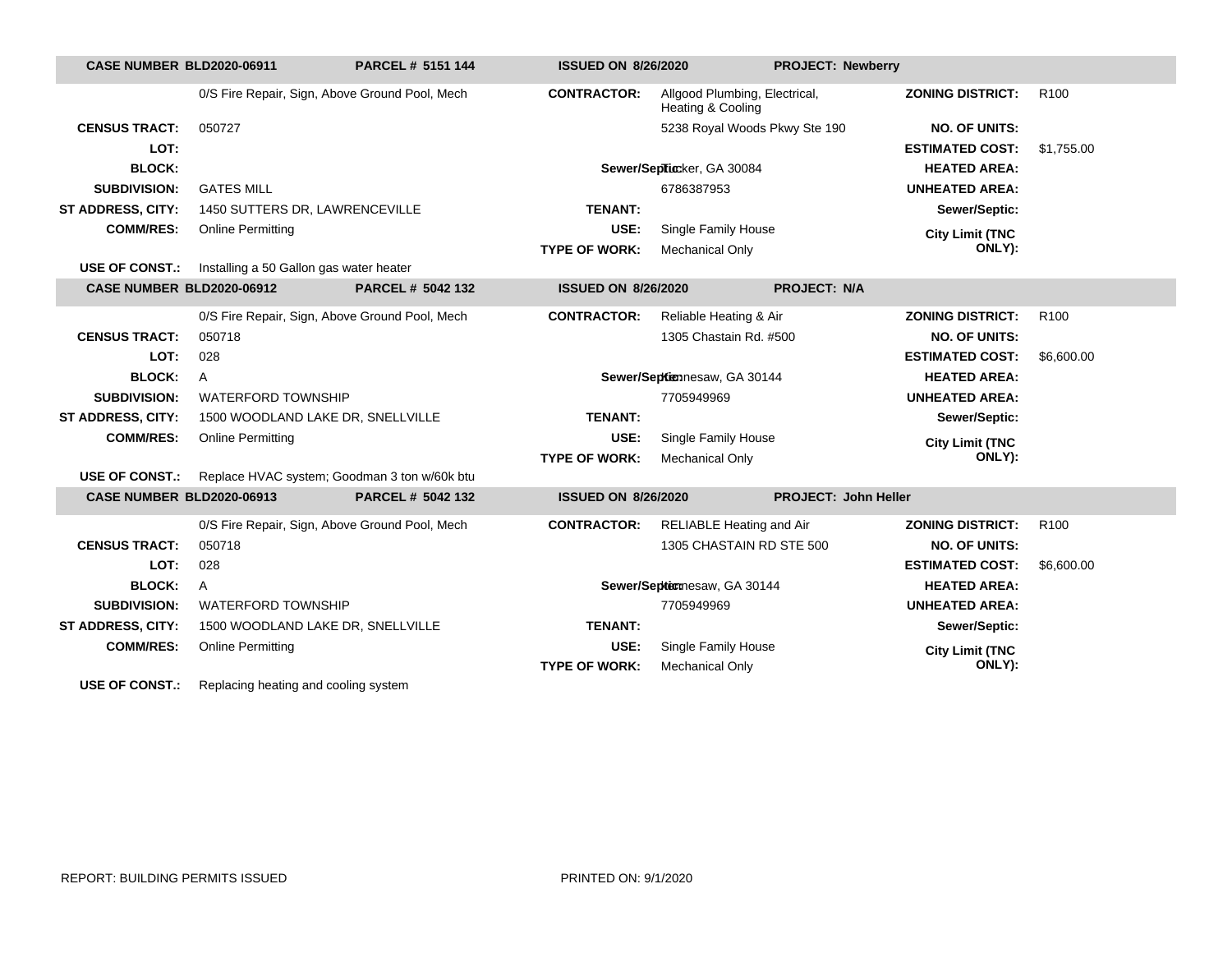| CASE NUMBER BLD2020-06911 | PARCEL # 5151 144 | ISSUED ON 8/26/2020 | PROJECT: Newberry | | |
|---|---|---|---|---|---|
| | 0/S Fire Repair, Sign, Above Ground Pool, Mech | CONTRACTOR: | Allgood Plumbing, Electrical, Heating & Cooling | ZONING DISTRICT: | R100 |
| CENSUS TRACT: | 050727 | | 5238 Royal Woods Pkwy Ste 190 | NO. OF UNITS: | |
| LOT: | | | | ESTIMATED COST: | $1,755.00 |
| BLOCK: | | Sewer/Septic: | Tucker, GA 30084 | HEATED AREA: | |
| SUBDIVISION: | GATES MILL | | 6786387953 | UNHEATED AREA: | |
| ST ADDRESS, CITY: | 1450 SUTTERS DR, LAWRENCEVILLE | TENANT: | | Sewer/Septic: | |
| COMM/RES: | Online Permitting | USE: | Single Family House | City Limit (TNC ONLY): | |
| | | TYPE OF WORK: | Mechanical Only | | |
| USE OF CONST.: | Installing a 50 Gallon gas water heater | | | | |

| CASE NUMBER BLD2020-06912 | PARCEL # 5042 132 | ISSUED ON 8/26/2020 | PROJECT: N/A | | |
|---|---|---|---|---|---|
| | 0/S Fire Repair, Sign, Above Ground Pool, Mech | CONTRACTOR: | Reliable Heating & Air | ZONING DISTRICT: | R100 |
| CENSUS TRACT: | 050718 | | 1305 Chastain Rd. #500 | NO. OF UNITS: | |
| LOT: | 028 | | | ESTIMATED COST: | $6,600.00 |
| BLOCK: | A | Sewer/Septic: | Kennesaw, GA 30144 | HEATED AREA: | |
| SUBDIVISION: | WATERFORD TOWNSHIP | | 7705949969 | UNHEATED AREA: | |
| ST ADDRESS, CITY: | 1500 WOODLAND LAKE DR, SNELLVILLE | TENANT: | | Sewer/Septic: | |
| COMM/RES: | Online Permitting | USE: | Single Family House | City Limit (TNC ONLY): | |
| | | TYPE OF WORK: | Mechanical Only | | |
| USE OF CONST.: | Replace HVAC system; Goodman 3 ton w/60k btu | | | | |

| CASE NUMBER BLD2020-06913 | PARCEL # 5042 132 | ISSUED ON 8/26/2020 | PROJECT: John Heller | | |
|---|---|---|---|---|---|
| | 0/S Fire Repair, Sign, Above Ground Pool, Mech | CONTRACTOR: | RELIABLE Heating and Air | ZONING DISTRICT: | R100 |
| CENSUS TRACT: | 050718 | | 1305 CHASTAIN RD STE 500 | NO. OF UNITS: | |
| LOT: | 028 | | | ESTIMATED COST: | $6,600.00 |
| BLOCK: | A | Sewer/Septic: | Kennesaw, GA 30144 | HEATED AREA: | |
| SUBDIVISION: | WATERFORD TOWNSHIP | | 7705949969 | UNHEATED AREA: | |
| ST ADDRESS, CITY: | 1500 WOODLAND LAKE DR, SNELLVILLE | TENANT: | | Sewer/Septic: | |
| COMM/RES: | Online Permitting | USE: | Single Family House | City Limit (TNC ONLY): | |
| | | TYPE OF WORK: | Mechanical Only | | |
| USE OF CONST.: | Replacing heating and cooling system | | | | |

REPORT: BUILDING PERMITS ISSUED

PRINTED ON: 9/1/2020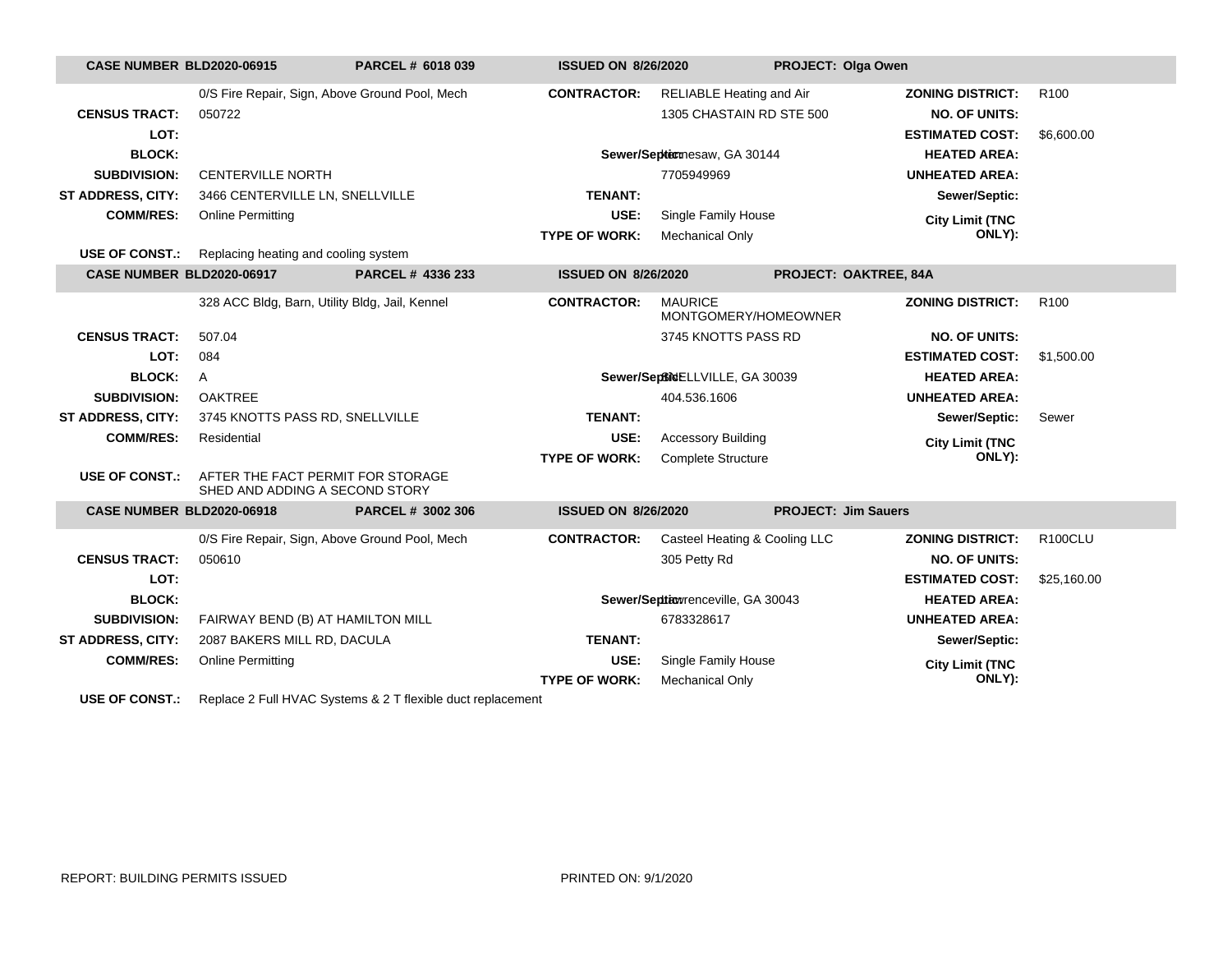| CASE NUMBER BLD2020-06915 | PARCEL # 6018 039 | ISSUED ON 8/26/2020 | PROJECT: Olga Owen | | |
|---|---|---|---|---|---|
| | 0/S Fire Repair, Sign, Above Ground Pool, Mech | CONTRACTOR: | RELIABLE Heating and Air | ZONING DISTRICT: | R100 |
| CENSUS TRACT: | 050722 | | 1305 CHASTAIN RD STE 500 | NO. OF UNITS: | |
| LOT: | | | | ESTIMATED COST: | $6,600.00 |
| BLOCK: | | Sewer/Septic: | Kennesaw, GA 30144 | HEATED AREA: | |
| SUBDIVISION: | CENTERVILLE NORTH | | 7705949969 | UNHEATED AREA: | |
| ST ADDRESS, CITY: | 3466 CENTERVILLE LN, SNELLVILLE | TENANT: | | Sewer/Septic: | |
| COMM/RES: | Online Permitting | USE: | Single Family House | City Limit (TNC ONLY): | |
| | | TYPE OF WORK: | Mechanical Only | | |
| USE OF CONST.: | Replacing heating and cooling system | | | | |

| CASE NUMBER BLD2020-06917 | PARCEL # 4336 233 | ISSUED ON 8/26/2020 | PROJECT: OAKTREE, 84A | | |
|---|---|---|---|---|---|
| | 328 ACC Bldg, Barn, Utility Bldg, Jail, Kennel | CONTRACTOR: | MAURICE MONTGOMERY/HOMEOWNER | ZONING DISTRICT: | R100 |
| CENSUS TRACT: | 507.04 | | 3745 KNOTTS PASS RD | NO. OF UNITS: | |
| LOT: | 084 | | | ESTIMATED COST: | $1,500.00 |
| BLOCK: | A | Sewer/Septic: | SNELLVILLE, GA 30039 | HEATED AREA: | |
| SUBDIVISION: | OAKTREE | | 404.536.1606 | UNHEATED AREA: | |
| ST ADDRESS, CITY: | 3745 KNOTTS PASS RD, SNELLVILLE | TENANT: | | Sewer/Septic: | Sewer |
| COMM/RES: | Residential | USE: | Accessory Building | City Limit (TNC ONLY): | |
| | | TYPE OF WORK: | Complete Structure | | |
| USE OF CONST.: | AFTER THE FACT PERMIT FOR STORAGE SHED AND ADDING A SECOND STORY | | | | |

| CASE NUMBER BLD2020-06918 | PARCEL # 3002 306 | ISSUED ON 8/26/2020 | PROJECT: Jim Sauers | | |
|---|---|---|---|---|---|
| | 0/S Fire Repair, Sign, Above Ground Pool, Mech | CONTRACTOR: | Casteel Heating & Cooling LLC | ZONING DISTRICT: | R100CLU |
| CENSUS TRACT: | 050610 | | 305 Petty Rd | NO. OF UNITS: | |
| LOT: | | | | ESTIMATED COST: | $25,160.00 |
| BLOCK: | | Sewer/Septic: | Lawrenceville, GA 30043 | HEATED AREA: | |
| SUBDIVISION: | FAIRWAY BEND (B) AT HAMILTON MILL | | 6783328617 | UNHEATED AREA: | |
| ST ADDRESS, CITY: | 2087 BAKERS MILL RD, DACULA | TENANT: | | Sewer/Septic: | |
| COMM/RES: | Online Permitting | USE: | Single Family House | City Limit (TNC ONLY): | |
| | | TYPE OF WORK: | Mechanical Only | | |
| USE OF CONST.: | Replace 2 Full HVAC Systems & 2 T flexible duct replacement | | | | |

REPORT: BUILDING PERMITS ISSUED PRINTED ON: 9/1/2020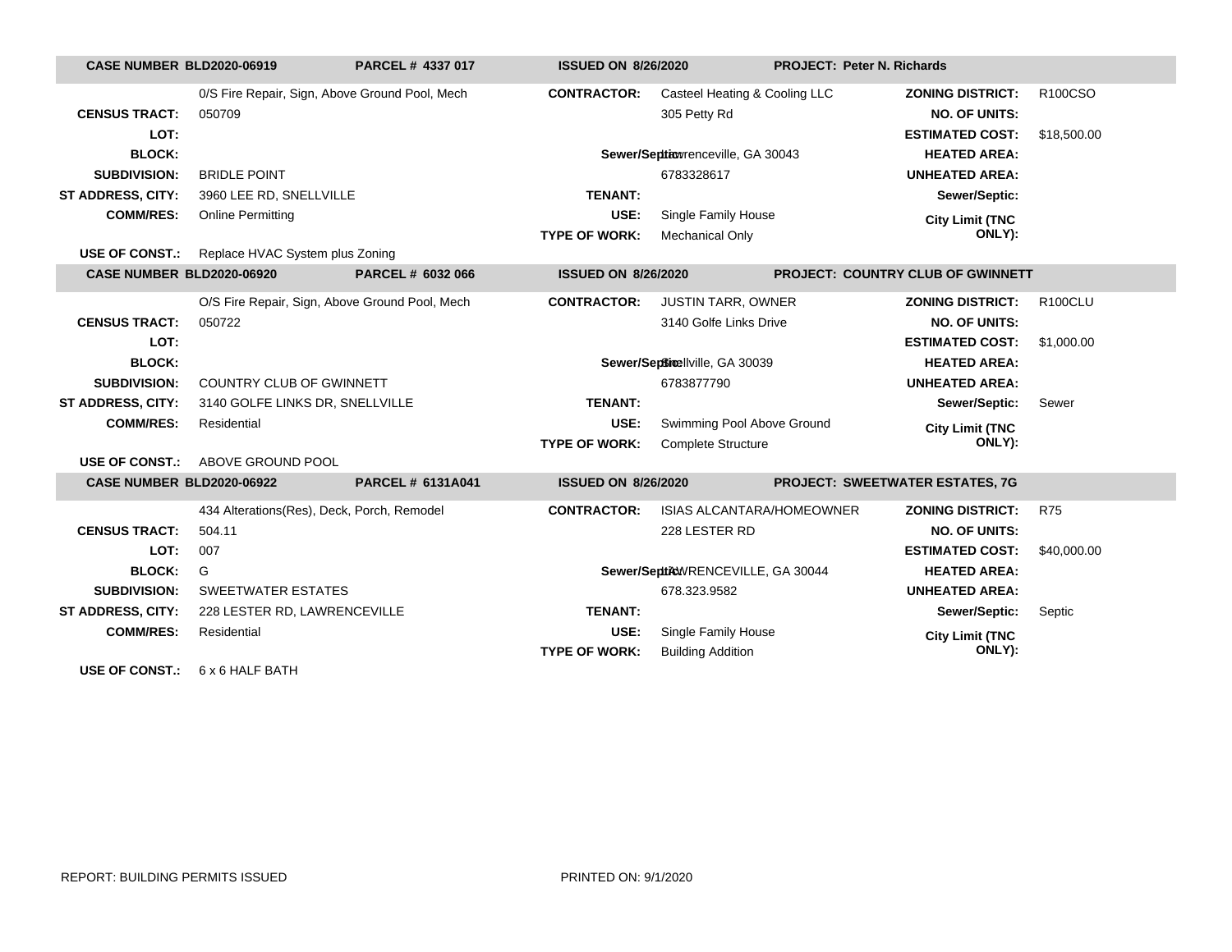| CASE NUMBER BLD2020-06919 | PARCEL # 4337 017 | ISSUED ON 8/26/2020 | PROJECT: Peter N. Richards | | |
|---|---|---|---|---|---|
| | 0/S Fire Repair, Sign, Above Ground Pool, Mech | **CONTRACTOR:** | Casteel Heating & Cooling LLC | **ZONING DISTRICT:** | R100CSO |
| **CENSUS TRACT:** | 050709 | | 305 Petty Rd | **NO. OF UNITS:** | |
| **LOT:** | | | | **ESTIMATED COST:** | $18,500.00 |
| **BLOCK:** | | **Sewer/Septic:** | Lawrenceville, GA 30043 | **HEATED AREA:** | |
| **SUBDIVISION:** | BRIDLE POINT | | 6783328617 | **UNHEATED AREA:** | |
| **ST ADDRESS, CITY:** | 3960 LEE RD, SNELLVILLE | **TENANT:** | | **Sewer/Septic:** | |
| **COMM/RES:** | Online Permitting | **USE:** | Single Family House | **City Limit (TNC ONLY):** | |
| | | **TYPE OF WORK:** | Mechanical Only | | |
| **USE OF CONST.:** | Replace HVAC System plus Zoning | | | | |

| CASE NUMBER BLD2020-06920 | PARCEL # 6032 066 | ISSUED ON 8/26/2020 | PROJECT: COUNTRY CLUB OF GWINNETT | | |
|---|---|---|---|---|---|
| | O/S Fire Repair, Sign, Above Ground Pool, Mech | **CONTRACTOR:** | JUSTIN TARR, OWNER | **ZONING DISTRICT:** | R100CLU |
| **CENSUS TRACT:** | 050722 | | 3140 Golfe Links Drive | **NO. OF UNITS:** | |
| **LOT:** | | | | **ESTIMATED COST:** | $1,000.00 |
| **BLOCK:** | | **Sewer/Septic:** | Snellville, GA 30039 | **HEATED AREA:** | |
| **SUBDIVISION:** | COUNTRY CLUB OF GWINNETT | | 6783877790 | **UNHEATED AREA:** | |
| **ST ADDRESS, CITY:** | 3140 GOLFE LINKS DR, SNELLVILLE | **TENANT:** | | **Sewer/Septic:** | Sewer |
| **COMM/RES:** | Residential | **USE:** | Swimming Pool Above Ground | **City Limit (TNC ONLY):** | |
| | | **TYPE OF WORK:** | Complete Structure | | |
| **USE OF CONST.:** | ABOVE GROUND POOL | | | | |

| CASE NUMBER BLD2020-06922 | PARCEL # 6131A041 | ISSUED ON 8/26/2020 | PROJECT: SWEETWATER ESTATES, 7G | | |
|---|---|---|---|---|---|
| | 434 Alterations(Res), Deck, Porch, Remodel | **CONTRACTOR:** | ISIAS ALCANTARA/HOMEOWNER | **ZONING DISTRICT:** | R75 |
| **CENSUS TRACT:** | 504.11 | | 228 LESTER RD | **NO. OF UNITS:** | |
| **LOT:** | 007 | | | **ESTIMATED COST:** | $40,000.00 |
| **BLOCK:** | G | **Sewer/Septic:** | LAWRENCEVILLE, GA 30044 | **HEATED AREA:** | |
| **SUBDIVISION:** | SWEETWATER ESTATES | | 678.323.9582 | **UNHEATED AREA:** | |
| **ST ADDRESS, CITY:** | 228 LESTER RD, LAWRENCEVILLE | **TENANT:** | | **Sewer/Septic:** | Septic |
| **COMM/RES:** | Residential | **USE:** | Single Family House | **City Limit (TNC ONLY):** | |
| | | **TYPE OF WORK:** | Building Addition | | |
| **USE OF CONST.:** | 6 x 6 HALF BATH | | | | |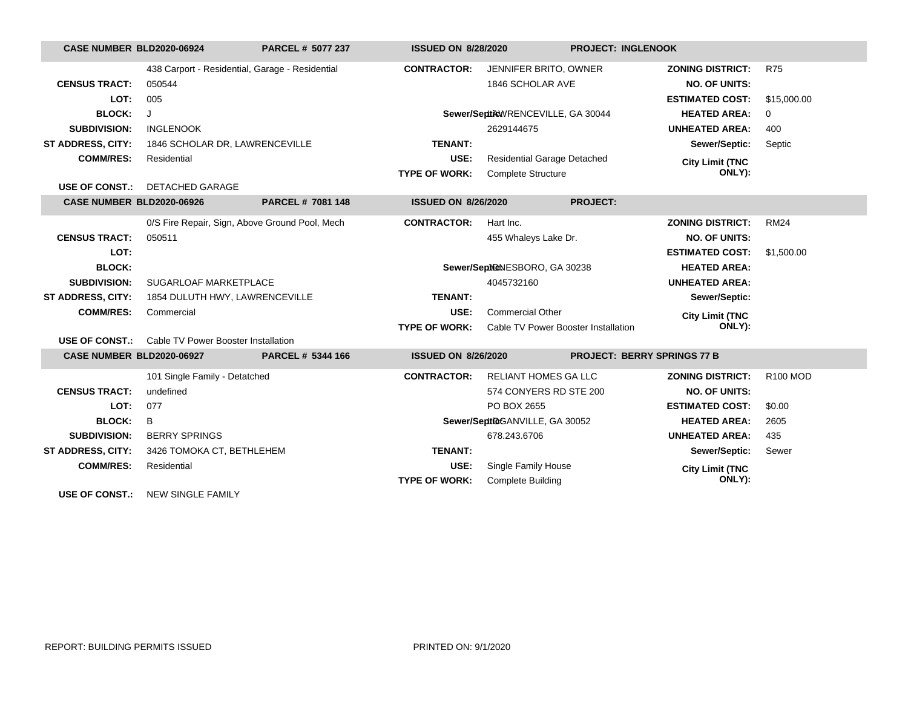| CASE NUMBER BLD2020-06924 | PARCEL # 5077 237 | ISSUED ON 8/28/2020 | PROJECT: INGLENOOK | | |
|---|---|---|---|---|---|
| | 438 Carport - Residential, Garage - Residential | **CONTRACTOR:** | JENNIFER BRITO, OWNER | **ZONING DISTRICT:** | R75 |
| **CENSUS TRACT:** | 050544 | | 1846 SCHOLAR AVE | **NO. OF UNITS:** | |
| **LOT:** | 005 | | | **ESTIMATED COST:** | $15,000.00 |
| **BLOCK:** | J | **Sewer/Septic:** | LAWRENCEVILLE, GA 30044 | **HEATED AREA:** | 0 |
| **SUBDIVISION:** | INGLENOOK | | 2629144675 | **UNHEATED AREA:** | 400 |
| **ST ADDRESS, CITY:** | 1846 SCHOLAR DR, LAWRENCEVILLE | **TENANT:** | | **Sewer/Septic:** | Septic |
| **COMM/RES:** | Residential | **USE:** | Residential Garage Detached | **City Limit (TNC ONLY):** | |
| | | **TYPE OF WORK:** | Complete Structure | | |
| **USE OF CONST.:** | DETACHED GARAGE | | | | |

| CASE NUMBER BLD2020-06926 | PARCEL # 7081 148 | ISSUED ON 8/26/2020 | PROJECT: | | |
|---|---|---|---|---|---|
| | 0/S Fire Repair, Sign, Above Ground Pool, Mech | **CONTRACTOR:** | Hart Inc. | **ZONING DISTRICT:** | RM24 |
| **CENSUS TRACT:** | 050511 | | 455 Whaleys Lake Dr. | **NO. OF UNITS:** | |
| **LOT:** | | | | **ESTIMATED COST:** | $1,500.00 |
| **BLOCK:** | | **Sewer/Septic:** | JONESBORO, GA 30238 | **HEATED AREA:** | |
| **SUBDIVISION:** | SUGARLOAF MARKETPLACE | | 4045732160 | **UNHEATED AREA:** | |
| **ST ADDRESS, CITY:** | 1854 DULUTH HWY, LAWRENCEVILLE | **TENANT:** | | **Sewer/Septic:** | |
| **COMM/RES:** | Commercial | **USE:** | Commercial Other | **City Limit (TNC ONLY):** | |
| | | **TYPE OF WORK:** | Cable TV Power Booster Installation | | |
| **USE OF CONST.:** | Cable TV Power Booster Installation | | | | |

| CASE NUMBER BLD2020-06927 | PARCEL # 5344 166 | ISSUED ON 8/26/2020 | PROJECT: BERRY SPRINGS 77 B | | |
|---|---|---|---|---|---|
| | 101 Single Family - Detatched | **CONTRACTOR:** | RELIANT HOMES GA LLC | **ZONING DISTRICT:** | R100 MOD |
| **CENSUS TRACT:** | undefined | | 574 CONYERS RD STE 200 | **NO. OF UNITS:** | |
| **LOT:** | 077 | | PO BOX 2655 | **ESTIMATED COST:** | $0.00 |
| **BLOCK:** | B | **Sewer/Septic:** | LOGANVILLE, GA 30052 | **HEATED AREA:** | 2605 |
| **SUBDIVISION:** | BERRY SPRINGS | | 678.243.6706 | **UNHEATED AREA:** | 435 |
| **ST ADDRESS, CITY:** | 3426 TOMOKA CT, BETHLEHEM | **TENANT:** | | **Sewer/Septic:** | Sewer |
| **COMM/RES:** | Residential | **USE:** | Single Family House | **City Limit (TNC ONLY):** | |
| | | **TYPE OF WORK:** | Complete Building | | |
| **USE OF CONST.:** | NEW SINGLE FAMILY | | | | |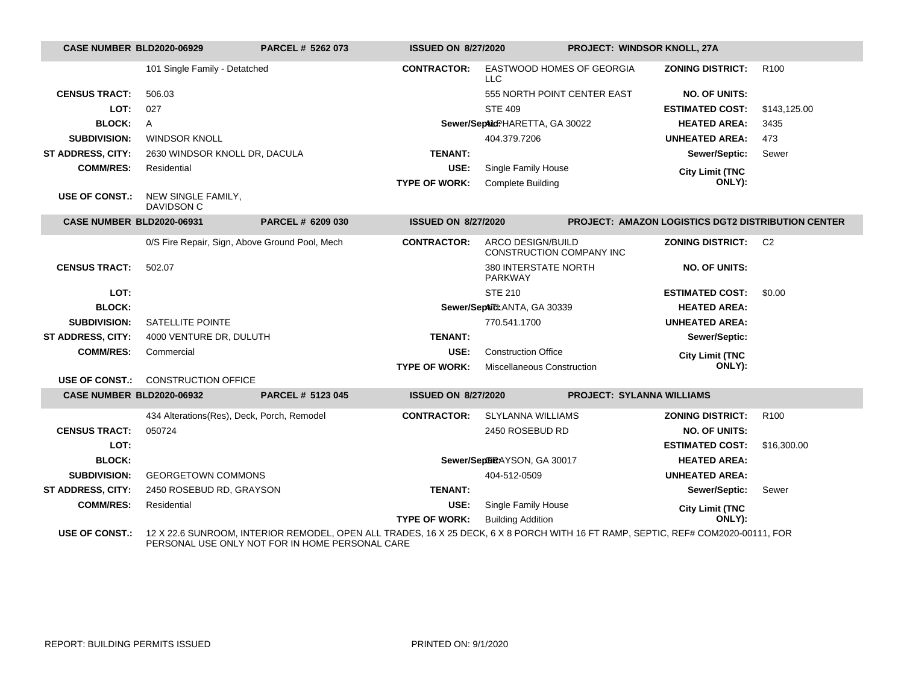| CASE NUMBER BLD2020-06929 | PARCEL # 5262 073 | ISSUED ON 8/27/2020 | PROJECT: WINDSOR KNOLL, 27A | | |
|---|---|---|---|---|---|
| | 101 Single Family - Detatched | **CONTRACTOR:** | EASTWOOD HOMES OF GEORGIA LLC | **ZONING DISTRICT:** | R100 |
| **CENSUS TRACT:** | 506.03 | | 555 NORTH POINT CENTER EAST | **NO. OF UNITS:** | |
| **LOT:** | 027 | | STE 409 | **ESTIMATED COST:** | $143,125.00 |
| **BLOCK:** | A | **Sewer/Septic:** | ALPHARETTA, GA 30022 | **HEATED AREA:** | 3435 |
| **SUBDIVISION:** | WINDSOR KNOLL | | 404.379.7206 | **UNHEATED AREA:** | 473 |
| **ST ADDRESS, CITY:** | 2630 WINDSOR KNOLL DR, DACULA | **TENANT:** | | **Sewer/Septic:** | Sewer |
| **COMM/RES:** | Residential | **USE:** | Single Family House | **City Limit (TNC ONLY):** | |
| | | **TYPE OF WORK:** | Complete Building | | |
| **USE OF CONST.:** | NEW SINGLE FAMILY, DAVIDSON C | | | | |

| CASE NUMBER BLD2020-06931 | PARCEL # 6209 030 | ISSUED ON 8/27/2020 | PROJECT: AMAZON LOGISTICS DGT2 DISTRIBUTION CENTER | | |
|---|---|---|---|---|---|
| | 0/S Fire Repair, Sign, Above Ground Pool, Mech | **CONTRACTOR:** | ARCO DESIGN/BUILD CONSTRUCTION COMPANY INC | **ZONING DISTRICT:** | C2 |
| **CENSUS TRACT:** | 502.07 | | 380 INTERSTATE NORTH PARKWAY | **NO. OF UNITS:** | |
| **LOT:** | | | STE 210 | **ESTIMATED COST:** | $0.00 |
| **BLOCK:** | | **Sewer/Septic:** | ATLANTA, GA 30339 | **HEATED AREA:** | |
| **SUBDIVISION:** | SATELLITE POINTE | | 770.541.1700 | **UNHEATED AREA:** | |
| **ST ADDRESS, CITY:** | 4000 VENTURE DR, DULUTH | **TENANT:** | | **Sewer/Septic:** | |
| **COMM/RES:** | Commercial | **USE:** | Construction Office | **City Limit (TNC ONLY):** | |
| | | **TYPE OF WORK:** | Miscellaneous Construction | | |
| **USE OF CONST.:** | CONSTRUCTION OFFICE | | | | |

| CASE NUMBER BLD2020-06932 | PARCEL # 5123 045 | ISSUED ON 8/27/2020 | PROJECT: SYLANNA WILLIAMS | | |
|---|---|---|---|---|---|
| | 434 Alterations(Res), Deck, Porch, Remodel | **CONTRACTOR:** | SLYLANNA WILLIAMS | **ZONING DISTRICT:** | R100 |
| **CENSUS TRACT:** | 050724 | | 2450 ROSEBUD RD | **NO. OF UNITS:** | |
| **LOT:** | | | | **ESTIMATED COST:** | $16,300.00 |
| **BLOCK:** | | **Sewer/Septic:** | GRAYSON, GA 30017 | **HEATED AREA:** | |
| **SUBDIVISION:** | GEORGETOWN COMMONS | | 404-512-0509 | **UNHEATED AREA:** | |
| **ST ADDRESS, CITY:** | 2450 ROSEBUD RD, GRAYSON | **TENANT:** | | **Sewer/Septic:** | Sewer |
| **COMM/RES:** | Residential | **USE:** | Single Family House | **City Limit (TNC ONLY):** | |
| | | **TYPE OF WORK:** | Building Addition | | |
| **USE OF CONST.:** | 12 X 22.6 SUNROOM, INTERIOR REMODEL, OPEN ALL TRADES, 16 X 25 DECK, 6 X 8 PORCH WITH 16 FT RAMP, SEPTIC, REF# COM2020-00111, FOR PERSONAL USE ONLY NOT FOR IN HOME PERSONAL CARE | | | | |

REPORT: BUILDING PERMITS ISSUED PRINTED ON: 9/1/2020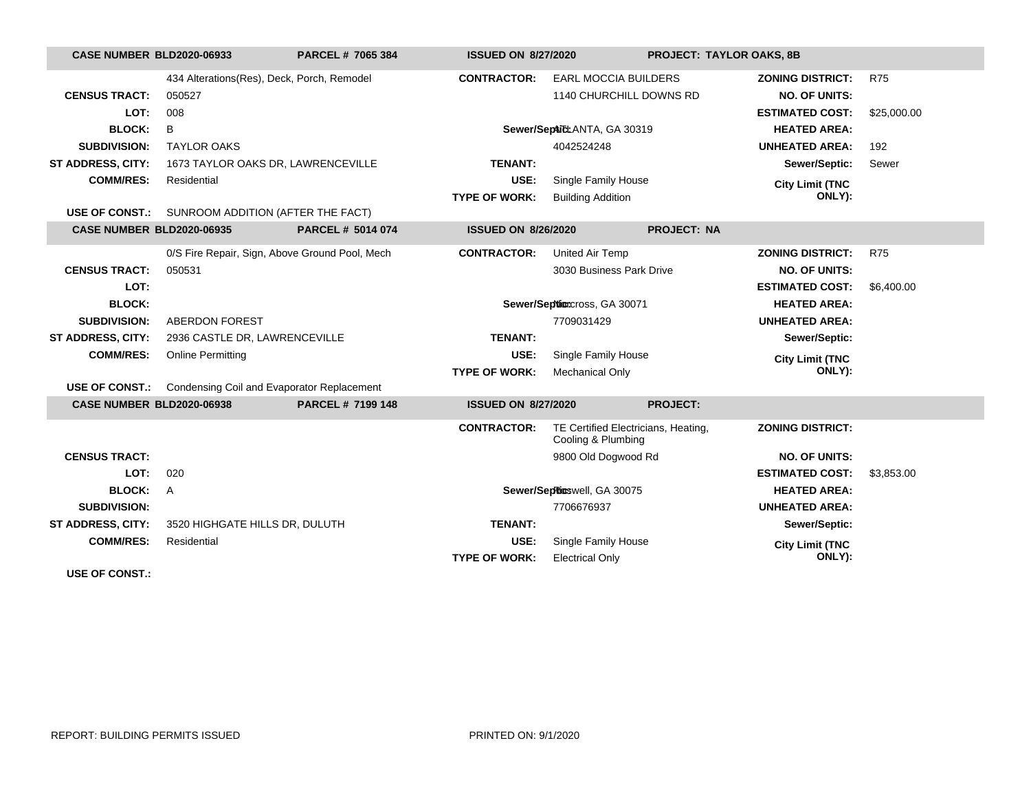| CASE NUMBER BLD2020-06933 | PARCEL # 7065 384 | ISSUED ON 8/27/2020 | PROJECT: TAYLOR OAKS, 8B | | |
|---|---|---|---|---|---|
| | 434 Alterations(Res), Deck, Porch, Remodel | CONTRACTOR: | EARL MOCCIA BUILDERS | ZONING DISTRICT: | R75 |
| CENSUS TRACT: | 050527 | | 1140 CHURCHILL DOWNS RD | NO. OF UNITS: | |
| LOT: | 008 | | | ESTIMATED COST: | $25,000.00 |
| BLOCK: | B | Sewer/Septic: | ATLANTA, GA 30319 | HEATED AREA: | |
| SUBDIVISION: | TAYLOR OAKS | | 4042524248 | UNHEATED AREA: | 192 |
| ST ADDRESS, CITY: | 1673 TAYLOR OAKS DR, LAWRENCEVILLE | TENANT: | | Sewer/Septic: | Sewer |
| COMM/RES: | Residential | USE: | Single Family House | City Limit (TNC ONLY): | |
| | | TYPE OF WORK: | Building Addition | | |
| USE OF CONST.: | SUNROOM ADDITION (AFTER THE FACT) | | | | |

| CASE NUMBER BLD2020-06935 | PARCEL # 5014 074 | ISSUED ON 8/26/2020 | PROJECT: NA | | |
|---|---|---|---|---|---|
| | 0/S Fire Repair, Sign, Above Ground Pool, Mech | CONTRACTOR: | United Air Temp | ZONING DISTRICT: | R75 |
| CENSUS TRACT: | 050531 | | 3030 Business Park Drive | NO. OF UNITS: | |
| LOT: | | | | ESTIMATED COST: | $6,400.00 |
| BLOCK: | | Sewer/Septic: | Norcross, GA 30071 | HEATED AREA: | |
| SUBDIVISION: | ABERDON FOREST | | 7709031429 | UNHEATED AREA: | |
| ST ADDRESS, CITY: | 2936 CASTLE DR, LAWRENCEVILLE | TENANT: | | Sewer/Septic: | |
| COMM/RES: | Online Permitting | USE: | Single Family House | City Limit (TNC ONLY): | |
| | | TYPE OF WORK: | Mechanical Only | | |
| USE OF CONST.: | Condensing Coil and Evaporator Replacement | | | | |

| CASE NUMBER BLD2020-06938 | PARCEL # 7199 148 | ISSUED ON 8/27/2020 | PROJECT: | | |
|---|---|---|---|---|---|
| | | CONTRACTOR: | TE Certified Electricians, Heating, Cooling & Plumbing | ZONING DISTRICT: | |
| CENSUS TRACT: | | | 9800 Old Dogwood Rd | NO. OF UNITS: | |
| LOT: | 020 | | | ESTIMATED COST: | $3,853.00 |
| BLOCK: | A | Sewer/Septic: | Roswell, GA 30075 | HEATED AREA: | |
| SUBDIVISION: | | | 7706676937 | UNHEATED AREA: | |
| ST ADDRESS, CITY: | 3520 HIGHGATE HILLS DR, DULUTH | TENANT: | | Sewer/Septic: | |
| COMM/RES: | Residential | USE: | Single Family House | City Limit (TNC ONLY): | |
| | | TYPE OF WORK: | Electrical Only | | |
| USE OF CONST.: | | | | | |

REPORT: BUILDING PERMITS ISSUED PRINTED ON: 9/1/2020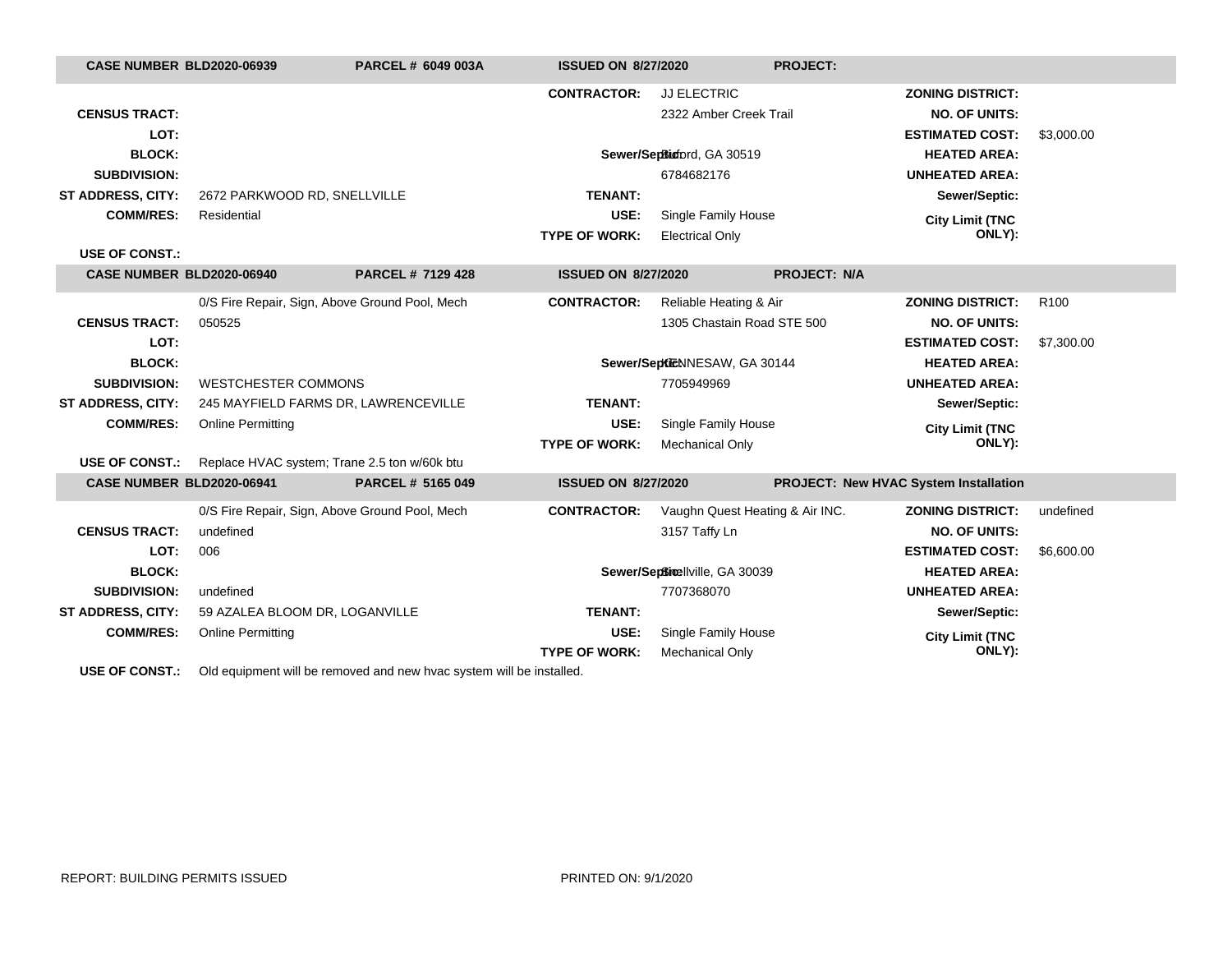| CASE NUMBER BLD2020-06939 | PARCEL # 6049 003A | ISSUED ON 8/27/2020 | PROJECT: | | |
|---|---|---|---|---|---|
| | | CONTRACTOR: | JJ ELECTRIC | ZONING DISTRICT: | |
| CENSUS TRACT: | | | 2322 Amber Creek Trail | NO. OF UNITS: | |
| LOT: | | | | ESTIMATED COST: | $3,000.00 |
| BLOCK: | | Sewer/Septic: | Buford, GA 30519 | HEATED AREA: | |
| SUBDIVISION: | | | 6784682176 | UNHEATED AREA: | |
| ST ADDRESS, CITY: | 2672 PARKWOOD RD, SNELLVILLE | TENANT: | | Sewer/Septic: | |
| COMM/RES: | Residential | USE: | Single Family House | City Limit (TNC ONLY): | |
| | | TYPE OF WORK: | Electrical Only | | |
| USE OF CONST.: | | | | | |

| CASE NUMBER BLD2020-06940 | PARCEL # 7129 428 | ISSUED ON 8/27/2020 | PROJECT: N/A | | |
|---|---|---|---|---|---|
| | 0/S Fire Repair, Sign, Above Ground Pool, Mech | CONTRACTOR: | Reliable Heating & Air | ZONING DISTRICT: | R100 |
| CENSUS TRACT: | 050525 | | 1305 Chastain Road STE 500 | NO. OF UNITS: | |
| LOT: | | | | ESTIMATED COST: | $7,300.00 |
| BLOCK: | | Sewer/Septic: | KENNESAW, GA 30144 | HEATED AREA: | |
| SUBDIVISION: | WESTCHESTER COMMONS | | 7705949969 | UNHEATED AREA: | |
| ST ADDRESS, CITY: | 245 MAYFIELD FARMS DR, LAWRENCEVILLE | TENANT: | | Sewer/Septic: | |
| COMM/RES: | Online Permitting | USE: | Single Family House | City Limit (TNC ONLY): | |
| | | TYPE OF WORK: | Mechanical Only | | |
| USE OF CONST.: | Replace HVAC system; Trane 2.5 ton w/60k btu | | | | |

| CASE NUMBER BLD2020-06941 | PARCEL # 5165 049 | ISSUED ON 8/27/2020 | PROJECT: New HVAC System Installation | | |
|---|---|---|---|---|---|
| | 0/S Fire Repair, Sign, Above Ground Pool, Mech | CONTRACTOR: | Vaughn Quest Heating & Air INC. | ZONING DISTRICT: | undefined |
| CENSUS TRACT: | undefined | | 3157 Taffy Ln | NO. OF UNITS: | |
| LOT: | 006 | | | ESTIMATED COST: | $6,600.00 |
| BLOCK: | | Sewer/Septic: | Snellville, GA 30039 | HEATED AREA: | |
| SUBDIVISION: | undefined | | 7707368070 | UNHEATED AREA: | |
| ST ADDRESS, CITY: | 59 AZALEA BLOOM DR, LOGANVILLE | TENANT: | | Sewer/Septic: | |
| COMM/RES: | Online Permitting | USE: | Single Family House | City Limit (TNC ONLY): | |
| | | TYPE OF WORK: | Mechanical Only | | |
| USE OF CONST.: | Old equipment will be removed and new hvac system will be installed. | | | | |

REPORT: BUILDING PERMITS ISSUED PRINTED ON: 9/1/2020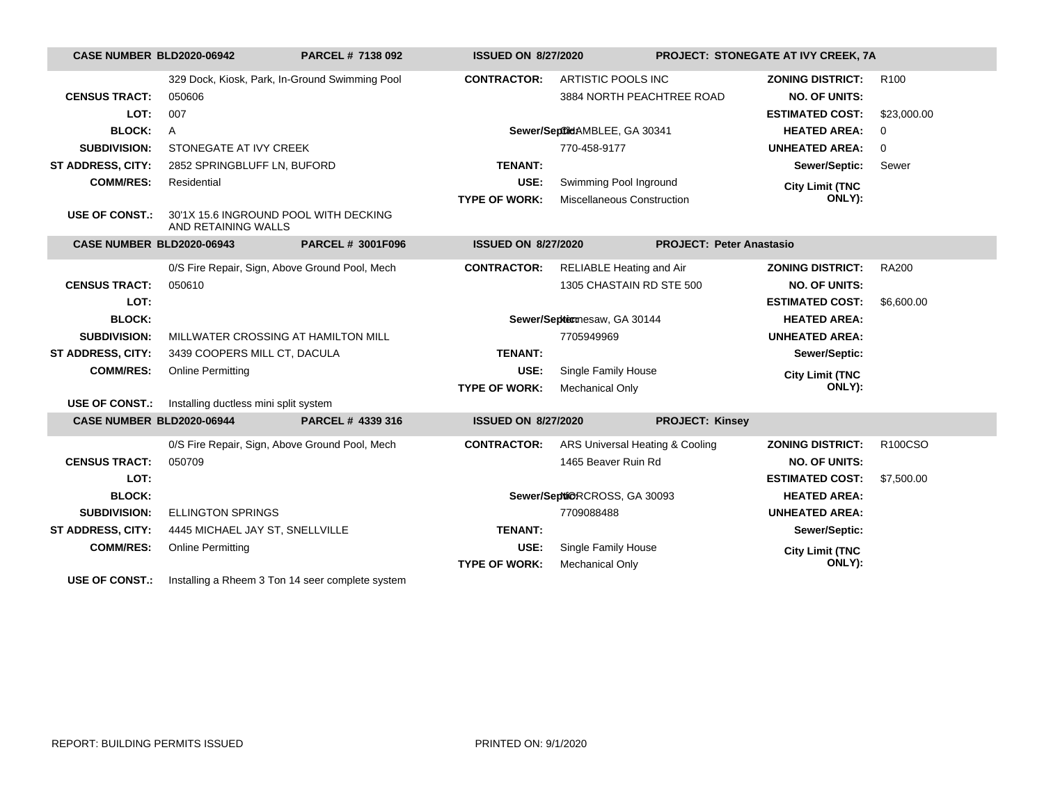| CASE NUMBER BLD2020-06942 | PARCEL # 7138 092 | ISSUED ON 8/27/2020 | PROJECT: STONEGATE AT IVY CREEK, 7A | | |
|---|---|---|---|---|---|
| | 329 Dock, Kiosk, Park, In-Ground Swimming Pool | CONTRACTOR: | ARTISTIC POOLS INC | ZONING DISTRICT: | R100 |
| CENSUS TRACT: | 050606 | | 3884 NORTH PEACHTREE ROAD | NO. OF UNITS: | |
| LOT: | 007 | | | ESTIMATED COST: | $23,000.00 |
| BLOCK: | A | Sewer/Septic: | CHAMBLEE, GA 30341 | HEATED AREA: | 0 |
| SUBDIVISION: | STONEGATE AT IVY CREEK | | 770-458-9177 | UNHEATED AREA: | 0 |
| ST ADDRESS, CITY: | 2852 SPRINGBLUFF LN, BUFORD | TENANT: | | Sewer/Septic: | Sewer |
| COMM/RES: | Residential | USE: | Swimming Pool Inground | City Limit (TNC ONLY): | |
| | | TYPE OF WORK: | Miscellaneous Construction | | |
| USE OF CONST.: | 30'1X 15.6 INGROUND POOL WITH DECKING AND RETAINING WALLS | | | | |

| CASE NUMBER BLD2020-06943 | PARCEL # 3001F096 | ISSUED ON 8/27/2020 | PROJECT: Peter Anastasio | | |
|---|---|---|---|---|---|
| | 0/S Fire Repair, Sign, Above Ground Pool, Mech | CONTRACTOR: | RELIABLE Heating and Air | ZONING DISTRICT: | RA200 |
| CENSUS TRACT: | 050610 | | 1305 CHASTAIN RD STE 500 | NO. OF UNITS: | |
| LOT: | | | | ESTIMATED COST: | $6,600.00 |
| BLOCK: | | Sewer/Septic: | Kennesaw, GA 30144 | HEATED AREA: | |
| SUBDIVISION: | MILLWATER CROSSING AT HAMILTON MILL | | 7705949969 | UNHEATED AREA: | |
| ST ADDRESS, CITY: | 3439 COOPERS MILL CT, DACULA | TENANT: | | Sewer/Septic: | |
| COMM/RES: | Online Permitting | USE: | Single Family House | City Limit (TNC ONLY): | |
| | | TYPE OF WORK: | Mechanical Only | | |
| USE OF CONST.: | Installing ductless mini split system | | | | |

| CASE NUMBER BLD2020-06944 | PARCEL # 4339 316 | ISSUED ON 8/27/2020 | PROJECT: Kinsey | | |
|---|---|---|---|---|---|
| | 0/S Fire Repair, Sign, Above Ground Pool, Mech | CONTRACTOR: | ARS Universal Heating & Cooling | ZONING DISTRICT: | R100CSO |
| CENSUS TRACT: | 050709 | | 1465 Beaver Ruin Rd | NO. OF UNITS: | |
| LOT: | | | | ESTIMATED COST: | $7,500.00 |
| BLOCK: | | Sewer/Septic: | NORCROSS, GA 30093 | HEATED AREA: | |
| SUBDIVISION: | ELLINGTON SPRINGS | | 7709088488 | UNHEATED AREA: | |
| ST ADDRESS, CITY: | 4445 MICHAEL JAY ST, SNELLVILLE | TENANT: | | Sewer/Septic: | |
| COMM/RES: | Online Permitting | USE: | Single Family House | City Limit (TNC ONLY): | |
| | | TYPE OF WORK: | Mechanical Only | | |
| USE OF CONST.: | Installing a Rheem 3 Ton 14 seer complete system | | | | |

REPORT: BUILDING PERMITS ISSUED PRINTED ON: 9/1/2020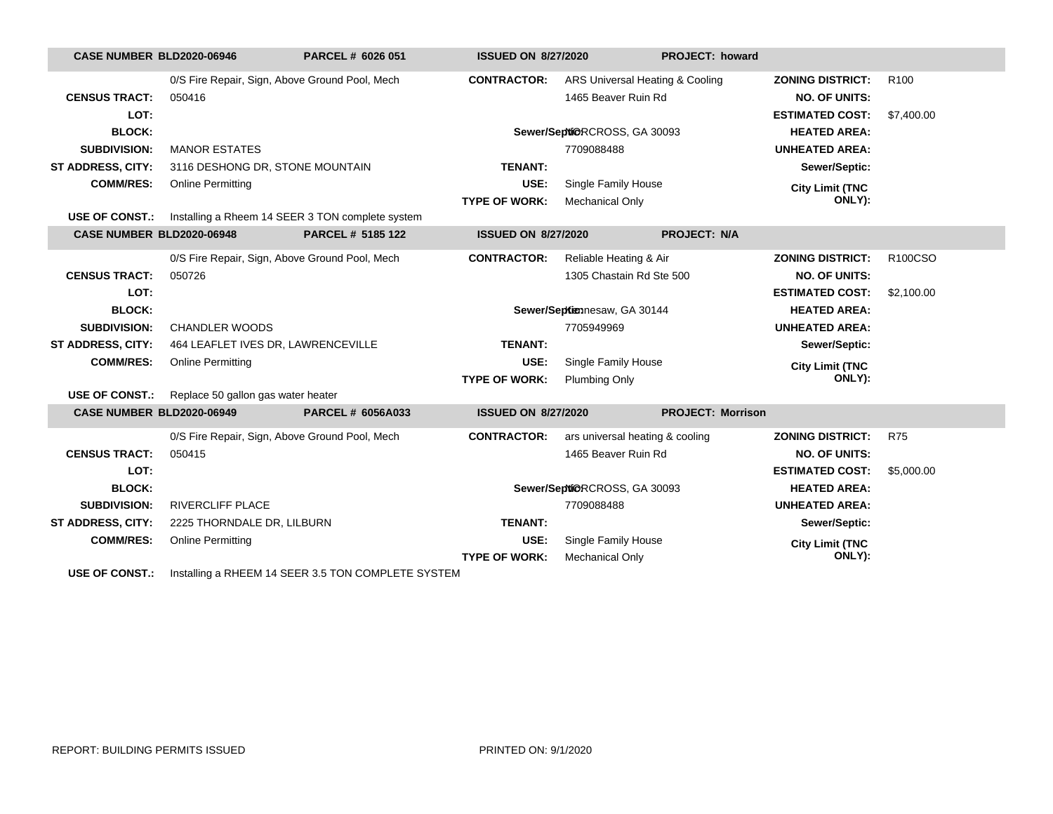| CASE NUMBER BLD2020-06946 | PARCEL # 6026 051 | ISSUED ON 8/27/2020 | PROJECT: howard | | |
|---|---|---|---|---|---|
| | 0/S Fire Repair, Sign, Above Ground Pool, Mech | CONTRACTOR: | ARS Universal Heating & Cooling | ZONING DISTRICT: | R100 |
| CENSUS TRACT: | 050416 | | 1465 Beaver Ruin Rd | NO. OF UNITS: | |
| LOT: | | | | ESTIMATED COST: | $7,400.00 |
| BLOCK: | | Sewer/Septic: | NORCROSS, GA 30093 | HEATED AREA: | |
| SUBDIVISION: | MANOR ESTATES | | 7709088488 | UNHEATED AREA: | |
| ST ADDRESS, CITY: | 3116 DESHONG DR, STONE MOUNTAIN | TENANT: | | Sewer/Septic: | |
| COMM/RES: | Online Permitting | USE: | Single Family House | City Limit (TNC ONLY): | |
| | | TYPE OF WORK: | Mechanical Only | | |
| USE OF CONST.: | Installing a Rheem 14 SEER 3 TON complete system | | | | |

| CASE NUMBER BLD2020-06948 | PARCEL # 5185 122 | ISSUED ON 8/27/2020 | PROJECT: N/A | | |
|---|---|---|---|---|---|
| | 0/S Fire Repair, Sign, Above Ground Pool, Mech | CONTRACTOR: | Reliable Heating & Air | ZONING DISTRICT: | R100CSO |
| CENSUS TRACT: | 050726 | | 1305 Chastain Rd Ste 500 | NO. OF UNITS: | |
| LOT: | | | | ESTIMATED COST: | $2,100.00 |
| BLOCK: | | Sewer/Septic: | Kennesaw, GA 30144 | HEATED AREA: | |
| SUBDIVISION: | CHANDLER WOODS | | 7705949969 | UNHEATED AREA: | |
| ST ADDRESS, CITY: | 464 LEAFLET IVES DR, LAWRENCEVILLE | TENANT: | | Sewer/Septic: | |
| COMM/RES: | Online Permitting | USE: | Single Family House | City Limit (TNC ONLY): | |
| | | TYPE OF WORK: | Plumbing Only | | |
| USE OF CONST.: | Replace 50 gallon gas water heater | | | | |

| CASE NUMBER BLD2020-06949 | PARCEL # 6056A033 | ISSUED ON 8/27/2020 | PROJECT: Morrison | | |
|---|---|---|---|---|---|
| | 0/S Fire Repair, Sign, Above Ground Pool, Mech | CONTRACTOR: | ars universal heating & cooling | ZONING DISTRICT: | R75 |
| CENSUS TRACT: | 050415 | | 1465 Beaver Ruin Rd | NO. OF UNITS: | |
| LOT: | | | | ESTIMATED COST: | $5,000.00 |
| BLOCK: | | Sewer/Septic: | NORCROSS, GA 30093 | HEATED AREA: | |
| SUBDIVISION: | RIVERCLIFF PLACE | | 7709088488 | UNHEATED AREA: | |
| ST ADDRESS, CITY: | 2225 THORNDALE DR, LILBURN | TENANT: | | Sewer/Septic: | |
| COMM/RES: | Online Permitting | USE: | Single Family House | City Limit (TNC ONLY): | |
| | | TYPE OF WORK: | Mechanical Only | | |
| USE OF CONST.: | Installing a RHEEM 14 SEER 3.5 TON COMPLETE SYSTEM | | | | |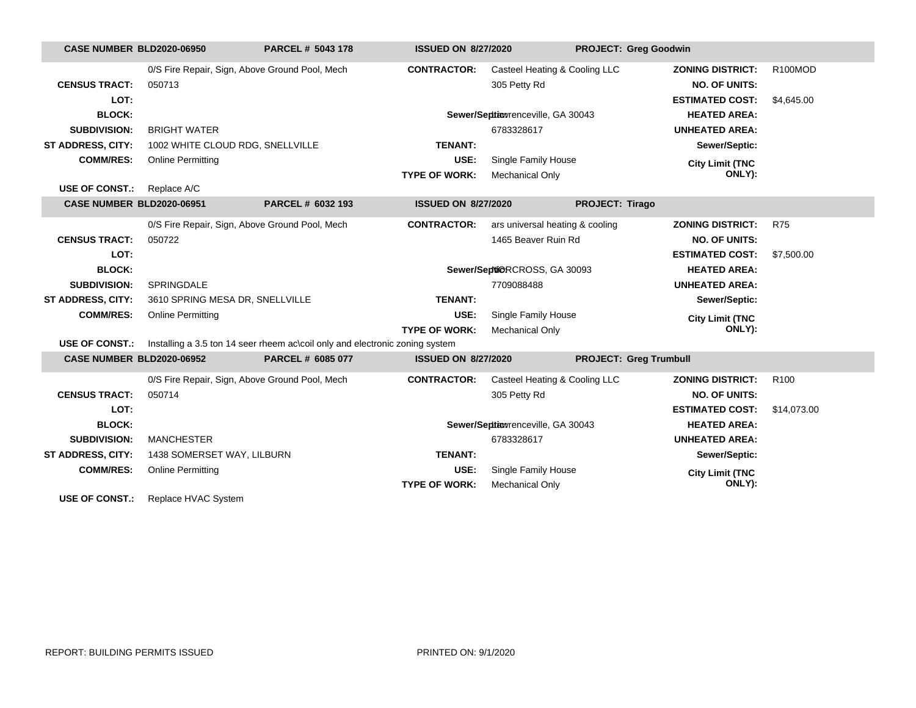**CASE NUMBER** BLD2020-06950 **PARCEL #** 5043 178 **ISSUED ON** 8/27/2020 **PROJECT:** Greg Goodwin

| | | | | | |
|---|---|---|---|---|---|
| | 0/S Fire Repair, Sign, Above Ground Pool, Mech | **CONTRACTOR:** | Casteel Heating & Cooling LLC | **ZONING DISTRICT:** | R100MOD |
| **CENSUS TRACT:** | 050713 | | 305 Petty Rd | **NO. OF UNITS:** | |
| **LOT:** | | | | **ESTIMATED COST:** | $4,645.00 |
| **BLOCK:** | | **Sewer/Septic:** | Lawrenceville, GA 30043 | **HEATED AREA:** | |
| **SUBDIVISION:** | BRIGHT WATER | | 6783328617 | **UNHEATED AREA:** | |
| **ST ADDRESS, CITY:** | 1002 WHITE CLOUD RDG, SNELLVILLE | **TENANT:** | | **Sewer/Septic:** | |
| **COMM/RES:** | Online Permitting | **USE:** | Single Family House | **City Limit (TNC ONLY):** | |
| | | **TYPE OF WORK:** | Mechanical Only | | |
| **USE OF CONST.:** | Replace A/C | | | | |

**CASE NUMBER** BLD2020-06951 **PARCEL #** 6032 193 **ISSUED ON** 8/27/2020 **PROJECT:** Tirago

| | | | | | |
|---|---|---|---|---|---|
| | 0/S Fire Repair, Sign, Above Ground Pool, Mech | **CONTRACTOR:** | ars universal heating & cooling | **ZONING DISTRICT:** | R75 |
| **CENSUS TRACT:** | 050722 | | 1465 Beaver Ruin Rd | **NO. OF UNITS:** | |
| **LOT:** | | | | **ESTIMATED COST:** | $7,500.00 |
| **BLOCK:** | | **Sewer/Septic:** | NORCROSS, GA 30093 | **HEATED AREA:** | |
| **SUBDIVISION:** | SPRINGDALE | | 7709088488 | **UNHEATED AREA:** | |
| **ST ADDRESS, CITY:** | 3610 SPRING MESA DR, SNELLVILLE | **TENANT:** | | **Sewer/Septic:** | |
| **COMM/RES:** | Online Permitting | **USE:** | Single Family House | **City Limit (TNC ONLY):** | |
| | | **TYPE OF WORK:** | Mechanical Only | | |
| **USE OF CONST.:** | Installing a 3.5 ton 14 seer rheem ac\coil only and electronic zoning system | | | | |

**CASE NUMBER** BLD2020-06952 **PARCEL #** 6085 077 **ISSUED ON** 8/27/2020 **PROJECT:** Greg Trumbull

| | | | | | |
|---|---|---|---|---|---|
| | 0/S Fire Repair, Sign, Above Ground Pool, Mech | **CONTRACTOR:** | Casteel Heating & Cooling LLC | **ZONING DISTRICT:** | R100 |
| **CENSUS TRACT:** | 050714 | | 305 Petty Rd | **NO. OF UNITS:** | |
| **LOT:** | | | | **ESTIMATED COST:** | $14,073.00 |
| **BLOCK:** | | **Sewer/Septic:** | Lawrenceville, GA 30043 | **HEATED AREA:** | |
| **SUBDIVISION:** | MANCHESTER | | 6783328617 | **UNHEATED AREA:** | |
| **ST ADDRESS, CITY:** | 1438 SOMERSET WAY, LILBURN | **TENANT:** | | **Sewer/Septic:** | |
| **COMM/RES:** | Online Permitting | **USE:** | Single Family House | **City Limit (TNC ONLY):** | |
| | | **TYPE OF WORK:** | Mechanical Only | | |
| **USE OF CONST.:** | Replace HVAC System | | | | |

REPORT: BUILDING PERMITS ISSUED PRINTED ON: 9/1/2020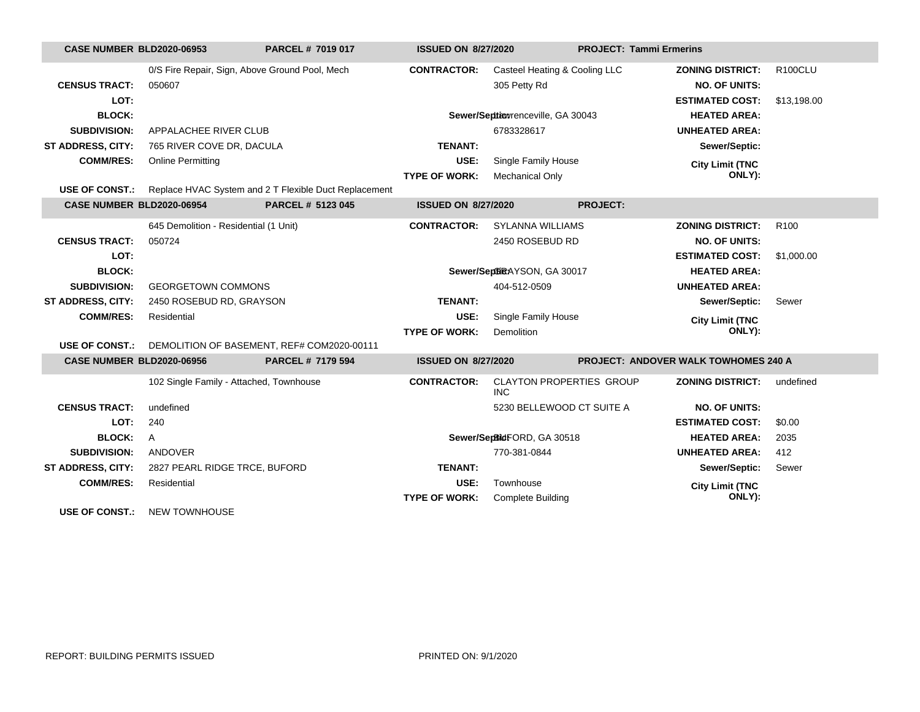| CASE NUMBER BLD2020-06953 | PARCEL # 7019 017 | ISSUED ON 8/27/2020 | PROJECT: Tammi Ermerins | | |
|---|---|---|---|---|---|
| | 0/S Fire Repair, Sign, Above Ground Pool, Mech | **CONTRACTOR:** | Casteel Heating & Cooling LLC | **ZONING DISTRICT:** | R100CLU |
| **CENSUS TRACT:** | 050607 | | 305 Petty Rd | **NO. OF UNITS:** | |
| **LOT:** | | | | **ESTIMATED COST:** | $13,198.00 |
| **BLOCK:** | | **Sewer/Septic:** | Lawrenceville, GA 30043 | **HEATED AREA:** | |
| **SUBDIVISION:** | APPALACHEE RIVER CLUB | | 6783328617 | **UNHEATED AREA:** | |
| **ST ADDRESS, CITY:** | 765 RIVER COVE DR, DACULA | **TENANT:** | | **Sewer/Septic:** | |
| **COMM/RES:** | Online Permitting | **USE:** | Single Family House | **City Limit (TNC ONLY):** | |
| | | **TYPE OF WORK:** | Mechanical Only | | |
| **USE OF CONST.:** | Replace HVAC System and 2 T Flexible Duct Replacement | | | | |

| CASE NUMBER BLD2020-06954 | PARCEL # 5123 045 | ISSUED ON 8/27/2020 | PROJECT: | | |
|---|---|---|---|---|---|
| | 645 Demolition - Residential (1 Unit) | **CONTRACTOR:** | SYLANNA WILLIAMS | **ZONING DISTRICT:** | R100 |
| **CENSUS TRACT:** | 050724 | | 2450 ROSEBUD RD | **NO. OF UNITS:** | |
| **LOT:** | | | | **ESTIMATED COST:** | $1,000.00 |
| **BLOCK:** | | **Sewer/Septic:** | GRAYSON, GA 30017 | **HEATED AREA:** | |
| **SUBDIVISION:** | GEORGETOWN COMMONS | | 404-512-0509 | **UNHEATED AREA:** | |
| **ST ADDRESS, CITY:** | 2450 ROSEBUD RD, GRAYSON | **TENANT:** | | **Sewer/Septic:** | Sewer |
| **COMM/RES:** | Residential | **USE:** | Single Family House | **City Limit (TNC ONLY):** | |
| | | **TYPE OF WORK:** | Demolition | | |
| **USE OF CONST.:** | DEMOLITION OF BASEMENT, REF# COM2020-00111 | | | | |

| CASE NUMBER BLD2020-06956 | PARCEL # 7179 594 | ISSUED ON 8/27/2020 | PROJECT: ANDOVER WALK TOWHOMES 240 A | | |
|---|---|---|---|---|---|
| | 102 Single Family - Attached, Townhouse | **CONTRACTOR:** | CLAYTON PROPERTIES GROUP INC | **ZONING DISTRICT:** | undefined |
| **CENSUS TRACT:** | undefined | | 5230 BELLEWOOD CT SUITE A | **NO. OF UNITS:** | |
| **LOT:** | 240 | | | **ESTIMATED COST:** | $0.00 |
| **BLOCK:** | A | **Sewer/Septic:** | BUFORD, GA 30518 | **HEATED AREA:** | 2035 |
| **SUBDIVISION:** | ANDOVER | | 770-381-0844 | **UNHEATED AREA:** | 412 |
| **ST ADDRESS, CITY:** | 2827 PEARL RIDGE TRCE, BUFORD | **TENANT:** | | **Sewer/Septic:** | Sewer |
| **COMM/RES:** | Residential | **USE:** | Townhouse | **City Limit (TNC ONLY):** | |
| | | **TYPE OF WORK:** | Complete Building | | |
| **USE OF CONST.:** | NEW TOWNHOUSE | | | | |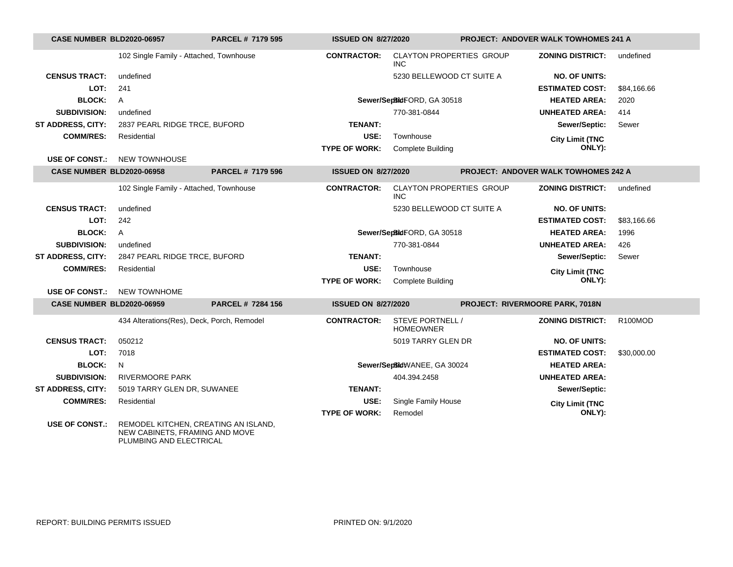| CASE NUMBER BLD2020-06957 | PARCEL # 7179 595 | ISSUED ON 8/27/2020 | PROJECT: ANDOVER WALK TOWHOMES 241 A |
|---|---|---|---|

| | | | | | |
|---|---|---|---|---|---|
| | 102 Single Family - Attached, Townhouse | **CONTRACTOR:** | CLAYTON PROPERTIES GROUP INC | **ZONING DISTRICT:** | undefined |
| **CENSUS TRACT:** | undefined | | 5230 BELLEWOOD CT SUITE A | **NO. OF UNITS:** | |
| **LOT:** | 241 | | | **ESTIMATED COST:** | $84,166.66 |
| **BLOCK:** | A | **Sewer/Septic:** | BUFORD, GA 30518 | **HEATED AREA:** | 2020 |
| **SUBDIVISION:** | undefined | | 770-381-0844 | **UNHEATED AREA:** | 414 |
| **ST ADDRESS, CITY:** | 2837 PEARL RIDGE TRCE, BUFORD | **TENANT:** | | **Sewer/Septic:** | Sewer |
| **COMM/RES:** | Residential | **USE:** | Townhouse | **City Limit (TNC ONLY):** | |
| | | **TYPE OF WORK:** | Complete Building | | |
| **USE OF CONST.:** | NEW TOWNHOUSE | | | | |

| CASE NUMBER BLD2020-06958 | PARCEL # 7179 596 | ISSUED ON 8/27/2020 | PROJECT: ANDOVER WALK TOWHOMES 242 A |
|---|---|---|---|

| | | | | | |
|---|---|---|---|---|---|
| | 102 Single Family - Attached, Townhouse | **CONTRACTOR:** | CLAYTON PROPERTIES GROUP INC | **ZONING DISTRICT:** | undefined |
| **CENSUS TRACT:** | undefined | | 5230 BELLEWOOD CT SUITE A | **NO. OF UNITS:** | |
| **LOT:** | 242 | | | **ESTIMATED COST:** | $83,166.66 |
| **BLOCK:** | A | **Sewer/Septic:** | BUFORD, GA 30518 | **HEATED AREA:** | 1996 |
| **SUBDIVISION:** | undefined | | 770-381-0844 | **UNHEATED AREA:** | 426 |
| **ST ADDRESS, CITY:** | 2847 PEARL RIDGE TRCE, BUFORD | **TENANT:** | | **Sewer/Septic:** | Sewer |
| **COMM/RES:** | Residential | **USE:** | Townhouse | **City Limit (TNC ONLY):** | |
| | | **TYPE OF WORK:** | Complete Building | | |
| **USE OF CONST.:** | NEW TOWNHOME | | | | |

| CASE NUMBER BLD2020-06959 | PARCEL # 7284 156 | ISSUED ON 8/27/2020 | PROJECT: RIVERMOORE PARK, 7018N |
|---|---|---|---|

| | | | | | |
|---|---|---|---|---|---|
| | 434 Alterations(Res), Deck, Porch, Remodel | **CONTRACTOR:** | STEVE PORTNELL / HOMEOWNER | **ZONING DISTRICT:** | R100MOD |
| **CENSUS TRACT:** | 050212 | | 5019 TARRY GLEN DR | **NO. OF UNITS:** | |
| **LOT:** | 7018 | | | **ESTIMATED COST:** | $30,000.00 |
| **BLOCK:** | N | **Sewer/Septic:** | SUWANEE, GA 30024 | **HEATED AREA:** | |
| **SUBDIVISION:** | RIVERMOORE PARK | | 404.394.2458 | **UNHEATED AREA:** | |
| **ST ADDRESS, CITY:** | 5019 TARRY GLEN DR, SUWANEE | **TENANT:** | | **Sewer/Septic:** | |
| **COMM/RES:** | Residential | **USE:** | Single Family House | **City Limit (TNC ONLY):** | |
| | | **TYPE OF WORK:** | Remodel | | |
| **USE OF CONST.:** | REMODEL KITCHEN, CREATING AN ISLAND, NEW CABINETS, FRAMING AND MOVE PLUMBING AND ELECTRICAL | | | | |

REPORT: BUILDING PERMITS ISSUED PRINTED ON: 9/1/2020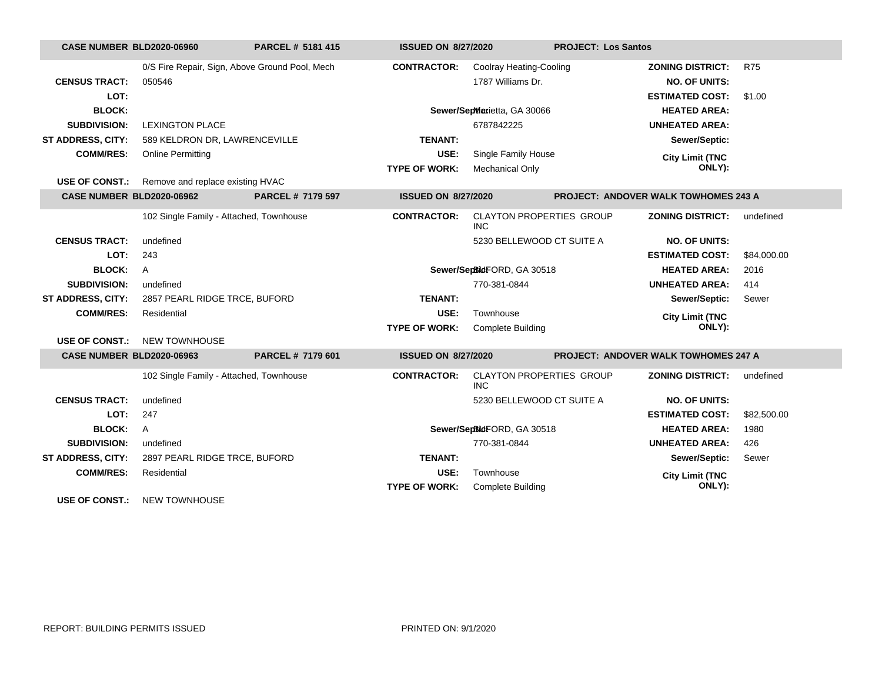| CASE NUMBER BLD2020-06960 | PARCEL # 5181 415 | ISSUED ON 8/27/2020 | PROJECT: Los Santos | | |
|---|---|---|---|---|---|
| | 0/S Fire Repair, Sign, Above Ground Pool, Mech | CONTRACTOR: | Coolray Heating-Cooling | ZONING DISTRICT: | R75 |
| CENSUS TRACT: | 050546 | | 1787 Williams Dr. | NO. OF UNITS: | |
| LOT: | | | | ESTIMATED COST: | $1.00 |
| BLOCK: | | Sewer/Septic: | Marietta, GA 30066 | HEATED AREA: | |
| SUBDIVISION: | LEXINGTON PLACE | | 6787842225 | UNHEATED AREA: | |
| ST ADDRESS, CITY: | 589 KELDRON DR, LAWRENCEVILLE | TENANT: | | Sewer/Septic: | |
| COMM/RES: | Online Permitting | USE: | Single Family House | City Limit (TNC ONLY): | |
| | | TYPE OF WORK: | Mechanical Only | | |
| USE OF CONST.: | Remove and replace existing HVAC | | | | |

| CASE NUMBER BLD2020-06962 | PARCEL # 7179 597 | ISSUED ON 8/27/2020 | PROJECT: ANDOVER WALK TOWHOMES 243 A | | |
|---|---|---|---|---|---|
| | 102 Single Family - Attached, Townhouse | CONTRACTOR: | CLAYTON PROPERTIES GROUP INC | ZONING DISTRICT: | undefined |
| CENSUS TRACT: | undefined | | 5230 BELLEWOOD CT SUITE A | NO. OF UNITS: | |
| LOT: | 243 | | | ESTIMATED COST: | $84,000.00 |
| BLOCK: | A | Sewer/Septic: | BUFORD, GA 30518 | HEATED AREA: | 2016 |
| SUBDIVISION: | undefined | | 770-381-0844 | UNHEATED AREA: | 414 |
| ST ADDRESS, CITY: | 2857 PEARL RIDGE TRCE, BUFORD | TENANT: | | Sewer/Septic: | Sewer |
| COMM/RES: | Residential | USE: | Townhouse | City Limit (TNC ONLY): | |
| | | TYPE OF WORK: | Complete Building | | |
| USE OF CONST.: | NEW TOWNHOUSE | | | | |

| CASE NUMBER BLD2020-06963 | PARCEL # 7179 601 | ISSUED ON 8/27/2020 | PROJECT: ANDOVER WALK TOWHOMES 247 A | | |
|---|---|---|---|---|---|
| | 102 Single Family - Attached, Townhouse | CONTRACTOR: | CLAYTON PROPERTIES GROUP INC | ZONING DISTRICT: | undefined |
| CENSUS TRACT: | undefined | | 5230 BELLEWOOD CT SUITE A | NO. OF UNITS: | |
| LOT: | 247 | | | ESTIMATED COST: | $82,500.00 |
| BLOCK: | A | Sewer/Septic: | BUFORD, GA 30518 | HEATED AREA: | 1980 |
| SUBDIVISION: | undefined | | 770-381-0844 | UNHEATED AREA: | 426 |
| ST ADDRESS, CITY: | 2897 PEARL RIDGE TRCE, BUFORD | TENANT: | | Sewer/Septic: | Sewer |
| COMM/RES: | Residential | USE: | Townhouse | City Limit (TNC ONLY): | |
| | | TYPE OF WORK: | Complete Building | | |
| USE OF CONST.: | NEW TOWNHOUSE | | | | |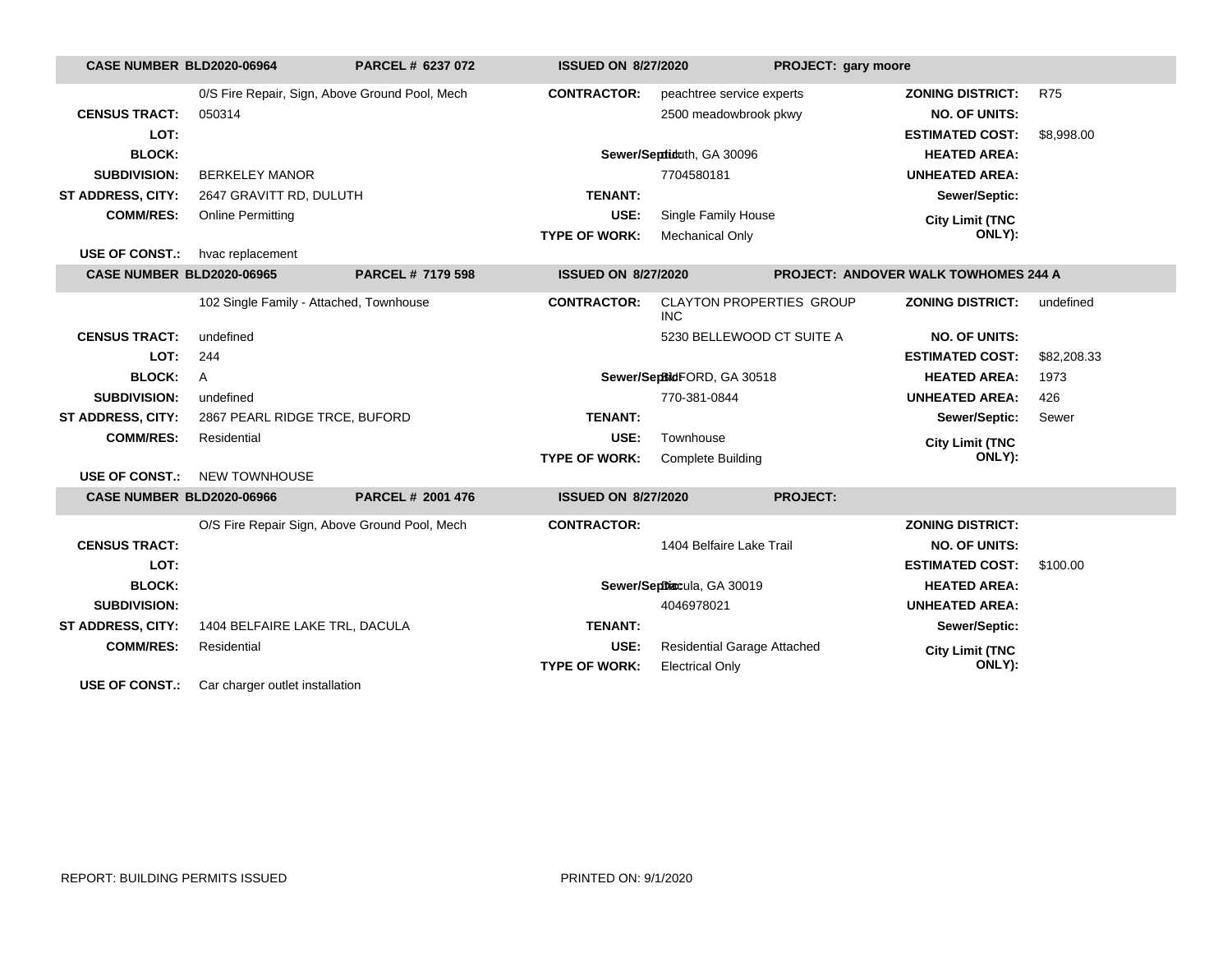| CASE NUMBER BLD2020-06964 | PARCEL # 6237 072 | ISSUED ON 8/27/2020 | PROJECT: gary moore | | |
|---|---|---|---|---|---|
| | 0/S Fire Repair, Sign, Above Ground Pool, Mech | **CONTRACTOR:** | peachtree service experts | **ZONING DISTRICT:** | R75 |
| **CENSUS TRACT:** | 050314 | | 2500 meadowbrook pkwy | **NO. OF UNITS:** | |
| **LOT:** | | | | **ESTIMATED COST:** | $8,998.00 |
| **BLOCK:** | | **Sewer/Septic:** | duluth, GA 30096 | **HEATED AREA:** | |
| **SUBDIVISION:** | BERKELEY MANOR | | 7704580181 | **UNHEATED AREA:** | |
| **ST ADDRESS, CITY:** | 2647 GRAVITT RD, DULUTH | **TENANT:** | | **Sewer/Septic:** | |
| **COMM/RES:** | Online Permitting | **USE:** | Single Family House | **City Limit (TNC ONLY):** | |
| | | **TYPE OF WORK:** | Mechanical Only | | |
| **USE OF CONST.:** | hvac replacement | | | | |

| CASE NUMBER BLD2020-06965 | PARCEL # 7179 598 | ISSUED ON 8/27/2020 | PROJECT: ANDOVER WALK TOWHOMES 244 A | | |
|---|---|---|---|---|---|
| | 102 Single Family - Attached, Townhouse | **CONTRACTOR:** | CLAYTON PROPERTIES GROUP INC | **ZONING DISTRICT:** | undefined |
| **CENSUS TRACT:** | undefined | | 5230 BELLEWOOD CT SUITE A | **NO. OF UNITS:** | |
| **LOT:** | 244 | | | **ESTIMATED COST:** | $82,208.33 |
| **BLOCK:** | A | **Sewer/Septic:** | BUFORD, GA 30518 | **HEATED AREA:** | 1973 |
| **SUBDIVISION:** | undefined | | 770-381-0844 | **UNHEATED AREA:** | 426 |
| **ST ADDRESS, CITY:** | 2867 PEARL RIDGE TRCE, BUFORD | **TENANT:** | | **Sewer/Septic:** | Sewer |
| **COMM/RES:** | Residential | **USE:** | Townhouse | **City Limit (TNC ONLY):** | |
| | | **TYPE OF WORK:** | Complete Building | | |
| **USE OF CONST.:** | NEW TOWNHOUSE | | | | |

| CASE NUMBER BLD2020-06966 | PARCEL # 2001 476 | ISSUED ON 8/27/2020 | PROJECT: | | |
|---|---|---|---|---|---|
| | O/S Fire Repair Sign, Above Ground Pool, Mech | **CONTRACTOR:** | | **ZONING DISTRICT:** | |
| **CENSUS TRACT:** | | | 1404 Belfaire Lake Trail | **NO. OF UNITS:** | |
| **LOT:** | | | | **ESTIMATED COST:** | $100.00 |
| **BLOCK:** | | **Sewer/Septic:** | Dacula, GA 30019 | **HEATED AREA:** | |
| **SUBDIVISION:** | | | 4046978021 | **UNHEATED AREA:** | |
| **ST ADDRESS, CITY:** | 1404 BELFAIRE LAKE TRL, DACULA | **TENANT:** | | **Sewer/Septic:** | |
| **COMM/RES:** | Residential | **USE:** | Residential Garage Attached | **City Limit (TNC ONLY):** | |
| | | **TYPE OF WORK:** | Electrical Only | | |
| **USE OF CONST.:** | Car charger outlet installation | | | | |

REPORT: BUILDING PERMITS ISSUED

PRINTED ON: 9/1/2020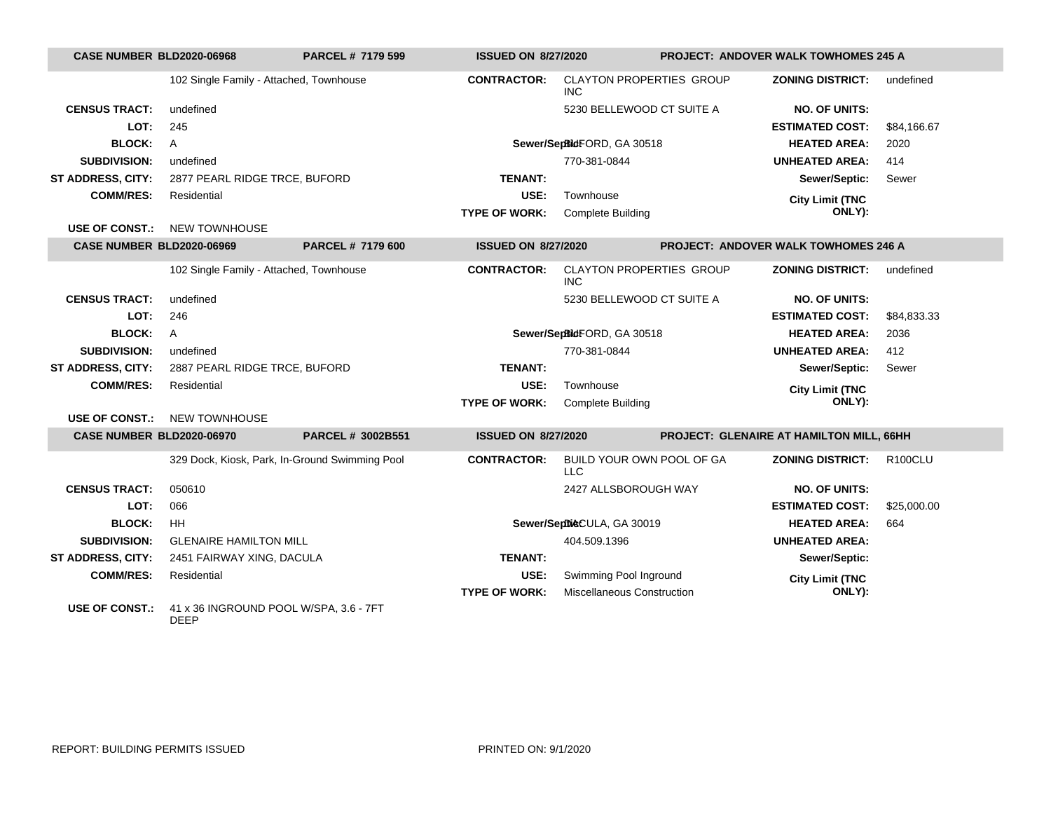| CASE NUMBER BLD2020-06968 | PARCEL # 7179 599 | ISSUED ON 8/27/2020 | | PROJECT: ANDOVER WALK TOWHOMES 245 A | |
|---|---|---|---|---|---|
| | 102 Single Family - Attached, Townhouse | CONTRACTOR: | CLAYTON PROPERTIES GROUP INC | ZONING DISTRICT: | undefined |
| CENSUS TRACT: | undefined | | 5230 BELLEWOOD CT SUITE A | NO. OF UNITS: | |
| LOT: | 245 | | | ESTIMATED COST: | $84,166.67 |
| BLOCK: | A | Sewer/Septic: | BUFORD, GA 30518 | HEATED AREA: | 2020 |
| SUBDIVISION: | undefined | | 770-381-0844 | UNHEATED AREA: | 414 |
| ST ADDRESS, CITY: | 2877 PEARL RIDGE TRCE, BUFORD | TENANT: | | Sewer/Septic: | Sewer |
| COMM/RES: | Residential | USE: | Townhouse | City Limit (TNC ONLY): | |
| | | TYPE OF WORK: | Complete Building | | |
| USE OF CONST.: | NEW TOWNHOUSE | | | | |

| CASE NUMBER BLD2020-06969 | PARCEL # 7179 600 | ISSUED ON 8/27/2020 | | PROJECT: ANDOVER WALK TOWHOMES 246 A | |
|---|---|---|---|---|---|
| | 102 Single Family - Attached, Townhouse | CONTRACTOR: | CLAYTON PROPERTIES GROUP INC | ZONING DISTRICT: | undefined |
| CENSUS TRACT: | undefined | | 5230 BELLEWOOD CT SUITE A | NO. OF UNITS: | |
| LOT: | 246 | | | ESTIMATED COST: | $84,833.33 |
| BLOCK: | A | Sewer/Septic: | BUFORD, GA 30518 | HEATED AREA: | 2036 |
| SUBDIVISION: | undefined | | 770-381-0844 | UNHEATED AREA: | 412 |
| ST ADDRESS, CITY: | 2887 PEARL RIDGE TRCE, BUFORD | TENANT: | | Sewer/Septic: | Sewer |
| COMM/RES: | Residential | USE: | Townhouse | City Limit (TNC ONLY): | |
| | | TYPE OF WORK: | Complete Building | | |
| USE OF CONST.: | NEW TOWNHOUSE | | | | |

| CASE NUMBER BLD2020-06970 | PARCEL # 3002B551 | ISSUED ON 8/27/2020 | | PROJECT: GLENAIRE AT HAMILTON MILL, 66HH | |
|---|---|---|---|---|---|
| | 329 Dock, Kiosk, Park, In-Ground Swimming Pool | CONTRACTOR: | BUILD YOUR OWN POOL OF GA LLC | ZONING DISTRICT: | R100CLU |
| CENSUS TRACT: | 050610 | | 2427 ALLSBOROUGH WAY | NO. OF UNITS: | |
| LOT: | 066 | | | ESTIMATED COST: | $25,000.00 |
| BLOCK: | HH | Sewer/Septic: | DACULA, GA 30019 | HEATED AREA: | 664 |
| SUBDIVISION: | GLENAIRE HAMILTON MILL | | 404.509.1396 | UNHEATED AREA: | |
| ST ADDRESS, CITY: | 2451 FAIRWAY XING, DACULA | TENANT: | | Sewer/Septic: | |
| COMM/RES: | Residential | USE: | Swimming Pool Inground | City Limit (TNC ONLY): | |
| | | TYPE OF WORK: | Miscellaneous Construction | | |
| USE OF CONST.: | 41 x 36 INGROUND POOL W/SPA, 3.6 - 7FT DEEP | | | | |

REPORT: BUILDING PERMITS ISSUED

PRINTED ON: 9/1/2020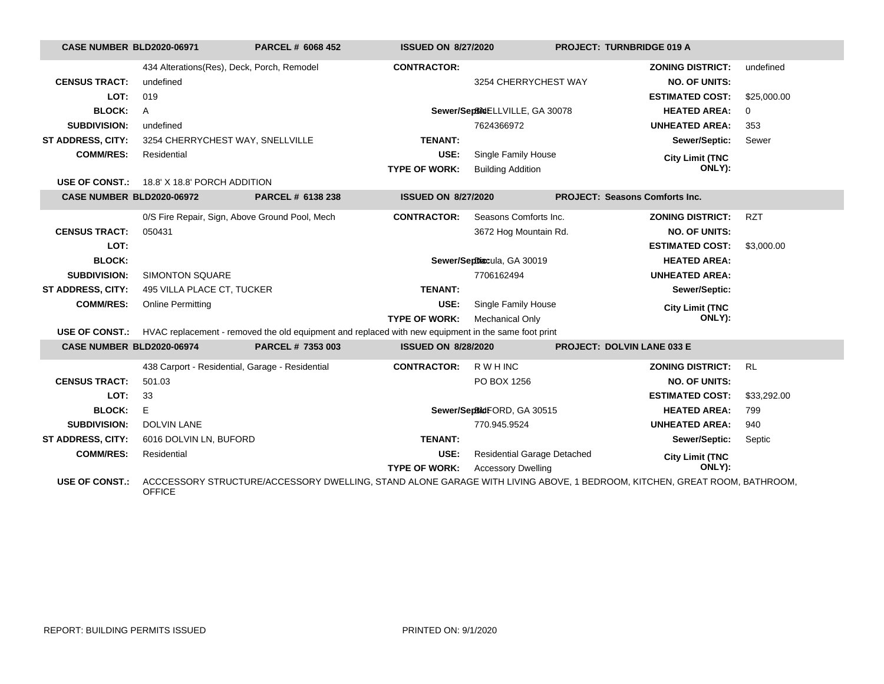| CASE NUMBER BLD2020-06971 | PARCEL # 6068 452 | ISSUED ON 8/27/2020 | | PROJECT: TURNBRIDGE 019 A | |
|---|---|---|---|---|---|
| | 434 Alterations(Res), Deck, Porch, Remodel | CONTRACTOR: | | ZONING DISTRICT: | undefined |
| CENSUS TRACT: | undefined | | 3254 CHERRYCHEST WAY | NO. OF UNITS: | |
| LOT: | 019 | | | ESTIMATED COST: | $25,000.00 |
| BLOCK: | A | Sewer/Septic: | SNELLVILLE, GA 30078 | HEATED AREA: | 0 |
| SUBDIVISION: | undefined | | 7624366972 | UNHEATED AREA: | 353 |
| ST ADDRESS, CITY: | 3254 CHERRYCHEST WAY, SNELLVILLE | TENANT: | | Sewer/Septic: | Sewer |
| COMM/RES: | Residential | USE: | Single Family House | City Limit (TNC ONLY): | |
| | | TYPE OF WORK: | Building Addition | | |
| USE OF CONST.: | 18.8' X 18.8' PORCH ADDITION | | | | |

| CASE NUMBER BLD2020-06972 | PARCEL # 6138 238 | ISSUED ON 8/27/2020 | | PROJECT: Seasons Comforts Inc. | |
|---|---|---|---|---|---|
| | 0/S Fire Repair, Sign, Above Ground Pool, Mech | CONTRACTOR: | Seasons Comforts Inc. | ZONING DISTRICT: | RZT |
| CENSUS TRACT: | 050431 | | 3672 Hog Mountain Rd. | NO. OF UNITS: | |
| LOT: | | | | ESTIMATED COST: | $3,000.00 |
| BLOCK: | | Sewer/Septic: | Dacula, GA 30019 | HEATED AREA: | |
| SUBDIVISION: | SIMONTON SQUARE | | 7706162494 | UNHEATED AREA: | |
| ST ADDRESS, CITY: | 495 VILLA PLACE CT, TUCKER | TENANT: | | Sewer/Septic: | |
| COMM/RES: | Online Permitting | USE: | Single Family House | City Limit (TNC ONLY): | |
| | | TYPE OF WORK: | Mechanical Only | | |
| USE OF CONST.: | HVAC replacement - removed the old equipment and replaced with new equipment in the same foot print | | | | |

| CASE NUMBER BLD2020-06974 | PARCEL # 7353 003 | ISSUED ON 8/28/2020 | | PROJECT: DOLVIN LANE 033 E | |
|---|---|---|---|---|---|
| | 438 Carport - Residential, Garage - Residential | CONTRACTOR: | R W H INC | ZONING DISTRICT: | RL |
| CENSUS TRACT: | 501.03 | | PO BOX 1256 | NO. OF UNITS: | |
| LOT: | 33 | | | ESTIMATED COST: | $33,292.00 |
| BLOCK: | E | Sewer/Septic: | BUFORD, GA 30515 | HEATED AREA: | 799 |
| SUBDIVISION: | DOLVIN LANE | | 770.945.9524 | UNHEATED AREA: | 940 |
| ST ADDRESS, CITY: | 6016 DOLVIN LN, BUFORD | TENANT: | | Sewer/Septic: | Septic |
| COMM/RES: | Residential | USE: | Residential Garage Detached | City Limit (TNC ONLY): | |
| | | TYPE OF WORK: | Accessory Dwelling | | |
| USE OF CONST.: | ACCCESSORY STRUCTURE/ACCESSORY DWELLING, STAND ALONE GARAGE WITH LIVING ABOVE, 1 BEDROOM, KITCHEN, GREAT ROOM, BATHROOM, OFFICE | | | | |

REPORT: BUILDING PERMITS ISSUED

PRINTED ON: 9/1/2020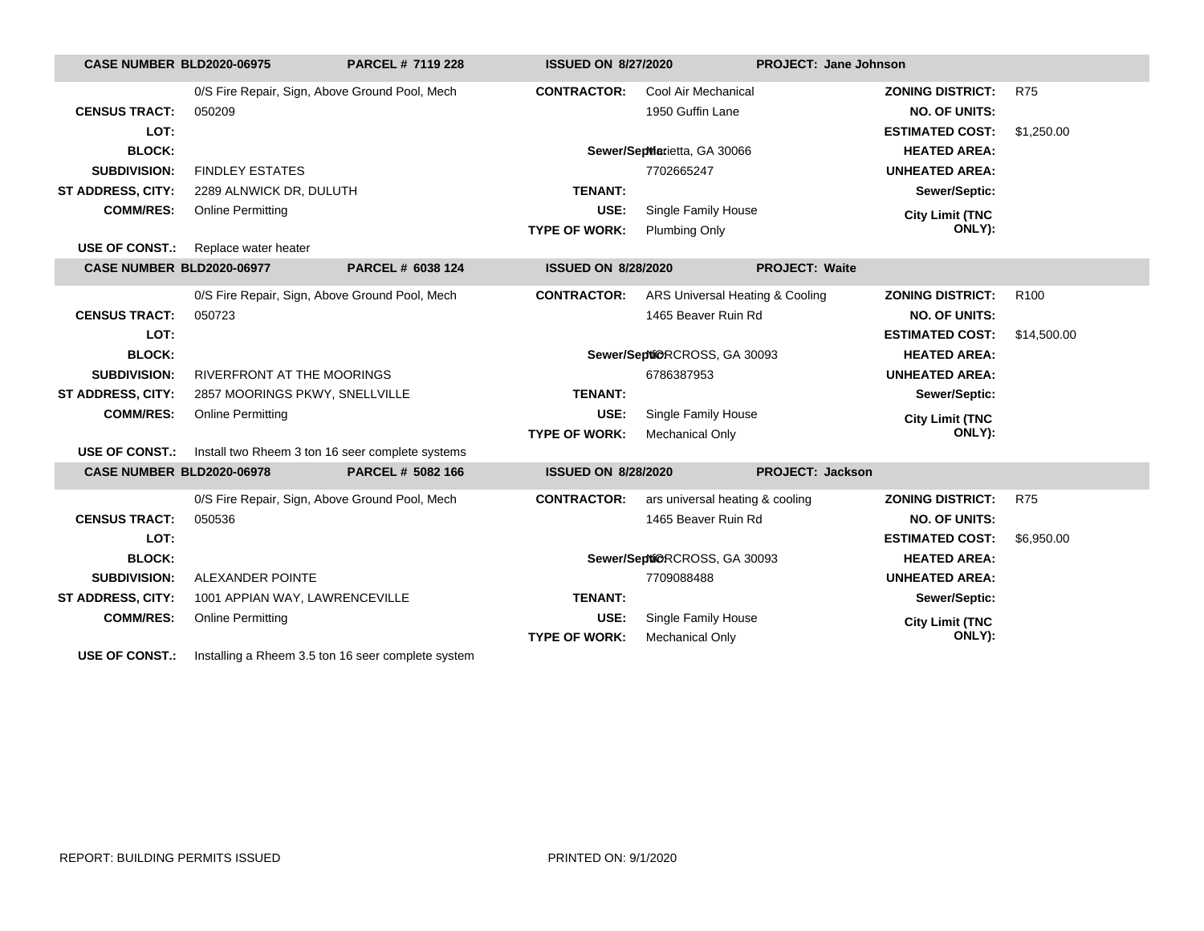**CASE NUMBER BLD2020-06975** | **PARCEL # 7119 228** | **ISSUED ON 8/27/2020** | **PROJECT: Jane Johnson**

| | | | | | |
|---|---|---|---|---|---|
| | 0/S Fire Repair, Sign, Above Ground Pool, Mech | **CONTRACTOR:** | Cool Air Mechanical | **ZONING DISTRICT:** | R75 |
| **CENSUS TRACT:** | 050209 | | 1950 Guffin Lane | **NO. OF UNITS:** | |
| **LOT:** | | | | **ESTIMATED COST:** | $1,250.00 |
| **BLOCK:** | | **Sewer/Septic:** | Marietta, GA 30066 | **HEATED AREA:** | |
| **SUBDIVISION:** | FINDLEY ESTATES | | 7702665247 | **UNHEATED AREA:** | |
| **ST ADDRESS, CITY:** | 2289 ALNWICK DR, DULUTH | **TENANT:** | | **Sewer/Septic:** | |
| **COMM/RES:** | Online Permitting | **USE:** | Single Family House | **City Limit (TNC ONLY):** | |
| | | **TYPE OF WORK:** | Plumbing Only | | |
| **USE OF CONST.:** | Replace water heater | | | | |

**CASE NUMBER BLD2020-06977** | **PARCEL # 6038 124** | **ISSUED ON 8/28/2020** | **PROJECT: Waite**

| | | | | | |
|---|---|---|---|---|---|
| | 0/S Fire Repair, Sign, Above Ground Pool, Mech | **CONTRACTOR:** | ARS Universal Heating & Cooling | **ZONING DISTRICT:** | R100 |
| **CENSUS TRACT:** | 050723 | | 1465 Beaver Ruin Rd | **NO. OF UNITS:** | |
| **LOT:** | | | | **ESTIMATED COST:** | $14,500.00 |
| **BLOCK:** | | **Sewer/Septic:** | NORCROSS, GA 30093 | **HEATED AREA:** | |
| **SUBDIVISION:** | RIVERFRONT AT THE MOORINGS | | 6786387953 | **UNHEATED AREA:** | |
| **ST ADDRESS, CITY:** | 2857 MOORINGS PKWY, SNELLVILLE | **TENANT:** | | **Sewer/Septic:** | |
| **COMM/RES:** | Online Permitting | **USE:** | Single Family House | **City Limit (TNC ONLY):** | |
| | | **TYPE OF WORK:** | Mechanical Only | | |
| **USE OF CONST.:** | Install two Rheem 3 ton 16 seer complete systems | | | | |

**CASE NUMBER BLD2020-06978** | **PARCEL # 5082 166** | **ISSUED ON 8/28/2020** | **PROJECT: Jackson**

| | | | | | |
|---|---|---|---|---|---|
| | 0/S Fire Repair, Sign, Above Ground Pool, Mech | **CONTRACTOR:** | ars universal heating & cooling | **ZONING DISTRICT:** | R75 |
| **CENSUS TRACT:** | 050536 | | 1465 Beaver Ruin Rd | **NO. OF UNITS:** | |
| **LOT:** | | | | **ESTIMATED COST:** | $6,950.00 |
| **BLOCK:** | | **Sewer/Septic:** | NORCROSS, GA 30093 | **HEATED AREA:** | |
| **SUBDIVISION:** | ALEXANDER POINTE | | 7709088488 | **UNHEATED AREA:** | |
| **ST ADDRESS, CITY:** | 1001 APPIAN WAY, LAWRENCEVILLE | **TENANT:** | | **Sewer/Septic:** | |
| **COMM/RES:** | Online Permitting | **USE:** | Single Family House | **City Limit (TNC ONLY):** | |
| | | **TYPE OF WORK:** | Mechanical Only | | |
| **USE OF CONST.:** | Installing a Rheem 3.5 ton 16 seer complete system | | | | |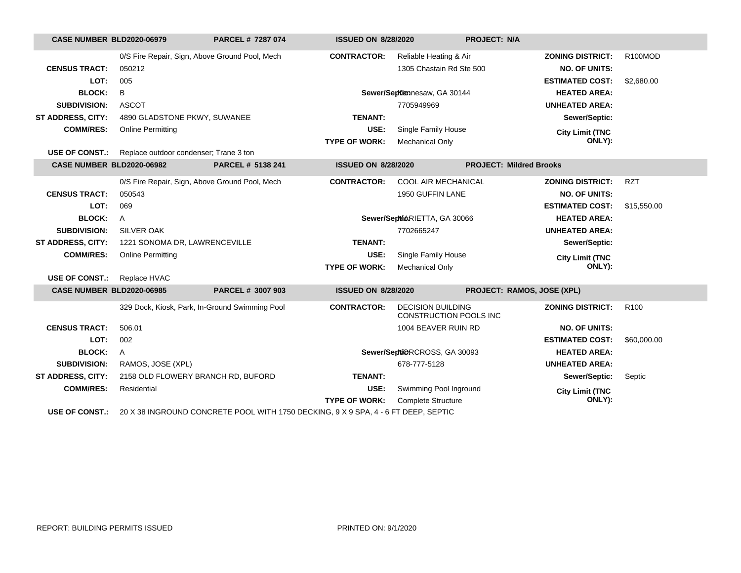| CASE NUMBER BLD2020-06979 | PARCEL # 7287 074 | ISSUED ON 8/28/2020 | PROJECT: N/A | | |
|---|---|---|---|---|---|
| | 0/S Fire Repair, Sign, Above Ground Pool, Mech | **CONTRACTOR:** | Reliable Heating & Air | **ZONING DISTRICT:** | R100MOD |
| **CENSUS TRACT:** | 050212 | | 1305 Chastain Rd Ste 500 | **NO. OF UNITS:** | |
| **LOT:** | 005 | | | **ESTIMATED COST:** | $2,680.00 |
| **BLOCK:** | B | **Sewer/Septic:** | Kennesaw, GA 30144 | **HEATED AREA:** | |
| **SUBDIVISION:** | ASCOT | | 7705949969 | **UNHEATED AREA:** | |
| **ST ADDRESS, CITY:** | 4890 GLADSTONE PKWY, SUWANEE | **TENANT:** | | **Sewer/Septic:** | |
| **COMM/RES:** | Online Permitting | **USE:** | Single Family House | **City Limit (TNC ONLY):** | |
| | | **TYPE OF WORK:** | Mechanical Only | | |
| **USE OF CONST.:** | Replace outdoor condenser; Trane 3 ton | | | | |

| CASE NUMBER BLD2020-06982 | PARCEL # 5138 241 | ISSUED ON 8/28/2020 | PROJECT: Mildred Brooks | | |
|---|---|---|---|---|---|
| | 0/S Fire Repair, Sign, Above Ground Pool, Mech | **CONTRACTOR:** | COOL AIR MECHANICAL | **ZONING DISTRICT:** | RZT |
| **CENSUS TRACT:** | 050543 | | 1950 GUFFIN LANE | **NO. OF UNITS:** | |
| **LOT:** | 069 | | | **ESTIMATED COST:** | $15,550.00 |
| **BLOCK:** | A | **Sewer/Septic:** | MARIETTA, GA 30066 | **HEATED AREA:** | |
| **SUBDIVISION:** | SILVER OAK | | 7702665247 | **UNHEATED AREA:** | |
| **ST ADDRESS, CITY:** | 1221 SONOMA DR, LAWRENCEVILLE | **TENANT:** | | **Sewer/Septic:** | |
| **COMM/RES:** | Online Permitting | **USE:** | Single Family House | **City Limit (TNC ONLY):** | |
| | | **TYPE OF WORK:** | Mechanical Only | | |
| **USE OF CONST.:** | Replace HVAC | | | | |

| CASE NUMBER BLD2020-06985 | PARCEL # 3007 903 | ISSUED ON 8/28/2020 | PROJECT: RAMOS, JOSE (XPL) | | |
|---|---|---|---|---|---|
| | 329 Dock, Kiosk, Park, In-Ground Swimming Pool | **CONTRACTOR:** | DECISION BUILDING CONSTRUCTION POOLS INC | **ZONING DISTRICT:** | R100 |
| **CENSUS TRACT:** | 506.01 | | 1004 BEAVER RUIN RD | **NO. OF UNITS:** | |
| **LOT:** | 002 | | | **ESTIMATED COST:** | $60,000.00 |
| **BLOCK:** | A | **Sewer/Septic:** | NORCROSS, GA 30093 | **HEATED AREA:** | |
| **SUBDIVISION:** | RAMOS, JOSE (XPL) | | 678-777-5128 | **UNHEATED AREA:** | |
| **ST ADDRESS, CITY:** | 2158 OLD FLOWERY BRANCH RD, BUFORD | **TENANT:** | | **Sewer/Septic:** | Septic |
| **COMM/RES:** | Residential | **USE:** | Swimming Pool Inground | **City Limit (TNC ONLY):** | |
| | | **TYPE OF WORK:** | Complete Structure | | |
| **USE OF CONST.:** | 20 X 38 INGROUND CONCRETE POOL WITH 1750 DECKING, 9 X 9 SPA, 4 - 6 FT DEEP, SEPTIC | | | | |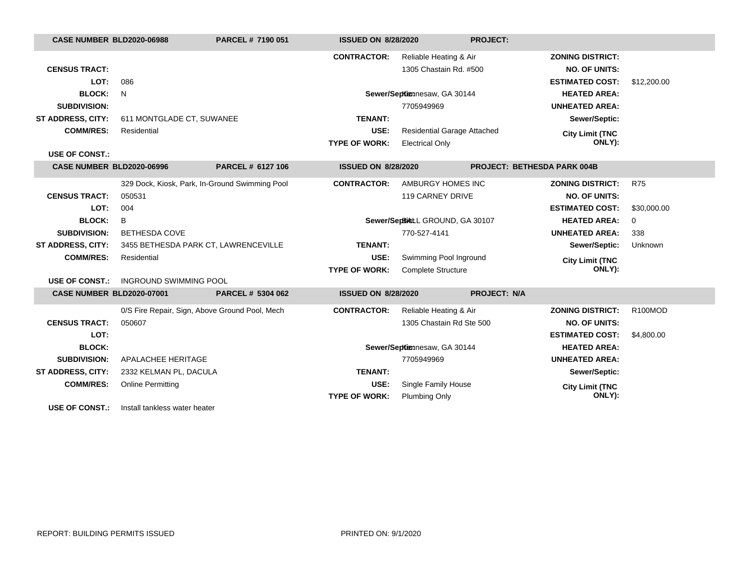| CASE NUMBER BLD2020-06988 | PARCEL # 7190 051 | ISSUED ON 8/28/2020 | PROJECT: | | |
|---|---|---|---|---|---|
| | | CONTRACTOR: | Reliable Heating & Air | ZONING DISTRICT: | |
| CENSUS TRACT: | | | 1305 Chastain Rd. #500 | NO. OF UNITS: | |
| LOT: | 086 | | | ESTIMATED COST: | $12,200.00 |
| BLOCK: | N | Sewer/Septic: | Kennesaw, GA 30144 | HEATED AREA: | |
| SUBDIVISION: | | | 7705949969 | UNHEATED AREA: | |
| ST ADDRESS, CITY: | 611 MONTGLADE CT, SUWANEE | TENANT: | | Sewer/Septic: | |
| COMM/RES: | Residential | USE: | Residential Garage Attached | City Limit (TNC ONLY): | |
| | | TYPE OF WORK: | Electrical Only | | |
| USE OF CONST.: | | | | | |

| CASE NUMBER BLD2020-06996 | PARCEL # 6127 106 | ISSUED ON 8/28/2020 | PROJECT: BETHESDA PARK 004B | | |
|---|---|---|---|---|---|
| | 329 Dock, Kiosk, Park, In-Ground Swimming Pool | CONTRACTOR: | AMBURGY HOMES INC | ZONING DISTRICT: | R75 |
| CENSUS TRACT: | 050531 | | 119 CARNEY DRIVE | NO. OF UNITS: | |
| LOT: | 004 | | | ESTIMATED COST: | $30,000.00 |
| BLOCK: | B | Sewer/Septic: | BALL GROUND, GA 30107 | HEATED AREA: | 0 |
| SUBDIVISION: | BETHESDA COVE | | 770-527-4141 | UNHEATED AREA: | 338 |
| ST ADDRESS, CITY: | 3455 BETHESDA PARK CT, LAWRENCEVILLE | TENANT: | | Sewer/Septic: | Unknown |
| COMM/RES: | Residential | USE: | Swimming Pool Inground | City Limit (TNC ONLY): | |
| | | TYPE OF WORK: | Complete Structure | | |
| USE OF CONST.: | INGROUND SWIMMING POOL | | | | |

| CASE NUMBER BLD2020-07001 | PARCEL # 5304 062 | ISSUED ON 8/28/2020 | PROJECT: N/A | | |
|---|---|---|---|---|---|
| | 0/S Fire Repair, Sign, Above Ground Pool, Mech | CONTRACTOR: | Reliable Heating & Air | ZONING DISTRICT: | R100MOD |
| CENSUS TRACT: | 050607 | | 1305 Chastain Rd Ste 500 | NO. OF UNITS: | |
| LOT: | | | | ESTIMATED COST: | $4,800.00 |
| BLOCK: | | Sewer/Septic: | Kennesaw, GA 30144 | HEATED AREA: | |
| SUBDIVISION: | APALACHEE HERITAGE | | 7705949969 | UNHEATED AREA: | |
| ST ADDRESS, CITY: | 2332 KELMAN PL, DACULA | TENANT: | | Sewer/Septic: | |
| COMM/RES: | Online Permitting | USE: | Single Family House | City Limit (TNC ONLY): | |
| | | TYPE OF WORK: | Plumbing Only | | |
| USE OF CONST.: | Install tankless water heater | | | | |

REPORT: BUILDING PERMITS ISSUED

PRINTED ON: 9/1/2020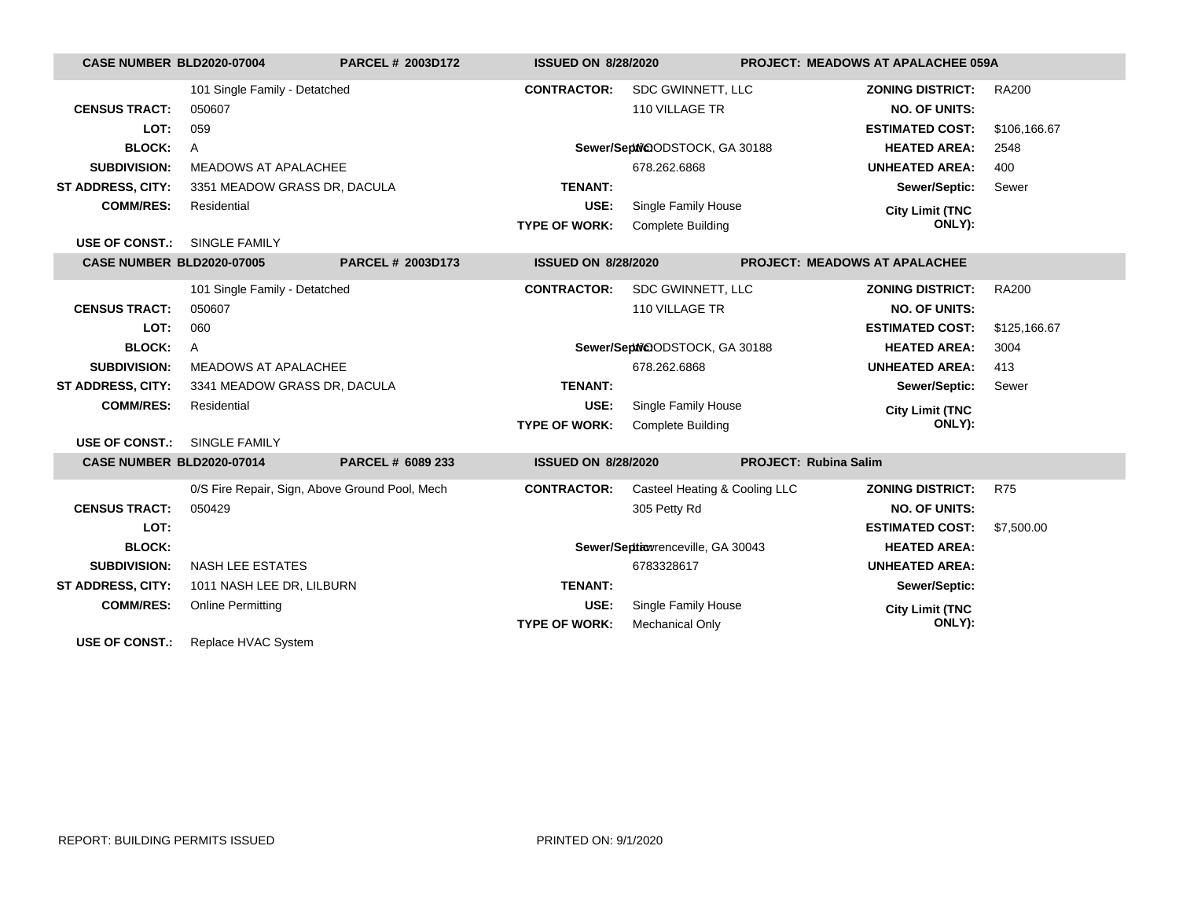| CASE NUMBER BLD2020-07004 | PARCEL # 2003D172 | ISSUED ON 8/28/2020 | PROJECT: MEADOWS AT APALACHEE 059A |
|---|---|---|---|

| | | | | | |
|---|---|---|---|---|---|
| | 101 Single Family - Detatched | **CONTRACTOR:** | SDC GWINNETT, LLC | **ZONING DISTRICT:** | RA200 |
| **CENSUS TRACT:** | 050607 | | 110 VILLAGE TR | **NO. OF UNITS:** | |
| **LOT:** | 059 | | | **ESTIMATED COST:** | $106,166.67 |
| **BLOCK:** | A | **Sewer/Septic:** | WOODSTOCK, GA 30188 | **HEATED AREA:** | 2548 |
| **SUBDIVISION:** | MEADOWS AT APALACHEE | | 678.262.6868 | **UNHEATED AREA:** | 400 |
| **ST ADDRESS, CITY:** | 3351 MEADOW GRASS DR, DACULA | **TENANT:** | | **Sewer/Septic:** | Sewer |
| **COMM/RES:** | Residential | **USE:** | Single Family House | **City Limit (TNC ONLY):** | |
| | | **TYPE OF WORK:** | Complete Building | | |
| **USE OF CONST.:** | SINGLE FAMILY | | | | |

| CASE NUMBER BLD2020-07005 | PARCEL # 2003D173 | ISSUED ON 8/28/2020 | PROJECT: MEADOWS AT APALACHEE |
|---|---|---|---|

| | | | | | |
|---|---|---|---|---|---|
| | 101 Single Family - Detatched | **CONTRACTOR:** | SDC GWINNETT, LLC | **ZONING DISTRICT:** | RA200 |
| **CENSUS TRACT:** | 050607 | | 110 VILLAGE TR | **NO. OF UNITS:** | |
| **LOT:** | 060 | | | **ESTIMATED COST:** | $125,166.67 |
| **BLOCK:** | A | **Sewer/Septic:** | WOODSTOCK, GA 30188 | **HEATED AREA:** | 3004 |
| **SUBDIVISION:** | MEADOWS AT APALACHEE | | 678.262.6868 | **UNHEATED AREA:** | 413 |
| **ST ADDRESS, CITY:** | 3341 MEADOW GRASS DR, DACULA | **TENANT:** | | **Sewer/Septic:** | Sewer |
| **COMM/RES:** | Residential | **USE:** | Single Family House | **City Limit (TNC ONLY):** | |
| | | **TYPE OF WORK:** | Complete Building | | |
| **USE OF CONST.:** | SINGLE FAMILY | | | | |

| CASE NUMBER BLD2020-07014 | PARCEL # 6089 233 | ISSUED ON 8/28/2020 | PROJECT: Rubina Salim |
|---|---|---|---|

| | | | | | |
|---|---|---|---|---|---|
| | 0/S Fire Repair, Sign, Above Ground Pool, Mech | **CONTRACTOR:** | Casteel Heating & Cooling LLC | **ZONING DISTRICT:** | R75 |
| **CENSUS TRACT:** | 050429 | | 305 Petty Rd | **NO. OF UNITS:** | |
| **LOT:** | | | | **ESTIMATED COST:** | $7,500.00 |
| **BLOCK:** | | **Sewer/Septic:** | Lawrenceville, GA 30043 | **HEATED AREA:** | |
| **SUBDIVISION:** | NASH LEE ESTATES | | 6783328617 | **UNHEATED AREA:** | |
| **ST ADDRESS, CITY:** | 1011 NASH LEE DR, LILBURN | **TENANT:** | | **Sewer/Septic:** | |
| **COMM/RES:** | Online Permitting | **USE:** | Single Family House | **City Limit (TNC ONLY):** | |
| | | **TYPE OF WORK:** | Mechanical Only | | |
| **USE OF CONST.:** | Replace HVAC System | | | | |

REPORT: BUILDING PERMITS ISSUED PRINTED ON: 9/1/2020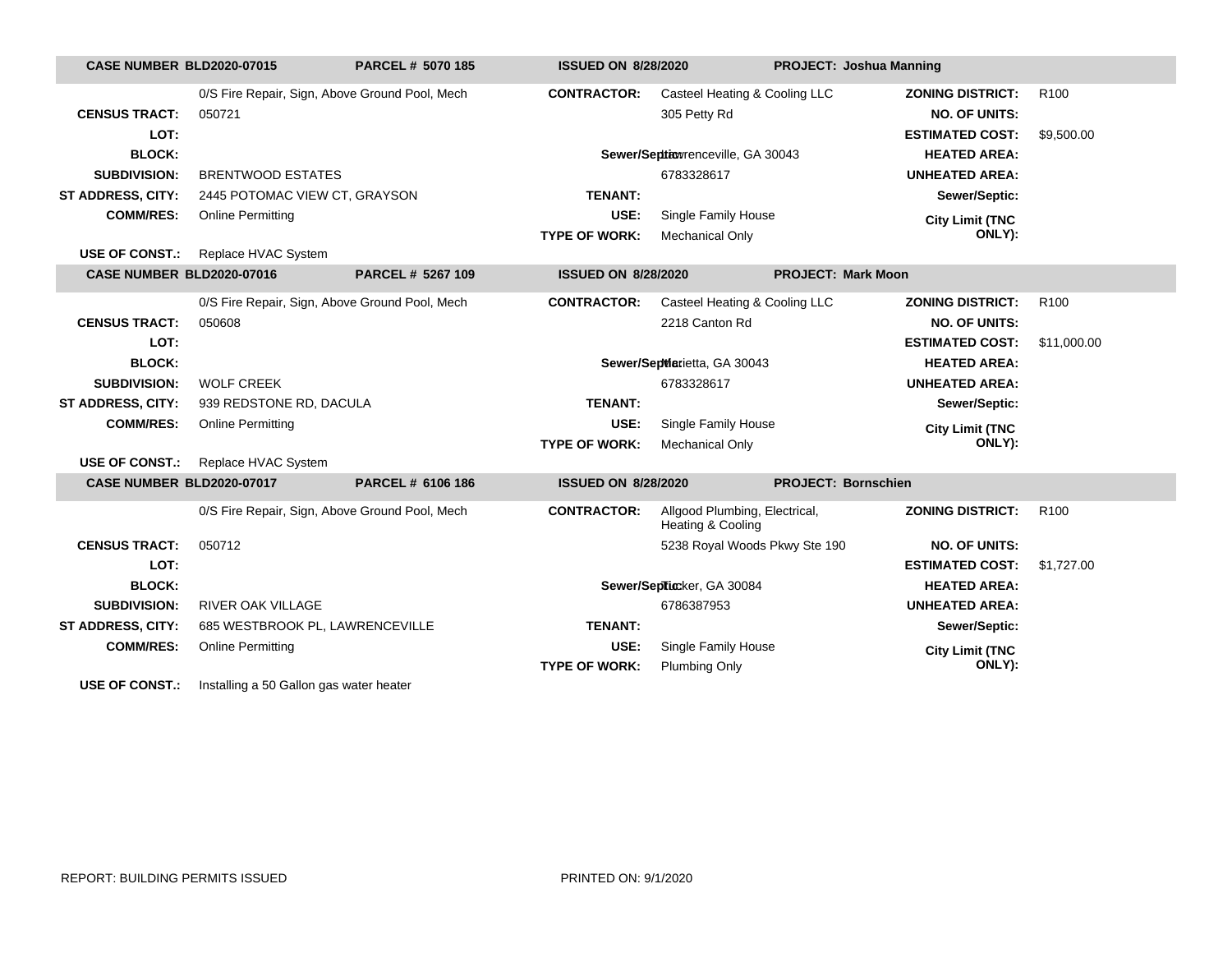| CASE NUMBER BLD2020-07015 | PARCEL # 5070 185 | ISSUED ON 8/28/2020 | PROJECT: Joshua Manning | | |
|---|---|---|---|---|---|
| | 0/S Fire Repair, Sign, Above Ground Pool, Mech | CONTRACTOR: | Casteel Heating & Cooling LLC | ZONING DISTRICT: | R100 |
| CENSUS TRACT: | 050721 | | 305 Petty Rd | NO. OF UNITS: | |
| LOT: | | | | ESTIMATED COST: | $9,500.00 |
| BLOCK: | | Sewer/Septic: | Lawrenceville, GA 30043 | HEATED AREA: | |
| SUBDIVISION: | BRENTWOOD ESTATES | | 6783328617 | UNHEATED AREA: | |
| ST ADDRESS, CITY: | 2445 POTOMAC VIEW CT, GRAYSON | TENANT: | | Sewer/Septic: | |
| COMM/RES: | Online Permitting | USE: | Single Family House | City Limit (TNC ONLY): | |
| | | TYPE OF WORK: | Mechanical Only | | |
| USE OF CONST.: | Replace HVAC System | | | | |

| CASE NUMBER BLD2020-07016 | PARCEL # 5267 109 | ISSUED ON 8/28/2020 | PROJECT: Mark Moon | | |
|---|---|---|---|---|---|
| | 0/S Fire Repair, Sign, Above Ground Pool, Mech | CONTRACTOR: | Casteel Heating & Cooling LLC | ZONING DISTRICT: | R100 |
| CENSUS TRACT: | 050608 | | 2218 Canton Rd | NO. OF UNITS: | |
| LOT: | | | | ESTIMATED COST: | $11,000.00 |
| BLOCK: | | Sewer/Septic: | Marietta, GA 30043 | HEATED AREA: | |
| SUBDIVISION: | WOLF CREEK | | 6783328617 | UNHEATED AREA: | |
| ST ADDRESS, CITY: | 939 REDSTONE RD, DACULA | TENANT: | | Sewer/Septic: | |
| COMM/RES: | Online Permitting | USE: | Single Family House | City Limit (TNC ONLY): | |
| | | TYPE OF WORK: | Mechanical Only | | |
| USE OF CONST.: | Replace HVAC System | | | | |

| CASE NUMBER BLD2020-07017 | PARCEL # 6106 186 | ISSUED ON 8/28/2020 | PROJECT: Bornschien | | |
|---|---|---|---|---|---|
| | 0/S Fire Repair, Sign, Above Ground Pool, Mech | CONTRACTOR: | Allgood Plumbing, Electrical, Heating & Cooling | ZONING DISTRICT: | R100 |
| CENSUS TRACT: | 050712 | | 5238 Royal Woods Pkwy Ste 190 | NO. OF UNITS: | |
| LOT: | | | | ESTIMATED COST: | $1,727.00 |
| BLOCK: | | Sewer/Septic: | Tucker, GA 30084 | HEATED AREA: | |
| SUBDIVISION: | RIVER OAK VILLAGE | | 6786387953 | UNHEATED AREA: | |
| ST ADDRESS, CITY: | 685 WESTBROOK PL, LAWRENCEVILLE | TENANT: | | Sewer/Septic: | |
| COMM/RES: | Online Permitting | USE: | Single Family House | City Limit (TNC ONLY): | |
| | | TYPE OF WORK: | Plumbing Only | | |
| USE OF CONST.: | Installing a 50 Gallon gas water heater | | | | |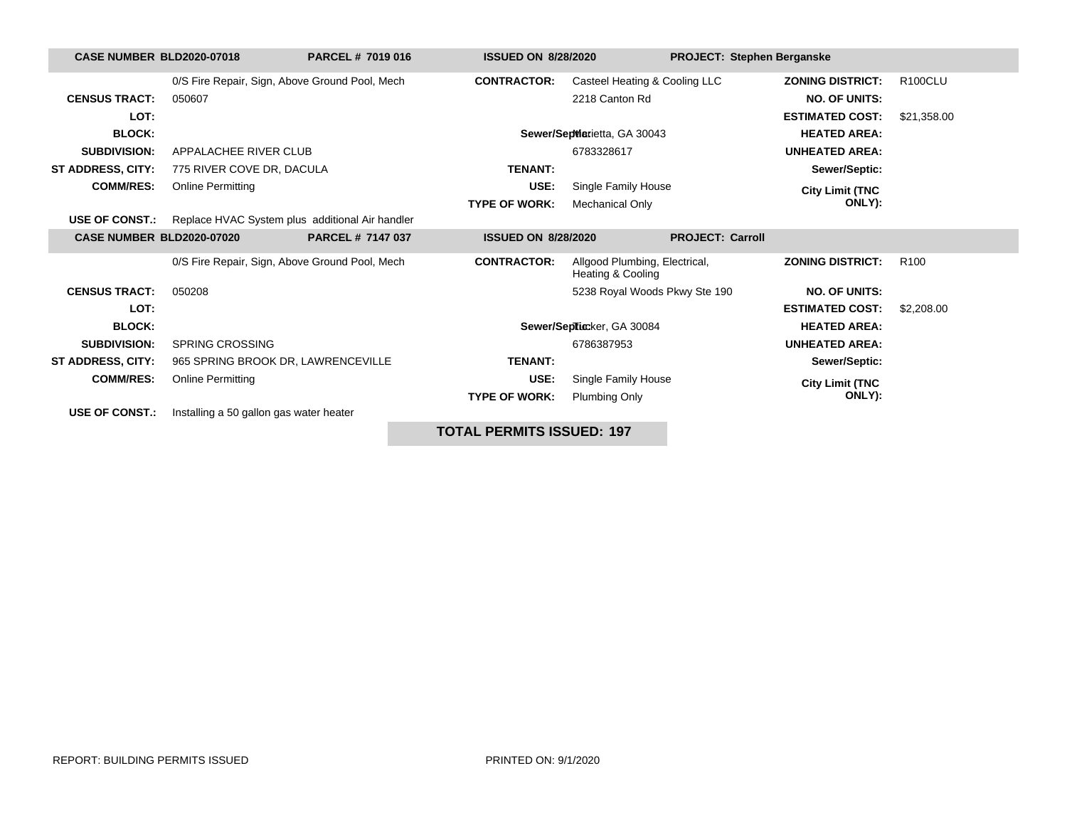| CASE NUMBER BLD2020-07018 | PARCEL # 7019 016 | ISSUED ON 8/28/2020 | PROJECT: Stephen Berganske | | |
|---|---|---|---|---|---|
| | 0/S Fire Repair, Sign, Above Ground Pool, Mech | CONTRACTOR: | Casteel Heating & Cooling LLC | ZONING DISTRICT: | R100CLU |
| CENSUS TRACT: | 050607 | | 2218 Canton Rd | NO. OF UNITS: | |
| LOT: | | | | ESTIMATED COST: | $21,358.00 |
| BLOCK: | | Sewer/Septic: | Marietta, GA 30043 | HEATED AREA: | |
| SUBDIVISION: | APPALACHEE RIVER CLUB | | 6783328617 | UNHEATED AREA: | |
| ST ADDRESS, CITY: | 775 RIVER COVE DR, DACULA | TENANT: | | Sewer/Septic: | |
| COMM/RES: | Online Permitting | USE: | Single Family House | City Limit (TNC ONLY): | |
| | | TYPE OF WORK: | Mechanical Only | | |
| USE OF CONST.: | Replace HVAC System plus additional Air handler | | | | |

| CASE NUMBER BLD2020-07020 | PARCEL # 7147 037 | ISSUED ON 8/28/2020 | PROJECT: Carroll | | |
|---|---|---|---|---|---|
| | 0/S Fire Repair, Sign, Above Ground Pool, Mech | CONTRACTOR: | Allgood Plumbing, Electrical, Heating & Cooling | ZONING DISTRICT: | R100 |
| CENSUS TRACT: | 050208 | | 5238 Royal Woods Pkwy Ste 190 | NO. OF UNITS: | |
| LOT: | | | | ESTIMATED COST: | $2,208.00 |
| BLOCK: | | Sewer/Septic: | Tucker, GA 30084 | HEATED AREA: | |
| SUBDIVISION: | SPRING CROSSING | | 6786387953 | UNHEATED AREA: | |
| ST ADDRESS, CITY: | 965 SPRING BROOK DR, LAWRENCEVILLE | TENANT: | | Sewer/Septic: | |
| COMM/RES: | Online Permitting | USE: | Single Family House | City Limit (TNC ONLY): | |
| | | TYPE OF WORK: | Plumbing Only | | |
| USE OF CONST.: | Installing a 50 gallon gas water heater | | | | |

**TOTAL PERMITS ISSUED: 197**

REPORT: BUILDING PERMITS ISSUED

PRINTED ON: 9/1/2020